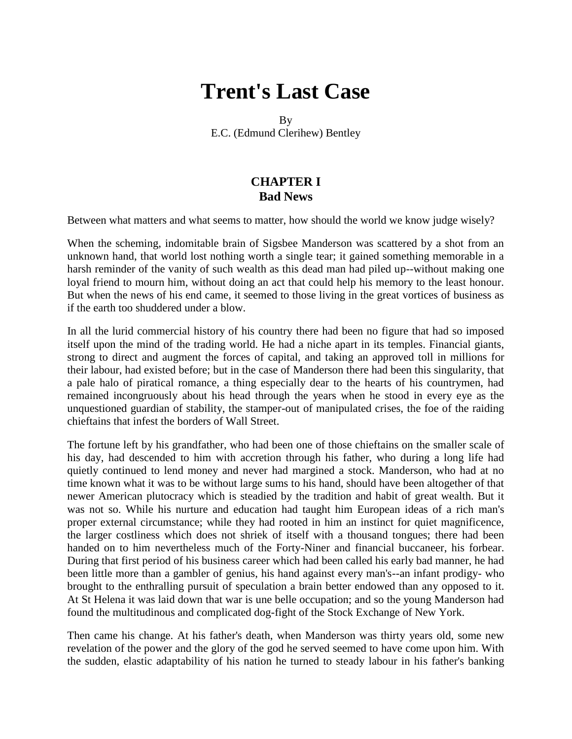# Trent's Last Case

By
E.C. (Edmund Clerihew) Bentley

## CHAPTER I
## Bad News

Between what matters and what seems to matter, how should the world we know judge wisely?

When the scheming, indomitable brain of Sigsbee Manderson was scattered by a shot from an unknown hand, that world lost nothing worth a single tear; it gained something memorable in a harsh reminder of the vanity of such wealth as this dead man had piled up--without making one loyal friend to mourn him, without doing an act that could help his memory to the least honour. But when the news of his end came, it seemed to those living in the great vortices of business as if the earth too shuddered under a blow.

In all the lurid commercial history of his country there had been no figure that had so imposed itself upon the mind of the trading world. He had a niche apart in its temples. Financial giants, strong to direct and augment the forces of capital, and taking an approved toll in millions for their labour, had existed before; but in the case of Manderson there had been this singularity, that a pale halo of piratical romance, a thing especially dear to the hearts of his countrymen, had remained incongruously about his head through the years when he stood in every eye as the unquestioned guardian of stability, the stamper-out of manipulated crises, the foe of the raiding chieftains that infest the borders of Wall Street.

The fortune left by his grandfather, who had been one of those chieftains on the smaller scale of his day, had descended to him with accretion through his father, who during a long life had quietly continued to lend money and never had margined a stock. Manderson, who had at no time known what it was to be without large sums to his hand, should have been altogether of that newer American plutocracy which is steadied by the tradition and habit of great wealth. But it was not so. While his nurture and education had taught him European ideas of a rich man's proper external circumstance; while they had rooted in him an instinct for quiet magnificence, the larger costliness which does not shriek of itself with a thousand tongues; there had been handed on to him nevertheless much of the Forty-Niner and financial buccaneer, his forbear. During that first period of his business career which had been called his early bad manner, he had been little more than a gambler of genius, his hand against every man's--an infant prodigy- who brought to the enthralling pursuit of speculation a brain better endowed than any opposed to it. At St Helena it was laid down that war is une belle occupation; and so the young Manderson had found the multitudinous and complicated dog-fight of the Stock Exchange of New York.

Then came his change. At his father's death, when Manderson was thirty years old, some new revelation of the power and the glory of the god he served seemed to have come upon him. With the sudden, elastic adaptability of his nation he turned to steady labour in his father's banking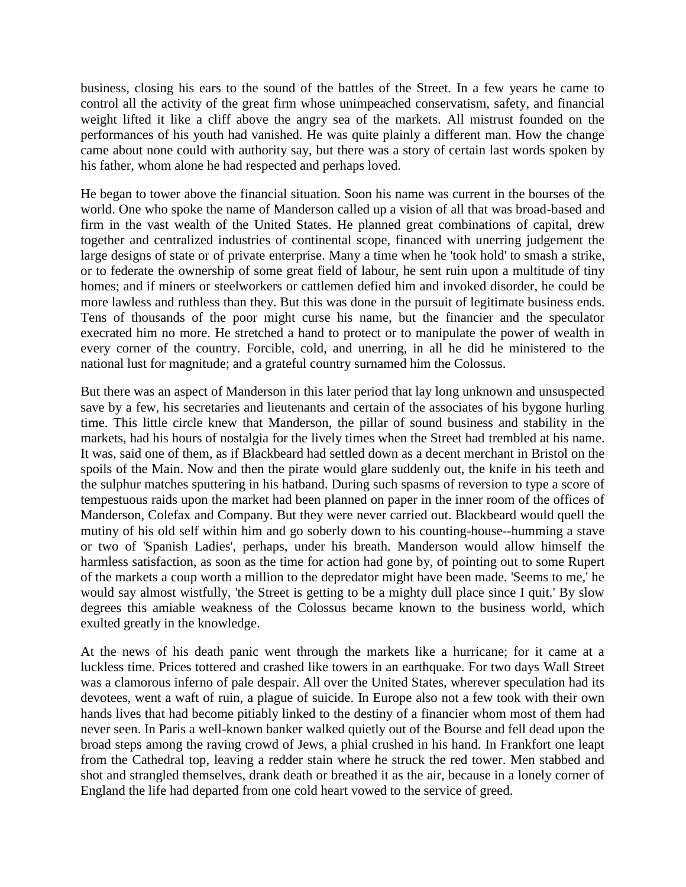business, closing his ears to the sound of the battles of the Street. In a few years he came to control all the activity of the great firm whose unimpeached conservatism, safety, and financial weight lifted it like a cliff above the angry sea of the markets. All mistrust founded on the performances of his youth had vanished. He was quite plainly a different man. How the change came about none could with authority say, but there was a story of certain last words spoken by his father, whom alone he had respected and perhaps loved.

He began to tower above the financial situation. Soon his name was current in the bourses of the world. One who spoke the name of Manderson called up a vision of all that was broad-based and firm in the vast wealth of the United States. He planned great combinations of capital, drew together and centralized industries of continental scope, financed with unerring judgement the large designs of state or of private enterprise. Many a time when he 'took hold' to smash a strike, or to federate the ownership of some great field of labour, he sent ruin upon a multitude of tiny homes; and if miners or steelworkers or cattlemen defied him and invoked disorder, he could be more lawless and ruthless than they. But this was done in the pursuit of legitimate business ends. Tens of thousands of the poor might curse his name, but the financier and the speculator execrated him no more. He stretched a hand to protect or to manipulate the power of wealth in every corner of the country. Forcible, cold, and unerring, in all he did he ministered to the national lust for magnitude; and a grateful country surnamed him the Colossus.

But there was an aspect of Manderson in this later period that lay long unknown and unsuspected save by a few, his secretaries and lieutenants and certain of the associates of his bygone hurling time. This little circle knew that Manderson, the pillar of sound business and stability in the markets, had his hours of nostalgia for the lively times when the Street had trembled at his name. It was, said one of them, as if Blackbeard had settled down as a decent merchant in Bristol on the spoils of the Main. Now and then the pirate would glare suddenly out, the knife in his teeth and the sulphur matches sputtering in his hatband. During such spasms of reversion to type a score of tempestuous raids upon the market had been planned on paper in the inner room of the offices of Manderson, Colefax and Company. But they were never carried out. Blackbeard would quell the mutiny of his old self within him and go soberly down to his counting-house--humming a stave or two of 'Spanish Ladies', perhaps, under his breath. Manderson would allow himself the harmless satisfaction, as soon as the time for action had gone by, of pointing out to some Rupert of the markets a coup worth a million to the depredator might have been made. 'Seems to me,' he would say almost wistfully, 'the Street is getting to be a mighty dull place since I quit.' By slow degrees this amiable weakness of the Colossus became known to the business world, which exulted greatly in the knowledge.

At the news of his death panic went through the markets like a hurricane; for it came at a luckless time. Prices tottered and crashed like towers in an earthquake. For two days Wall Street was a clamorous inferno of pale despair. All over the United States, wherever speculation had its devotees, went a waft of ruin, a plague of suicide. In Europe also not a few took with their own hands lives that had become pitiably linked to the destiny of a financier whom most of them had never seen. In Paris a well-known banker walked quietly out of the Bourse and fell dead upon the broad steps among the raving crowd of Jews, a phial crushed in his hand. In Frankfort one leapt from the Cathedral top, leaving a redder stain where he struck the red tower. Men stabbed and shot and strangled themselves, drank death or breathed it as the air, because in a lonely corner of England the life had departed from one cold heart vowed to the service of greed.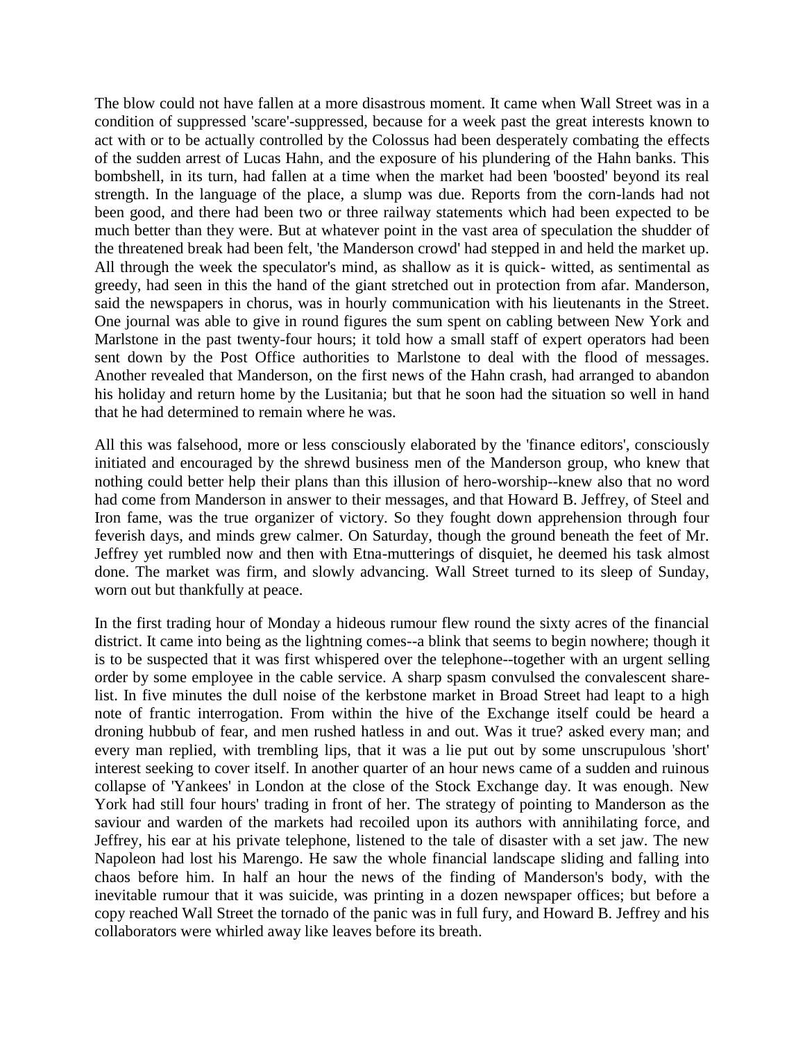The blow could not have fallen at a more disastrous moment. It came when Wall Street was in a condition of suppressed 'scare'-suppressed, because for a week past the great interests known to act with or to be actually controlled by the Colossus had been desperately combating the effects of the sudden arrest of Lucas Hahn, and the exposure of his plundering of the Hahn banks. This bombshell, in its turn, had fallen at a time when the market had been 'boosted' beyond its real strength. In the language of the place, a slump was due. Reports from the corn-lands had not been good, and there had been two or three railway statements which had been expected to be much better than they were. But at whatever point in the vast area of speculation the shudder of the threatened break had been felt, 'the Manderson crowd' had stepped in and held the market up. All through the week the speculator's mind, as shallow as it is quick- witted, as sentimental as greedy, had seen in this the hand of the giant stretched out in protection from afar. Manderson, said the newspapers in chorus, was in hourly communication with his lieutenants in the Street. One journal was able to give in round figures the sum spent on cabling between New York and Marlstone in the past twenty-four hours; it told how a small staff of expert operators had been sent down by the Post Office authorities to Marlstone to deal with the flood of messages. Another revealed that Manderson, on the first news of the Hahn crash, had arranged to abandon his holiday and return home by the Lusitania; but that he soon had the situation so well in hand that he had determined to remain where he was.

All this was falsehood, more or less consciously elaborated by the 'finance editors', consciously initiated and encouraged by the shrewd business men of the Manderson group, who knew that nothing could better help their plans than this illusion of hero-worship--knew also that no word had come from Manderson in answer to their messages, and that Howard B. Jeffrey, of Steel and Iron fame, was the true organizer of victory. So they fought down apprehension through four feverish days, and minds grew calmer. On Saturday, though the ground beneath the feet of Mr. Jeffrey yet rumbled now and then with Etna-mutterings of disquiet, he deemed his task almost done. The market was firm, and slowly advancing. Wall Street turned to its sleep of Sunday, worn out but thankfully at peace.

In the first trading hour of Monday a hideous rumour flew round the sixty acres of the financial district. It came into being as the lightning comes--a blink that seems to begin nowhere; though it is to be suspected that it was first whispered over the telephone--together with an urgent selling order by some employee in the cable service. A sharp spasm convulsed the convalescent share-list. In five minutes the dull noise of the kerbstone market in Broad Street had leapt to a high note of frantic interrogation. From within the hive of the Exchange itself could be heard a droning hubbub of fear, and men rushed hatless in and out. Was it true? asked every man; and every man replied, with trembling lips, that it was a lie put out by some unscrupulous 'short' interest seeking to cover itself. In another quarter of an hour news came of a sudden and ruinous collapse of 'Yankees' in London at the close of the Stock Exchange day. It was enough. New York had still four hours' trading in front of her. The strategy of pointing to Manderson as the saviour and warden of the markets had recoiled upon its authors with annihilating force, and Jeffrey, his ear at his private telephone, listened to the tale of disaster with a set jaw. The new Napoleon had lost his Marengo. He saw the whole financial landscape sliding and falling into chaos before him. In half an hour the news of the finding of Manderson's body, with the inevitable rumour that it was suicide, was printing in a dozen newspaper offices; but before a copy reached Wall Street the tornado of the panic was in full fury, and Howard B. Jeffrey and his collaborators were whirled away like leaves before its breath.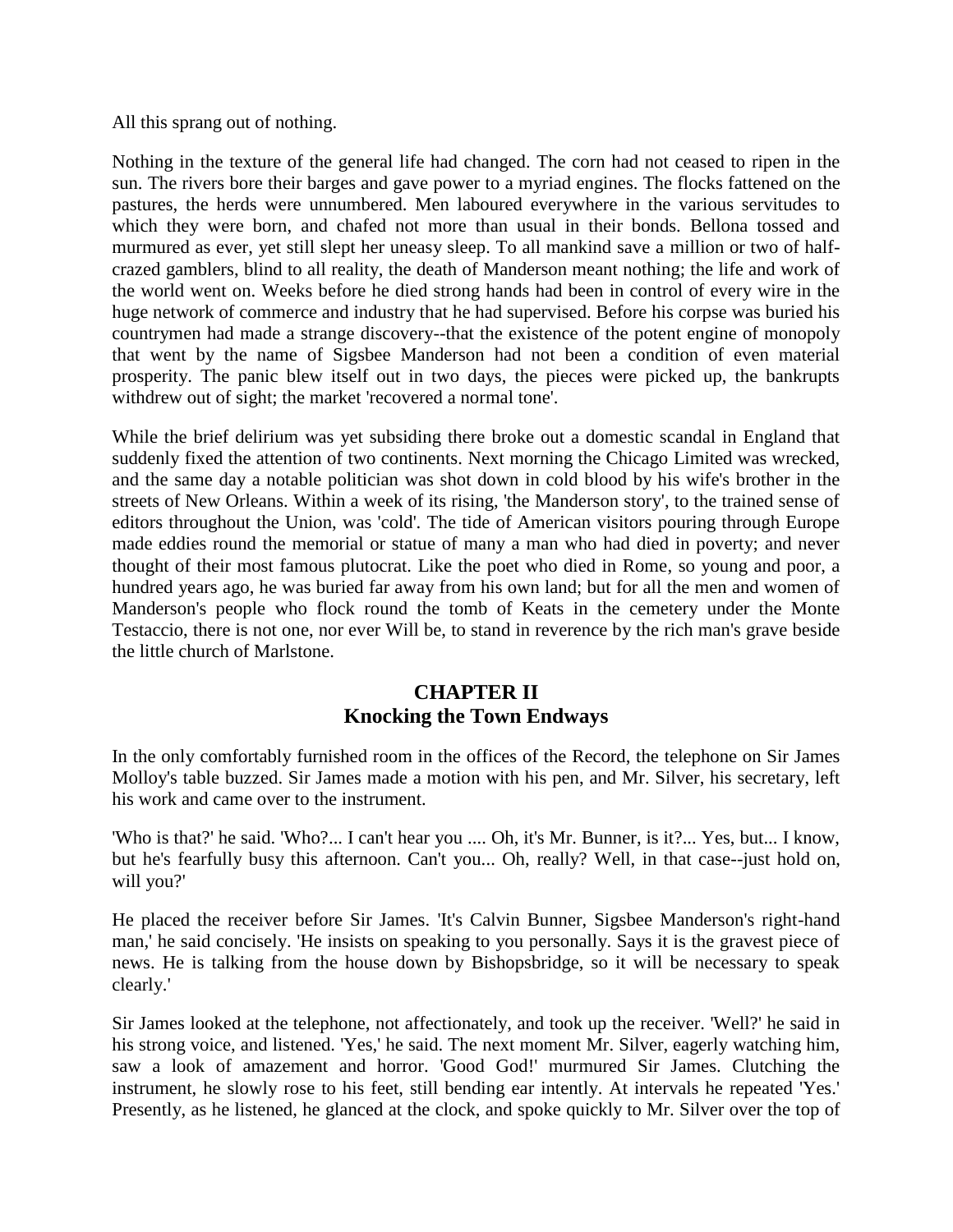All this sprang out of nothing.

Nothing in the texture of the general life had changed. The corn had not ceased to ripen in the sun. The rivers bore their barges and gave power to a myriad engines. The flocks fattened on the pastures, the herds were unnumbered. Men laboured everywhere in the various servitudes to which they were born, and chafed not more than usual in their bonds. Bellona tossed and murmured as ever, yet still slept her uneasy sleep. To all mankind save a million or two of half-crazed gamblers, blind to all reality, the death of Manderson meant nothing; the life and work of the world went on. Weeks before he died strong hands had been in control of every wire in the huge network of commerce and industry that he had supervised. Before his corpse was buried his countrymen had made a strange discovery--that the existence of the potent engine of monopoly that went by the name of Sigsbee Manderson had not been a condition of even material prosperity. The panic blew itself out in two days, the pieces were picked up, the bankrupts withdrew out of sight; the market 'recovered a normal tone'.

While the brief delirium was yet subsiding there broke out a domestic scandal in England that suddenly fixed the attention of two continents. Next morning the Chicago Limited was wrecked, and the same day a notable politician was shot down in cold blood by his wife's brother in the streets of New Orleans. Within a week of its rising, 'the Manderson story', to the trained sense of editors throughout the Union, was 'cold'. The tide of American visitors pouring through Europe made eddies round the memorial or statue of many a man who had died in poverty; and never thought of their most famous plutocrat. Like the poet who died in Rome, so young and poor, a hundred years ago, he was buried far away from his own land; but for all the men and women of Manderson's people who flock round the tomb of Keats in the cemetery under the Monte Testaccio, there is not one, nor ever Will be, to stand in reverence by the rich man's grave beside the little church of Marlstone.

## CHAPTER II
## Knocking the Town Endways

In the only comfortably furnished room in the offices of the Record, the telephone on Sir James Molloy's table buzzed. Sir James made a motion with his pen, and Mr. Silver, his secretary, left his work and came over to the instrument.

'Who is that?' he said. 'Who?... I can't hear you .... Oh, it's Mr. Bunner, is it?... Yes, but... I know, but he's fearfully busy this afternoon. Can't you... Oh, really? Well, in that case--just hold on, will you?'

He placed the receiver before Sir James. 'It's Calvin Bunner, Sigsbee Manderson's right-hand man,' he said concisely. 'He insists on speaking to you personally. Says it is the gravest piece of news. He is talking from the house down by Bishopsbridge, so it will be necessary to speak clearly.'

Sir James looked at the telephone, not affectionately, and took up the receiver. 'Well?' he said in his strong voice, and listened. 'Yes,' he said. The next moment Mr. Silver, eagerly watching him, saw a look of amazement and horror. 'Good God!' murmured Sir James. Clutching the instrument, he slowly rose to his feet, still bending ear intently. At intervals he repeated 'Yes.' Presently, as he listened, he glanced at the clock, and spoke quickly to Mr. Silver over the top of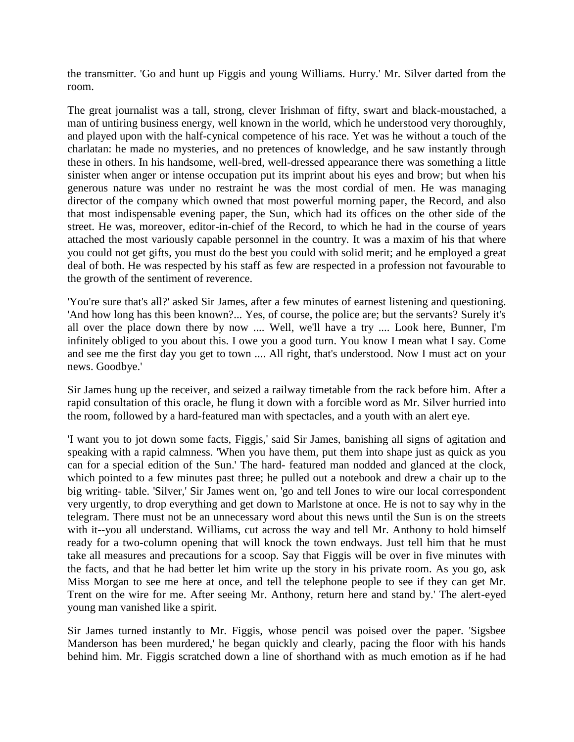the transmitter. 'Go and hunt up Figgis and young Williams. Hurry.' Mr. Silver darted from the room.

The great journalist was a tall, strong, clever Irishman of fifty, swart and black-moustached, a man of untiring business energy, well known in the world, which he understood very thoroughly, and played upon with the half-cynical competence of his race. Yet was he without a touch of the charlatan: he made no mysteries, and no pretences of knowledge, and he saw instantly through these in others. In his handsome, well-bred, well-dressed appearance there was something a little sinister when anger or intense occupation put its imprint about his eyes and brow; but when his generous nature was under no restraint he was the most cordial of men. He was managing director of the company which owned that most powerful morning paper, the Record, and also that most indispensable evening paper, the Sun, which had its offices on the other side of the street. He was, moreover, editor-in-chief of the Record, to which he had in the course of years attached the most variously capable personnel in the country. It was a maxim of his that where you could not get gifts, you must do the best you could with solid merit; and he employed a great deal of both. He was respected by his staff as few are respected in a profession not favourable to the growth of the sentiment of reverence.

'You're sure that's all?' asked Sir James, after a few minutes of earnest listening and questioning. 'And how long has this been known?... Yes, of course, the police are; but the servants? Surely it's all over the place down there by now .... Well, we'll have a try .... Look here, Bunner, I'm infinitely obliged to you about this. I owe you a good turn. You know I mean what I say. Come and see me the first day you get to town .... All right, that's understood. Now I must act on your news. Goodbye.'

Sir James hung up the receiver, and seized a railway timetable from the rack before him. After a rapid consultation of this oracle, he flung it down with a forcible word as Mr. Silver hurried into the room, followed by a hard-featured man with spectacles, and a youth with an alert eye.

'I want you to jot down some facts, Figgis,' said Sir James, banishing all signs of agitation and speaking with a rapid calmness. 'When you have them, put them into shape just as quick as you can for a special edition of the Sun.' The hard- featured man nodded and glanced at the clock, which pointed to a few minutes past three; he pulled out a notebook and drew a chair up to the big writing- table. 'Silver,' Sir James went on, 'go and tell Jones to wire our local correspondent very urgently, to drop everything and get down to Marlstone at once. He is not to say why in the telegram. There must not be an unnecessary word about this news until the Sun is on the streets with it--you all understand. Williams, cut across the way and tell Mr. Anthony to hold himself ready for a two-column opening that will knock the town endways. Just tell him that he must take all measures and precautions for a scoop. Say that Figgis will be over in five minutes with the facts, and that he had better let him write up the story in his private room. As you go, ask Miss Morgan to see me here at once, and tell the telephone people to see if they can get Mr. Trent on the wire for me. After seeing Mr. Anthony, return here and stand by.' The alert-eyed young man vanished like a spirit.

Sir James turned instantly to Mr. Figgis, whose pencil was poised over the paper. 'Sigsbee Manderson has been murdered,' he began quickly and clearly, pacing the floor with his hands behind him. Mr. Figgis scratched down a line of shorthand with as much emotion as if he had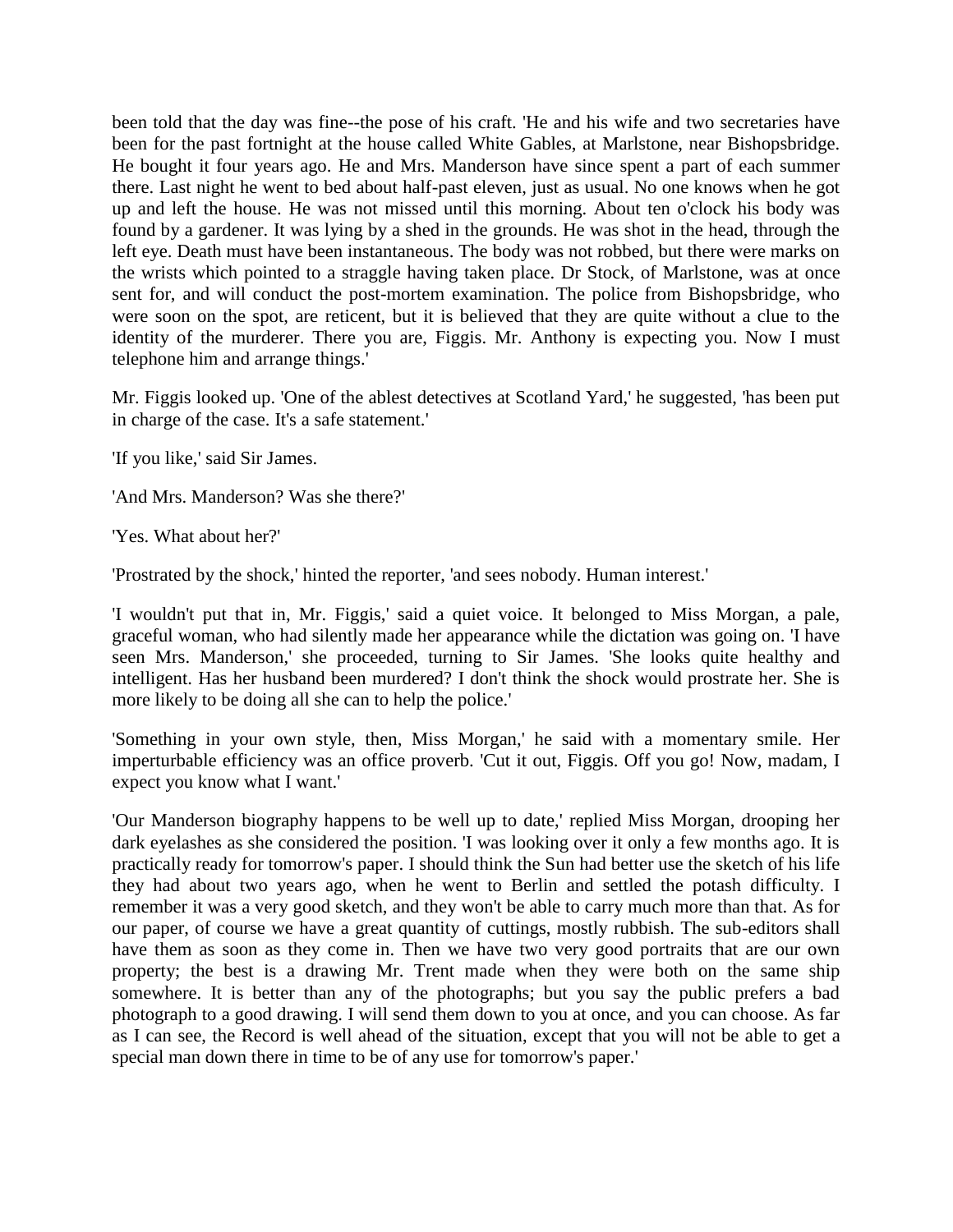been told that the day was fine--the pose of his craft. 'He and his wife and two secretaries have been for the past fortnight at the house called White Gables, at Marlstone, near Bishopsbridge. He bought it four years ago. He and Mrs. Manderson have since spent a part of each summer there. Last night he went to bed about half-past eleven, just as usual. No one knows when he got up and left the house. He was not missed until this morning. About ten o'clock his body was found by a gardener. It was lying by a shed in the grounds. He was shot in the head, through the left eye. Death must have been instantaneous. The body was not robbed, but there were marks on the wrists which pointed to a straggle having taken place. Dr Stock, of Marlstone, was at once sent for, and will conduct the post-mortem examination. The police from Bishopsbridge, who were soon on the spot, are reticent, but it is believed that they are quite without a clue to the identity of the murderer. There you are, Figgis. Mr. Anthony is expecting you. Now I must telephone him and arrange things.'

Mr. Figgis looked up. 'One of the ablest detectives at Scotland Yard,' he suggested, 'has been put in charge of the case. It's a safe statement.'

'If you like,' said Sir James.

'And Mrs. Manderson? Was she there?'

'Yes. What about her?'

'Prostrated by the shock,' hinted the reporter, 'and sees nobody. Human interest.'

'I wouldn't put that in, Mr. Figgis,' said a quiet voice. It belonged to Miss Morgan, a pale, graceful woman, who had silently made her appearance while the dictation was going on. 'I have seen Mrs. Manderson,' she proceeded, turning to Sir James. 'She looks quite healthy and intelligent. Has her husband been murdered? I don't think the shock would prostrate her. She is more likely to be doing all she can to help the police.'

'Something in your own style, then, Miss Morgan,' he said with a momentary smile. Her imperturbable efficiency was an office proverb. 'Cut it out, Figgis. Off you go! Now, madam, I expect you know what I want.'

'Our Manderson biography happens to be well up to date,' replied Miss Morgan, drooping her dark eyelashes as she considered the position. 'I was looking over it only a few months ago. It is practically ready for tomorrow's paper. I should think the Sun had better use the sketch of his life they had about two years ago, when he went to Berlin and settled the potash difficulty. I remember it was a very good sketch, and they won't be able to carry much more than that. As for our paper, of course we have a great quantity of cuttings, mostly rubbish. The sub-editors shall have them as soon as they come in. Then we have two very good portraits that are our own property; the best is a drawing Mr. Trent made when they were both on the same ship somewhere. It is better than any of the photographs; but you say the public prefers a bad photograph to a good drawing. I will send them down to you at once, and you can choose. As far as I can see, the Record is well ahead of the situation, except that you will not be able to get a special man down there in time to be of any use for tomorrow's paper.'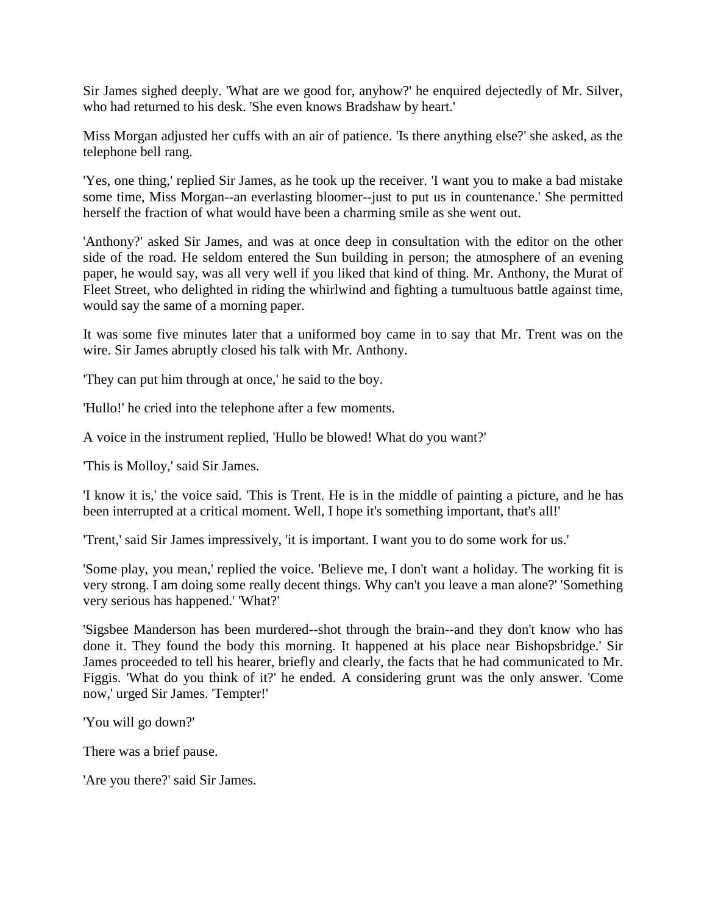Sir James sighed deeply. 'What are we good for, anyhow?' he enquired dejectedly of Mr. Silver, who had returned to his desk. 'She even knows Bradshaw by heart.'

Miss Morgan adjusted her cuffs with an air of patience. 'Is there anything else?' she asked, as the telephone bell rang.

'Yes, one thing,' replied Sir James, as he took up the receiver. 'I want you to make a bad mistake some time, Miss Morgan--an everlasting bloomer--just to put us in countenance.' She permitted herself the fraction of what would have been a charming smile as she went out.

'Anthony?' asked Sir James, and was at once deep in consultation with the editor on the other side of the road. He seldom entered the Sun building in person; the atmosphere of an evening paper, he would say, was all very well if you liked that kind of thing. Mr. Anthony, the Murat of Fleet Street, who delighted in riding the whirlwind and fighting a tumultuous battle against time, would say the same of a morning paper.

It was some five minutes later that a uniformed boy came in to say that Mr. Trent was on the wire. Sir James abruptly closed his talk with Mr. Anthony.

'They can put him through at once,' he said to the boy.

'Hullo!' he cried into the telephone after a few moments.

A voice in the instrument replied, 'Hullo be blowed! What do you want?'

'This is Molloy,' said Sir James.

'I know it is,' the voice said. 'This is Trent. He is in the middle of painting a picture, and he has been interrupted at a critical moment. Well, I hope it's something important, that's all!'

'Trent,' said Sir James impressively, 'it is important. I want you to do some work for us.'

'Some play, you mean,' replied the voice. 'Believe me, I don't want a holiday. The working fit is very strong. I am doing some really decent things. Why can't you leave a man alone?' 'Something very serious has happened.' 'What?'

'Sigsbee Manderson has been murdered--shot through the brain--and they don't know who has done it. They found the body this morning. It happened at his place near Bishopsbridge.' Sir James proceeded to tell his hearer, briefly and clearly, the facts that he had communicated to Mr. Figgis. 'What do you think of it?' he ended. A considering grunt was the only answer. 'Come now,' urged Sir James. 'Tempter!'

'You will go down?'

There was a brief pause.

'Are you there?' said Sir James.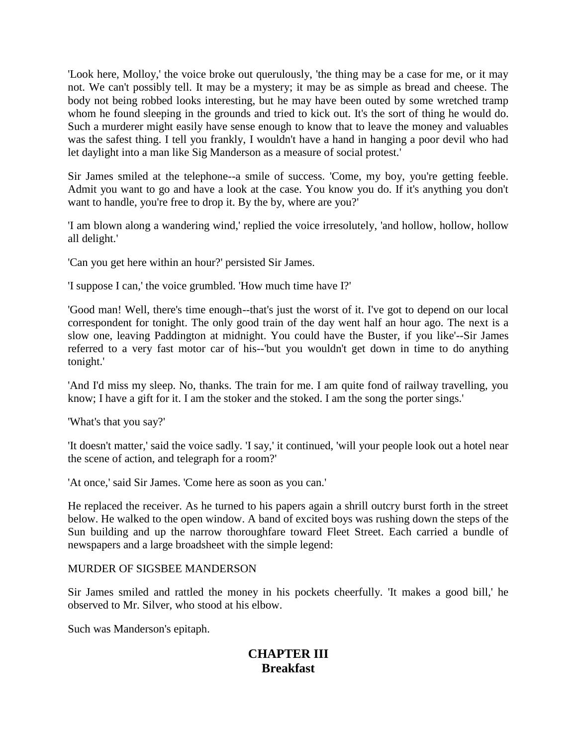'Look here, Molloy,' the voice broke out querulously, 'the thing may be a case for me, or it may not. We can't possibly tell. It may be a mystery; it may be as simple as bread and cheese. The body not being robbed looks interesting, but he may have been outed by some wretched tramp whom he found sleeping in the grounds and tried to kick out. It's the sort of thing he would do. Such a murderer might easily have sense enough to know that to leave the money and valuables was the safest thing. I tell you frankly, I wouldn't have a hand in hanging a poor devil who had let daylight into a man like Sig Manderson as a measure of social protest.'

Sir James smiled at the telephone--a smile of success. 'Come, my boy, you're getting feeble. Admit you want to go and have a look at the case. You know you do. If it's anything you don't want to handle, you're free to drop it. By the by, where are you?'

'I am blown along a wandering wind,' replied the voice irresolutely, 'and hollow, hollow, hollow all delight.'

'Can you get here within an hour?' persisted Sir James.

'I suppose I can,' the voice grumbled. 'How much time have I?'

'Good man! Well, there's time enough--that's just the worst of it. I've got to depend on our local correspondent for tonight. The only good train of the day went half an hour ago. The next is a slow one, leaving Paddington at midnight. You could have the Buster, if you like'--Sir James referred to a very fast motor car of his--'but you wouldn't get down in time to do anything tonight.'

'And I'd miss my sleep. No, thanks. The train for me. I am quite fond of railway travelling, you know; I have a gift for it. I am the stoker and the stoked. I am the song the porter sings.'

'What's that you say?'

'It doesn't matter,' said the voice sadly. 'I say,' it continued, 'will your people look out a hotel near the scene of action, and telegraph for a room?'

'At once,' said Sir James. 'Come here as soon as you can.'

He replaced the receiver. As he turned to his papers again a shrill outcry burst forth in the street below. He walked to the open window. A band of excited boys was rushing down the steps of the Sun building and up the narrow thoroughfare toward Fleet Street. Each carried a bundle of newspapers and a large broadsheet with the simple legend:

MURDER OF SIGSBEE MANDERSON

Sir James smiled and rattled the money in his pockets cheerfully. 'It makes a good bill,' he observed to Mr. Silver, who stood at his elbow.

Such was Manderson's epitaph.

## CHAPTER III
## Breakfast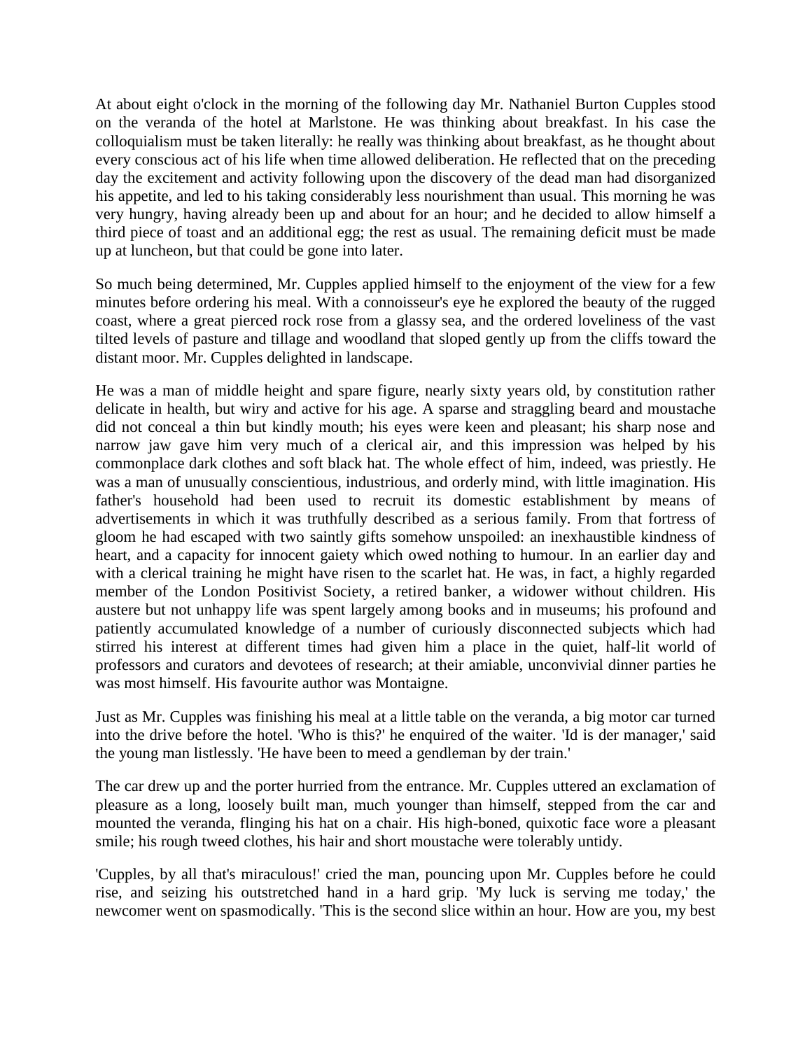At about eight o'clock in the morning of the following day Mr. Nathaniel Burton Cupples stood on the veranda of the hotel at Marlstone. He was thinking about breakfast. In his case the colloquialism must be taken literally: he really was thinking about breakfast, as he thought about every conscious act of his life when time allowed deliberation. He reflected that on the preceding day the excitement and activity following upon the discovery of the dead man had disorganized his appetite, and led to his taking considerably less nourishment than usual. This morning he was very hungry, having already been up and about for an hour; and he decided to allow himself a third piece of toast and an additional egg; the rest as usual. The remaining deficit must be made up at luncheon, but that could be gone into later.

So much being determined, Mr. Cupples applied himself to the enjoyment of the view for a few minutes before ordering his meal. With a connoisseur's eye he explored the beauty of the rugged coast, where a great pierced rock rose from a glassy sea, and the ordered loveliness of the vast tilted levels of pasture and tillage and woodland that sloped gently up from the cliffs toward the distant moor. Mr. Cupples delighted in landscape.

He was a man of middle height and spare figure, nearly sixty years old, by constitution rather delicate in health, but wiry and active for his age. A sparse and straggling beard and moustache did not conceal a thin but kindly mouth; his eyes were keen and pleasant; his sharp nose and narrow jaw gave him very much of a clerical air, and this impression was helped by his commonplace dark clothes and soft black hat. The whole effect of him, indeed, was priestly. He was a man of unusually conscientious, industrious, and orderly mind, with little imagination. His father's household had been used to recruit its domestic establishment by means of advertisements in which it was truthfully described as a serious family. From that fortress of gloom he had escaped with two saintly gifts somehow unspoiled: an inexhaustible kindness of heart, and a capacity for innocent gaiety which owed nothing to humour. In an earlier day and with a clerical training he might have risen to the scarlet hat. He was, in fact, a highly regarded member of the London Positivist Society, a retired banker, a widower without children. His austere but not unhappy life was spent largely among books and in museums; his profound and patiently accumulated knowledge of a number of curiously disconnected subjects which had stirred his interest at different times had given him a place in the quiet, half-lit world of professors and curators and devotees of research; at their amiable, unconvivial dinner parties he was most himself. His favourite author was Montaigne.

Just as Mr. Cupples was finishing his meal at a little table on the veranda, a big motor car turned into the drive before the hotel. 'Who is this?' he enquired of the waiter. 'Id is der manager,' said the young man listlessly. 'He have been to meed a gendleman by der train.'

The car drew up and the porter hurried from the entrance. Mr. Cupples uttered an exclamation of pleasure as a long, loosely built man, much younger than himself, stepped from the car and mounted the veranda, flinging his hat on a chair. His high-boned, quixotic face wore a pleasant smile; his rough tweed clothes, his hair and short moustache were tolerably untidy.

'Cupples, by all that's miraculous!' cried the man, pouncing upon Mr. Cupples before he could rise, and seizing his outstretched hand in a hard grip. 'My luck is serving me today,' the newcomer went on spasmodically. 'This is the second slice within an hour. How are you, my best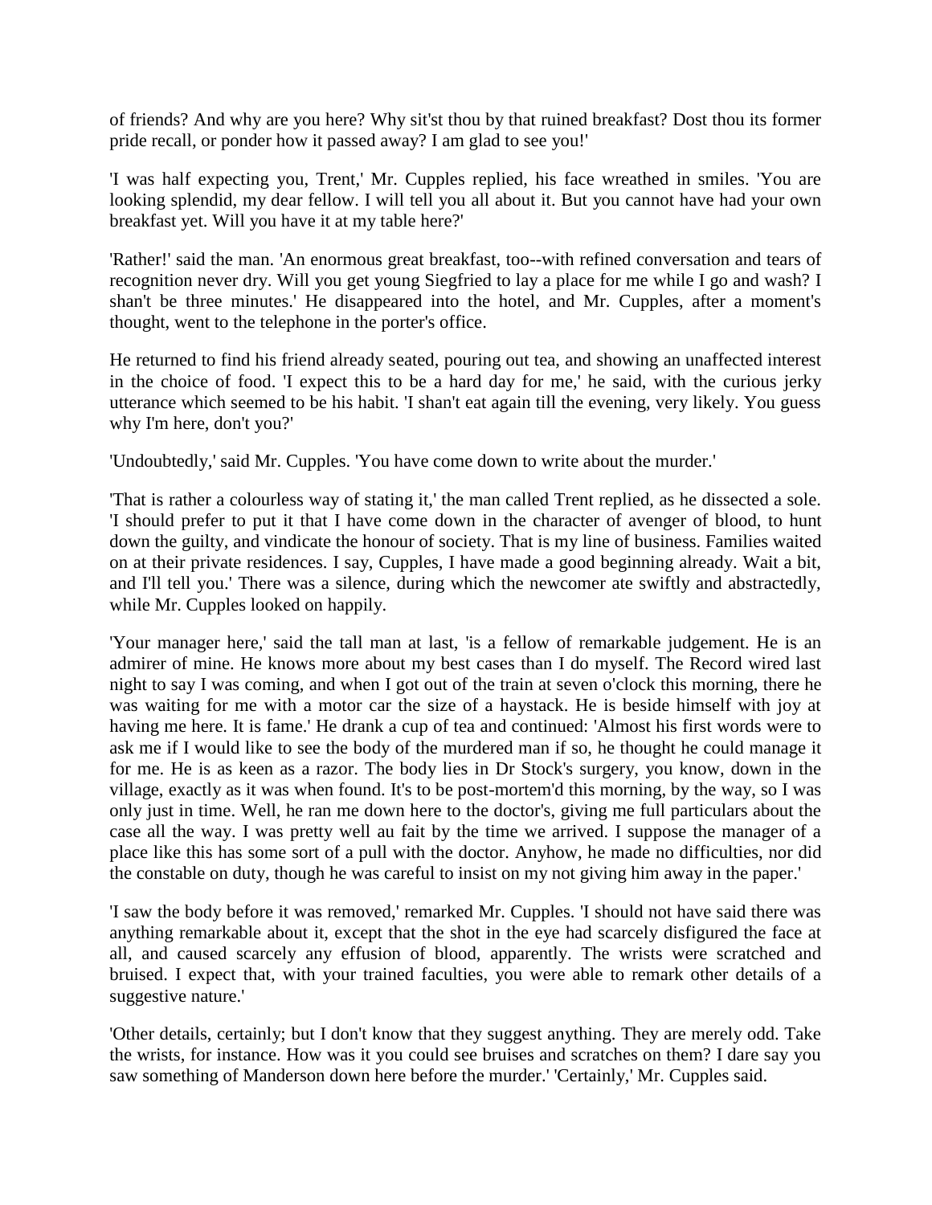of friends? And why are you here? Why sit'st thou by that ruined breakfast? Dost thou its former pride recall, or ponder how it passed away? I am glad to see you!'

'I was half expecting you, Trent,' Mr. Cupples replied, his face wreathed in smiles. 'You are looking splendid, my dear fellow. I will tell you all about it. But you cannot have had your own breakfast yet. Will you have it at my table here?'

'Rather!' said the man. 'An enormous great breakfast, too--with refined conversation and tears of recognition never dry. Will you get young Siegfried to lay a place for me while I go and wash? I shan't be three minutes.' He disappeared into the hotel, and Mr. Cupples, after a moment's thought, went to the telephone in the porter's office.

He returned to find his friend already seated, pouring out tea, and showing an unaffected interest in the choice of food. 'I expect this to be a hard day for me,' he said, with the curious jerky utterance which seemed to be his habit. 'I shan't eat again till the evening, very likely. You guess why I'm here, don't you?'

'Undoubtedly,' said Mr. Cupples. 'You have come down to write about the murder.'

'That is rather a colourless way of stating it,' the man called Trent replied, as he dissected a sole. 'I should prefer to put it that I have come down in the character of avenger of blood, to hunt down the guilty, and vindicate the honour of society. That is my line of business. Families waited on at their private residences. I say, Cupples, I have made a good beginning already. Wait a bit, and I'll tell you.' There was a silence, during which the newcomer ate swiftly and abstractedly, while Mr. Cupples looked on happily.

'Your manager here,' said the tall man at last, 'is a fellow of remarkable judgement. He is an admirer of mine. He knows more about my best cases than I do myself. The Record wired last night to say I was coming, and when I got out of the train at seven o'clock this morning, there he was waiting for me with a motor car the size of a haystack. He is beside himself with joy at having me here. It is fame.' He drank a cup of tea and continued: 'Almost his first words were to ask me if I would like to see the body of the murdered man if so, he thought he could manage it for me. He is as keen as a razor. The body lies in Dr Stock's surgery, you know, down in the village, exactly as it was when found. It's to be post-mortem'd this morning, by the way, so I was only just in time. Well, he ran me down here to the doctor's, giving me full particulars about the case all the way. I was pretty well au fait by the time we arrived. I suppose the manager of a place like this has some sort of a pull with the doctor. Anyhow, he made no difficulties, nor did the constable on duty, though he was careful to insist on my not giving him away in the paper.'

'I saw the body before it was removed,' remarked Mr. Cupples. 'I should not have said there was anything remarkable about it, except that the shot in the eye had scarcely disfigured the face at all, and caused scarcely any effusion of blood, apparently. The wrists were scratched and bruised. I expect that, with your trained faculties, you were able to remark other details of a suggestive nature.'

'Other details, certainly; but I don't know that they suggest anything. They are merely odd. Take the wrists, for instance. How was it you could see bruises and scratches on them? I dare say you saw something of Manderson down here before the murder.' 'Certainly,' Mr. Cupples said.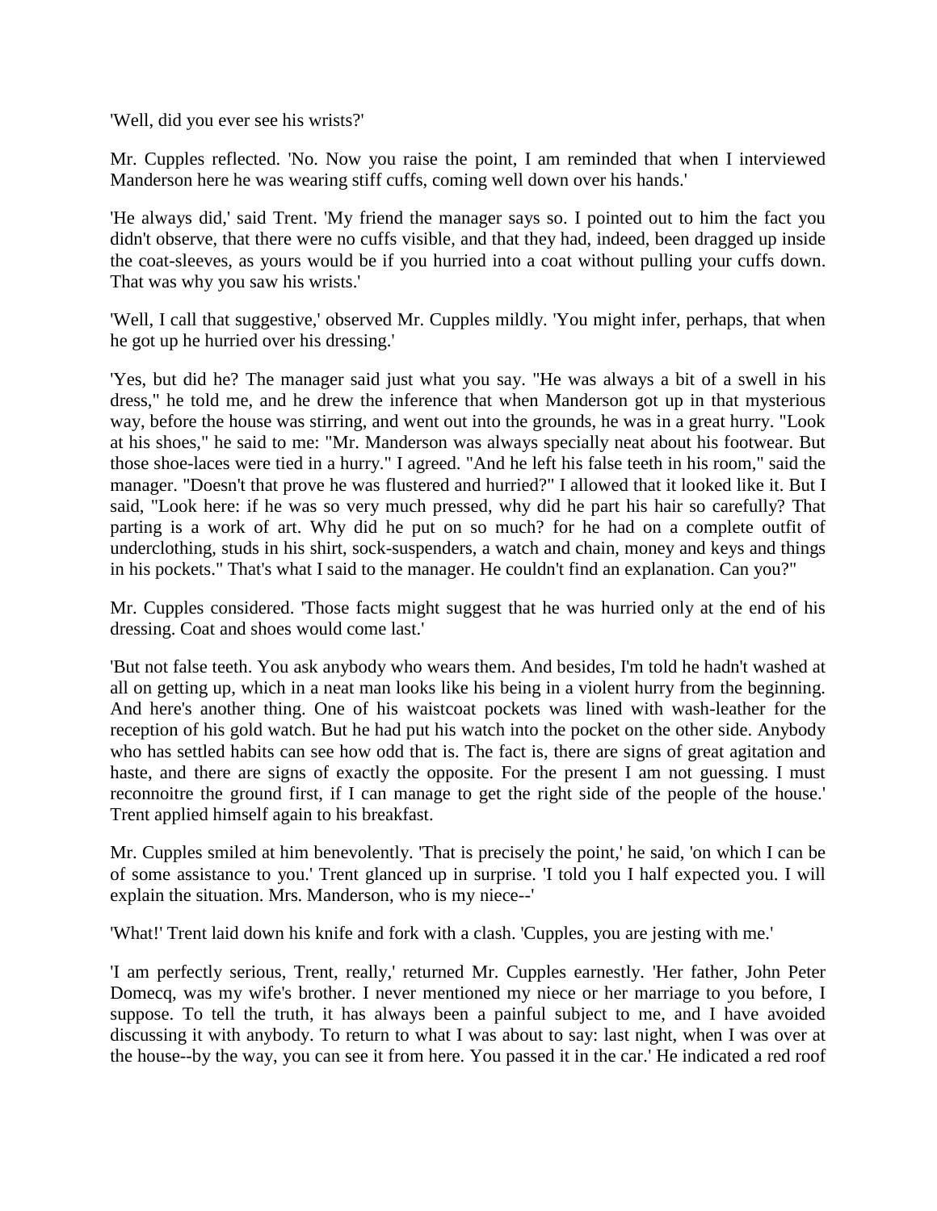'Well, did you ever see his wrists?'

Mr. Cupples reflected. 'No. Now you raise the point, I am reminded that when I interviewed Manderson here he was wearing stiff cuffs, coming well down over his hands.'

'He always did,' said Trent. 'My friend the manager says so. I pointed out to him the fact you didn't observe, that there were no cuffs visible, and that they had, indeed, been dragged up inside the coat-sleeves, as yours would be if you hurried into a coat without pulling your cuffs down. That was why you saw his wrists.'

'Well, I call that suggestive,' observed Mr. Cupples mildly. 'You might infer, perhaps, that when he got up he hurried over his dressing.'

'Yes, but did he? The manager said just what you say. "He was always a bit of a swell in his dress," he told me, and he drew the inference that when Manderson got up in that mysterious way, before the house was stirring, and went out into the grounds, he was in a great hurry. "Look at his shoes," he said to me: "Mr. Manderson was always specially neat about his footwear. But those shoe-laces were tied in a hurry." I agreed. "And he left his false teeth in his room," said the manager. "Doesn't that prove he was flustered and hurried?" I allowed that it looked like it. But I said, "Look here: if he was so very much pressed, why did he part his hair so carefully? That parting is a work of art. Why did he put on so much? for he had on a complete outfit of underclothing, studs in his shirt, sock-suspenders, a watch and chain, money and keys and things in his pockets." That's what I said to the manager. He couldn't find an explanation. Can you?"

Mr. Cupples considered. 'Those facts might suggest that he was hurried only at the end of his dressing. Coat and shoes would come last.'

'But not false teeth. You ask anybody who wears them. And besides, I'm told he hadn't washed at all on getting up, which in a neat man looks like his being in a violent hurry from the beginning. And here's another thing. One of his waistcoat pockets was lined with wash-leather for the reception of his gold watch. But he had put his watch into the pocket on the other side. Anybody who has settled habits can see how odd that is. The fact is, there are signs of great agitation and haste, and there are signs of exactly the opposite. For the present I am not guessing. I must reconnoitre the ground first, if I can manage to get the right side of the people of the house.' Trent applied himself again to his breakfast.

Mr. Cupples smiled at him benevolently. 'That is precisely the point,' he said, 'on which I can be of some assistance to you.' Trent glanced up in surprise. 'I told you I half expected you. I will explain the situation. Mrs. Manderson, who is my niece--'

'What!' Trent laid down his knife and fork with a clash. 'Cupples, you are jesting with me.'

'I am perfectly serious, Trent, really,' returned Mr. Cupples earnestly. 'Her father, John Peter Domecq, was my wife's brother. I never mentioned my niece or her marriage to you before, I suppose. To tell the truth, it has always been a painful subject to me, and I have avoided discussing it with anybody. To return to what I was about to say: last night, when I was over at the house--by the way, you can see it from here. You passed it in the car.' He indicated a red roof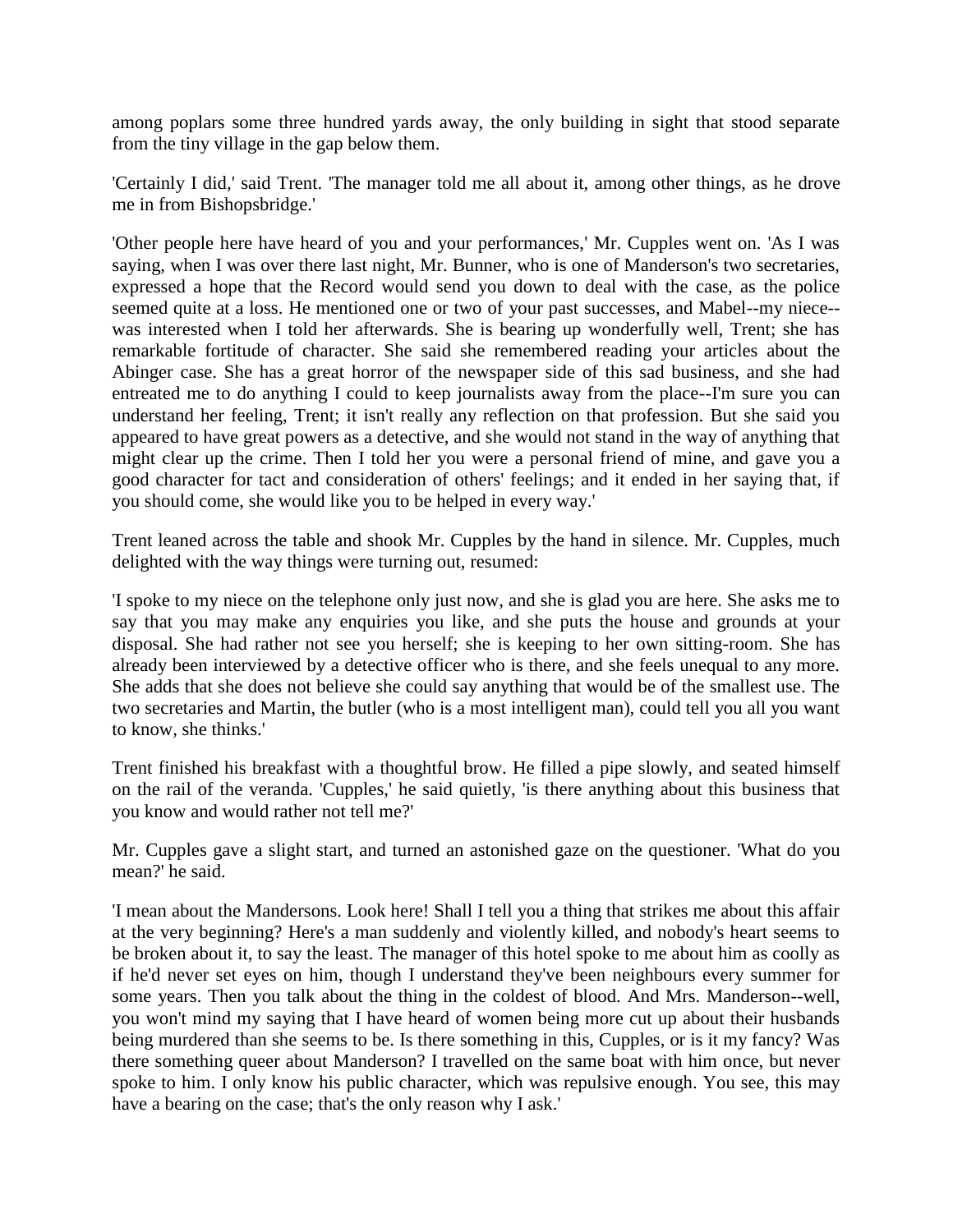among poplars some three hundred yards away, the only building in sight that stood separate from the tiny village in the gap below them.

'Certainly I did,' said Trent. 'The manager told me all about it, among other things, as he drove me in from Bishopsbridge.'

'Other people here have heard of you and your performances,' Mr. Cupples went on. 'As I was saying, when I was over there last night, Mr. Bunner, who is one of Manderson's two secretaries, expressed a hope that the Record would send you down to deal with the case, as the police seemed quite at a loss. He mentioned one or two of your past successes, and Mabel--my niece--was interested when I told her afterwards. She is bearing up wonderfully well, Trent; she has remarkable fortitude of character. She said she remembered reading your articles about the Abinger case. She has a great horror of the newspaper side of this sad business, and she had entreated me to do anything I could to keep journalists away from the place--I'm sure you can understand her feeling, Trent; it isn't really any reflection on that profession. But she said you appeared to have great powers as a detective, and she would not stand in the way of anything that might clear up the crime. Then I told her you were a personal friend of mine, and gave you a good character for tact and consideration of others' feelings; and it ended in her saying that, if you should come, she would like you to be helped in every way.'

Trent leaned across the table and shook Mr. Cupples by the hand in silence. Mr. Cupples, much delighted with the way things were turning out, resumed:

'I spoke to my niece on the telephone only just now, and she is glad you are here. She asks me to say that you may make any enquiries you like, and she puts the house and grounds at your disposal. She had rather not see you herself; she is keeping to her own sitting-room. She has already been interviewed by a detective officer who is there, and she feels unequal to any more. She adds that she does not believe she could say anything that would be of the smallest use. The two secretaries and Martin, the butler (who is a most intelligent man), could tell you all you want to know, she thinks.'

Trent finished his breakfast with a thoughtful brow. He filled a pipe slowly, and seated himself on the rail of the veranda. 'Cupples,' he said quietly, 'is there anything about this business that you know and would rather not tell me?'

Mr. Cupples gave a slight start, and turned an astonished gaze on the questioner. 'What do you mean?' he said.

'I mean about the Mandersons. Look here! Shall I tell you a thing that strikes me about this affair at the very beginning? Here's a man suddenly and violently killed, and nobody's heart seems to be broken about it, to say the least. The manager of this hotel spoke to me about him as coolly as if he'd never set eyes on him, though I understand they've been neighbours every summer for some years. Then you talk about the thing in the coldest of blood. And Mrs. Manderson--well, you won't mind my saying that I have heard of women being more cut up about their husbands being murdered than she seems to be. Is there something in this, Cupples, or is it my fancy? Was there something queer about Manderson? I travelled on the same boat with him once, but never spoke to him. I only know his public character, which was repulsive enough. You see, this may have a bearing on the case; that's the only reason why I ask.'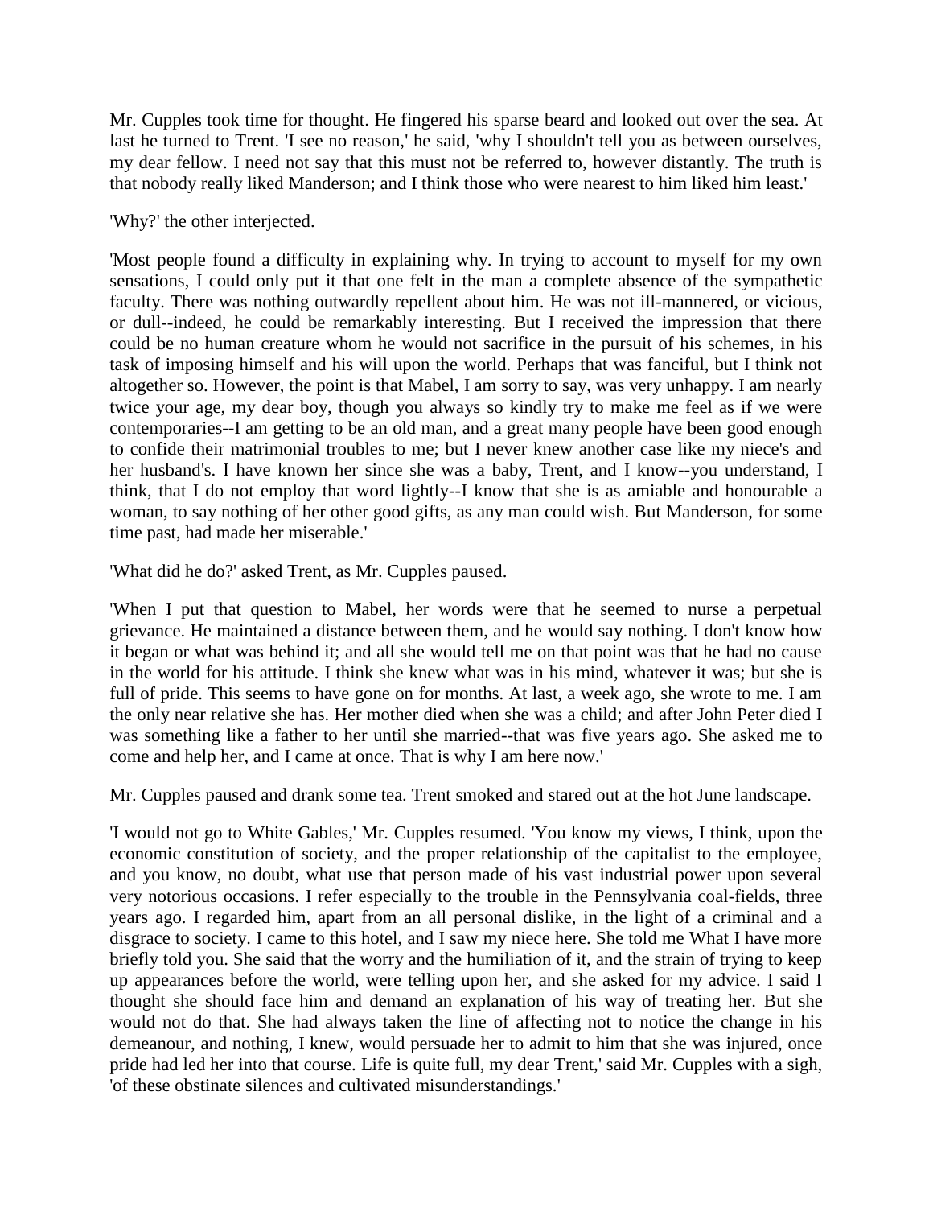Mr. Cupples took time for thought. He fingered his sparse beard and looked out over the sea. At last he turned to Trent. 'I see no reason,' he said, 'why I shouldn't tell you as between ourselves, my dear fellow. I need not say that this must not be referred to, however distantly. The truth is that nobody really liked Manderson; and I think those who were nearest to him liked him least.'

'Why?' the other interjected.

'Most people found a difficulty in explaining why. In trying to account to myself for my own sensations, I could only put it that one felt in the man a complete absence of the sympathetic faculty. There was nothing outwardly repellent about him. He was not ill-mannered, or vicious, or dull--indeed, he could be remarkably interesting. But I received the impression that there could be no human creature whom he would not sacrifice in the pursuit of his schemes, in his task of imposing himself and his will upon the world. Perhaps that was fanciful, but I think not altogether so. However, the point is that Mabel, I am sorry to say, was very unhappy. I am nearly twice your age, my dear boy, though you always so kindly try to make me feel as if we were contemporaries--I am getting to be an old man, and a great many people have been good enough to confide their matrimonial troubles to me; but I never knew another case like my niece's and her husband's. I have known her since she was a baby, Trent, and I know--you understand, I think, that I do not employ that word lightly--I know that she is as amiable and honourable a woman, to say nothing of her other good gifts, as any man could wish. But Manderson, for some time past, had made her miserable.'

'What did he do?' asked Trent, as Mr. Cupples paused.

'When I put that question to Mabel, her words were that he seemed to nurse a perpetual grievance. He maintained a distance between them, and he would say nothing. I don't know how it began or what was behind it; and all she would tell me on that point was that he had no cause in the world for his attitude. I think she knew what was in his mind, whatever it was; but she is full of pride. This seems to have gone on for months. At last, a week ago, she wrote to me. I am the only near relative she has. Her mother died when she was a child; and after John Peter died I was something like a father to her until she married--that was five years ago. She asked me to come and help her, and I came at once. That is why I am here now.'

Mr. Cupples paused and drank some tea. Trent smoked and stared out at the hot June landscape.

'I would not go to White Gables,' Mr. Cupples resumed. 'You know my views, I think, upon the economic constitution of society, and the proper relationship of the capitalist to the employee, and you know, no doubt, what use that person made of his vast industrial power upon several very notorious occasions. I refer especially to the trouble in the Pennsylvania coal-fields, three years ago. I regarded him, apart from an all personal dislike, in the light of a criminal and a disgrace to society. I came to this hotel, and I saw my niece here. She told me What I have more briefly told you. She said that the worry and the humiliation of it, and the strain of trying to keep up appearances before the world, were telling upon her, and she asked for my advice. I said I thought she should face him and demand an explanation of his way of treating her. But she would not do that. She had always taken the line of affecting not to notice the change in his demeanour, and nothing, I knew, would persuade her to admit to him that she was injured, once pride had led her into that course. Life is quite full, my dear Trent,' said Mr. Cupples with a sigh, 'of these obstinate silences and cultivated misunderstandings.'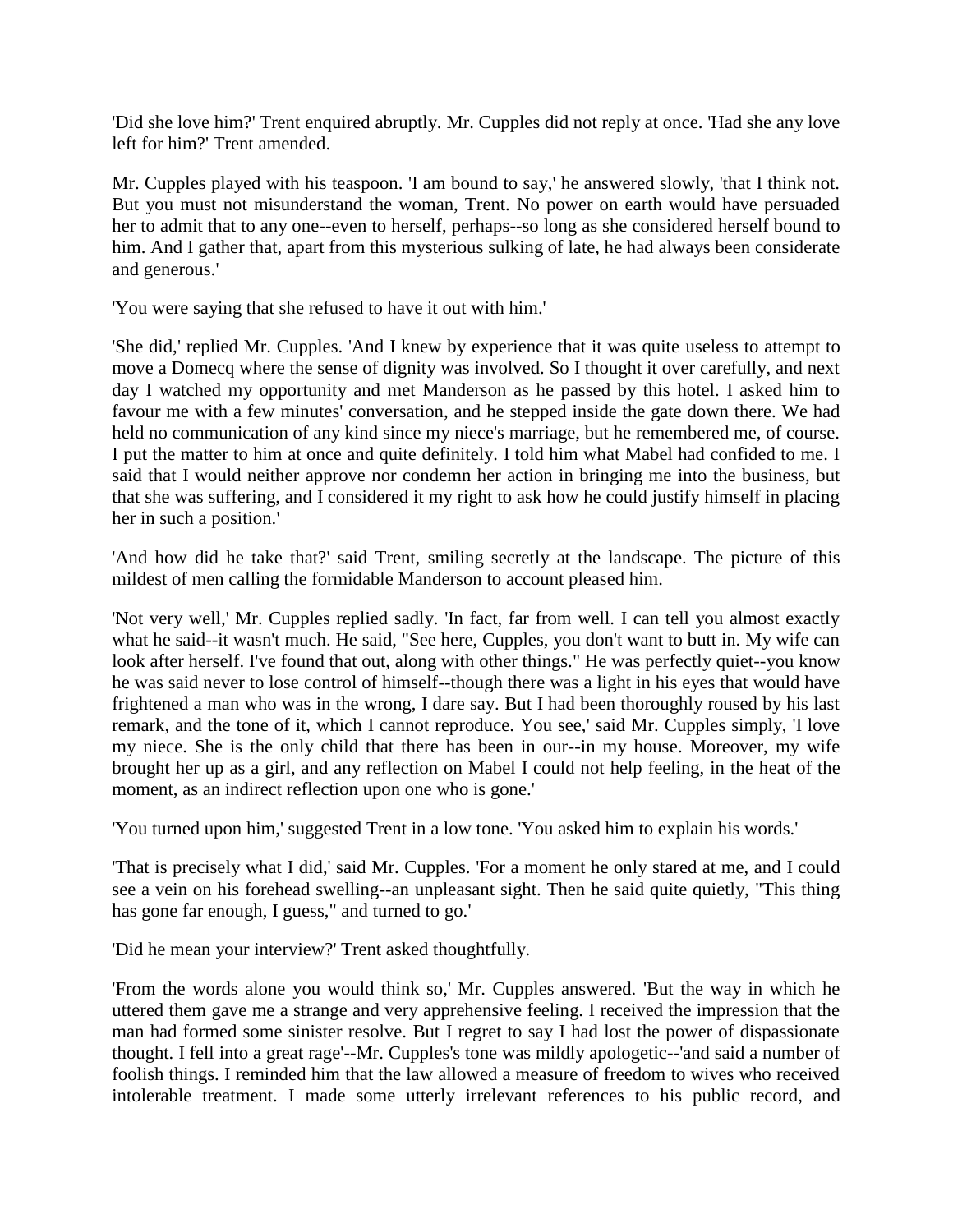'Did she love him?' Trent enquired abruptly. Mr. Cupples did not reply at once. 'Had she any love left for him?' Trent amended.

Mr. Cupples played with his teaspoon. 'I am bound to say,' he answered slowly, 'that I think not. But you must not misunderstand the woman, Trent. No power on earth would have persuaded her to admit that to any one--even to herself, perhaps--so long as she considered herself bound to him. And I gather that, apart from this mysterious sulking of late, he had always been considerate and generous.'

'You were saying that she refused to have it out with him.'

'She did,' replied Mr. Cupples. 'And I knew by experience that it was quite useless to attempt to move a Domecq where the sense of dignity was involved. So I thought it over carefully, and next day I watched my opportunity and met Manderson as he passed by this hotel. I asked him to favour me with a few minutes' conversation, and he stepped inside the gate down there. We had held no communication of any kind since my niece's marriage, but he remembered me, of course. I put the matter to him at once and quite definitely. I told him what Mabel had confided to me. I said that I would neither approve nor condemn her action in bringing me into the business, but that she was suffering, and I considered it my right to ask how he could justify himself in placing her in such a position.'

'And how did he take that?' said Trent, smiling secretly at the landscape. The picture of this mildest of men calling the formidable Manderson to account pleased him.

'Not very well,' Mr. Cupples replied sadly. 'In fact, far from well. I can tell you almost exactly what he said--it wasn't much. He said, "See here, Cupples, you don't want to butt in. My wife can look after herself. I've found that out, along with other things." He was perfectly quiet--you know he was said never to lose control of himself--though there was a light in his eyes that would have frightened a man who was in the wrong, I dare say. But I had been thoroughly roused by his last remark, and the tone of it, which I cannot reproduce. You see,' said Mr. Cupples simply, 'I love my niece. She is the only child that there has been in our--in my house. Moreover, my wife brought her up as a girl, and any reflection on Mabel I could not help feeling, in the heat of the moment, as an indirect reflection upon one who is gone.'

'You turned upon him,' suggested Trent in a low tone. 'You asked him to explain his words.'

'That is precisely what I did,' said Mr. Cupples. 'For a moment he only stared at me, and I could see a vein on his forehead swelling--an unpleasant sight. Then he said quite quietly, "This thing has gone far enough, I guess," and turned to go.'

'Did he mean your interview?' Trent asked thoughtfully.

'From the words alone you would think so,' Mr. Cupples answered. 'But the way in which he uttered them gave me a strange and very apprehensive feeling. I received the impression that the man had formed some sinister resolve. But I regret to say I had lost the power of dispassionate thought. I fell into a great rage'--Mr. Cupples's tone was mildly apologetic--'and said a number of foolish things. I reminded him that the law allowed a measure of freedom to wives who received intolerable treatment. I made some utterly irrelevant references to his public record, and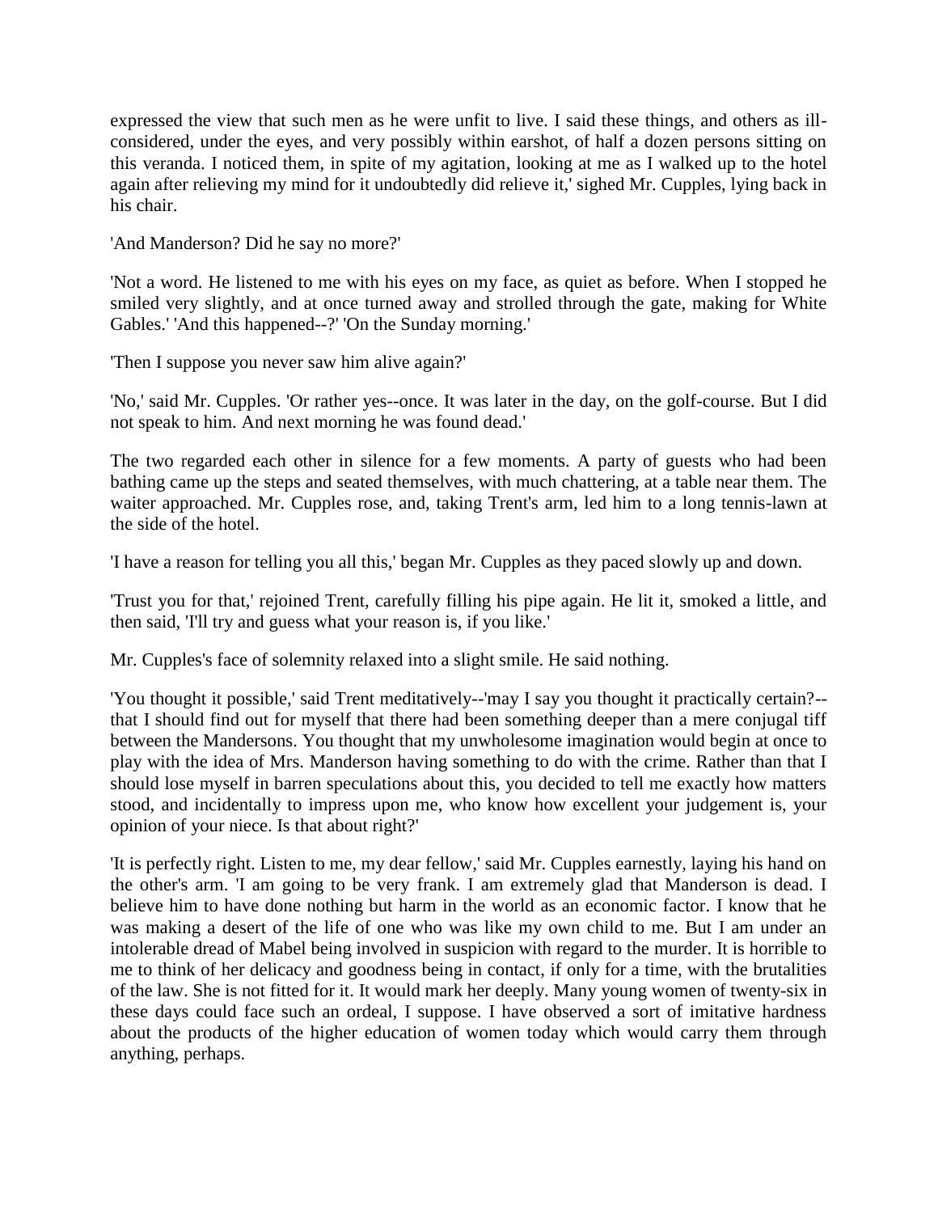expressed the view that such men as he were unfit to live. I said these things, and others as ill-considered, under the eyes, and very possibly within earshot, of half a dozen persons sitting on this veranda. I noticed them, in spite of my agitation, looking at me as I walked up to the hotel again after relieving my mind for it undoubtedly did relieve it,' sighed Mr. Cupples, lying back in his chair.

'And Manderson? Did he say no more?'

'Not a word. He listened to me with his eyes on my face, as quiet as before. When I stopped he smiled very slightly, and at once turned away and strolled through the gate, making for White Gables.' 'And this happened--?' 'On the Sunday morning.'

'Then I suppose you never saw him alive again?'

'No,' said Mr. Cupples. 'Or rather yes--once. It was later in the day, on the golf-course. But I did not speak to him. And next morning he was found dead.'

The two regarded each other in silence for a few moments. A party of guests who had been bathing came up the steps and seated themselves, with much chattering, at a table near them. The waiter approached. Mr. Cupples rose, and, taking Trent's arm, led him to a long tennis-lawn at the side of the hotel.

'I have a reason for telling you all this,' began Mr. Cupples as they paced slowly up and down.

'Trust you for that,' rejoined Trent, carefully filling his pipe again. He lit it, smoked a little, and then said, 'I'll try and guess what your reason is, if you like.'

Mr. Cupples's face of solemnity relaxed into a slight smile. He said nothing.

'You thought it possible,' said Trent meditatively--'may I say you thought it practically certain?--that I should find out for myself that there had been something deeper than a mere conjugal tiff between the Mandersons. You thought that my unwholesome imagination would begin at once to play with the idea of Mrs. Manderson having something to do with the crime. Rather than that I should lose myself in barren speculations about this, you decided to tell me exactly how matters stood, and incidentally to impress upon me, who know how excellent your judgement is, your opinion of your niece. Is that about right?'

'It is perfectly right. Listen to me, my dear fellow,' said Mr. Cupples earnestly, laying his hand on the other's arm. 'I am going to be very frank. I am extremely glad that Manderson is dead. I believe him to have done nothing but harm in the world as an economic factor. I know that he was making a desert of the life of one who was like my own child to me. But I am under an intolerable dread of Mabel being involved in suspicion with regard to the murder. It is horrible to me to think of her delicacy and goodness being in contact, if only for a time, with the brutalities of the law. She is not fitted for it. It would mark her deeply. Many young women of twenty-six in these days could face such an ordeal, I suppose. I have observed a sort of imitative hardness about the products of the higher education of women today which would carry them through anything, perhaps.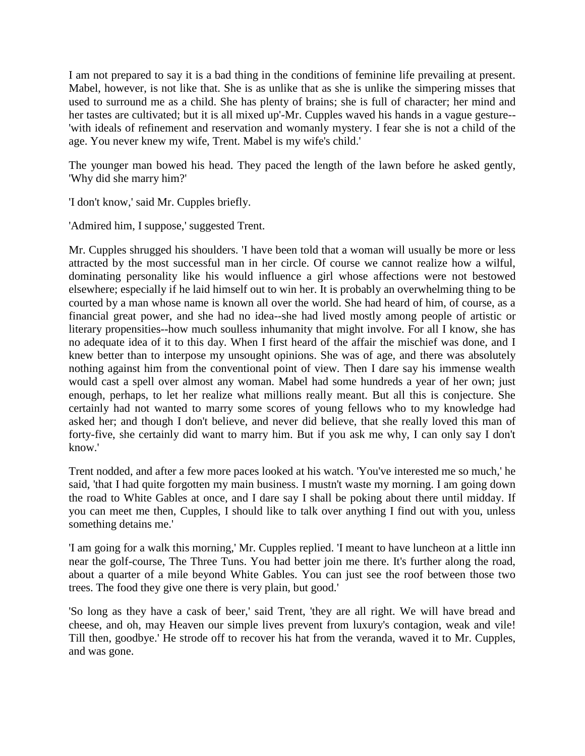I am not prepared to say it is a bad thing in the conditions of feminine life prevailing at present. Mabel, however, is not like that. She is as unlike that as she is unlike the simpering misses that used to surround me as a child. She has plenty of brains; she is full of character; her mind and her tastes are cultivated; but it is all mixed up'-Mr. Cupples waved his hands in a vague gesture--'with ideals of refinement and reservation and womanly mystery. I fear she is not a child of the age. You never knew my wife, Trent. Mabel is my wife's child.'

The younger man bowed his head. They paced the length of the lawn before he asked gently, 'Why did she marry him?'

'I don't know,' said Mr. Cupples briefly.

'Admired him, I suppose,' suggested Trent.

Mr. Cupples shrugged his shoulders. 'I have been told that a woman will usually be more or less attracted by the most successful man in her circle. Of course we cannot realize how a wilful, dominating personality like his would influence a girl whose affections were not bestowed elsewhere; especially if he laid himself out to win her. It is probably an overwhelming thing to be courted by a man whose name is known all over the world. She had heard of him, of course, as a financial great power, and she had no idea--she had lived mostly among people of artistic or literary propensities--how much soulless inhumanity that might involve. For all I know, she has no adequate idea of it to this day. When I first heard of the affair the mischief was done, and I knew better than to interpose my unsought opinions. She was of age, and there was absolutely nothing against him from the conventional point of view. Then I dare say his immense wealth would cast a spell over almost any woman. Mabel had some hundreds a year of her own; just enough, perhaps, to let her realize what millions really meant. But all this is conjecture. She certainly had not wanted to marry some scores of young fellows who to my knowledge had asked her; and though I don't believe, and never did believe, that she really loved this man of forty-five, she certainly did want to marry him. But if you ask me why, I can only say I don't know.'

Trent nodded, and after a few more paces looked at his watch. 'You've interested me so much,' he said, 'that I had quite forgotten my main business. I mustn't waste my morning. I am going down the road to White Gables at once, and I dare say I shall be poking about there until midday. If you can meet me then, Cupples, I should like to talk over anything I find out with you, unless something detains me.'

'I am going for a walk this morning,' Mr. Cupples replied. 'I meant to have luncheon at a little inn near the golf-course, The Three Tuns. You had better join me there. It's further along the road, about a quarter of a mile beyond White Gables. You can just see the roof between those two trees. The food they give one there is very plain, but good.'

'So long as they have a cask of beer,' said Trent, 'they are all right. We will have bread and cheese, and oh, may Heaven our simple lives prevent from luxury's contagion, weak and vile! Till then, goodbye.' He strode off to recover his hat from the veranda, waved it to Mr. Cupples, and was gone.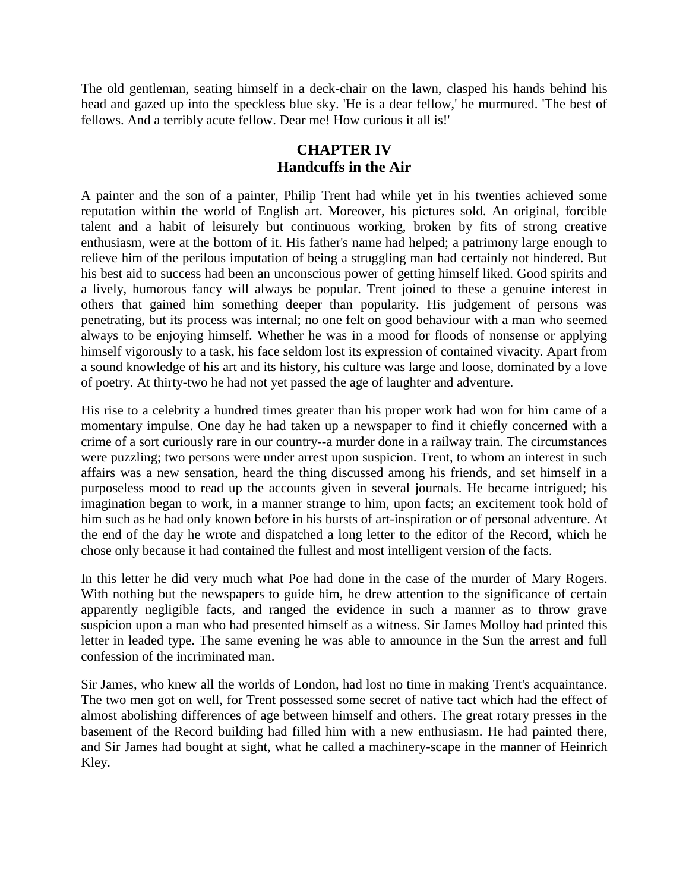The old gentleman, seating himself in a deck-chair on the lawn, clasped his hands behind his head and gazed up into the speckless blue sky. 'He is a dear fellow,' he murmured. 'The best of fellows. And a terribly acute fellow. Dear me! How curious it all is!'

## CHAPTER IV
## Handcuffs in the Air

A painter and the son of a painter, Philip Trent had while yet in his twenties achieved some reputation within the world of English art. Moreover, his pictures sold. An original, forcible talent and a habit of leisurely but continuous working, broken by fits of strong creative enthusiasm, were at the bottom of it. His father's name had helped; a patrimony large enough to relieve him of the perilous imputation of being a struggling man had certainly not hindered. But his best aid to success had been an unconscious power of getting himself liked. Good spirits and a lively, humorous fancy will always be popular. Trent joined to these a genuine interest in others that gained him something deeper than popularity. His judgement of persons was penetrating, but its process was internal; no one felt on good behaviour with a man who seemed always to be enjoying himself. Whether he was in a mood for floods of nonsense or applying himself vigorously to a task, his face seldom lost its expression of contained vivacity. Apart from a sound knowledge of his art and its history, his culture was large and loose, dominated by a love of poetry. At thirty-two he had not yet passed the age of laughter and adventure.

His rise to a celebrity a hundred times greater than his proper work had won for him came of a momentary impulse. One day he had taken up a newspaper to find it chiefly concerned with a crime of a sort curiously rare in our country--a murder done in a railway train. The circumstances were puzzling; two persons were under arrest upon suspicion. Trent, to whom an interest in such affairs was a new sensation, heard the thing discussed among his friends, and set himself in a purposeless mood to read up the accounts given in several journals. He became intrigued; his imagination began to work, in a manner strange to him, upon facts; an excitement took hold of him such as he had only known before in his bursts of art-inspiration or of personal adventure. At the end of the day he wrote and dispatched a long letter to the editor of the Record, which he chose only because it had contained the fullest and most intelligent version of the facts.

In this letter he did very much what Poe had done in the case of the murder of Mary Rogers. With nothing but the newspapers to guide him, he drew attention to the significance of certain apparently negligible facts, and ranged the evidence in such a manner as to throw grave suspicion upon a man who had presented himself as a witness. Sir James Molloy had printed this letter in leaded type. The same evening he was able to announce in the Sun the arrest and full confession of the incriminated man.

Sir James, who knew all the worlds of London, had lost no time in making Trent's acquaintance. The two men got on well, for Trent possessed some secret of native tact which had the effect of almost abolishing differences of age between himself and others. The great rotary presses in the basement of the Record building had filled him with a new enthusiasm. He had painted there, and Sir James had bought at sight, what he called a machinery-scape in the manner of Heinrich Kley.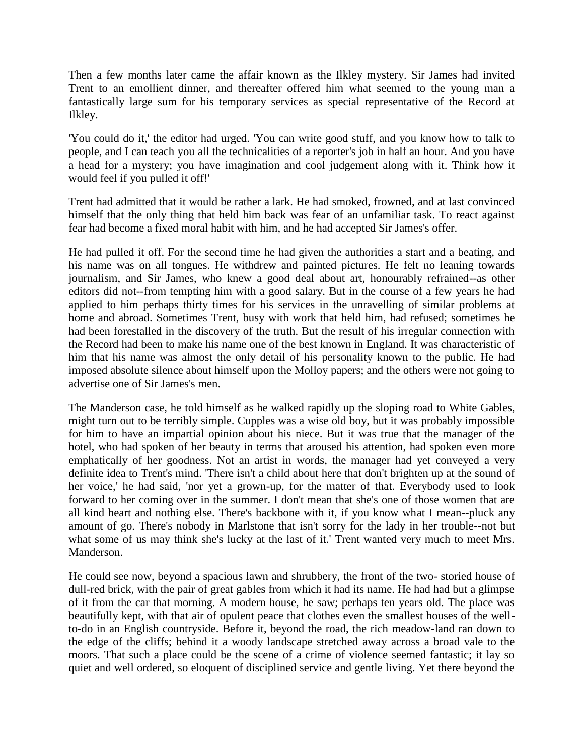Then a few months later came the affair known as the Ilkley mystery. Sir James had invited Trent to an emollient dinner, and thereafter offered him what seemed to the young man a fantastically large sum for his temporary services as special representative of the Record at Ilkley.

'You could do it,' the editor had urged. 'You can write good stuff, and you know how to talk to people, and I can teach you all the technicalities of a reporter's job in half an hour. And you have a head for a mystery; you have imagination and cool judgement along with it. Think how it would feel if you pulled it off!'

Trent had admitted that it would be rather a lark. He had smoked, frowned, and at last convinced himself that the only thing that held him back was fear of an unfamiliar task. To react against fear had become a fixed moral habit with him, and he had accepted Sir James's offer.

He had pulled it off. For the second time he had given the authorities a start and a beating, and his name was on all tongues. He withdrew and painted pictures. He felt no leaning towards journalism, and Sir James, who knew a good deal about art, honourably refrained--as other editors did not--from tempting him with a good salary. But in the course of a few years he had applied to him perhaps thirty times for his services in the unravelling of similar problems at home and abroad. Sometimes Trent, busy with work that held him, had refused; sometimes he had been forestalled in the discovery of the truth. But the result of his irregular connection with the Record had been to make his name one of the best known in England. It was characteristic of him that his name was almost the only detail of his personality known to the public. He had imposed absolute silence about himself upon the Molloy papers; and the others were not going to advertise one of Sir James's men.

The Manderson case, he told himself as he walked rapidly up the sloping road to White Gables, might turn out to be terribly simple. Cupples was a wise old boy, but it was probably impossible for him to have an impartial opinion about his niece. But it was true that the manager of the hotel, who had spoken of her beauty in terms that aroused his attention, had spoken even more emphatically of her goodness. Not an artist in words, the manager had yet conveyed a very definite idea to Trent's mind. 'There isn't a child about here that don't brighten up at the sound of her voice,' he had said, 'nor yet a grown-up, for the matter of that. Everybody used to look forward to her coming over in the summer. I don't mean that she's one of those women that are all kind heart and nothing else. There's backbone with it, if you know what I mean--pluck any amount of go. There's nobody in Marlstone that isn't sorry for the lady in her trouble--not but what some of us may think she's lucky at the last of it.' Trent wanted very much to meet Mrs. Manderson.

He could see now, beyond a spacious lawn and shrubbery, the front of the two- storied house of dull-red brick, with the pair of great gables from which it had its name. He had had but a glimpse of it from the car that morning. A modern house, he saw; perhaps ten years old. The place was beautifully kept, with that air of opulent peace that clothes even the smallest houses of the well-to-do in an English countryside. Before it, beyond the road, the rich meadow-land ran down to the edge of the cliffs; behind it a woody landscape stretched away across a broad vale to the moors. That such a place could be the scene of a crime of violence seemed fantastic; it lay so quiet and well ordered, so eloquent of disciplined service and gentle living. Yet there beyond the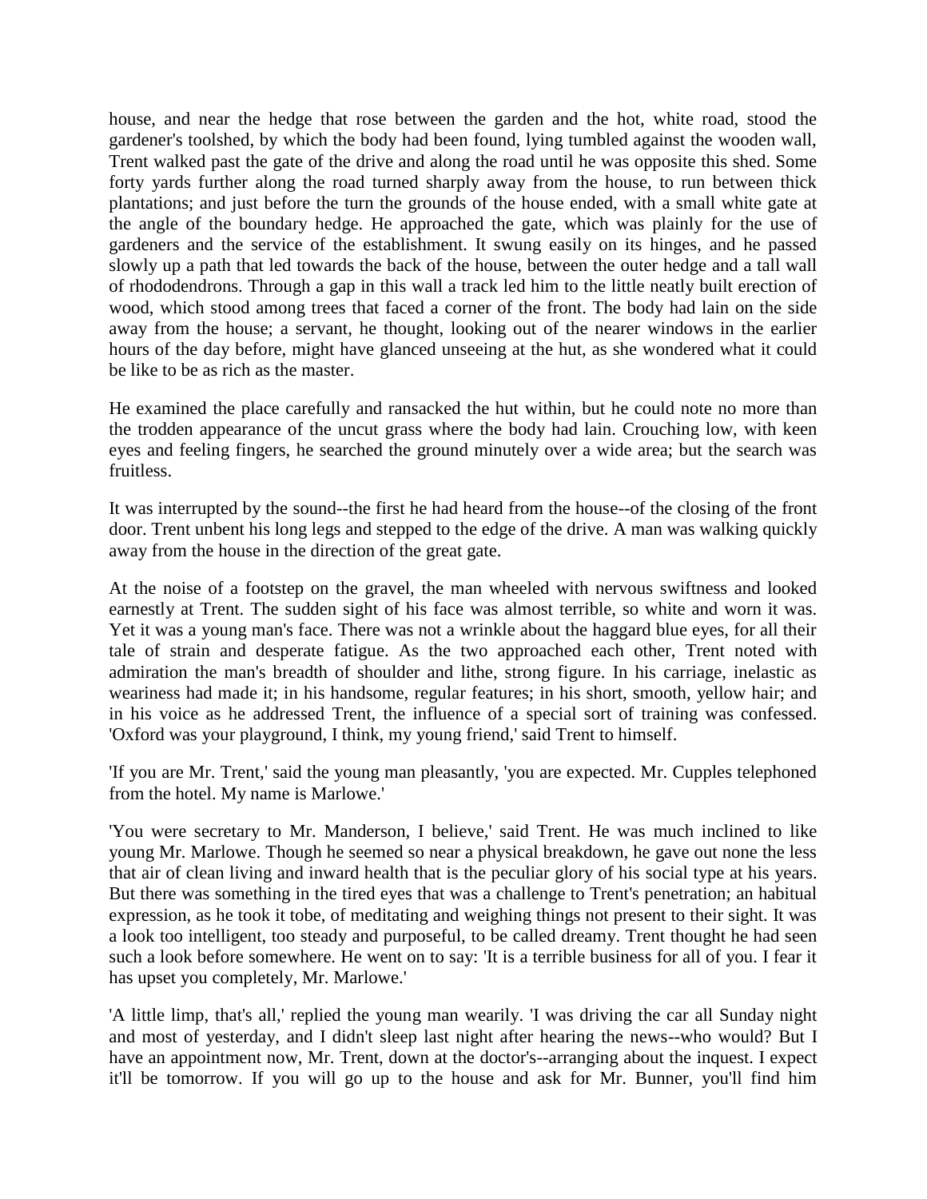house, and near the hedge that rose between the garden and the hot, white road, stood the gardener's toolshed, by which the body had been found, lying tumbled against the wooden wall, Trent walked past the gate of the drive and along the road until he was opposite this shed. Some forty yards further along the road turned sharply away from the house, to run between thick plantations; and just before the turn the grounds of the house ended, with a small white gate at the angle of the boundary hedge. He approached the gate, which was plainly for the use of gardeners and the service of the establishment. It swung easily on its hinges, and he passed slowly up a path that led towards the back of the house, between the outer hedge and a tall wall of rhododendrons. Through a gap in this wall a track led him to the little neatly built erection of wood, which stood among trees that faced a corner of the front. The body had lain on the side away from the house; a servant, he thought, looking out of the nearer windows in the earlier hours of the day before, might have glanced unseeing at the hut, as she wondered what it could be like to be as rich as the master.

He examined the place carefully and ransacked the hut within, but he could note no more than the trodden appearance of the uncut grass where the body had lain. Crouching low, with keen eyes and feeling fingers, he searched the ground minutely over a wide area; but the search was fruitless.

It was interrupted by the sound--the first he had heard from the house--of the closing of the front door. Trent unbent his long legs and stepped to the edge of the drive. A man was walking quickly away from the house in the direction of the great gate.

At the noise of a footstep on the gravel, the man wheeled with nervous swiftness and looked earnestly at Trent. The sudden sight of his face was almost terrible, so white and worn it was. Yet it was a young man's face. There was not a wrinkle about the haggard blue eyes, for all their tale of strain and desperate fatigue. As the two approached each other, Trent noted with admiration the man's breadth of shoulder and lithe, strong figure. In his carriage, inelastic as weariness had made it; in his handsome, regular features; in his short, smooth, yellow hair; and in his voice as he addressed Trent, the influence of a special sort of training was confessed. 'Oxford was your playground, I think, my young friend,' said Trent to himself.

'If you are Mr. Trent,' said the young man pleasantly, 'you are expected. Mr. Cupples telephoned from the hotel. My name is Marlowe.'

'You were secretary to Mr. Manderson, I believe,' said Trent. He was much inclined to like young Mr. Marlowe. Though he seemed so near a physical breakdown, he gave out none the less that air of clean living and inward health that is the peculiar glory of his social type at his years. But there was something in the tired eyes that was a challenge to Trent's penetration; an habitual expression, as he took it tobe, of meditating and weighing things not present to their sight. It was a look too intelligent, too steady and purposeful, to be called dreamy. Trent thought he had seen such a look before somewhere. He went on to say: 'It is a terrible business for all of you. I fear it has upset you completely, Mr. Marlowe.'

'A little limp, that's all,' replied the young man wearily. 'I was driving the car all Sunday night and most of yesterday, and I didn't sleep last night after hearing the news--who would? But I have an appointment now, Mr. Trent, down at the doctor's--arranging about the inquest. I expect it'll be tomorrow. If you will go up to the house and ask for Mr. Bunner, you'll find him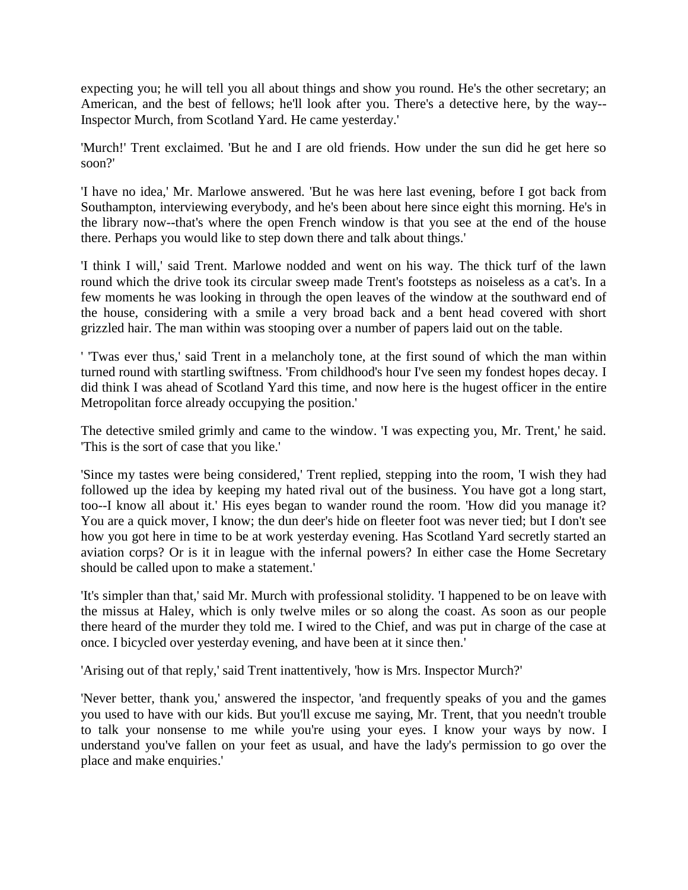expecting you; he will tell you all about things and show you round. He's the other secretary; an American, and the best of fellows; he'll look after you. There's a detective here, by the way--Inspector Murch, from Scotland Yard. He came yesterday.'

'Murch!' Trent exclaimed. 'But he and I are old friends. How under the sun did he get here so soon?'

'I have no idea,' Mr. Marlowe answered. 'But he was here last evening, before I got back from Southampton, interviewing everybody, and he's been about here since eight this morning. He's in the library now--that's where the open French window is that you see at the end of the house there. Perhaps you would like to step down there and talk about things.'

'I think I will,' said Trent. Marlowe nodded and went on his way. The thick turf of the lawn round which the drive took its circular sweep made Trent's footsteps as noiseless as a cat's. In a few moments he was looking in through the open leaves of the window at the southward end of the house, considering with a smile a very broad back and a bent head covered with short grizzled hair. The man within was stooping over a number of papers laid out on the table.

' 'Twas ever thus,' said Trent in a melancholy tone, at the first sound of which the man within turned round with startling swiftness. 'From childhood's hour I've seen my fondest hopes decay. I did think I was ahead of Scotland Yard this time, and now here is the hugest officer in the entire Metropolitan force already occupying the position.'

The detective smiled grimly and came to the window. 'I was expecting you, Mr. Trent,' he said. 'This is the sort of case that you like.'

'Since my tastes were being considered,' Trent replied, stepping into the room, 'I wish they had followed up the idea by keeping my hated rival out of the business. You have got a long start, too--I know all about it.' His eyes began to wander round the room. 'How did you manage it? You are a quick mover, I know; the dun deer's hide on fleeter foot was never tied; but I don't see how you got here in time to be at work yesterday evening. Has Scotland Yard secretly started an aviation corps? Or is it in league with the infernal powers? In either case the Home Secretary should be called upon to make a statement.'

'It's simpler than that,' said Mr. Murch with professional stolidity. 'I happened to be on leave with the missus at Haley, which is only twelve miles or so along the coast. As soon as our people there heard of the murder they told me. I wired to the Chief, and was put in charge of the case at once. I bicycled over yesterday evening, and have been at it since then.'

'Arising out of that reply,' said Trent inattentively, 'how is Mrs. Inspector Murch?'

'Never better, thank you,' answered the inspector, 'and frequently speaks of you and the games you used to have with our kids. But you'll excuse me saying, Mr. Trent, that you needn't trouble to talk your nonsense to me while you're using your eyes. I know your ways by now. I understand you've fallen on your feet as usual, and have the lady's permission to go over the place and make enquiries.'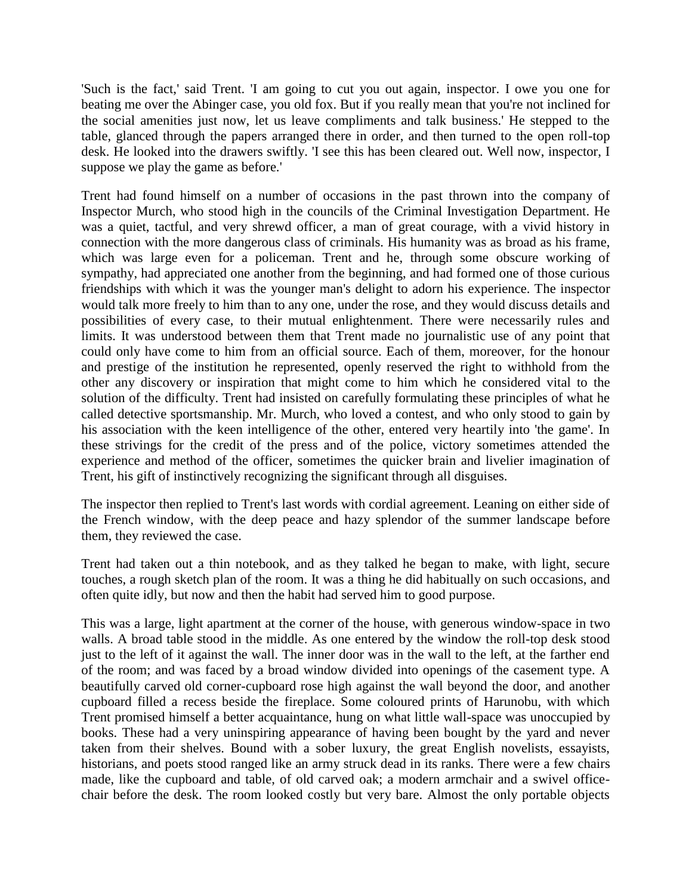'Such is the fact,' said Trent. 'I am going to cut you out again, inspector. I owe you one for beating me over the Abinger case, you old fox. But if you really mean that you're not inclined for the social amenities just now, let us leave compliments and talk business.' He stepped to the table, glanced through the papers arranged there in order, and then turned to the open roll-top desk. He looked into the drawers swiftly. 'I see this has been cleared out. Well now, inspector, I suppose we play the game as before.'

Trent had found himself on a number of occasions in the past thrown into the company of Inspector Murch, who stood high in the councils of the Criminal Investigation Department. He was a quiet, tactful, and very shrewd officer, a man of great courage, with a vivid history in connection with the more dangerous class of criminals. His humanity was as broad as his frame, which was large even for a policeman. Trent and he, through some obscure working of sympathy, had appreciated one another from the beginning, and had formed one of those curious friendships with which it was the younger man's delight to adorn his experience. The inspector would talk more freely to him than to any one, under the rose, and they would discuss details and possibilities of every case, to their mutual enlightenment. There were necessarily rules and limits. It was understood between them that Trent made no journalistic use of any point that could only have come to him from an official source. Each of them, moreover, for the honour and prestige of the institution he represented, openly reserved the right to withhold from the other any discovery or inspiration that might come to him which he considered vital to the solution of the difficulty. Trent had insisted on carefully formulating these principles of what he called detective sportsmanship. Mr. Murch, who loved a contest, and who only stood to gain by his association with the keen intelligence of the other, entered very heartily into 'the game'. In these strivings for the credit of the press and of the police, victory sometimes attended the experience and method of the officer, sometimes the quicker brain and livelier imagination of Trent, his gift of instinctively recognizing the significant through all disguises.

The inspector then replied to Trent's last words with cordial agreement. Leaning on either side of the French window, with the deep peace and hazy splendor of the summer landscape before them, they reviewed the case.

Trent had taken out a thin notebook, and as they talked he began to make, with light, secure touches, a rough sketch plan of the room. It was a thing he did habitually on such occasions, and often quite idly, but now and then the habit had served him to good purpose.

This was a large, light apartment at the corner of the house, with generous window-space in two walls. A broad table stood in the middle. As one entered by the window the roll-top desk stood just to the left of it against the wall. The inner door was in the wall to the left, at the farther end of the room; and was faced by a broad window divided into openings of the casement type. A beautifully carved old corner-cupboard rose high against the wall beyond the door, and another cupboard filled a recess beside the fireplace. Some coloured prints of Harunobu, with which Trent promised himself a better acquaintance, hung on what little wall-space was unoccupied by books. These had a very uninspiring appearance of having been bought by the yard and never taken from their shelves. Bound with a sober luxury, the great English novelists, essayists, historians, and poets stood ranged like an army struck dead in its ranks. There were a few chairs made, like the cupboard and table, of old carved oak; a modern armchair and a swivel office-chair before the desk. The room looked costly but very bare. Almost the only portable objects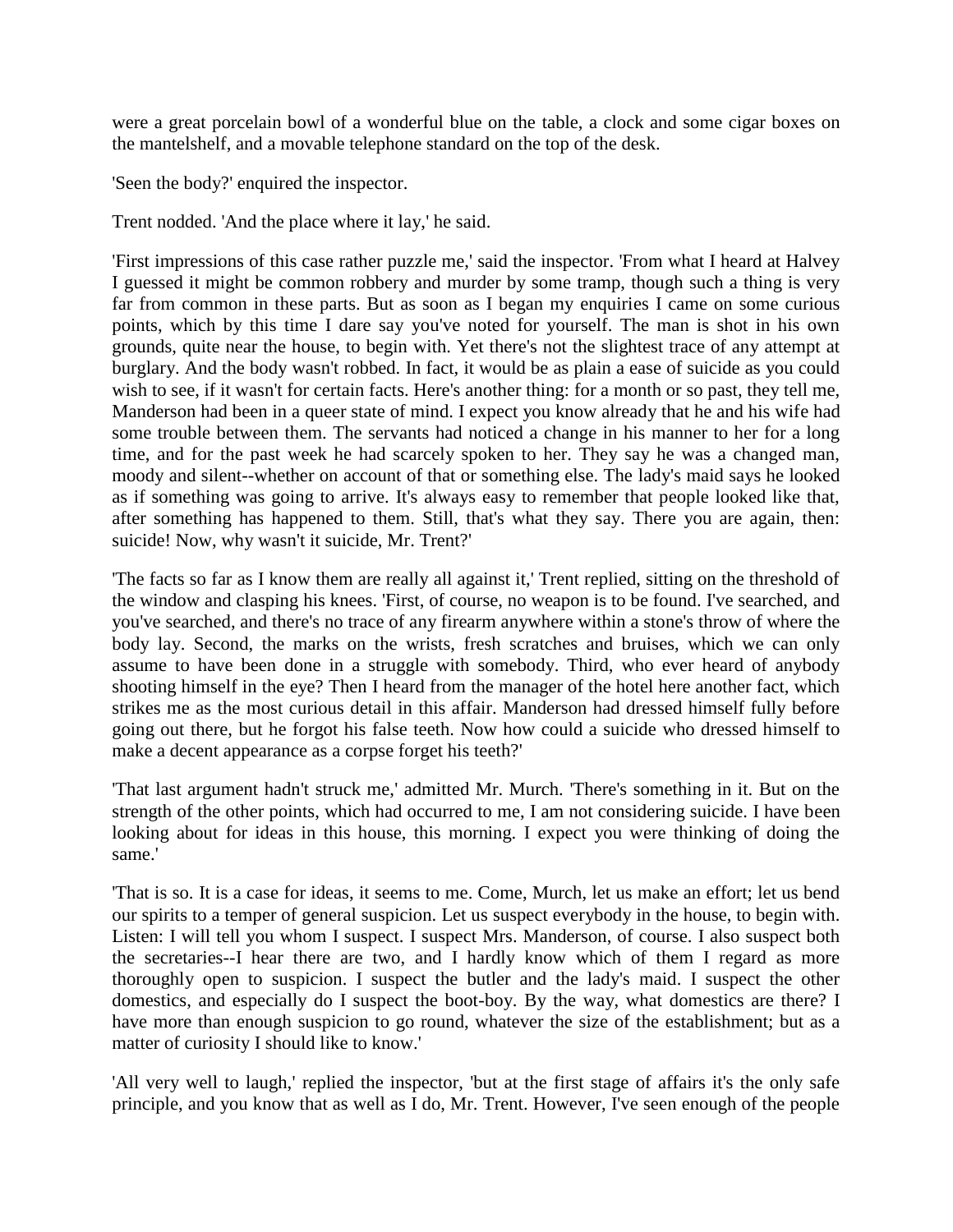were a great porcelain bowl of a wonderful blue on the table, a clock and some cigar boxes on the mantelshelf, and a movable telephone standard on the top of the desk.

'Seen the body?' enquired the inspector.

Trent nodded. 'And the place where it lay,' he said.

'First impressions of this case rather puzzle me,' said the inspector. 'From what I heard at Halvey I guessed it might be common robbery and murder by some tramp, though such a thing is very far from common in these parts. But as soon as I began my enquiries I came on some curious points, which by this time I dare say you've noted for yourself. The man is shot in his own grounds, quite near the house, to begin with. Yet there's not the slightest trace of any attempt at burglary. And the body wasn't robbed. In fact, it would be as plain a ease of suicide as you could wish to see, if it wasn't for certain facts. Here's another thing: for a month or so past, they tell me, Manderson had been in a queer state of mind. I expect you know already that he and his wife had some trouble between them. The servants had noticed a change in his manner to her for a long time, and for the past week he had scarcely spoken to her. They say he was a changed man, moody and silent--whether on account of that or something else. The lady's maid says he looked as if something was going to arrive. It's always easy to remember that people looked like that, after something has happened to them. Still, that's what they say. There you are again, then: suicide! Now, why wasn't it suicide, Mr. Trent?'

'The facts so far as I know them are really all against it,' Trent replied, sitting on the threshold of the window and clasping his knees. 'First, of course, no weapon is to be found. I've searched, and you've searched, and there's no trace of any firearm anywhere within a stone's throw of where the body lay. Second, the marks on the wrists, fresh scratches and bruises, which we can only assume to have been done in a struggle with somebody. Third, who ever heard of anybody shooting himself in the eye? Then I heard from the manager of the hotel here another fact, which strikes me as the most curious detail in this affair. Manderson had dressed himself fully before going out there, but he forgot his false teeth. Now how could a suicide who dressed himself to make a decent appearance as a corpse forget his teeth?'

'That last argument hadn't struck me,' admitted Mr. Murch. 'There's something in it. But on the strength of the other points, which had occurred to me, I am not considering suicide. I have been looking about for ideas in this house, this morning. I expect you were thinking of doing the same.'

'That is so. It is a case for ideas, it seems to me. Come, Murch, let us make an effort; let us bend our spirits to a temper of general suspicion. Let us suspect everybody in the house, to begin with. Listen: I will tell you whom I suspect. I suspect Mrs. Manderson, of course. I also suspect both the secretaries--I hear there are two, and I hardly know which of them I regard as more thoroughly open to suspicion. I suspect the butler and the lady's maid. I suspect the other domestics, and especially do I suspect the boot-boy. By the way, what domestics are there? I have more than enough suspicion to go round, whatever the size of the establishment; but as a matter of curiosity I should like to know.'

'All very well to laugh,' replied the inspector, 'but at the first stage of affairs it's the only safe principle, and you know that as well as I do, Mr. Trent. However, I've seen enough of the people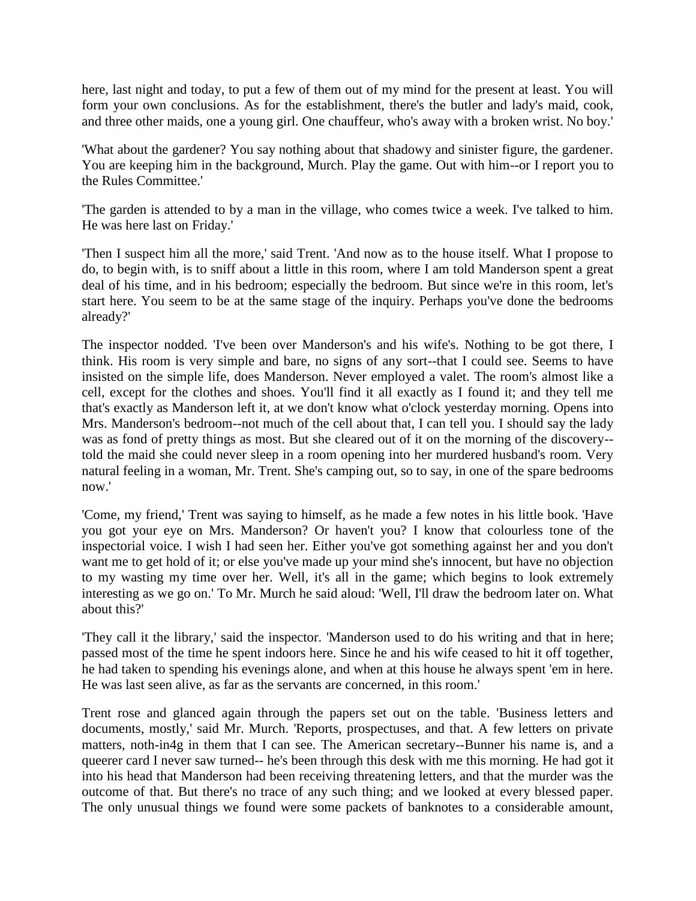here, last night and today, to put a few of them out of my mind for the present at least. You will form your own conclusions. As for the establishment, there's the butler and lady's maid, cook, and three other maids, one a young girl. One chauffeur, who's away with a broken wrist. No boy.'

'What about the gardener? You say nothing about that shadowy and sinister figure, the gardener. You are keeping him in the background, Murch. Play the game. Out with him--or I report you to the Rules Committee.'

'The garden is attended to by a man in the village, who comes twice a week. I've talked to him. He was here last on Friday.'

'Then I suspect him all the more,' said Trent. 'And now as to the house itself. What I propose to do, to begin with, is to sniff about a little in this room, where I am told Manderson spent a great deal of his time, and in his bedroom; especially the bedroom. But since we're in this room, let's start here. You seem to be at the same stage of the inquiry. Perhaps you've done the bedrooms already?'

The inspector nodded. 'I've been over Manderson's and his wife's. Nothing to be got there, I think. His room is very simple and bare, no signs of any sort--that I could see. Seems to have insisted on the simple life, does Manderson. Never employed a valet. The room's almost like a cell, except for the clothes and shoes. You'll find it all exactly as I found it; and they tell me that's exactly as Manderson left it, at we don't know what o'clock yesterday morning. Opens into Mrs. Manderson's bedroom--not much of the cell about that, I can tell you. I should say the lady was as fond of pretty things as most. But she cleared out of it on the morning of the discovery--told the maid she could never sleep in a room opening into her murdered husband's room. Very natural feeling in a woman, Mr. Trent. She's camping out, so to say, in one of the spare bedrooms now.'

'Come, my friend,' Trent was saying to himself, as he made a few notes in his little book. 'Have you got your eye on Mrs. Manderson? Or haven't you? I know that colourless tone of the inspectorial voice. I wish I had seen her. Either you've got something against her and you don't want me to get hold of it; or else you've made up your mind she's innocent, but have no objection to my wasting my time over her. Well, it's all in the game; which begins to look extremely interesting as we go on.' To Mr. Murch he said aloud: 'Well, I'll draw the bedroom later on. What about this?'

'They call it the library,' said the inspector. 'Manderson used to do his writing and that in here; passed most of the time he spent indoors here. Since he and his wife ceased to hit it off together, he had taken to spending his evenings alone, and when at this house he always spent 'em in here. He was last seen alive, as far as the servants are concerned, in this room.'

Trent rose and glanced again through the papers set out on the table. 'Business letters and documents, mostly,' said Mr. Murch. 'Reports, prospectuses, and that. A few letters on private matters, noth-in4g in them that I can see. The American secretary--Bunner his name is, and a queerer card I never saw turned-- he's been through this desk with me this morning. He had got it into his head that Manderson had been receiving threatening letters, and that the murder was the outcome of that. But there's no trace of any such thing; and we looked at every blessed paper. The only unusual things we found were some packets of banknotes to a considerable amount,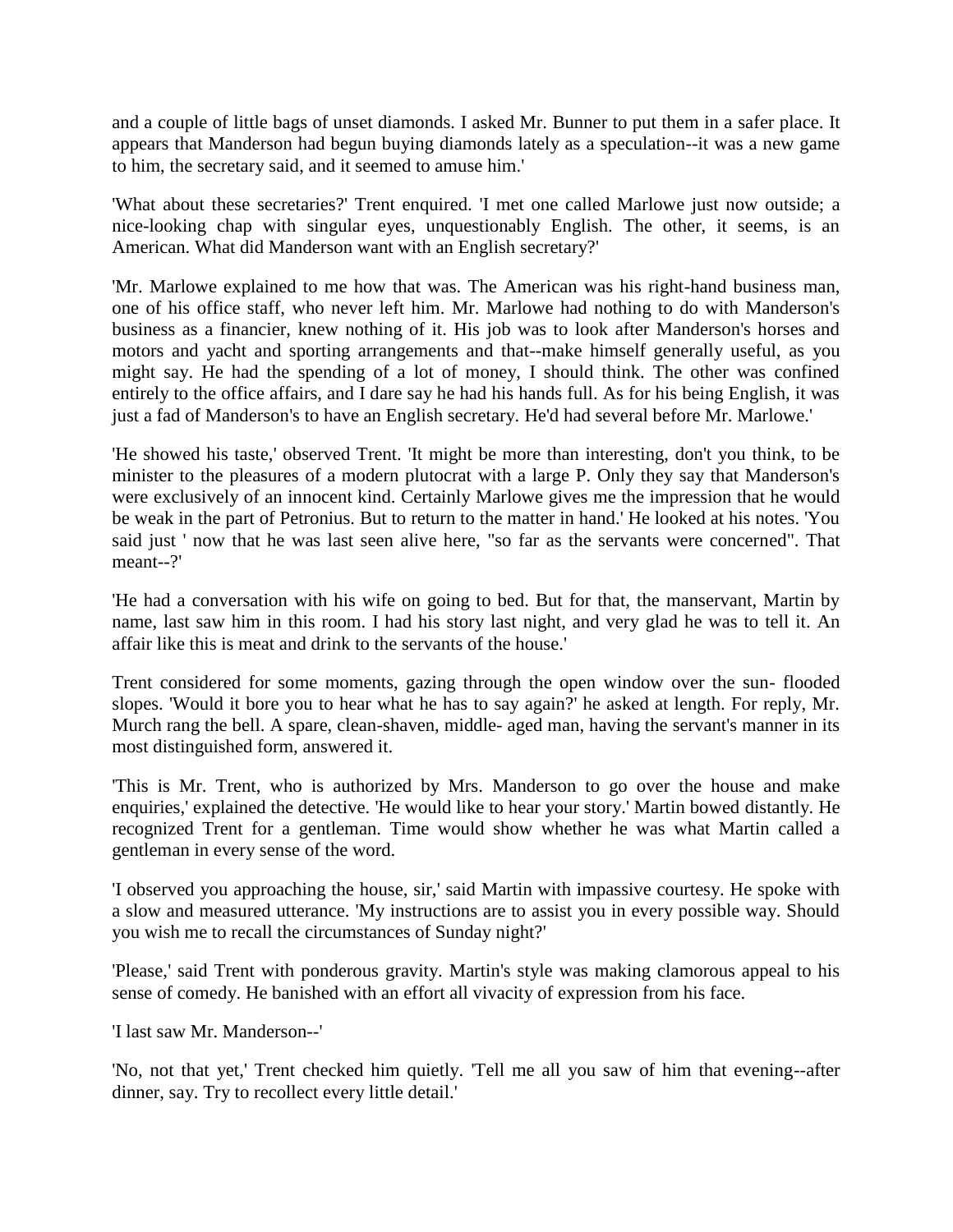and a couple of little bags of unset diamonds. I asked Mr. Bunner to put them in a safer place. It appears that Manderson had begun buying diamonds lately as a speculation--it was a new game to him, the secretary said, and it seemed to amuse him.'

'What about these secretaries?' Trent enquired. 'I met one called Marlowe just now outside; a nice-looking chap with singular eyes, unquestionably English. The other, it seems, is an American. What did Manderson want with an English secretary?'

'Mr. Marlowe explained to me how that was. The American was his right-hand business man, one of his office staff, who never left him. Mr. Marlowe had nothing to do with Manderson's business as a financier, knew nothing of it. His job was to look after Manderson's horses and motors and yacht and sporting arrangements and that--make himself generally useful, as you might say. He had the spending of a lot of money, I should think. The other was confined entirely to the office affairs, and I dare say he had his hands full. As for his being English, it was just a fad of Manderson's to have an English secretary. He'd had several before Mr. Marlowe.'

'He showed his taste,' observed Trent. 'It might be more than interesting, don't you think, to be minister to the pleasures of a modern plutocrat with a large P. Only they say that Manderson's were exclusively of an innocent kind. Certainly Marlowe gives me the impression that he would be weak in the part of Petronius. But to return to the matter in hand.' He looked at his notes. 'You said just ' now that he was last seen alive here, "so far as the servants were concerned". That meant--?'

'He had a conversation with his wife on going to bed. But for that, the manservant, Martin by name, last saw him in this room. I had his story last night, and very glad he was to tell it. An affair like this is meat and drink to the servants of the house.'

Trent considered for some moments, gazing through the open window over the sun- flooded slopes. 'Would it bore you to hear what he has to say again?' he asked at length. For reply, Mr. Murch rang the bell. A spare, clean-shaven, middle- aged man, having the servant's manner in its most distinguished form, answered it.

'This is Mr. Trent, who is authorized by Mrs. Manderson to go over the house and make enquiries,' explained the detective. 'He would like to hear your story.' Martin bowed distantly. He recognized Trent for a gentleman. Time would show whether he was what Martin called a gentleman in every sense of the word.

'I observed you approaching the house, sir,' said Martin with impassive courtesy. He spoke with a slow and measured utterance. 'My instructions are to assist you in every possible way. Should you wish me to recall the circumstances of Sunday night?'

'Please,' said Trent with ponderous gravity. Martin's style was making clamorous appeal to his sense of comedy. He banished with an effort all vivacity of expression from his face.

'I last saw Mr. Manderson--'

'No, not that yet,' Trent checked him quietly. 'Tell me all you saw of him that evening--after dinner, say. Try to recollect every little detail.'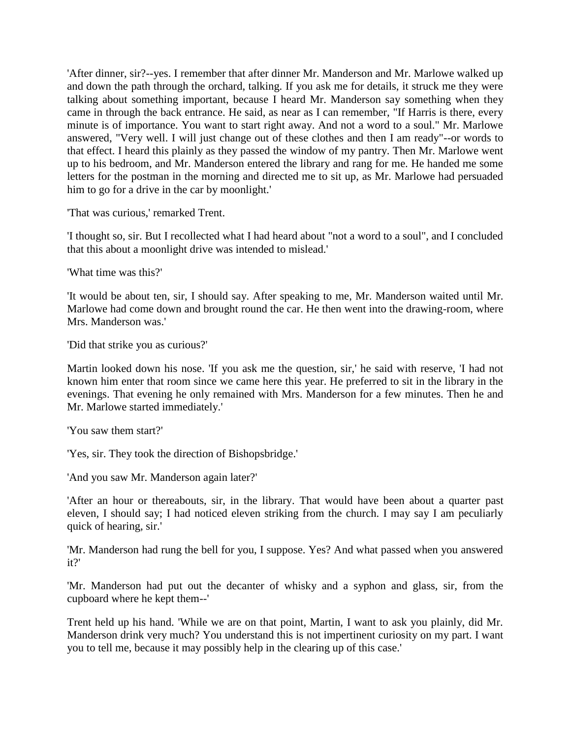'After dinner, sir?--yes. I remember that after dinner Mr. Manderson and Mr. Marlowe walked up and down the path through the orchard, talking. If you ask me for details, it struck me they were talking about something important, because I heard Mr. Manderson say something when they came in through the back entrance. He said, as near as I can remember, "If Harris is there, every minute is of importance. You want to start right away. And not a word to a soul." Mr. Marlowe answered, "Very well. I will just change out of these clothes and then I am ready"--or words to that effect. I heard this plainly as they passed the window of my pantry. Then Mr. Marlowe went up to his bedroom, and Mr. Manderson entered the library and rang for me. He handed me some letters for the postman in the morning and directed me to sit up, as Mr. Marlowe had persuaded him to go for a drive in the car by moonlight.'

'That was curious,' remarked Trent.

'I thought so, sir. But I recollected what I had heard about "not a word to a soul", and I concluded that this about a moonlight drive was intended to mislead.'

'What time was this?'

'It would be about ten, sir, I should say. After speaking to me, Mr. Manderson waited until Mr. Marlowe had come down and brought round the car. He then went into the drawing-room, where Mrs. Manderson was.'

'Did that strike you as curious?'

Martin looked down his nose. 'If you ask me the question, sir,' he said with reserve, 'I had not known him enter that room since we came here this year. He preferred to sit in the library in the evenings. That evening he only remained with Mrs. Manderson for a few minutes. Then he and Mr. Marlowe started immediately.'

'You saw them start?'

'Yes, sir. They took the direction of Bishopsbridge.'

'And you saw Mr. Manderson again later?'

'After an hour or thereabouts, sir, in the library. That would have been about a quarter past eleven, I should say; I had noticed eleven striking from the church. I may say I am peculiarly quick of hearing, sir.'

'Mr. Manderson had rung the bell for you, I suppose. Yes? And what passed when you answered it?'

'Mr. Manderson had put out the decanter of whisky and a syphon and glass, sir, from the cupboard where he kept them--'

Trent held up his hand. 'While we are on that point, Martin, I want to ask you plainly, did Mr. Manderson drink very much? You understand this is not impertinent curiosity on my part. I want you to tell me, because it may possibly help in the clearing up of this case.'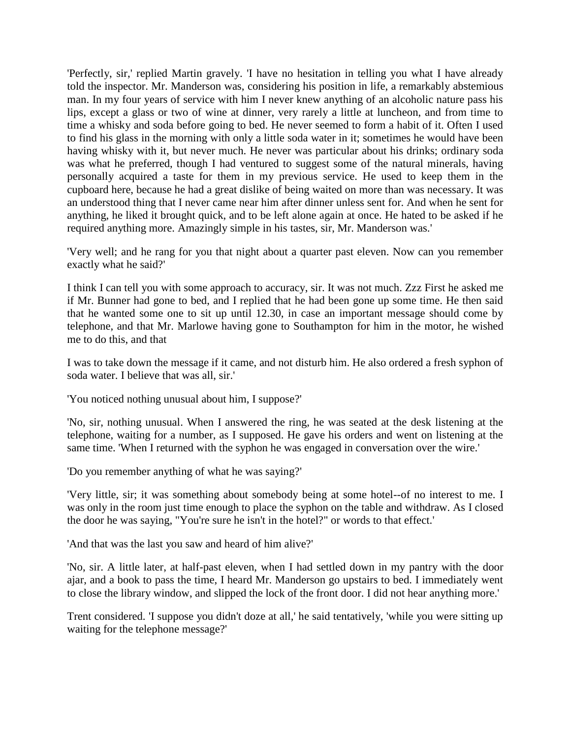'Perfectly, sir,' replied Martin gravely. 'I have no hesitation in telling you what I have already told the inspector. Mr. Manderson was, considering his position in life, a remarkably abstemious man. In my four years of service with him I never knew anything of an alcoholic nature pass his lips, except a glass or two of wine at dinner, very rarely a little at luncheon, and from time to time a whisky and soda before going to bed. He never seemed to form a habit of it. Often I used to find his glass in the morning with only a little soda water in it; sometimes he would have been having whisky with it, but never much. He never was particular about his drinks; ordinary soda was what he preferred, though I had ventured to suggest some of the natural minerals, having personally acquired a taste for them in my previous service. He used to keep them in the cupboard here, because he had a great dislike of being waited on more than was necessary. It was an understood thing that I never came near him after dinner unless sent for. And when he sent for anything, he liked it brought quick, and to be left alone again at once. He hated to be asked if he required anything more. Amazingly simple in his tastes, sir, Mr. Manderson was.'

'Very well; and he rang for you that night about a quarter past eleven. Now can you remember exactly what he said?'

I think I can tell you with some approach to accuracy, sir. It was not much. Zzz First he asked me if Mr. Bunner had gone to bed, and I replied that he had been gone up some time. He then said that he wanted some one to sit up until 12.30, in case an important message should come by telephone, and that Mr. Marlowe having gone to Southampton for him in the motor, he wished me to do this, and that

I was to take down the message if it came, and not disturb him. He also ordered a fresh syphon of soda water. I believe that was all, sir.'

'You noticed nothing unusual about him, I suppose?'

'No, sir, nothing unusual. When I answered the ring, he was seated at the desk listening at the telephone, waiting for a number, as I supposed. He gave his orders and went on listening at the same time. 'When I returned with the syphon he was engaged in conversation over the wire.'

'Do you remember anything of what he was saying?'

'Very little, sir; it was something about somebody being at some hotel--of no interest to me. I was only in the room just time enough to place the syphon on the table and withdraw. As I closed the door he was saying, "You're sure he isn't in the hotel?" or words to that effect.'

'And that was the last you saw and heard of him alive?'

'No, sir. A little later, at half-past eleven, when I had settled down in my pantry with the door ajar, and a book to pass the time, I heard Mr. Manderson go upstairs to bed. I immediately went to close the library window, and slipped the lock of the front door. I did not hear anything more.'

Trent considered. 'I suppose you didn't doze at all,' he said tentatively, 'while you were sitting up waiting for the telephone message?'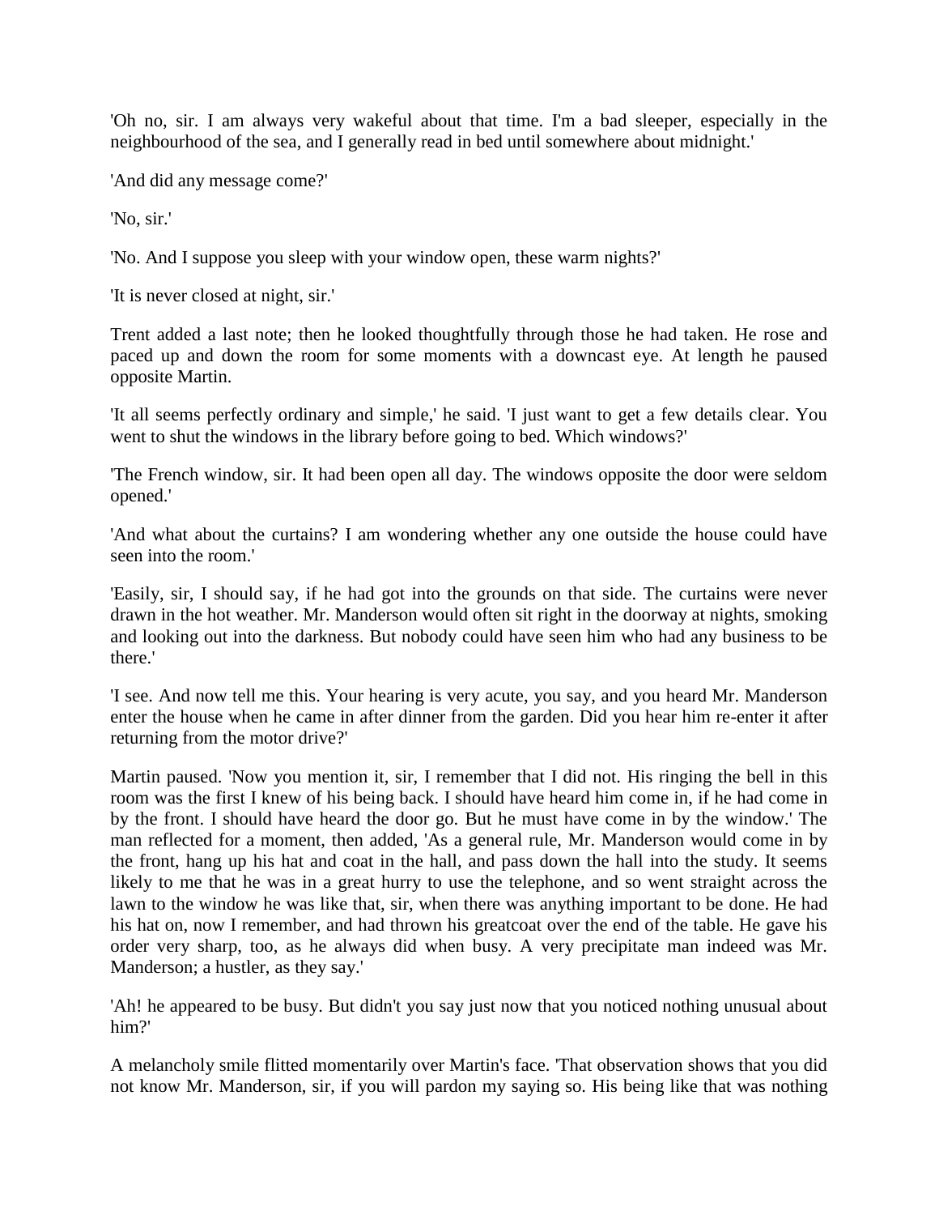'Oh no, sir. I am always very wakeful about that time. I'm a bad sleeper, especially in the neighbourhood of the sea, and I generally read in bed until somewhere about midnight.'

'And did any message come?'

'No, sir.'

'No. And I suppose you sleep with your window open, these warm nights?'

'It is never closed at night, sir.'

Trent added a last note; then he looked thoughtfully through those he had taken. He rose and paced up and down the room for some moments with a downcast eye. At length he paused opposite Martin.

'It all seems perfectly ordinary and simple,' he said. 'I just want to get a few details clear. You went to shut the windows in the library before going to bed. Which windows?'

'The French window, sir. It had been open all day. The windows opposite the door were seldom opened.'

'And what about the curtains? I am wondering whether any one outside the house could have seen into the room.'

'Easily, sir, I should say, if he had got into the grounds on that side. The curtains were never drawn in the hot weather. Mr. Manderson would often sit right in the doorway at nights, smoking and looking out into the darkness. But nobody could have seen him who had any business to be there.'

'I see. And now tell me this. Your hearing is very acute, you say, and you heard Mr. Manderson enter the house when he came in after dinner from the garden. Did you hear him re-enter it after returning from the motor drive?'

Martin paused. 'Now you mention it, sir, I remember that I did not. His ringing the bell in this room was the first I knew of his being back. I should have heard him come in, if he had come in by the front. I should have heard the door go. But he must have come in by the window.' The man reflected for a moment, then added, 'As a general rule, Mr. Manderson would come in by the front, hang up his hat and coat in the hall, and pass down the hall into the study. It seems likely to me that he was in a great hurry to use the telephone, and so went straight across the lawn to the window he was like that, sir, when there was anything important to be done. He had his hat on, now I remember, and had thrown his greatcoat over the end of the table. He gave his order very sharp, too, as he always did when busy. A very precipitate man indeed was Mr. Manderson; a hustler, as they say.'

'Ah! he appeared to be busy. But didn't you say just now that you noticed nothing unusual about him?'

A melancholy smile flitted momentarily over Martin's face. 'That observation shows that you did not know Mr. Manderson, sir, if you will pardon my saying so. His being like that was nothing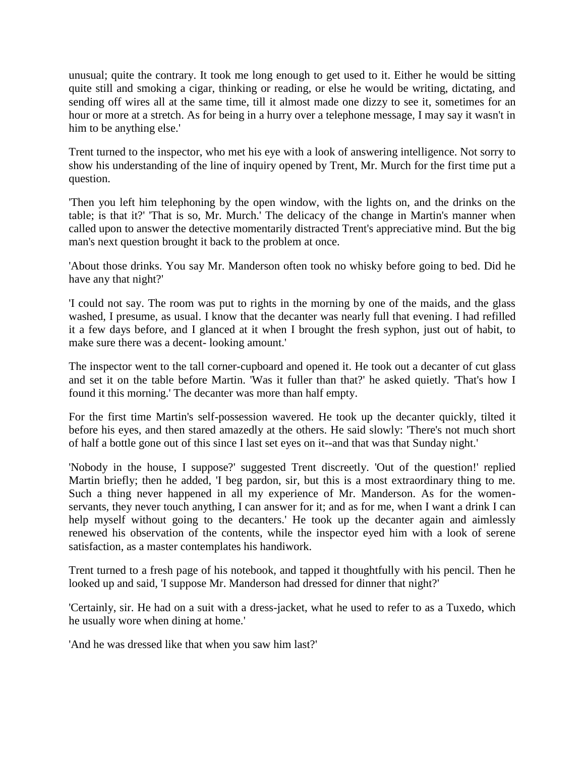unusual; quite the contrary. It took me long enough to get used to it. Either he would be sitting quite still and smoking a cigar, thinking or reading, or else he would be writing, dictating, and sending off wires all at the same time, till it almost made one dizzy to see it, sometimes for an hour or more at a stretch. As for being in a hurry over a telephone message, I may say it wasn't in him to be anything else.'

Trent turned to the inspector, who met his eye with a look of answering intelligence. Not sorry to show his understanding of the line of inquiry opened by Trent, Mr. Murch for the first time put a question.

'Then you left him telephoning by the open window, with the lights on, and the drinks on the table; is that it?' 'That is so, Mr. Murch.' The delicacy of the change in Martin's manner when called upon to answer the detective momentarily distracted Trent's appreciative mind. But the big man's next question brought it back to the problem at once.

'About those drinks. You say Mr. Manderson often took no whisky before going to bed. Did he have any that night?'

'I could not say. The room was put to rights in the morning by one of the maids, and the glass washed, I presume, as usual. I know that the decanter was nearly full that evening. I had refilled it a few days before, and I glanced at it when I brought the fresh syphon, just out of habit, to make sure there was a decent- looking amount.'

The inspector went to the tall corner-cupboard and opened it. He took out a decanter of cut glass and set it on the table before Martin. 'Was it fuller than that?' he asked quietly. 'That's how I found it this morning.' The decanter was more than half empty.

For the first time Martin's self-possession wavered. He took up the decanter quickly, tilted it before his eyes, and then stared amazedly at the others. He said slowly: 'There's not much short of half a bottle gone out of this since I last set eyes on it--and that was that Sunday night.'

'Nobody in the house, I suppose?' suggested Trent discreetly. 'Out of the question!' replied Martin briefly; then he added, 'I beg pardon, sir, but this is a most extraordinary thing to me. Such a thing never happened in all my experience of Mr. Manderson. As for the women-servants, they never touch anything, I can answer for it; and as for me, when I want a drink I can help myself without going to the decanters.' He took up the decanter again and aimlessly renewed his observation of the contents, while the inspector eyed him with a look of serene satisfaction, as a master contemplates his handiwork.

Trent turned to a fresh page of his notebook, and tapped it thoughtfully with his pencil. Then he looked up and said, 'I suppose Mr. Manderson had dressed for dinner that night?'

'Certainly, sir. He had on a suit with a dress-jacket, what he used to refer to as a Tuxedo, which he usually wore when dining at home.'

'And he was dressed like that when you saw him last?'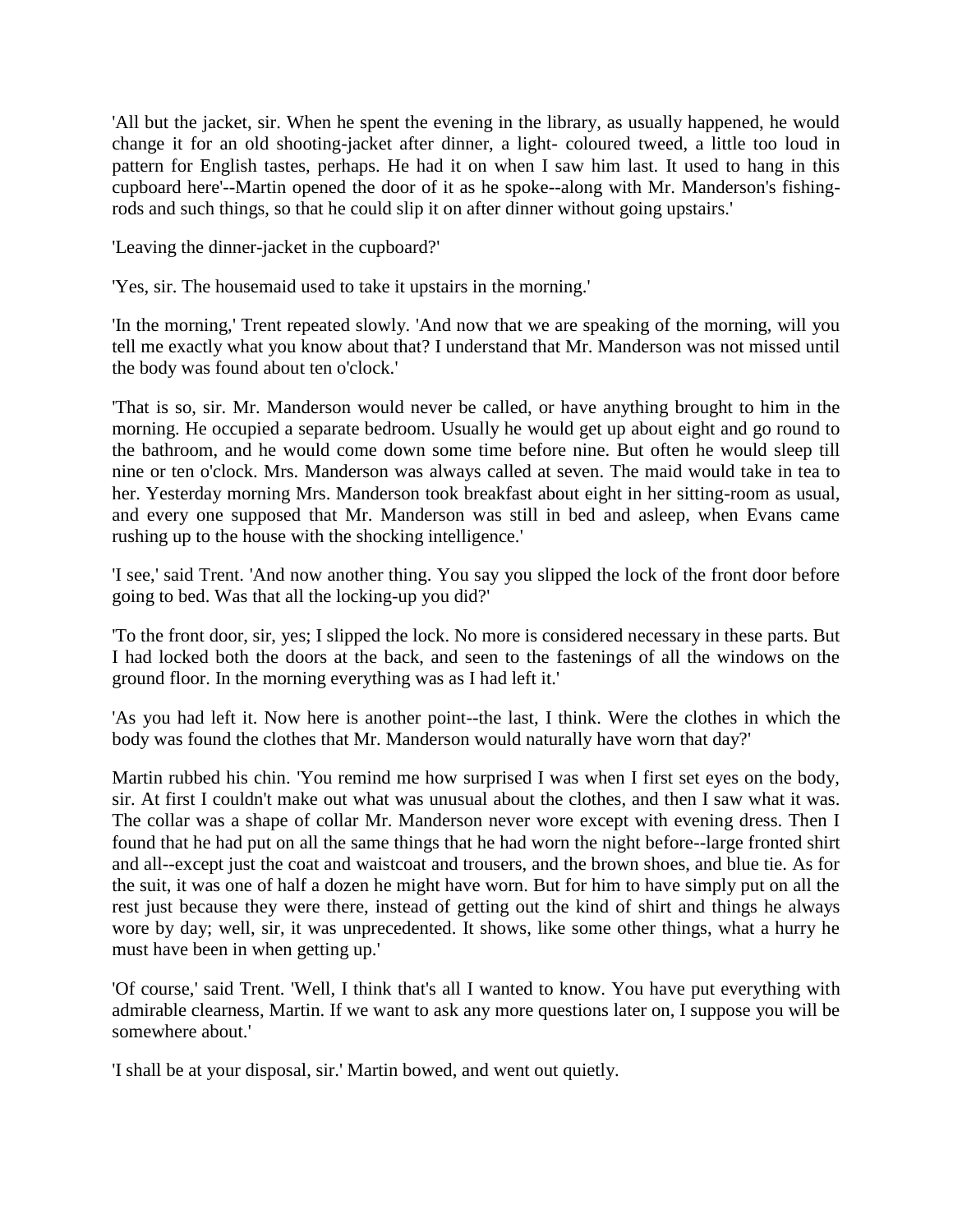'All but the jacket, sir. When he spent the evening in the library, as usually happened, he would change it for an old shooting-jacket after dinner, a light- coloured tweed, a little too loud in pattern for English tastes, perhaps. He had it on when I saw him last. It used to hang in this cupboard here'--Martin opened the door of it as he spoke--along with Mr. Manderson's fishing-rods and such things, so that he could slip it on after dinner without going upstairs.'

'Leaving the dinner-jacket in the cupboard?'

'Yes, sir. The housemaid used to take it upstairs in the morning.'

'In the morning,' Trent repeated slowly. 'And now that we are speaking of the morning, will you tell me exactly what you know about that? I understand that Mr. Manderson was not missed until the body was found about ten o'clock.'

'That is so, sir. Mr. Manderson would never be called, or have anything brought to him in the morning. He occupied a separate bedroom. Usually he would get up about eight and go round to the bathroom, and he would come down some time before nine. But often he would sleep till nine or ten o'clock. Mrs. Manderson was always called at seven. The maid would take in tea to her. Yesterday morning Mrs. Manderson took breakfast about eight in her sitting-room as usual, and every one supposed that Mr. Manderson was still in bed and asleep, when Evans came rushing up to the house with the shocking intelligence.'

'I see,' said Trent. 'And now another thing. You say you slipped the lock of the front door before going to bed. Was that all the locking-up you did?'

'To the front door, sir, yes; I slipped the lock. No more is considered necessary in these parts. But I had locked both the doors at the back, and seen to the fastenings of all the windows on the ground floor. In the morning everything was as I had left it.'

'As you had left it. Now here is another point--the last, I think. Were the clothes in which the body was found the clothes that Mr. Manderson would naturally have worn that day?'

Martin rubbed his chin. 'You remind me how surprised I was when I first set eyes on the body, sir. At first I couldn't make out what was unusual about the clothes, and then I saw what it was. The collar was a shape of collar Mr. Manderson never wore except with evening dress. Then I found that he had put on all the same things that he had worn the night before--large fronted shirt and all--except just the coat and waistcoat and trousers, and the brown shoes, and blue tie. As for the suit, it was one of half a dozen he might have worn. But for him to have simply put on all the rest just because they were there, instead of getting out the kind of shirt and things he always wore by day; well, sir, it was unprecedented. It shows, like some other things, what a hurry he must have been in when getting up.'

'Of course,' said Trent. 'Well, I think that's all I wanted to know. You have put everything with admirable clearness, Martin. If we want to ask any more questions later on, I suppose you will be somewhere about.'

'I shall be at your disposal, sir.' Martin bowed, and went out quietly.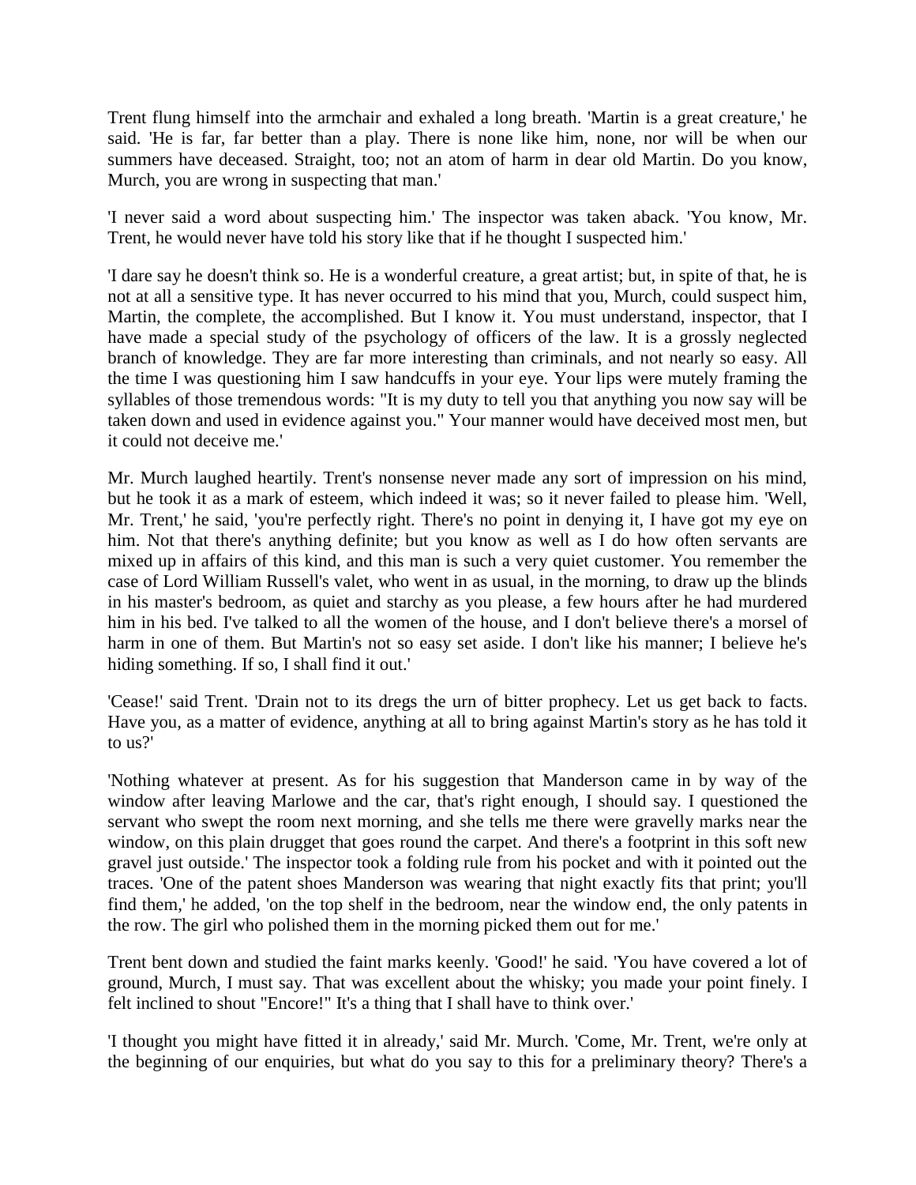Trent flung himself into the armchair and exhaled a long breath. 'Martin is a great creature,' he said. 'He is far, far better than a play. There is none like him, none, nor will be when our summers have deceased. Straight, too; not an atom of harm in dear old Martin. Do you know, Murch, you are wrong in suspecting that man.'

'I never said a word about suspecting him.' The inspector was taken aback. 'You know, Mr. Trent, he would never have told his story like that if he thought I suspected him.'

'I dare say he doesn't think so. He is a wonderful creature, a great artist; but, in spite of that, he is not at all a sensitive type. It has never occurred to his mind that you, Murch, could suspect him, Martin, the complete, the accomplished. But I know it. You must understand, inspector, that I have made a special study of the psychology of officers of the law. It is a grossly neglected branch of knowledge. They are far more interesting than criminals, and not nearly so easy. All the time I was questioning him I saw handcuffs in your eye. Your lips were mutely framing the syllables of those tremendous words: "It is my duty to tell you that anything you now say will be taken down and used in evidence against you." Your manner would have deceived most men, but it could not deceive me.'

Mr. Murch laughed heartily. Trent's nonsense never made any sort of impression on his mind, but he took it as a mark of esteem, which indeed it was; so it never failed to please him. 'Well, Mr. Trent,' he said, 'you're perfectly right. There's no point in denying it, I have got my eye on him. Not that there's anything definite; but you know as well as I do how often servants are mixed up in affairs of this kind, and this man is such a very quiet customer. You remember the case of Lord William Russell's valet, who went in as usual, in the morning, to draw up the blinds in his master's bedroom, as quiet and starchy as you please, a few hours after he had murdered him in his bed. I've talked to all the women of the house, and I don't believe there's a morsel of harm in one of them. But Martin's not so easy set aside. I don't like his manner; I believe he's hiding something. If so, I shall find it out.'

'Cease!' said Trent. 'Drain not to its dregs the urn of bitter prophecy. Let us get back to facts. Have you, as a matter of evidence, anything at all to bring against Martin's story as he has told it to us?'

'Nothing whatever at present. As for his suggestion that Manderson came in by way of the window after leaving Marlowe and the car, that's right enough, I should say. I questioned the servant who swept the room next morning, and she tells me there were gravelly marks near the window, on this plain drugget that goes round the carpet. And there's a footprint in this soft new gravel just outside.' The inspector took a folding rule from his pocket and with it pointed out the traces. 'One of the patent shoes Manderson was wearing that night exactly fits that print; you'll find them,' he added, 'on the top shelf in the bedroom, near the window end, the only patents in the row. The girl who polished them in the morning picked them out for me.'

Trent bent down and studied the faint marks keenly. 'Good!' he said. 'You have covered a lot of ground, Murch, I must say. That was excellent about the whisky; you made your point finely. I felt inclined to shout "Encore!" It's a thing that I shall have to think over.'

'I thought you might have fitted it in already,' said Mr. Murch. 'Come, Mr. Trent, we're only at the beginning of our enquiries, but what do you say to this for a preliminary theory? There's a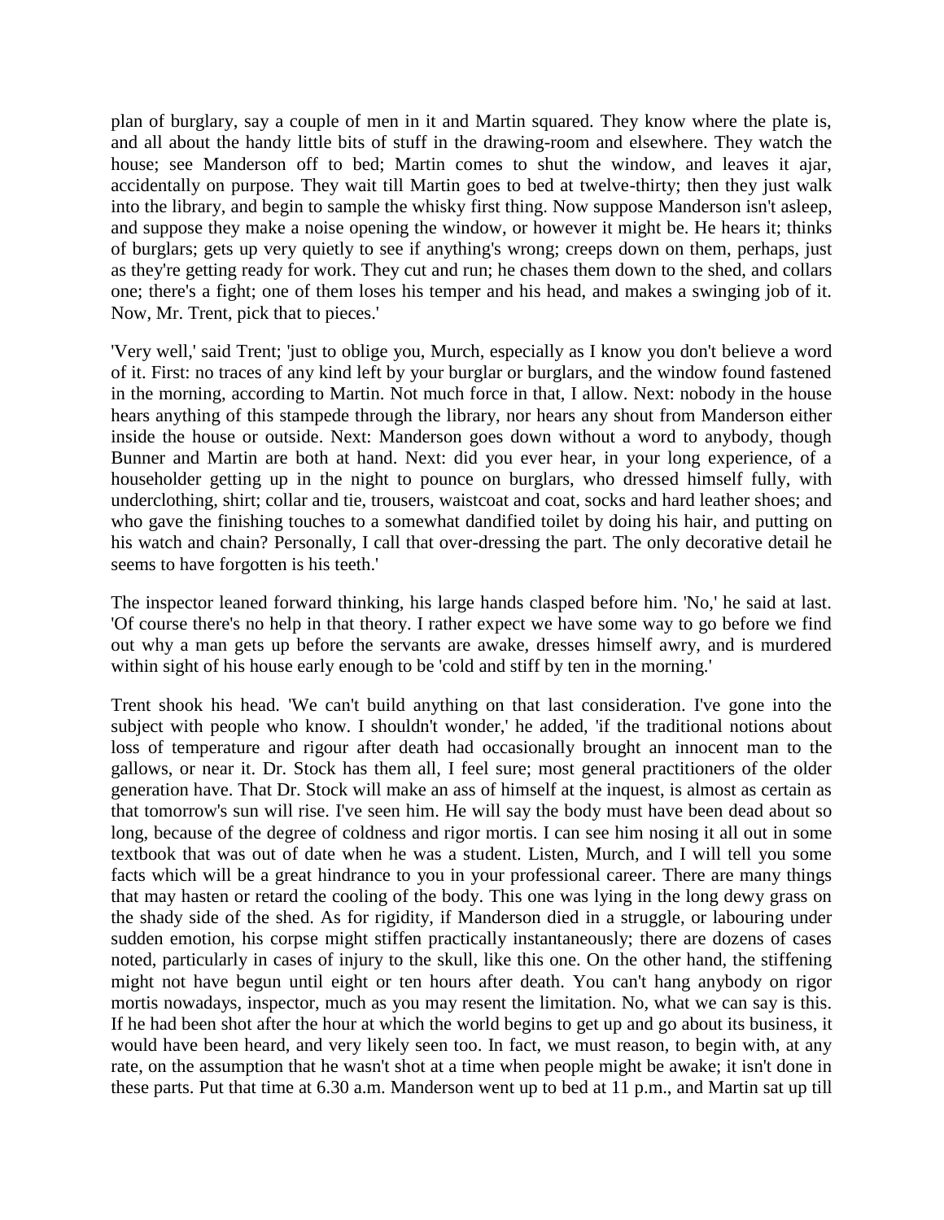plan of burglary, say a couple of men in it and Martin squared. They know where the plate is, and all about the handy little bits of stuff in the drawing-room and elsewhere. They watch the house; see Manderson off to bed; Martin comes to shut the window, and leaves it ajar, accidentally on purpose. They wait till Martin goes to bed at twelve-thirty; then they just walk into the library, and begin to sample the whisky first thing. Now suppose Manderson isn't asleep, and suppose they make a noise opening the window, or however it might be. He hears it; thinks of burglars; gets up very quietly to see if anything's wrong; creeps down on them, perhaps, just as they're getting ready for work. They cut and run; he chases them down to the shed, and collars one; there's a fight; one of them loses his temper and his head, and makes a swinging job of it. Now, Mr. Trent, pick that to pieces.'

'Very well,' said Trent; 'just to oblige you, Murch, especially as I know you don't believe a word of it. First: no traces of any kind left by your burglar or burglars, and the window found fastened in the morning, according to Martin. Not much force in that, I allow. Next: nobody in the house hears anything of this stampede through the library, nor hears any shout from Manderson either inside the house or outside. Next: Manderson goes down without a word to anybody, though Bunner and Martin are both at hand. Next: did you ever hear, in your long experience, of a householder getting up in the night to pounce on burglars, who dressed himself fully, with underclothing, shirt; collar and tie, trousers, waistcoat and coat, socks and hard leather shoes; and who gave the finishing touches to a somewhat dandified toilet by doing his hair, and putting on his watch and chain? Personally, I call that over-dressing the part. The only decorative detail he seems to have forgotten is his teeth.'

The inspector leaned forward thinking, his large hands clasped before him. 'No,' he said at last. 'Of course there's no help in that theory. I rather expect we have some way to go before we find out why a man gets up before the servants are awake, dresses himself awry, and is murdered within sight of his house early enough to be 'cold and stiff by ten in the morning.'

Trent shook his head. 'We can't build anything on that last consideration. I've gone into the subject with people who know. I shouldn't wonder,' he added, 'if the traditional notions about loss of temperature and rigour after death had occasionally brought an innocent man to the gallows, or near it. Dr. Stock has them all, I feel sure; most general practitioners of the older generation have. That Dr. Stock will make an ass of himself at the inquest, is almost as certain as that tomorrow's sun will rise. I've seen him. He will say the body must have been dead about so long, because of the degree of coldness and rigor mortis. I can see him nosing it all out in some textbook that was out of date when he was a student. Listen, Murch, and I will tell you some facts which will be a great hindrance to you in your professional career. There are many things that may hasten or retard the cooling of the body. This one was lying in the long dewy grass on the shady side of the shed. As for rigidity, if Manderson died in a struggle, or labouring under sudden emotion, his corpse might stiffen practically instantaneously; there are dozens of cases noted, particularly in cases of injury to the skull, like this one. On the other hand, the stiffening might not have begun until eight or ten hours after death. You can't hang anybody on rigor mortis nowadays, inspector, much as you may resent the limitation. No, what we can say is this. If he had been shot after the hour at which the world begins to get up and go about its business, it would have been heard, and very likely seen too. In fact, we must reason, to begin with, at any rate, on the assumption that he wasn't shot at a time when people might be awake; it isn't done in these parts. Put that time at 6.30 a.m. Manderson went up to bed at 11 p.m., and Martin sat up till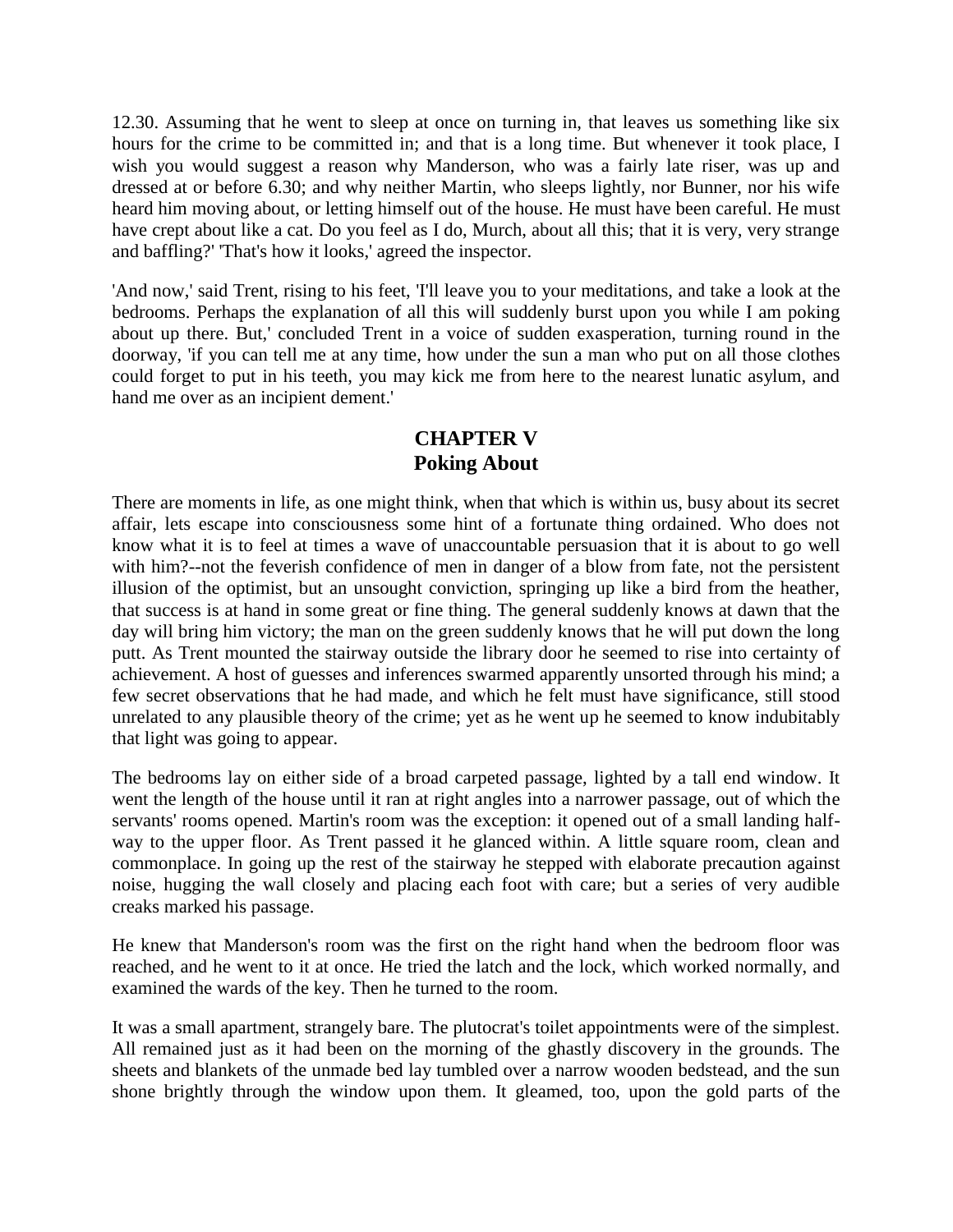12.30. Assuming that he went to sleep at once on turning in, that leaves us something like six hours for the crime to be committed in; and that is a long time. But whenever it took place, I wish you would suggest a reason why Manderson, who was a fairly late riser, was up and dressed at or before 6.30; and why neither Martin, who sleeps lightly, nor Bunner, nor his wife heard him moving about, or letting himself out of the house. He must have been careful. He must have crept about like a cat. Do you feel as I do, Murch, about all this; that it is very, very strange and baffling?' 'That's how it looks,' agreed the inspector.

'And now,' said Trent, rising to his feet, 'I'll leave you to your meditations, and take a look at the bedrooms. Perhaps the explanation of all this will suddenly burst upon you while I am poking about up there. But,' concluded Trent in a voice of sudden exasperation, turning round in the doorway, 'if you can tell me at any time, how under the sun a man who put on all those clothes could forget to put in his teeth, you may kick me from here to the nearest lunatic asylum, and hand me over as an incipient dement.'

## CHAPTER V
## Poking About

There are moments in life, as one might think, when that which is within us, busy about its secret affair, lets escape into consciousness some hint of a fortunate thing ordained. Who does not know what it is to feel at times a wave of unaccountable persuasion that it is about to go well with him?--not the feverish confidence of men in danger of a blow from fate, not the persistent illusion of the optimist, but an unsought conviction, springing up like a bird from the heather, that success is at hand in some great or fine thing. The general suddenly knows at dawn that the day will bring him victory; the man on the green suddenly knows that he will put down the long putt. As Trent mounted the stairway outside the library door he seemed to rise into certainty of achievement. A host of guesses and inferences swarmed apparently unsorted through his mind; a few secret observations that he had made, and which he felt must have significance, still stood unrelated to any plausible theory of the crime; yet as he went up he seemed to know indubitably that light was going to appear.

The bedrooms lay on either side of a broad carpeted passage, lighted by a tall end window. It went the length of the house until it ran at right angles into a narrower passage, out of which the servants' rooms opened. Martin's room was the exception: it opened out of a small landing half-way to the upper floor. As Trent passed it he glanced within. A little square room, clean and commonplace. In going up the rest of the stairway he stepped with elaborate precaution against noise, hugging the wall closely and placing each foot with care; but a series of very audible creaks marked his passage.

He knew that Manderson's room was the first on the right hand when the bedroom floor was reached, and he went to it at once. He tried the latch and the lock, which worked normally, and examined the wards of the key. Then he turned to the room.

It was a small apartment, strangely bare. The plutocrat's toilet appointments were of the simplest. All remained just as it had been on the morning of the ghastly discovery in the grounds. The sheets and blankets of the unmade bed lay tumbled over a narrow wooden bedstead, and the sun shone brightly through the window upon them. It gleamed, too, upon the gold parts of the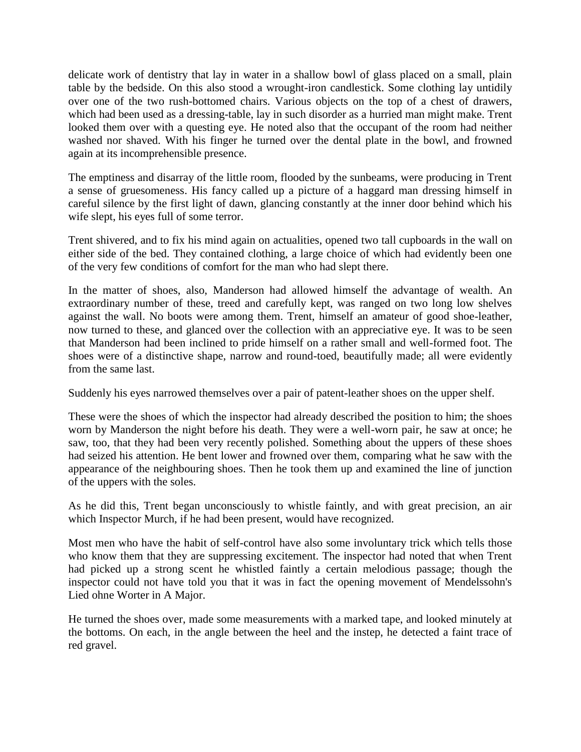delicate work of dentistry that lay in water in a shallow bowl of glass placed on a small, plain table by the bedside. On this also stood a wrought-iron candlestick. Some clothing lay untidily over one of the two rush-bottomed chairs. Various objects on the top of a chest of drawers, which had been used as a dressing-table, lay in such disorder as a hurried man might make. Trent looked them over with a questing eye. He noted also that the occupant of the room had neither washed nor shaved. With his finger he turned over the dental plate in the bowl, and frowned again at its incomprehensible presence.

The emptiness and disarray of the little room, flooded by the sunbeams, were producing in Trent a sense of gruesomeness. His fancy called up a picture of a haggard man dressing himself in careful silence by the first light of dawn, glancing constantly at the inner door behind which his wife slept, his eyes full of some terror.

Trent shivered, and to fix his mind again on actualities, opened two tall cupboards in the wall on either side of the bed. They contained clothing, a large choice of which had evidently been one of the very few conditions of comfort for the man who had slept there.

In the matter of shoes, also, Manderson had allowed himself the advantage of wealth. An extraordinary number of these, treed and carefully kept, was ranged on two long low shelves against the wall. No boots were among them. Trent, himself an amateur of good shoe-leather, now turned to these, and glanced over the collection with an appreciative eye. It was to be seen that Manderson had been inclined to pride himself on a rather small and well-formed foot. The shoes were of a distinctive shape, narrow and round-toed, beautifully made; all were evidently from the same last.

Suddenly his eyes narrowed themselves over a pair of patent-leather shoes on the upper shelf.

These were the shoes of which the inspector had already described the position to him; the shoes worn by Manderson the night before his death. They were a well-worn pair, he saw at once; he saw, too, that they had been very recently polished. Something about the uppers of these shoes had seized his attention. He bent lower and frowned over them, comparing what he saw with the appearance of the neighbouring shoes. Then he took them up and examined the line of junction of the uppers with the soles.

As he did this, Trent began unconsciously to whistle faintly, and with great precision, an air which Inspector Murch, if he had been present, would have recognized.

Most men who have the habit of self-control have also some involuntary trick which tells those who know them that they are suppressing excitement. The inspector had noted that when Trent had picked up a strong scent he whistled faintly a certain melodious passage; though the inspector could not have told you that it was in fact the opening movement of Mendelssohn's Lied ohne Worter in A Major.

He turned the shoes over, made some measurements with a marked tape, and looked minutely at the bottoms. On each, in the angle between the heel and the instep, he detected a faint trace of red gravel.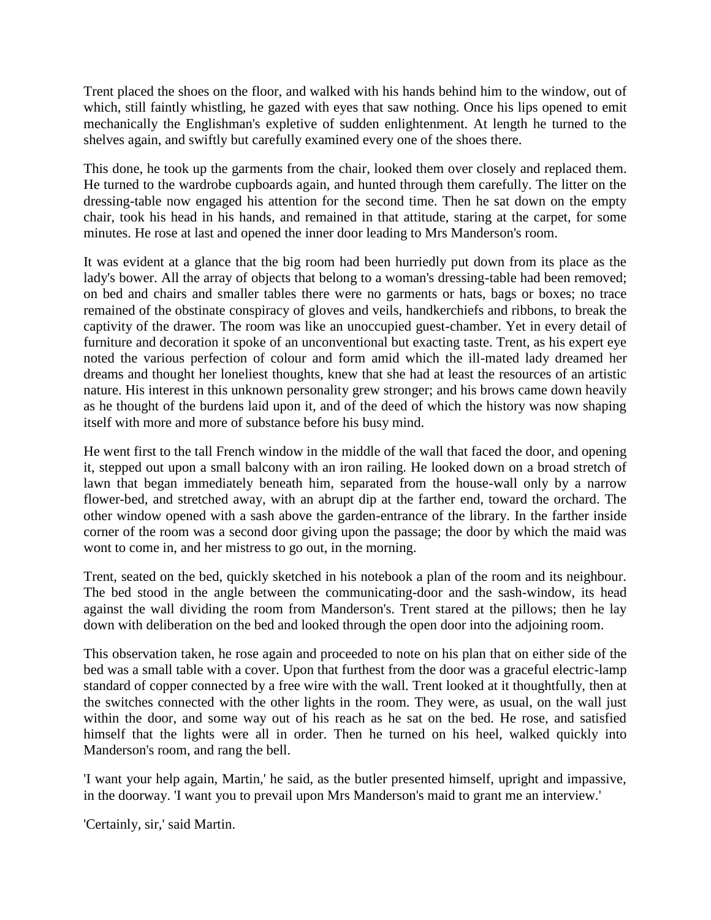Trent placed the shoes on the floor, and walked with his hands behind him to the window, out of which, still faintly whistling, he gazed with eyes that saw nothing. Once his lips opened to emit mechanically the Englishman's expletive of sudden enlightenment. At length he turned to the shelves again, and swiftly but carefully examined every one of the shoes there.

This done, he took up the garments from the chair, looked them over closely and replaced them. He turned to the wardrobe cupboards again, and hunted through them carefully. The litter on the dressing-table now engaged his attention for the second time. Then he sat down on the empty chair, took his head in his hands, and remained in that attitude, staring at the carpet, for some minutes. He rose at last and opened the inner door leading to Mrs Manderson's room.

It was evident at a glance that the big room had been hurriedly put down from its place as the lady's bower. All the array of objects that belong to a woman's dressing-table had been removed; on bed and chairs and smaller tables there were no garments or hats, bags or boxes; no trace remained of the obstinate conspiracy of gloves and veils, handkerchiefs and ribbons, to break the captivity of the drawer. The room was like an unoccupied guest-chamber. Yet in every detail of furniture and decoration it spoke of an unconventional but exacting taste. Trent, as his expert eye noted the various perfection of colour and form amid which the ill-mated lady dreamed her dreams and thought her loneliest thoughts, knew that she had at least the resources of an artistic nature. His interest in this unknown personality grew stronger; and his brows came down heavily as he thought of the burdens laid upon it, and of the deed of which the history was now shaping itself with more and more of substance before his busy mind.

He went first to the tall French window in the middle of the wall that faced the door, and opening it, stepped out upon a small balcony with an iron railing. He looked down on a broad stretch of lawn that began immediately beneath him, separated from the house-wall only by a narrow flower-bed, and stretched away, with an abrupt dip at the farther end, toward the orchard. The other window opened with a sash above the garden-entrance of the library. In the farther inside corner of the room was a second door giving upon the passage; the door by which the maid was wont to come in, and her mistress to go out, in the morning.

Trent, seated on the bed, quickly sketched in his notebook a plan of the room and its neighbour. The bed stood in the angle between the communicating-door and the sash-window, its head against the wall dividing the room from Manderson's. Trent stared at the pillows; then he lay down with deliberation on the bed and looked through the open door into the adjoining room.

This observation taken, he rose again and proceeded to note on his plan that on either side of the bed was a small table with a cover. Upon that furthest from the door was a graceful electric-lamp standard of copper connected by a free wire with the wall. Trent looked at it thoughtfully, then at the switches connected with the other lights in the room. They were, as usual, on the wall just within the door, and some way out of his reach as he sat on the bed. He rose, and satisfied himself that the lights were all in order. Then he turned on his heel, walked quickly into Manderson's room, and rang the bell.

'I want your help again, Martin,' he said, as the butler presented himself, upright and impassive, in the doorway. 'I want you to prevail upon Mrs Manderson's maid to grant me an interview.'

'Certainly, sir,' said Martin.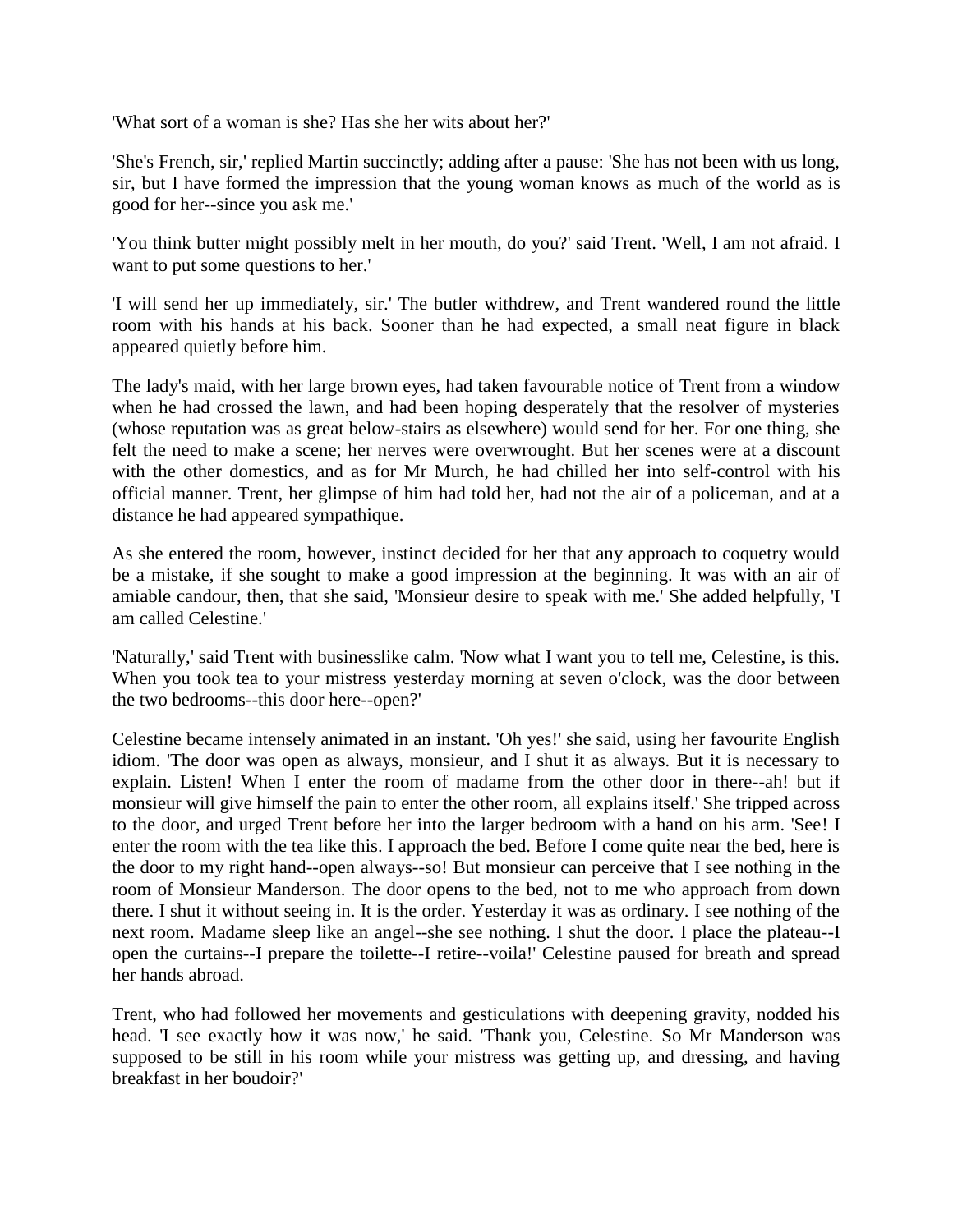'What sort of a woman is she? Has she her wits about her?'

'She's French, sir,' replied Martin succinctly; adding after a pause: 'She has not been with us long, sir, but I have formed the impression that the young woman knows as much of the world as is good for her--since you ask me.'

'You think butter might possibly melt in her mouth, do you?' said Trent. 'Well, I am not afraid. I want to put some questions to her.'

'I will send her up immediately, sir.' The butler withdrew, and Trent wandered round the little room with his hands at his back. Sooner than he had expected, a small neat figure in black appeared quietly before him.

The lady's maid, with her large brown eyes, had taken favourable notice of Trent from a window when he had crossed the lawn, and had been hoping desperately that the resolver of mysteries (whose reputation was as great below-stairs as elsewhere) would send for her. For one thing, she felt the need to make a scene; her nerves were overwrought. But her scenes were at a discount with the other domestics, and as for Mr Murch, he had chilled her into self-control with his official manner. Trent, her glimpse of him had told her, had not the air of a policeman, and at a distance he had appeared sympathique.

As she entered the room, however, instinct decided for her that any approach to coquetry would be a mistake, if she sought to make a good impression at the beginning. It was with an air of amiable candour, then, that she said, 'Monsieur desire to speak with me.' She added helpfully, 'I am called Celestine.'

'Naturally,' said Trent with businesslike calm. 'Now what I want you to tell me, Celestine, is this. When you took tea to your mistress yesterday morning at seven o'clock, was the door between the two bedrooms--this door here--open?'

Celestine became intensely animated in an instant. 'Oh yes!' she said, using her favourite English idiom. 'The door was open as always, monsieur, and I shut it as always. But it is necessary to explain. Listen! When I enter the room of madame from the other door in there--ah! but if monsieur will give himself the pain to enter the other room, all explains itself.' She tripped across to the door, and urged Trent before her into the larger bedroom with a hand on his arm. 'See! I enter the room with the tea like this. I approach the bed. Before I come quite near the bed, here is the door to my right hand--open always--so! But monsieur can perceive that I see nothing in the room of Monsieur Manderson. The door opens to the bed, not to me who approach from down there. I shut it without seeing in. It is the order. Yesterday it was as ordinary. I see nothing of the next room. Madame sleep like an angel--she see nothing. I shut the door. I place the plateau--I open the curtains--I prepare the toilette--I retire--voila!' Celestine paused for breath and spread her hands abroad.

Trent, who had followed her movements and gesticulations with deepening gravity, nodded his head. 'I see exactly how it was now,' he said. 'Thank you, Celestine. So Mr Manderson was supposed to be still in his room while your mistress was getting up, and dressing, and having breakfast in her boudoir?'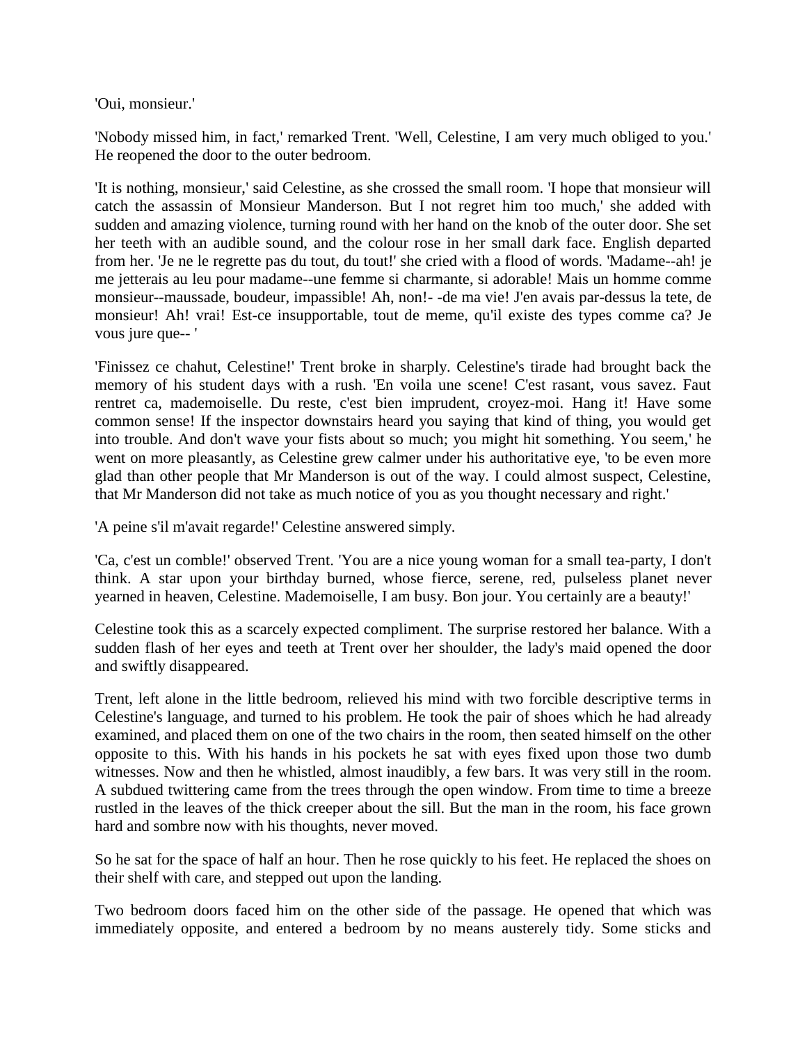'Oui, monsieur.'

'Nobody missed him, in fact,' remarked Trent. 'Well, Celestine, I am very much obliged to you.' He reopened the door to the outer bedroom.

'It is nothing, monsieur,' said Celestine, as she crossed the small room. 'I hope that monsieur will catch the assassin of Monsieur Manderson. But I not regret him too much,' she added with sudden and amazing violence, turning round with her hand on the knob of the outer door. She set her teeth with an audible sound, and the colour rose in her small dark face. English departed from her. 'Je ne le regrette pas du tout, du tout!' she cried with a flood of words. 'Madame--ah! je me jetterais au leu pour madame--une femme si charmante, si adorable! Mais un homme comme monsieur--maussade, boudeur, impassible! Ah, non!- -de ma vie! J'en avais par-dessus la tete, de monsieur! Ah! vrai! Est-ce insupportable, tout de meme, qu'il existe des types comme ca? Je vous jure que-- '

'Finissez ce chahut, Celestine!' Trent broke in sharply. Celestine's tirade had brought back the memory of his student days with a rush. 'En voila une scene! C'est rasant, vous savez. Faut rentret ca, mademoiselle. Du reste, c'est bien imprudent, croyez-moi. Hang it! Have some common sense! If the inspector downstairs heard you saying that kind of thing, you would get into trouble. And don't wave your fists about so much; you might hit something. You seem,' he went on more pleasantly, as Celestine grew calmer under his authoritative eye, 'to be even more glad than other people that Mr Manderson is out of the way. I could almost suspect, Celestine, that Mr Manderson did not take as much notice of you as you thought necessary and right.'

'A peine s'il m'avait regarde!' Celestine answered simply.

'Ca, c'est un comble!' observed Trent. 'You are a nice young woman for a small tea-party, I don't think. A star upon your birthday burned, whose fierce, serene, red, pulseless planet never yearned in heaven, Celestine. Mademoiselle, I am busy. Bon jour. You certainly are a beauty!'

Celestine took this as a scarcely expected compliment. The surprise restored her balance. With a sudden flash of her eyes and teeth at Trent over her shoulder, the lady's maid opened the door and swiftly disappeared.

Trent, left alone in the little bedroom, relieved his mind with two forcible descriptive terms in Celestine's language, and turned to his problem. He took the pair of shoes which he had already examined, and placed them on one of the two chairs in the room, then seated himself on the other opposite to this. With his hands in his pockets he sat with eyes fixed upon those two dumb witnesses. Now and then he whistled, almost inaudibly, a few bars. It was very still in the room. A subdued twittering came from the trees through the open window. From time to time a breeze rustled in the leaves of the thick creeper about the sill. But the man in the room, his face grown hard and sombre now with his thoughts, never moved.

So he sat for the space of half an hour. Then he rose quickly to his feet. He replaced the shoes on their shelf with care, and stepped out upon the landing.

Two bedroom doors faced him on the other side of the passage. He opened that which was immediately opposite, and entered a bedroom by no means austerely tidy. Some sticks and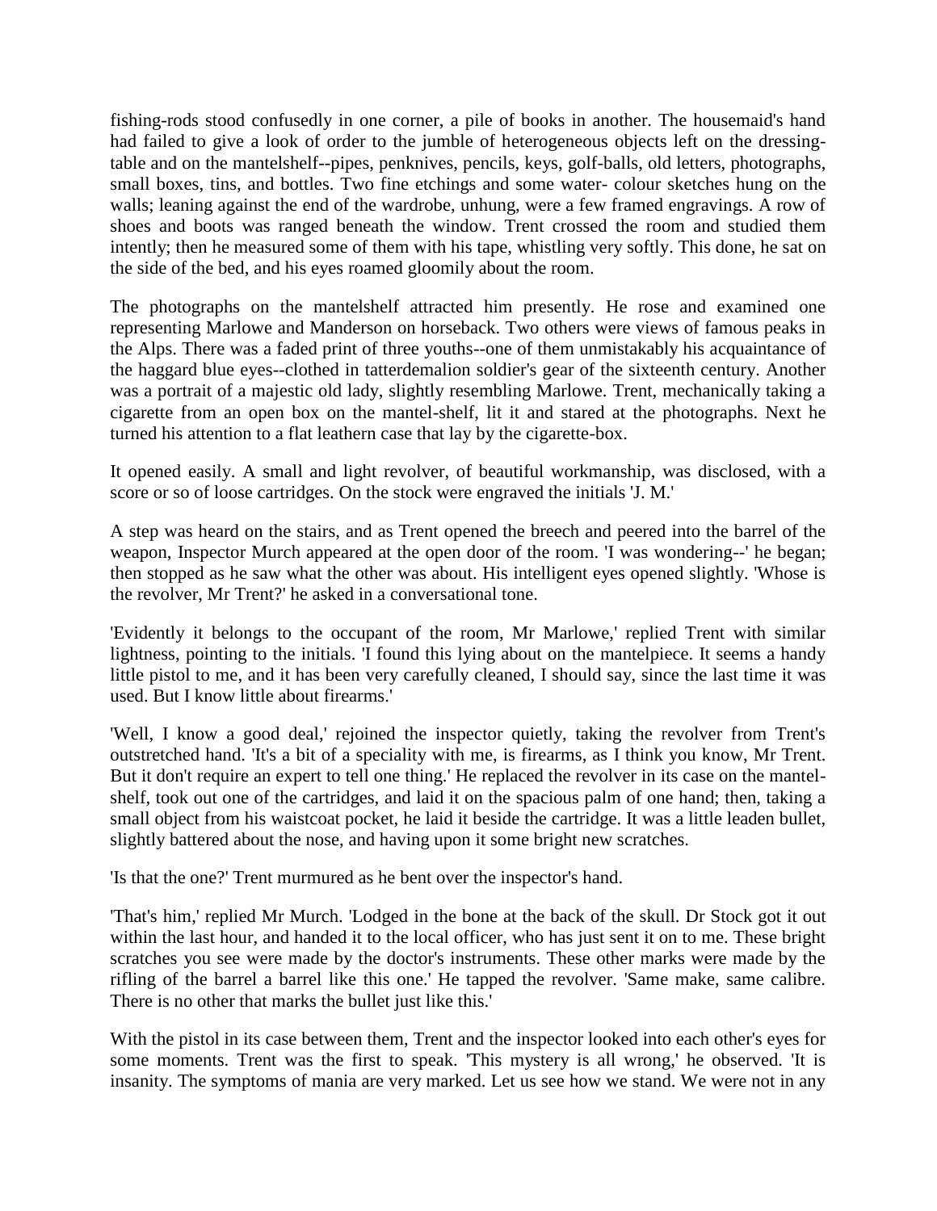fishing-rods stood confusedly in one corner, a pile of books in another. The housemaid's hand had failed to give a look of order to the jumble of heterogeneous objects left on the dressing-table and on the mantelshelf--pipes, penknives, pencils, keys, golf-balls, old letters, photographs, small boxes, tins, and bottles. Two fine etchings and some water- colour sketches hung on the walls; leaning against the end of the wardrobe, unhung, were a few framed engravings. A row of shoes and boots was ranged beneath the window. Trent crossed the room and studied them intently; then he measured some of them with his tape, whistling very softly. This done, he sat on the side of the bed, and his eyes roamed gloomily about the room.

The photographs on the mantelshelf attracted him presently. He rose and examined one representing Marlowe and Manderson on horseback. Two others were views of famous peaks in the Alps. There was a faded print of three youths--one of them unmistakably his acquaintance of the haggard blue eyes--clothed in tatterdemalion soldier's gear of the sixteenth century. Another was a portrait of a majestic old lady, slightly resembling Marlowe. Trent, mechanically taking a cigarette from an open box on the mantel-shelf, lit it and stared at the photographs. Next he turned his attention to a flat leathern case that lay by the cigarette-box.

It opened easily. A small and light revolver, of beautiful workmanship, was disclosed, with a score or so of loose cartridges. On the stock were engraved the initials 'J. M.'

A step was heard on the stairs, and as Trent opened the breech and peered into the barrel of the weapon, Inspector Murch appeared at the open door of the room. 'I was wondering--' he began; then stopped as he saw what the other was about. His intelligent eyes opened slightly. 'Whose is the revolver, Mr Trent?' he asked in a conversational tone.

'Evidently it belongs to the occupant of the room, Mr Marlowe,' replied Trent with similar lightness, pointing to the initials. 'I found this lying about on the mantelpiece. It seems a handy little pistol to me, and it has been very carefully cleaned, I should say, since the last time it was used. But I know little about firearms.'

'Well, I know a good deal,' rejoined the inspector quietly, taking the revolver from Trent's outstretched hand. 'It's a bit of a speciality with me, is firearms, as I think you know, Mr Trent. But it don't require an expert to tell one thing.' He replaced the revolver in its case on the mantel-shelf, took out one of the cartridges, and laid it on the spacious palm of one hand; then, taking a small object from his waistcoat pocket, he laid it beside the cartridge. It was a little leaden bullet, slightly battered about the nose, and having upon it some bright new scratches.

'Is that the one?' Trent murmured as he bent over the inspector's hand.

'That's him,' replied Mr Murch. 'Lodged in the bone at the back of the skull. Dr Stock got it out within the last hour, and handed it to the local officer, who has just sent it on to me. These bright scratches you see were made by the doctor's instruments. These other marks were made by the rifling of the barrel a barrel like this one.' He tapped the revolver. 'Same make, same calibre. There is no other that marks the bullet just like this.'

With the pistol in its case between them, Trent and the inspector looked into each other's eyes for some moments. Trent was the first to speak. 'This mystery is all wrong,' he observed. 'It is insanity. The symptoms of mania are very marked. Let us see how we stand. We were not in any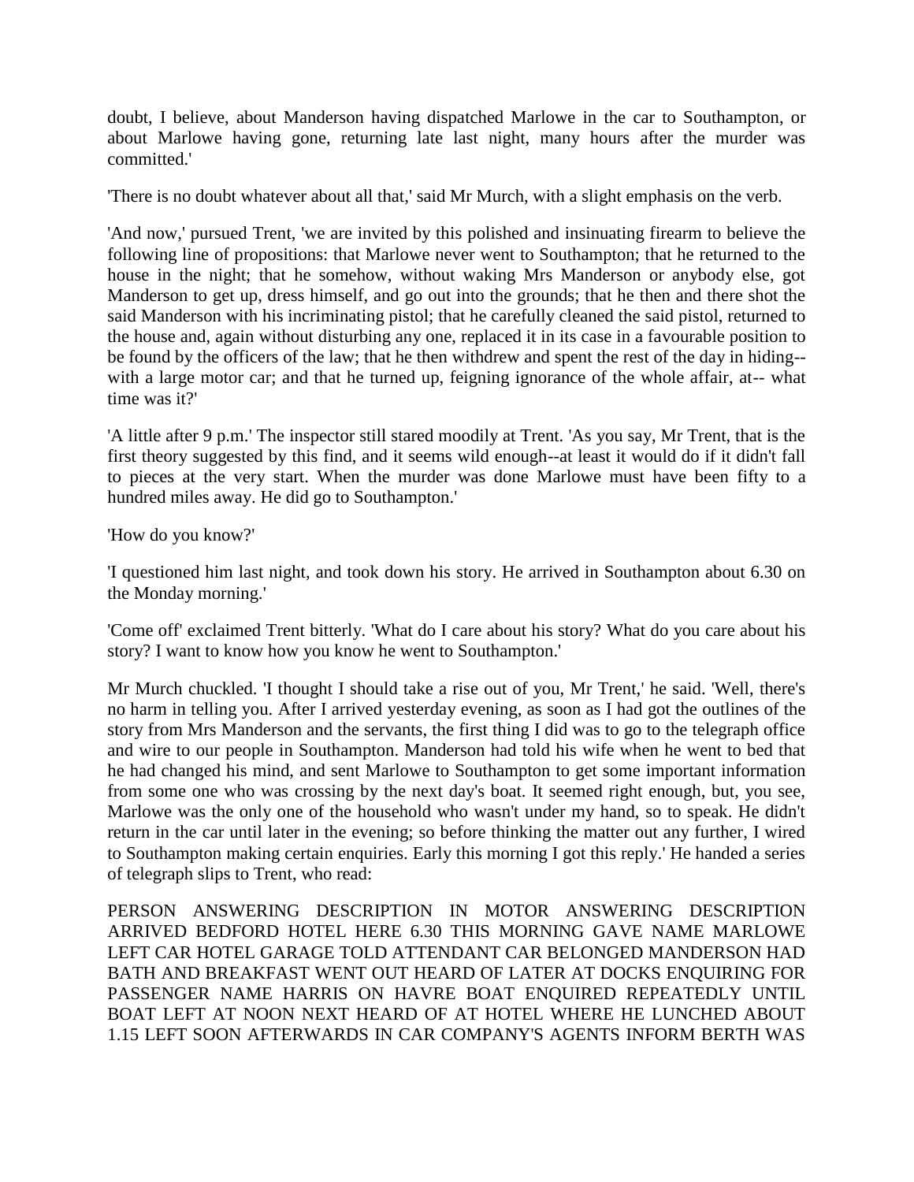doubt, I believe, about Manderson having dispatched Marlowe in the car to Southampton, or about Marlowe having gone, returning late last night, many hours after the murder was committed.'

'There is no doubt whatever about all that,' said Mr Murch, with a slight emphasis on the verb.

'And now,' pursued Trent, 'we are invited by this polished and insinuating firearm to believe the following line of propositions: that Marlowe never went to Southampton; that he returned to the house in the night; that he somehow, without waking Mrs Manderson or anybody else, got Manderson to get up, dress himself, and go out into the grounds; that he then and there shot the said Manderson with his incriminating pistol; that he carefully cleaned the said pistol, returned to the house and, again without disturbing any one, replaced it in its case in a favourable position to be found by the officers of the law; that he then withdrew and spent the rest of the day in hiding--with a large motor car; and that he turned up, feigning ignorance of the whole affair, at-- what time was it?'

'A little after 9 p.m.' The inspector still stared moodily at Trent. 'As you say, Mr Trent, that is the first theory suggested by this find, and it seems wild enough--at least it would do if it didn't fall to pieces at the very start. When the murder was done Marlowe must have been fifty to a hundred miles away. He did go to Southampton.'

'How do you know?'

'I questioned him last night, and took down his story. He arrived in Southampton about 6.30 on the Monday morning.'

'Come off' exclaimed Trent bitterly. 'What do I care about his story? What do you care about his story? I want to know how you know he went to Southampton.'

Mr Murch chuckled. 'I thought I should take a rise out of you, Mr Trent,' he said. 'Well, there's no harm in telling you. After I arrived yesterday evening, as soon as I had got the outlines of the story from Mrs Manderson and the servants, the first thing I did was to go to the telegraph office and wire to our people in Southampton. Manderson had told his wife when he went to bed that he had changed his mind, and sent Marlowe to Southampton to get some important information from some one who was crossing by the next day's boat. It seemed right enough, but, you see, Marlowe was the only one of the household who wasn't under my hand, so to speak. He didn't return in the car until later in the evening; so before thinking the matter out any further, I wired to Southampton making certain enquiries. Early this morning I got this reply.' He handed a series of telegraph slips to Trent, who read:

PERSON ANSWERING DESCRIPTION IN MOTOR ANSWERING DESCRIPTION ARRIVED BEDFORD HOTEL HERE 6.30 THIS MORNING GAVE NAME MARLOWE LEFT CAR HOTEL GARAGE TOLD ATTENDANT CAR BELONGED MANDERSON HAD BATH AND BREAKFAST WENT OUT HEARD OF LATER AT DOCKS ENQUIRING FOR PASSENGER NAME HARRIS ON HAVRE BOAT ENQUIRED REPEATEDLY UNTIL BOAT LEFT AT NOON NEXT HEARD OF AT HOTEL WHERE HE LUNCHED ABOUT 1.15 LEFT SOON AFTERWARDS IN CAR COMPANY'S AGENTS INFORM BERTH WAS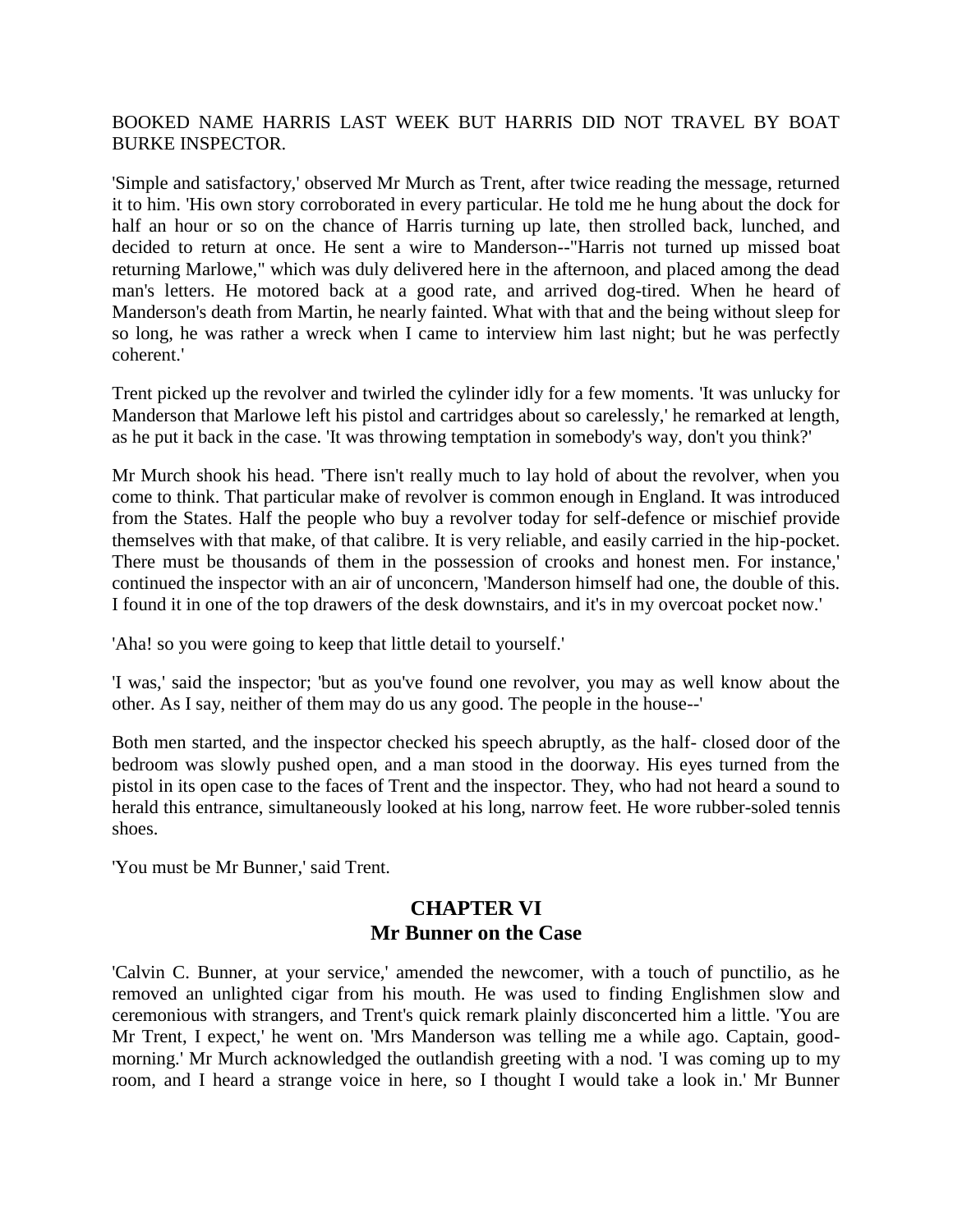BOOKED NAME HARRIS LAST WEEK BUT HARRIS DID NOT TRAVEL BY BOAT BURKE INSPECTOR.

'Simple and satisfactory,' observed Mr Murch as Trent, after twice reading the message, returned it to him. 'His own story corroborated in every particular. He told me he hung about the dock for half an hour or so on the chance of Harris turning up late, then strolled back, lunched, and decided to return at once. He sent a wire to Manderson--"Harris not turned up missed boat returning Marlowe," which was duly delivered here in the afternoon, and placed among the dead man's letters. He motored back at a good rate, and arrived dog-tired. When he heard of Manderson's death from Martin, he nearly fainted. What with that and the being without sleep for so long, he was rather a wreck when I came to interview him last night; but he was perfectly coherent.'

Trent picked up the revolver and twirled the cylinder idly for a few moments. 'It was unlucky for Manderson that Marlowe left his pistol and cartridges about so carelessly,' he remarked at length, as he put it back in the case. 'It was throwing temptation in somebody's way, don't you think?'

Mr Murch shook his head. 'There isn't really much to lay hold of about the revolver, when you come to think. That particular make of revolver is common enough in England. It was introduced from the States. Half the people who buy a revolver today for self-defence or mischief provide themselves with that make, of that calibre. It is very reliable, and easily carried in the hip-pocket. There must be thousands of them in the possession of crooks and honest men. For instance,' continued the inspector with an air of unconcern, 'Manderson himself had one, the double of this. I found it in one of the top drawers of the desk downstairs, and it's in my overcoat pocket now.'

'Aha! so you were going to keep that little detail to yourself.'

'I was,' said the inspector; 'but as you've found one revolver, you may as well know about the other. As I say, neither of them may do us any good. The people in the house--'

Both men started, and the inspector checked his speech abruptly, as the half- closed door of the bedroom was slowly pushed open, and a man stood in the doorway. His eyes turned from the pistol in its open case to the faces of Trent and the inspector. They, who had not heard a sound to herald this entrance, simultaneously looked at his long, narrow feet. He wore rubber-soled tennis shoes.

'You must be Mr Bunner,' said Trent.

## CHAPTER VI
## Mr Bunner on the Case

'Calvin C. Bunner, at your service,' amended the newcomer, with a touch of punctilio, as he removed an unlighted cigar from his mouth. He was used to finding Englishmen slow and ceremonious with strangers, and Trent's quick remark plainly disconcerted him a little. 'You are Mr Trent, I expect,' he went on. 'Mrs Manderson was telling me a while ago. Captain, good-morning.' Mr Murch acknowledged the outlandish greeting with a nod. 'I was coming up to my room, and I heard a strange voice in here, so I thought I would take a look in.' Mr Bunner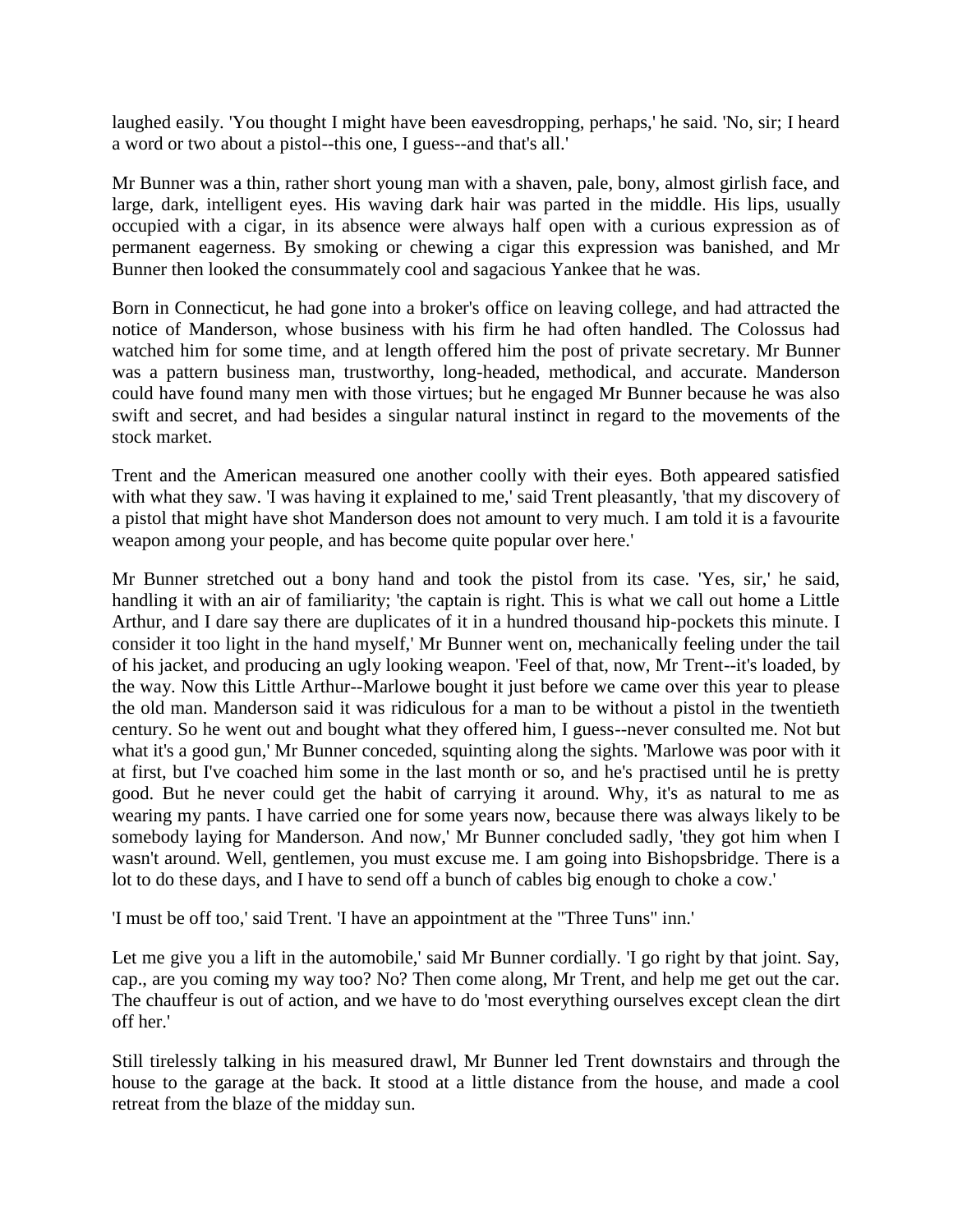laughed easily. 'You thought I might have been eavesdropping, perhaps,' he said. 'No, sir; I heard a word or two about a pistol--this one, I guess--and that's all.'

Mr Bunner was a thin, rather short young man with a shaven, pale, bony, almost girlish face, and large, dark, intelligent eyes. His waving dark hair was parted in the middle. His lips, usually occupied with a cigar, in its absence were always half open with a curious expression as of permanent eagerness. By smoking or chewing a cigar this expression was banished, and Mr Bunner then looked the consummately cool and sagacious Yankee that he was.

Born in Connecticut, he had gone into a broker's office on leaving college, and had attracted the notice of Manderson, whose business with his firm he had often handled. The Colossus had watched him for some time, and at length offered him the post of private secretary. Mr Bunner was a pattern business man, trustworthy, long-headed, methodical, and accurate. Manderson could have found many men with those virtues; but he engaged Mr Bunner because he was also swift and secret, and had besides a singular natural instinct in regard to the movements of the stock market.

Trent and the American measured one another coolly with their eyes. Both appeared satisfied with what they saw. 'I was having it explained to me,' said Trent pleasantly, 'that my discovery of a pistol that might have shot Manderson does not amount to very much. I am told it is a favourite weapon among your people, and has become quite popular over here.'

Mr Bunner stretched out a bony hand and took the pistol from its case. 'Yes, sir,' he said, handling it with an air of familiarity; 'the captain is right. This is what we call out home a Little Arthur, and I dare say there are duplicates of it in a hundred thousand hip-pockets this minute. I consider it too light in the hand myself,' Mr Bunner went on, mechanically feeling under the tail of his jacket, and producing an ugly looking weapon. 'Feel of that, now, Mr Trent--it's loaded, by the way. Now this Little Arthur--Marlowe bought it just before we came over this year to please the old man. Manderson said it was ridiculous for a man to be without a pistol in the twentieth century. So he went out and bought what they offered him, I guess--never consulted me. Not but what it's a good gun,' Mr Bunner conceded, squinting along the sights. 'Marlowe was poor with it at first, but I've coached him some in the last month or so, and he's practised until he is pretty good. But he never could get the habit of carrying it around. Why, it's as natural to me as wearing my pants. I have carried one for some years now, because there was always likely to be somebody laying for Manderson. And now,' Mr Bunner concluded sadly, 'they got him when I wasn't around. Well, gentlemen, you must excuse me. I am going into Bishopsbridge. There is a lot to do these days, and I have to send off a bunch of cables big enough to choke a cow.'

'I must be off too,' said Trent. 'I have an appointment at the "Three Tuns" inn.'

Let me give you a lift in the automobile,' said Mr Bunner cordially. 'I go right by that joint. Say, cap., are you coming my way too? No? Then come along, Mr Trent, and help me get out the car. The chauffeur is out of action, and we have to do 'most everything ourselves except clean the dirt off her.'

Still tirelessly talking in his measured drawl, Mr Bunner led Trent downstairs and through the house to the garage at the back. It stood at a little distance from the house, and made a cool retreat from the blaze of the midday sun.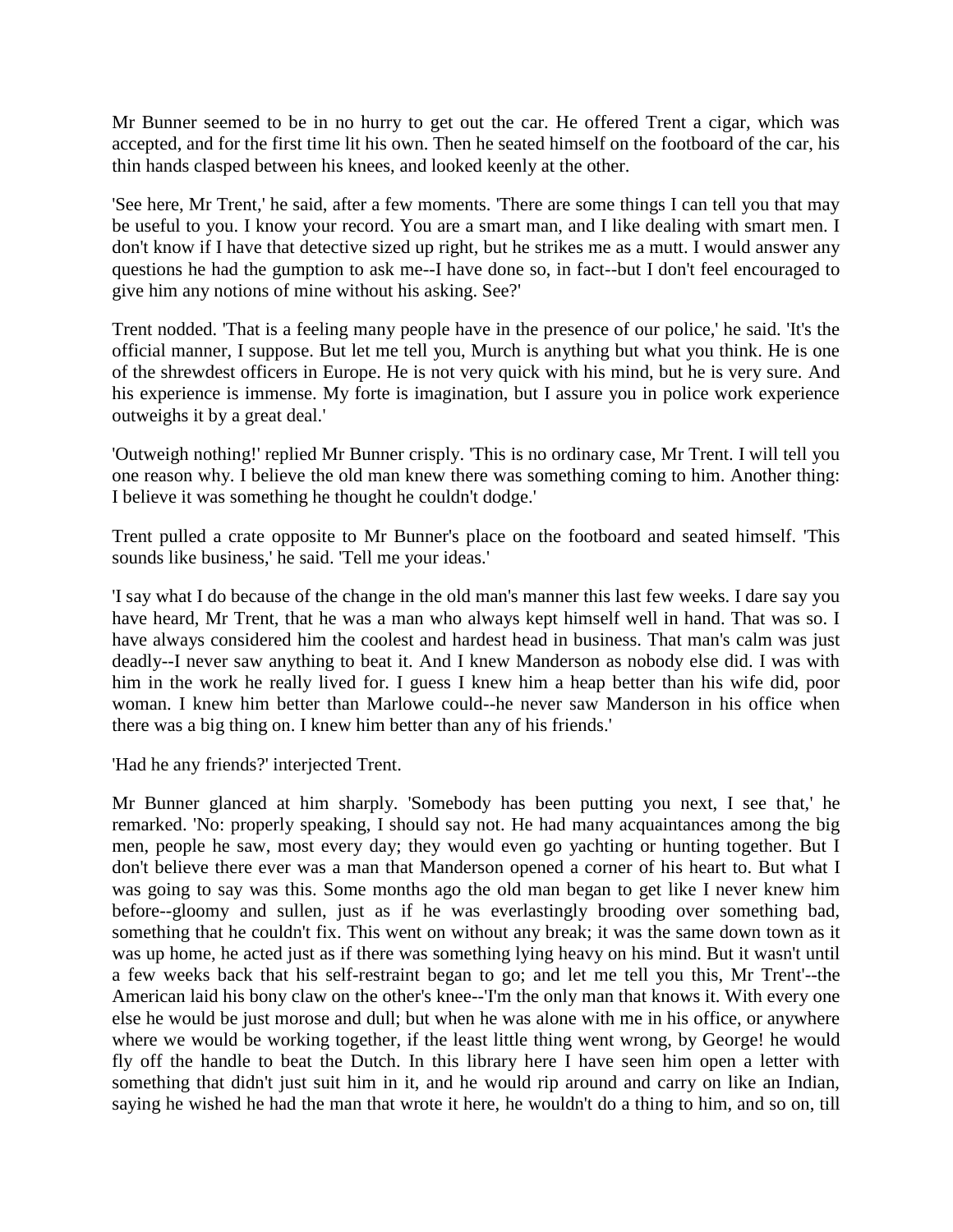Mr Bunner seemed to be in no hurry to get out the car. He offered Trent a cigar, which was accepted, and for the first time lit his own. Then he seated himself on the footboard of the car, his thin hands clasped between his knees, and looked keenly at the other.

'See here, Mr Trent,' he said, after a few moments. 'There are some things I can tell you that may be useful to you. I know your record. You are a smart man, and I like dealing with smart men. I don't know if I have that detective sized up right, but he strikes me as a mutt. I would answer any questions he had the gumption to ask me--I have done so, in fact--but I don't feel encouraged to give him any notions of mine without his asking. See?'

Trent nodded. 'That is a feeling many people have in the presence of our police,' he said. 'It's the official manner, I suppose. But let me tell you, Murch is anything but what you think. He is one of the shrewdest officers in Europe. He is not very quick with his mind, but he is very sure. And his experience is immense. My forte is imagination, but I assure you in police work experience outweighs it by a great deal.'

'Outweigh nothing!' replied Mr Bunner crisply. 'This is no ordinary case, Mr Trent. I will tell you one reason why. I believe the old man knew there was something coming to him. Another thing: I believe it was something he thought he couldn't dodge.'

Trent pulled a crate opposite to Mr Bunner's place on the footboard and seated himself. 'This sounds like business,' he said. 'Tell me your ideas.'

'I say what I do because of the change in the old man's manner this last few weeks. I dare say you have heard, Mr Trent, that he was a man who always kept himself well in hand. That was so. I have always considered him the coolest and hardest head in business. That man's calm was just deadly--I never saw anything to beat it. And I knew Manderson as nobody else did. I was with him in the work he really lived for. I guess I knew him a heap better than his wife did, poor woman. I knew him better than Marlowe could--he never saw Manderson in his office when there was a big thing on. I knew him better than any of his friends.'

'Had he any friends?' interjected Trent.

Mr Bunner glanced at him sharply. 'Somebody has been putting you next, I see that,' he remarked. 'No: properly speaking, I should say not. He had many acquaintances among the big men, people he saw, most every day; they would even go yachting or hunting together. But I don't believe there ever was a man that Manderson opened a corner of his heart to. But what I was going to say was this. Some months ago the old man began to get like I never knew him before--gloomy and sullen, just as if he was everlastingly brooding over something bad, something that he couldn't fix. This went on without any break; it was the same down town as it was up home, he acted just as if there was something lying heavy on his mind. But it wasn't until a few weeks back that his self-restraint began to go; and let me tell you this, Mr Trent'--the American laid his bony claw on the other's knee--'I'm the only man that knows it. With every one else he would be just morose and dull; but when he was alone with me in his office, or anywhere where we would be working together, if the least little thing went wrong, by George! he would fly off the handle to beat the Dutch. In this library here I have seen him open a letter with something that didn't just suit him in it, and he would rip around and carry on like an Indian, saying he wished he had the man that wrote it here, he wouldn't do a thing to him, and so on, till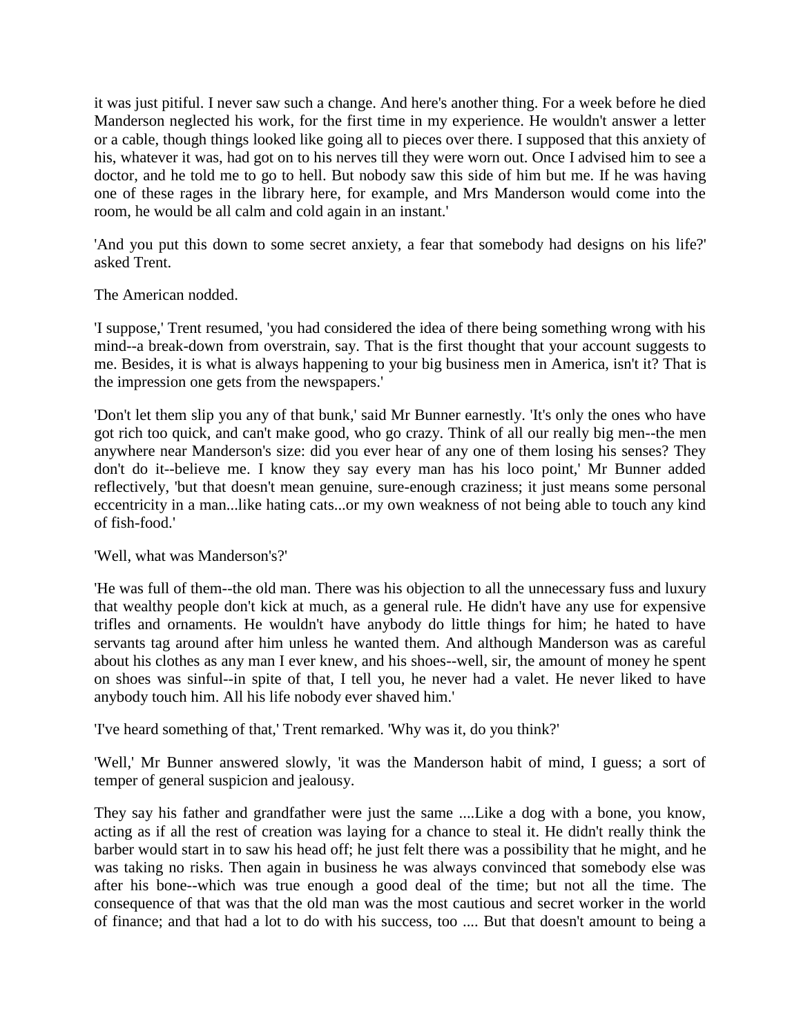it was just pitiful. I never saw such a change. And here's another thing. For a week before he died Manderson neglected his work, for the first time in my experience. He wouldn't answer a letter or a cable, though things looked like going all to pieces over there. I supposed that this anxiety of his, whatever it was, had got on to his nerves till they were worn out. Once I advised him to see a doctor, and he told me to go to hell. But nobody saw this side of him but me. If he was having one of these rages in the library here, for example, and Mrs Manderson would come into the room, he would be all calm and cold again in an instant.'

'And you put this down to some secret anxiety, a fear that somebody had designs on his life?' asked Trent.

The American nodded.

'I suppose,' Trent resumed, 'you had considered the idea of there being something wrong with his mind--a break-down from overstrain, say. That is the first thought that your account suggests to me. Besides, it is what is always happening to your big business men in America, isn't it? That is the impression one gets from the newspapers.'

'Don't let them slip you any of that bunk,' said Mr Bunner earnestly. 'It's only the ones who have got rich too quick, and can't make good, who go crazy. Think of all our really big men--the men anywhere near Manderson's size: did you ever hear of any one of them losing his senses? They don't do it--believe me. I know they say every man has his loco point,' Mr Bunner added reflectively, 'but that doesn't mean genuine, sure-enough craziness; it just means some personal eccentricity in a man...like hating cats...or my own weakness of not being able to touch any kind of fish-food.'

'Well, what was Manderson's?'

'He was full of them--the old man. There was his objection to all the unnecessary fuss and luxury that wealthy people don't kick at much, as a general rule. He didn't have any use for expensive trifles and ornaments. He wouldn't have anybody do little things for him; he hated to have servants tag around after him unless he wanted them. And although Manderson was as careful about his clothes as any man I ever knew, and his shoes--well, sir, the amount of money he spent on shoes was sinful--in spite of that, I tell you, he never had a valet. He never liked to have anybody touch him. All his life nobody ever shaved him.'

'I've heard something of that,' Trent remarked. 'Why was it, do you think?'

'Well,' Mr Bunner answered slowly, 'it was the Manderson habit of mind, I guess; a sort of temper of general suspicion and jealousy.

They say his father and grandfather were just the same ....Like a dog with a bone, you know, acting as if all the rest of creation was laying for a chance to steal it. He didn't really think the barber would start in to saw his head off; he just felt there was a possibility that he might, and he was taking no risks. Then again in business he was always convinced that somebody else was after his bone--which was true enough a good deal of the time; but not all the time. The consequence of that was that the old man was the most cautious and secret worker in the world of finance; and that had a lot to do with his success, too .... But that doesn't amount to being a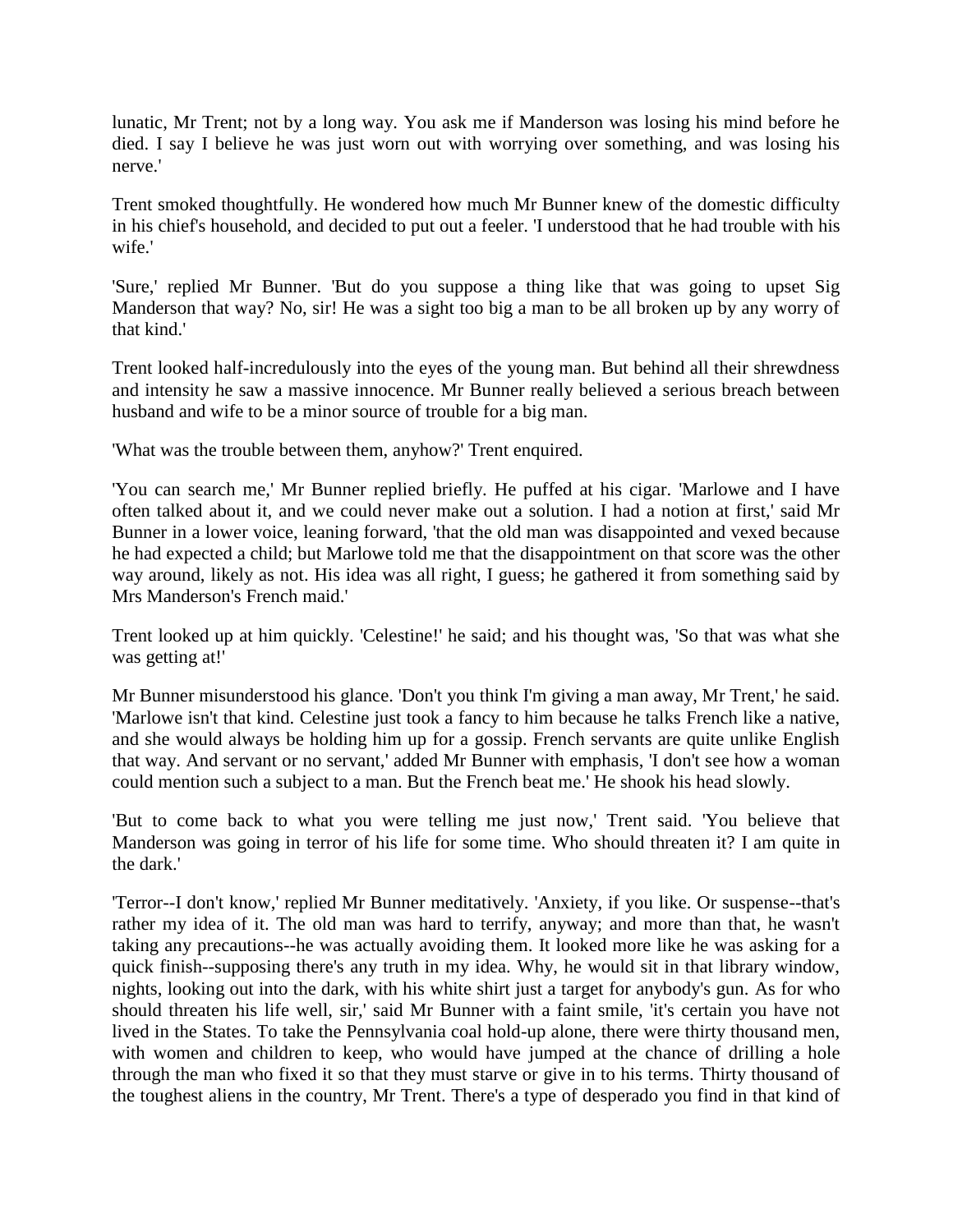lunatic, Mr Trent; not by a long way. You ask me if Manderson was losing his mind before he died. I say I believe he was just worn out with worrying over something, and was losing his nerve.'

Trent smoked thoughtfully. He wondered how much Mr Bunner knew of the domestic difficulty in his chief's household, and decided to put out a feeler. 'I understood that he had trouble with his wife.'

'Sure,' replied Mr Bunner. 'But do you suppose a thing like that was going to upset Sig Manderson that way? No, sir! He was a sight too big a man to be all broken up by any worry of that kind.'

Trent looked half-incredulously into the eyes of the young man. But behind all their shrewdness and intensity he saw a massive innocence. Mr Bunner really believed a serious breach between husband and wife to be a minor source of trouble for a big man.

'What was the trouble between them, anyhow?' Trent enquired.

'You can search me,' Mr Bunner replied briefly. He puffed at his cigar. 'Marlowe and I have often talked about it, and we could never make out a solution. I had a notion at first,' said Mr Bunner in a lower voice, leaning forward, 'that the old man was disappointed and vexed because he had expected a child; but Marlowe told me that the disappointment on that score was the other way around, likely as not. His idea was all right, I guess; he gathered it from something said by Mrs Manderson's French maid.'

Trent looked up at him quickly. 'Celestine!' he said; and his thought was, 'So that was what she was getting at!'

Mr Bunner misunderstood his glance. 'Don't you think I'm giving a man away, Mr Trent,' he said. 'Marlowe isn't that kind. Celestine just took a fancy to him because he talks French like a native, and she would always be holding him up for a gossip. French servants are quite unlike English that way. And servant or no servant,' added Mr Bunner with emphasis, 'I don't see how a woman could mention such a subject to a man. But the French beat me.' He shook his head slowly.

'But to come back to what you were telling me just now,' Trent said. 'You believe that Manderson was going in terror of his life for some time. Who should threaten it? I am quite in the dark.'

'Terror--I don't know,' replied Mr Bunner meditatively. 'Anxiety, if you like. Or suspense--that's rather my idea of it. The old man was hard to terrify, anyway; and more than that, he wasn't taking any precautions--he was actually avoiding them. It looked more like he was asking for a quick finish--supposing there's any truth in my idea. Why, he would sit in that library window, nights, looking out into the dark, with his white shirt just a target for anybody's gun. As for who should threaten his life well, sir,' said Mr Bunner with a faint smile, 'it's certain you have not lived in the States. To take the Pennsylvania coal hold-up alone, there were thirty thousand men, with women and children to keep, who would have jumped at the chance of drilling a hole through the man who fixed it so that they must starve or give in to his terms. Thirty thousand of the toughest aliens in the country, Mr Trent. There's a type of desperado you find in that kind of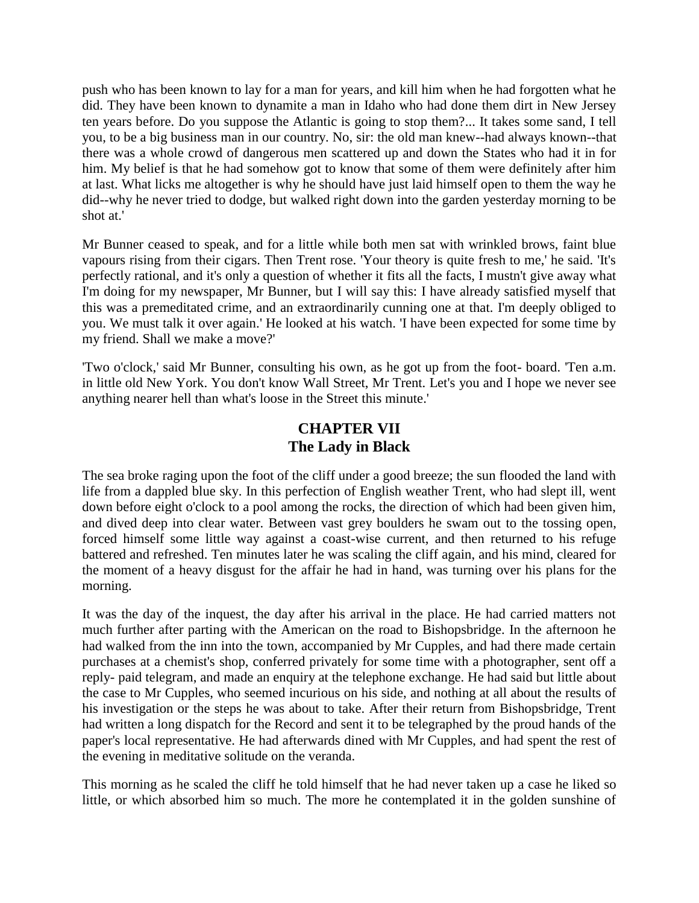push who has been known to lay for a man for years, and kill him when he had forgotten what he did. They have been known to dynamite a man in Idaho who had done them dirt in New Jersey ten years before. Do you suppose the Atlantic is going to stop them?... It takes some sand, I tell you, to be a big business man in our country. No, sir: the old man knew--had always known--that there was a whole crowd of dangerous men scattered up and down the States who had it in for him. My belief is that he had somehow got to know that some of them were definitely after him at last. What licks me altogether is why he should have just laid himself open to them the way he did--why he never tried to dodge, but walked right down into the garden yesterday morning to be shot at.'

Mr Bunner ceased to speak, and for a little while both men sat with wrinkled brows, faint blue vapours rising from their cigars. Then Trent rose. 'Your theory is quite fresh to me,' he said. 'It's perfectly rational, and it's only a question of whether it fits all the facts, I mustn't give away what I'm doing for my newspaper, Mr Bunner, but I will say this: I have already satisfied myself that this was a premeditated crime, and an extraordinarily cunning one at that. I'm deeply obliged to you. We must talk it over again.' He looked at his watch. 'I have been expected for some time by my friend. Shall we make a move?'

'Two o'clock,' said Mr Bunner, consulting his own, as he got up from the foot- board. 'Ten a.m. in little old New York. You don't know Wall Street, Mr Trent. Let's you and I hope we never see anything nearer hell than what's loose in the Street this minute.'

## CHAPTER VII
## The Lady in Black

The sea broke raging upon the foot of the cliff under a good breeze; the sun flooded the land with life from a dappled blue sky. In this perfection of English weather Trent, who had slept ill, went down before eight o'clock to a pool among the rocks, the direction of which had been given him, and dived deep into clear water. Between vast grey boulders he swam out to the tossing open, forced himself some little way against a coast-wise current, and then returned to his refuge battered and refreshed. Ten minutes later he was scaling the cliff again, and his mind, cleared for the moment of a heavy disgust for the affair he had in hand, was turning over his plans for the morning.

It was the day of the inquest, the day after his arrival in the place. He had carried matters not much further after parting with the American on the road to Bishopsbridge. In the afternoon he had walked from the inn into the town, accompanied by Mr Cupples, and had there made certain purchases at a chemist's shop, conferred privately for some time with a photographer, sent off a reply- paid telegram, and made an enquiry at the telephone exchange. He had said but little about the case to Mr Cupples, who seemed incurious on his side, and nothing at all about the results of his investigation or the steps he was about to take. After their return from Bishopsbridge, Trent had written a long dispatch for the Record and sent it to be telegraphed by the proud hands of the paper's local representative. He had afterwards dined with Mr Cupples, and had spent the rest of the evening in meditative solitude on the veranda.

This morning as he scaled the cliff he told himself that he had never taken up a case he liked so little, or which absorbed him so much. The more he contemplated it in the golden sunshine of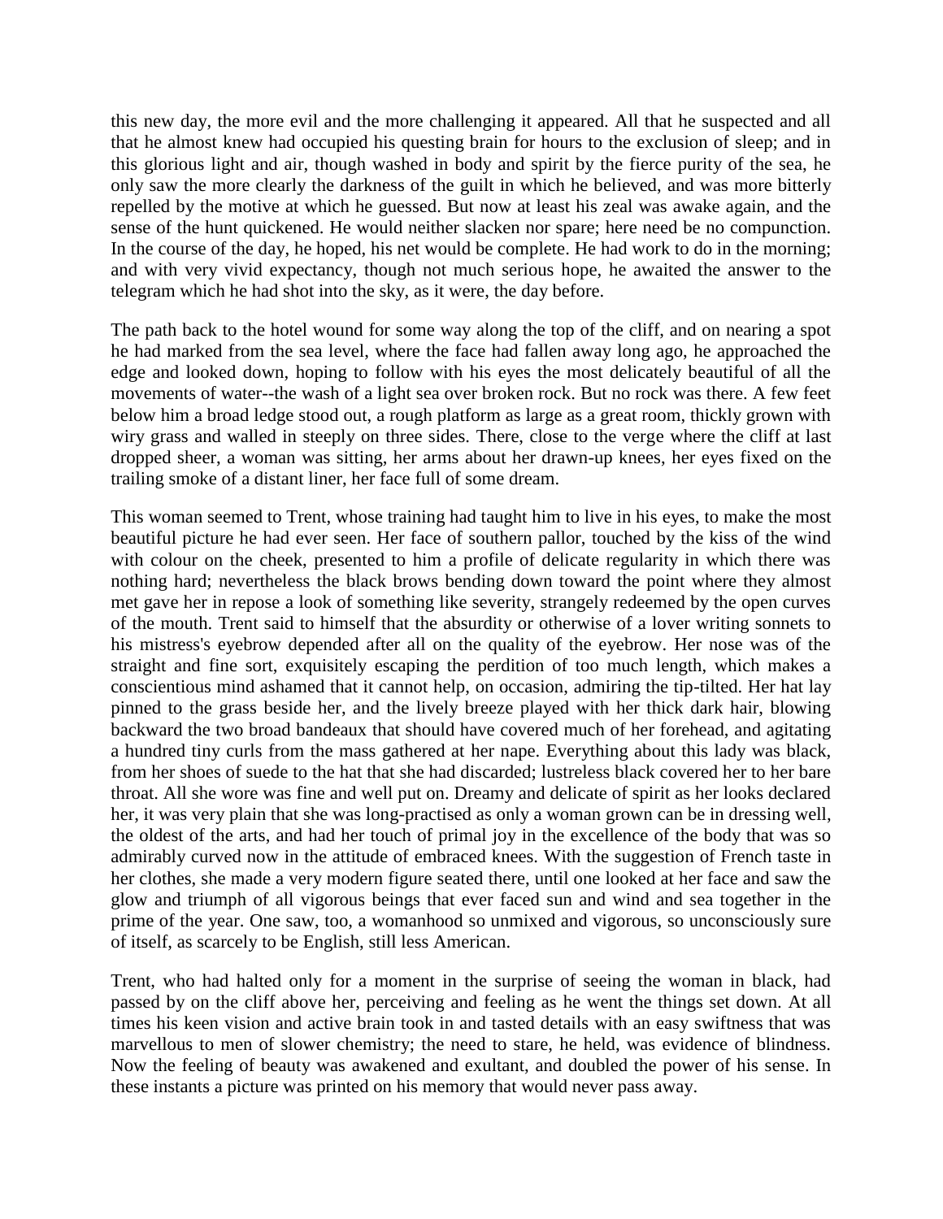this new day, the more evil and the more challenging it appeared. All that he suspected and all that he almost knew had occupied his questing brain for hours to the exclusion of sleep; and in this glorious light and air, though washed in body and spirit by the fierce purity of the sea, he only saw the more clearly the darkness of the guilt in which he believed, and was more bitterly repelled by the motive at which he guessed. But now at least his zeal was awake again, and the sense of the hunt quickened. He would neither slacken nor spare; here need be no compunction. In the course of the day, he hoped, his net would be complete. He had work to do in the morning; and with very vivid expectancy, though not much serious hope, he awaited the answer to the telegram which he had shot into the sky, as it were, the day before.

The path back to the hotel wound for some way along the top of the cliff, and on nearing a spot he had marked from the sea level, where the face had fallen away long ago, he approached the edge and looked down, hoping to follow with his eyes the most delicately beautiful of all the movements of water--the wash of a light sea over broken rock. But no rock was there. A few feet below him a broad ledge stood out, a rough platform as large as a great room, thickly grown with wiry grass and walled in steeply on three sides. There, close to the verge where the cliff at last dropped sheer, a woman was sitting, her arms about her drawn-up knees, her eyes fixed on the trailing smoke of a distant liner, her face full of some dream.

This woman seemed to Trent, whose training had taught him to live in his eyes, to make the most beautiful picture he had ever seen. Her face of southern pallor, touched by the kiss of the wind with colour on the cheek, presented to him a profile of delicate regularity in which there was nothing hard; nevertheless the black brows bending down toward the point where they almost met gave her in repose a look of something like severity, strangely redeemed by the open curves of the mouth. Trent said to himself that the absurdity or otherwise of a lover writing sonnets to his mistress's eyebrow depended after all on the quality of the eyebrow. Her nose was of the straight and fine sort, exquisitely escaping the perdition of too much length, which makes a conscientious mind ashamed that it cannot help, on occasion, admiring the tip-tilted. Her hat lay pinned to the grass beside her, and the lively breeze played with her thick dark hair, blowing backward the two broad bandeaux that should have covered much of her forehead, and agitating a hundred tiny curls from the mass gathered at her nape. Everything about this lady was black, from her shoes of suede to the hat that she had discarded; lustreless black covered her to her bare throat. All she wore was fine and well put on. Dreamy and delicate of spirit as her looks declared her, it was very plain that she was long-practised as only a woman grown can be in dressing well, the oldest of the arts, and had her touch of primal joy in the excellence of the body that was so admirably curved now in the attitude of embraced knees. With the suggestion of French taste in her clothes, she made a very modern figure seated there, until one looked at her face and saw the glow and triumph of all vigorous beings that ever faced sun and wind and sea together in the prime of the year. One saw, too, a womanhood so unmixed and vigorous, so unconsciously sure of itself, as scarcely to be English, still less American.

Trent, who had halted only for a moment in the surprise of seeing the woman in black, had passed by on the cliff above her, perceiving and feeling as he went the things set down. At all times his keen vision and active brain took in and tasted details with an easy swiftness that was marvellous to men of slower chemistry; the need to stare, he held, was evidence of blindness. Now the feeling of beauty was awakened and exultant, and doubled the power of his sense. In these instants a picture was printed on his memory that would never pass away.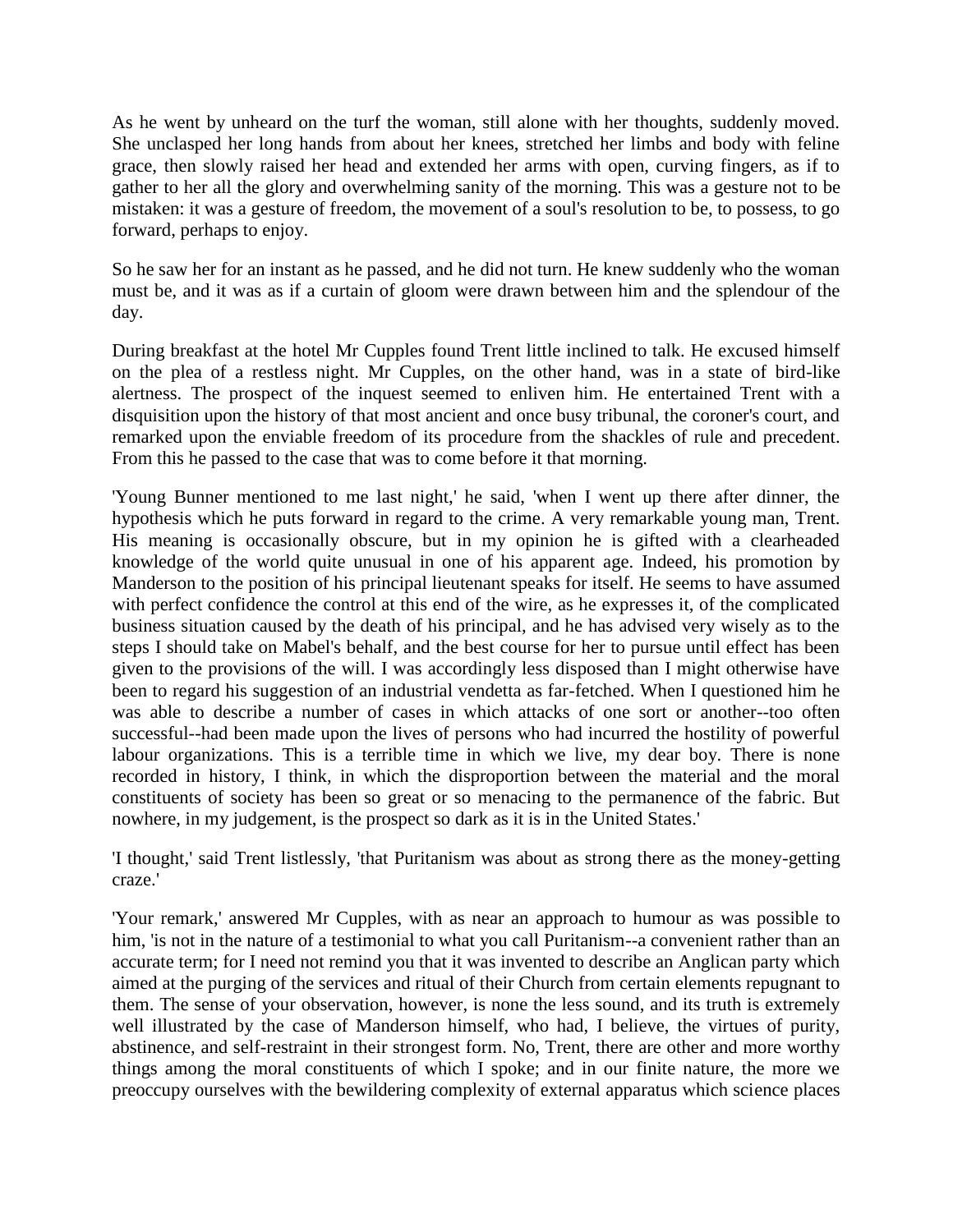As he went by unheard on the turf the woman, still alone with her thoughts, suddenly moved. She unclasped her long hands from about her knees, stretched her limbs and body with feline grace, then slowly raised her head and extended her arms with open, curving fingers, as if to gather to her all the glory and overwhelming sanity of the morning. This was a gesture not to be mistaken: it was a gesture of freedom, the movement of a soul's resolution to be, to possess, to go forward, perhaps to enjoy.

So he saw her for an instant as he passed, and he did not turn. He knew suddenly who the woman must be, and it was as if a curtain of gloom were drawn between him and the splendour of the day.

During breakfast at the hotel Mr Cupples found Trent little inclined to talk. He excused himself on the plea of a restless night. Mr Cupples, on the other hand, was in a state of bird-like alertness. The prospect of the inquest seemed to enliven him. He entertained Trent with a disquisition upon the history of that most ancient and once busy tribunal, the coroner's court, and remarked upon the enviable freedom of its procedure from the shackles of rule and precedent. From this he passed to the case that was to come before it that morning.

'Young Bunner mentioned to me last night,' he said, 'when I went up there after dinner, the hypothesis which he puts forward in regard to the crime. A very remarkable young man, Trent. His meaning is occasionally obscure, but in my opinion he is gifted with a clearheaded knowledge of the world quite unusual in one of his apparent age. Indeed, his promotion by Manderson to the position of his principal lieutenant speaks for itself. He seems to have assumed with perfect confidence the control at this end of the wire, as he expresses it, of the complicated business situation caused by the death of his principal, and he has advised very wisely as to the steps I should take on Mabel's behalf, and the best course for her to pursue until effect has been given to the provisions of the will. I was accordingly less disposed than I might otherwise have been to regard his suggestion of an industrial vendetta as far-fetched. When I questioned him he was able to describe a number of cases in which attacks of one sort or another--too often successful--had been made upon the lives of persons who had incurred the hostility of powerful labour organizations. This is a terrible time in which we live, my dear boy. There is none recorded in history, I think, in which the disproportion between the material and the moral constituents of society has been so great or so menacing to the permanence of the fabric. But nowhere, in my judgement, is the prospect so dark as it is in the United States.'

'I thought,' said Trent listlessly, 'that Puritanism was about as strong there as the money-getting craze.'

'Your remark,' answered Mr Cupples, with as near an approach to humour as was possible to him, 'is not in the nature of a testimonial to what you call Puritanism--a convenient rather than an accurate term; for I need not remind you that it was invented to describe an Anglican party which aimed at the purging of the services and ritual of their Church from certain elements repugnant to them. The sense of your observation, however, is none the less sound, and its truth is extremely well illustrated by the case of Manderson himself, who had, I believe, the virtues of purity, abstinence, and self-restraint in their strongest form. No, Trent, there are other and more worthy things among the moral constituents of which I spoke; and in our finite nature, the more we preoccupy ourselves with the bewildering complexity of external apparatus which science places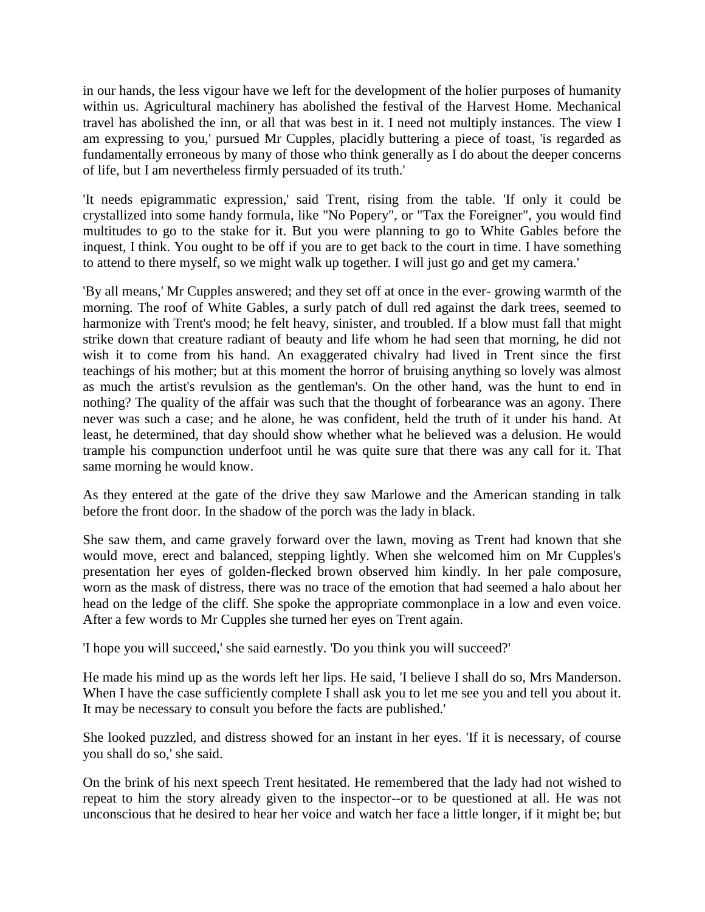in our hands, the less vigour have we left for the development of the holier purposes of humanity within us. Agricultural machinery has abolished the festival of the Harvest Home. Mechanical travel has abolished the inn, or all that was best in it. I need not multiply instances. The view I am expressing to you,' pursued Mr Cupples, placidly buttering a piece of toast, 'is regarded as fundamentally erroneous by many of those who think generally as I do about the deeper concerns of life, but I am nevertheless firmly persuaded of its truth.'

'It needs epigrammatic expression,' said Trent, rising from the table. 'If only it could be crystallized into some handy formula, like "No Popery", or "Tax the Foreigner", you would find multitudes to go to the stake for it. But you were planning to go to White Gables before the inquest, I think. You ought to be off if you are to get back to the court in time. I have something to attend to there myself, so we might walk up together. I will just go and get my camera.'

'By all means,' Mr Cupples answered; and they set off at once in the ever- growing warmth of the morning. The roof of White Gables, a surly patch of dull red against the dark trees, seemed to harmonize with Trent's mood; he felt heavy, sinister, and troubled. If a blow must fall that might strike down that creature radiant of beauty and life whom he had seen that morning, he did not wish it to come from his hand. An exaggerated chivalry had lived in Trent since the first teachings of his mother; but at this moment the horror of bruising anything so lovely was almost as much the artist's revulsion as the gentleman's. On the other hand, was the hunt to end in nothing? The quality of the affair was such that the thought of forbearance was an agony. There never was such a case; and he alone, he was confident, held the truth of it under his hand. At least, he determined, that day should show whether what he believed was a delusion. He would trample his compunction underfoot until he was quite sure that there was any call for it. That same morning he would know.

As they entered at the gate of the drive they saw Marlowe and the American standing in talk before the front door. In the shadow of the porch was the lady in black.

She saw them, and came gravely forward over the lawn, moving as Trent had known that she would move, erect and balanced, stepping lightly. When she welcomed him on Mr Cupples's presentation her eyes of golden-flecked brown observed him kindly. In her pale composure, worn as the mask of distress, there was no trace of the emotion that had seemed a halo about her head on the ledge of the cliff. She spoke the appropriate commonplace in a low and even voice. After a few words to Mr Cupples she turned her eyes on Trent again.

'I hope you will succeed,' she said earnestly. 'Do you think you will succeed?'

He made his mind up as the words left her lips. He said, 'I believe I shall do so, Mrs Manderson. When I have the case sufficiently complete I shall ask you to let me see you and tell you about it. It may be necessary to consult you before the facts are published.'

She looked puzzled, and distress showed for an instant in her eyes. 'If it is necessary, of course you shall do so,' she said.

On the brink of his next speech Trent hesitated. He remembered that the lady had not wished to repeat to him the story already given to the inspector--or to be questioned at all. He was not unconscious that he desired to hear her voice and watch her face a little longer, if it might be; but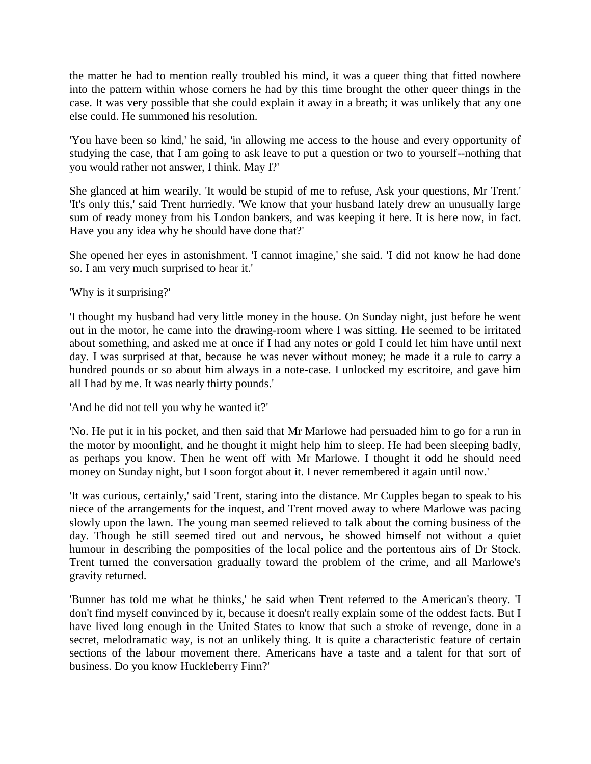the matter he had to mention really troubled his mind, it was a queer thing that fitted nowhere into the pattern within whose corners he had by this time brought the other queer things in the case. It was very possible that she could explain it away in a breath; it was unlikely that any one else could. He summoned his resolution.

'You have been so kind,' he said, 'in allowing me access to the house and every opportunity of studying the case, that I am going to ask leave to put a question or two to yourself--nothing that you would rather not answer, I think. May I?'

She glanced at him wearily. 'It would be stupid of me to refuse, Ask your questions, Mr Trent.' 'It's only this,' said Trent hurriedly. 'We know that your husband lately drew an unusually large sum of ready money from his London bankers, and was keeping it here. It is here now, in fact. Have you any idea why he should have done that?'

She opened her eyes in astonishment. 'I cannot imagine,' she said. 'I did not know he had done so. I am very much surprised to hear it.'

'Why is it surprising?'

'I thought my husband had very little money in the house. On Sunday night, just before he went out in the motor, he came into the drawing-room where I was sitting. He seemed to be irritated about something, and asked me at once if I had any notes or gold I could let him have until next day. I was surprised at that, because he was never without money; he made it a rule to carry a hundred pounds or so about him always in a note-case. I unlocked my escritoire, and gave him all I had by me. It was nearly thirty pounds.'

'And he did not tell you why he wanted it?'

'No. He put it in his pocket, and then said that Mr Marlowe had persuaded him to go for a run in the motor by moonlight, and he thought it might help him to sleep. He had been sleeping badly, as perhaps you know. Then he went off with Mr Marlowe. I thought it odd he should need money on Sunday night, but I soon forgot about it. I never remembered it again until now.'

'It was curious, certainly,' said Trent, staring into the distance. Mr Cupples began to speak to his niece of the arrangements for the inquest, and Trent moved away to where Marlowe was pacing slowly upon the lawn. The young man seemed relieved to talk about the coming business of the day. Though he still seemed tired out and nervous, he showed himself not without a quiet humour in describing the pomposities of the local police and the portentous airs of Dr Stock. Trent turned the conversation gradually toward the problem of the crime, and all Marlowe's gravity returned.

'Bunner has told me what he thinks,' he said when Trent referred to the American's theory. 'I don't find myself convinced by it, because it doesn't really explain some of the oddest facts. But I have lived long enough in the United States to know that such a stroke of revenge, done in a secret, melodramatic way, is not an unlikely thing. It is quite a characteristic feature of certain sections of the labour movement there. Americans have a taste and a talent for that sort of business. Do you know Huckleberry Finn?'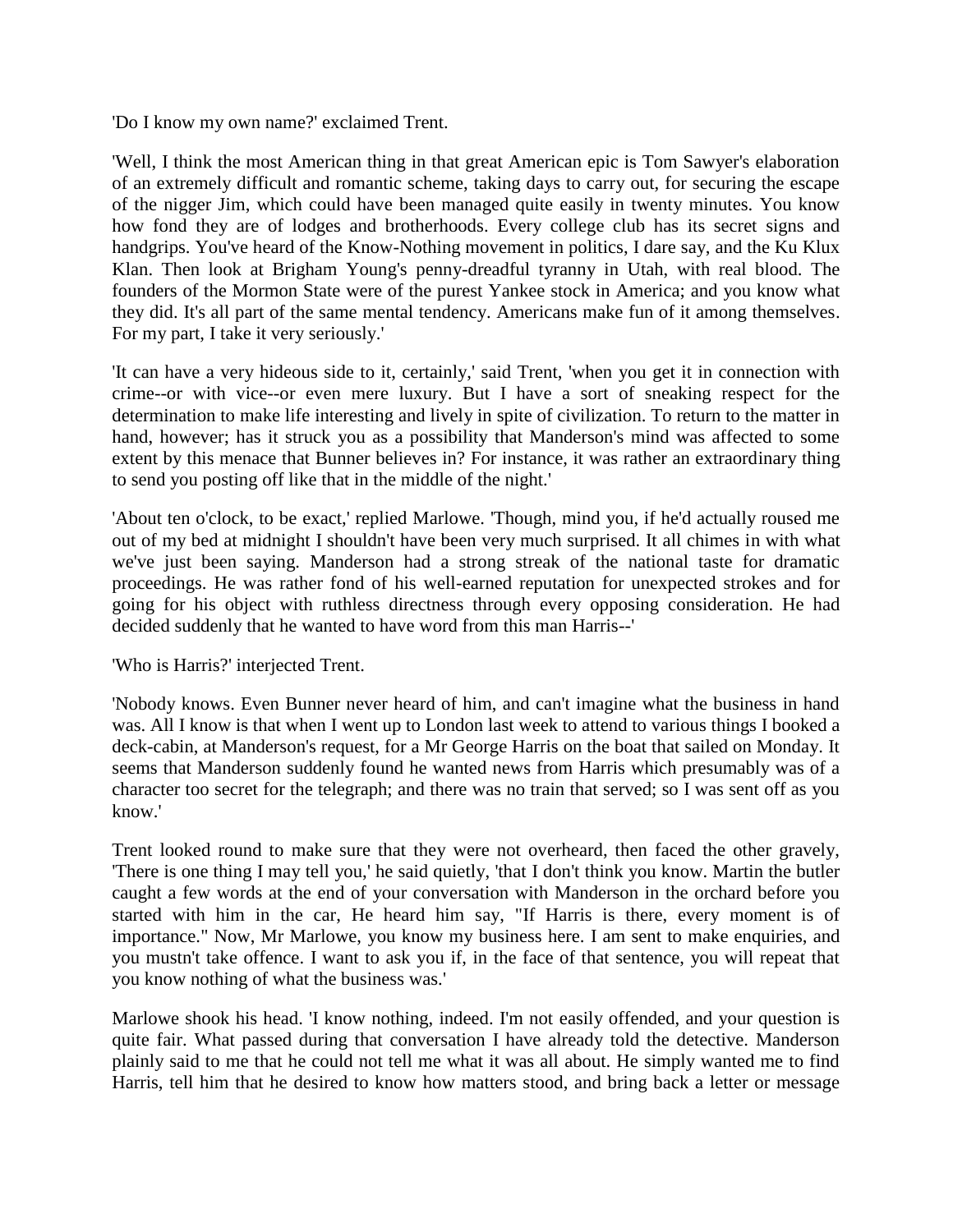'Do I know my own name?' exclaimed Trent.

'Well, I think the most American thing in that great American epic is Tom Sawyer's elaboration of an extremely difficult and romantic scheme, taking days to carry out, for securing the escape of the nigger Jim, which could have been managed quite easily in twenty minutes. You know how fond they are of lodges and brotherhoods. Every college club has its secret signs and handgrips. You've heard of the Know-Nothing movement in politics, I dare say, and the Ku Klux Klan. Then look at Brigham Young's penny-dreadful tyranny in Utah, with real blood. The founders of the Mormon State were of the purest Yankee stock in America; and you know what they did. It's all part of the same mental tendency. Americans make fun of it among themselves. For my part, I take it very seriously.'

'It can have a very hideous side to it, certainly,' said Trent, 'when you get it in connection with crime--or with vice--or even mere luxury. But I have a sort of sneaking respect for the determination to make life interesting and lively in spite of civilization. To return to the matter in hand, however; has it struck you as a possibility that Manderson's mind was affected to some extent by this menace that Bunner believes in? For instance, it was rather an extraordinary thing to send you posting off like that in the middle of the night.'

'About ten o'clock, to be exact,' replied Marlowe. 'Though, mind you, if he'd actually roused me out of my bed at midnight I shouldn't have been very much surprised. It all chimes in with what we've just been saying. Manderson had a strong streak of the national taste for dramatic proceedings. He was rather fond of his well-earned reputation for unexpected strokes and for going for his object with ruthless directness through every opposing consideration. He had decided suddenly that he wanted to have word from this man Harris--'

'Who is Harris?' interjected Trent.

'Nobody knows. Even Bunner never heard of him, and can't imagine what the business in hand was. All I know is that when I went up to London last week to attend to various things I booked a deck-cabin, at Manderson's request, for a Mr George Harris on the boat that sailed on Monday. It seems that Manderson suddenly found he wanted news from Harris which presumably was of a character too secret for the telegraph; and there was no train that served; so I was sent off as you know.'

Trent looked round to make sure that they were not overheard, then faced the other gravely, 'There is one thing I may tell you,' he said quietly, 'that I don't think you know. Martin the butler caught a few words at the end of your conversation with Manderson in the orchard before you started with him in the car, He heard him say, "If Harris is there, every moment is of importance." Now, Mr Marlowe, you know my business here. I am sent to make enquiries, and you mustn't take offence. I want to ask you if, in the face of that sentence, you will repeat that you know nothing of what the business was.'

Marlowe shook his head. 'I know nothing, indeed. I'm not easily offended, and your question is quite fair. What passed during that conversation I have already told the detective. Manderson plainly said to me that he could not tell me what it was all about. He simply wanted me to find Harris, tell him that he desired to know how matters stood, and bring back a letter or message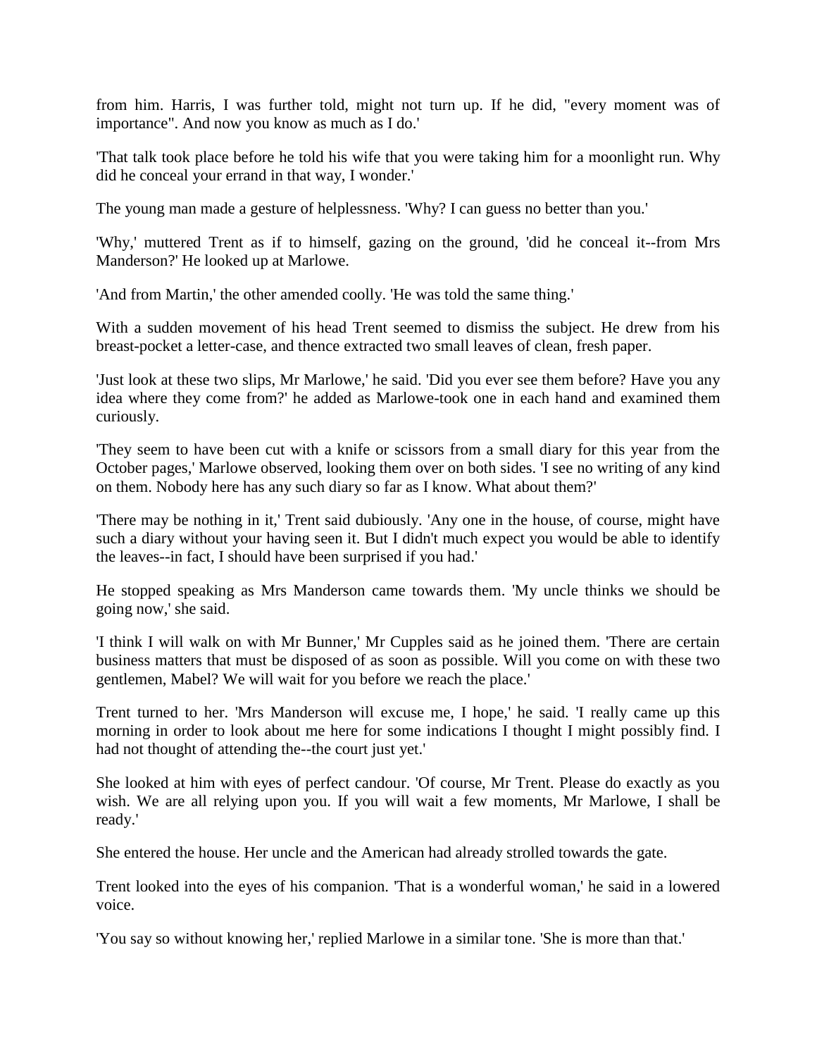from him. Harris, I was further told, might not turn up. If he did, "every moment was of importance". And now you know as much as I do.'

'That talk took place before he told his wife that you were taking him for a moonlight run. Why did he conceal your errand in that way, I wonder.'

The young man made a gesture of helplessness. 'Why? I can guess no better than you.'

'Why,' muttered Trent as if to himself, gazing on the ground, 'did he conceal it--from Mrs Manderson?' He looked up at Marlowe.

'And from Martin,' the other amended coolly. 'He was told the same thing.'

With a sudden movement of his head Trent seemed to dismiss the subject. He drew from his breast-pocket a letter-case, and thence extracted two small leaves of clean, fresh paper.

'Just look at these two slips, Mr Marlowe,' he said. 'Did you ever see them before? Have you any idea where they come from?' he added as Marlowe-took one in each hand and examined them curiously.

'They seem to have been cut with a knife or scissors from a small diary for this year from the October pages,' Marlowe observed, looking them over on both sides. 'I see no writing of any kind on them. Nobody here has any such diary so far as I know. What about them?'

'There may be nothing in it,' Trent said dubiously. 'Any one in the house, of course, might have such a diary without your having seen it. But I didn't much expect you would be able to identify the leaves--in fact, I should have been surprised if you had.'

He stopped speaking as Mrs Manderson came towards them. 'My uncle thinks we should be going now,' she said.

'I think I will walk on with Mr Bunner,' Mr Cupples said as he joined them. 'There are certain business matters that must be disposed of as soon as possible. Will you come on with these two gentlemen, Mabel? We will wait for you before we reach the place.'

Trent turned to her. 'Mrs Manderson will excuse me, I hope,' he said. 'I really came up this morning in order to look about me here for some indications I thought I might possibly find. I had not thought of attending the--the court just yet.'

She looked at him with eyes of perfect candour. 'Of course, Mr Trent. Please do exactly as you wish. We are all relying upon you. If you will wait a few moments, Mr Marlowe, I shall be ready.'

She entered the house. Her uncle and the American had already strolled towards the gate.

Trent looked into the eyes of his companion. 'That is a wonderful woman,' he said in a lowered voice.

'You say so without knowing her,' replied Marlowe in a similar tone. 'She is more than that.'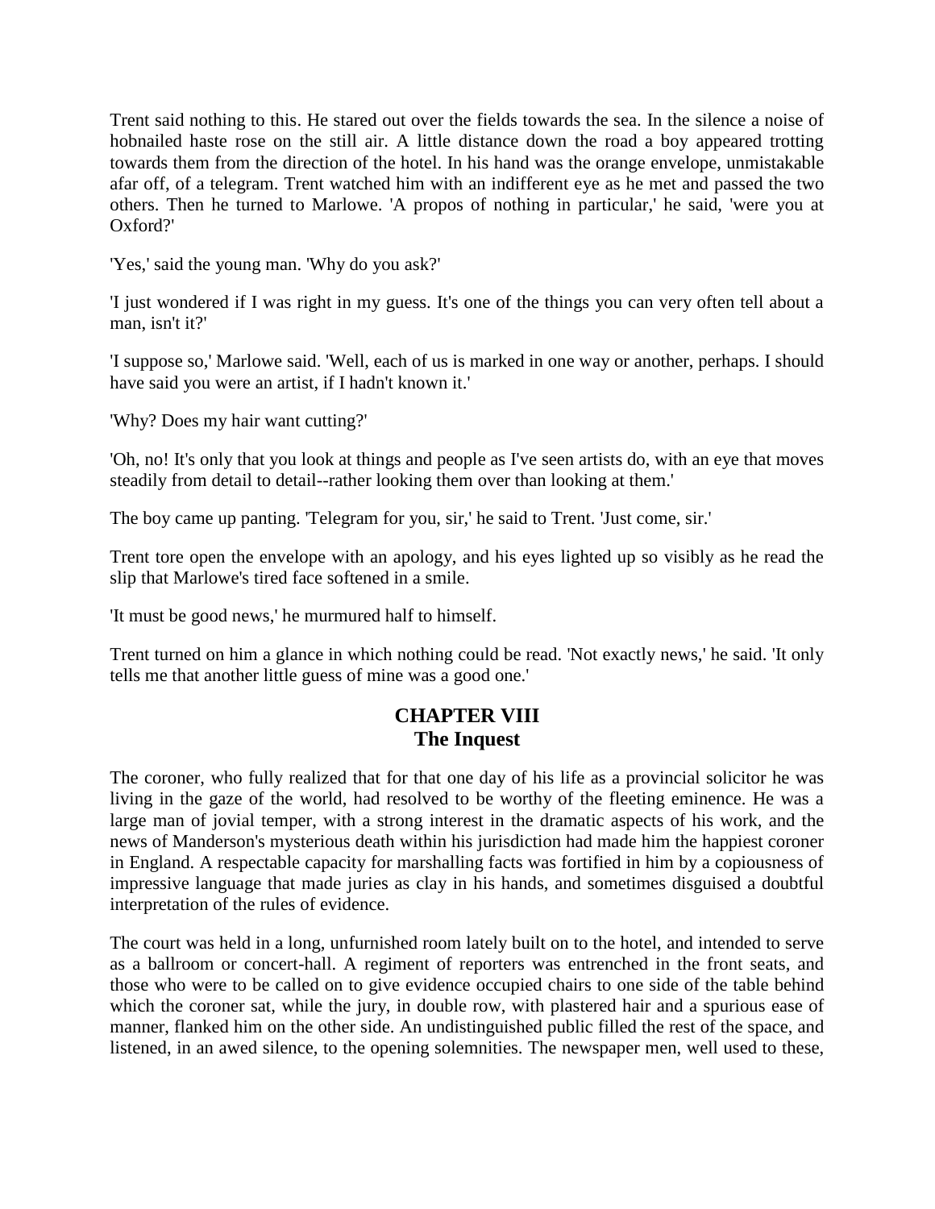Trent said nothing to this. He stared out over the fields towards the sea. In the silence a noise of hobnailed haste rose on the still air. A little distance down the road a boy appeared trotting towards them from the direction of the hotel. In his hand was the orange envelope, unmistakable afar off, of a telegram. Trent watched him with an indifferent eye as he met and passed the two others. Then he turned to Marlowe. 'A propos of nothing in particular,' he said, 'were you at Oxford?'

'Yes,' said the young man. 'Why do you ask?'

'I just wondered if I was right in my guess. It's one of the things you can very often tell about a man, isn't it?'

'I suppose so,' Marlowe said. 'Well, each of us is marked in one way or another, perhaps. I should have said you were an artist, if I hadn't known it.'

'Why? Does my hair want cutting?'

'Oh, no! It's only that you look at things and people as I've seen artists do, with an eye that moves steadily from detail to detail--rather looking them over than looking at them.'

The boy came up panting. 'Telegram for you, sir,' he said to Trent. 'Just come, sir.'

Trent tore open the envelope with an apology, and his eyes lighted up so visibly as he read the slip that Marlowe's tired face softened in a smile.

'It must be good news,' he murmured half to himself.

Trent turned on him a glance in which nothing could be read. 'Not exactly news,' he said. 'It only tells me that another little guess of mine was a good one.'

## CHAPTER VIII
## The Inquest

The coroner, who fully realized that for that one day of his life as a provincial solicitor he was living in the gaze of the world, had resolved to be worthy of the fleeting eminence. He was a large man of jovial temper, with a strong interest in the dramatic aspects of his work, and the news of Manderson's mysterious death within his jurisdiction had made him the happiest coroner in England. A respectable capacity for marshalling facts was fortified in him by a copiousness of impressive language that made juries as clay in his hands, and sometimes disguised a doubtful interpretation of the rules of evidence.

The court was held in a long, unfurnished room lately built on to the hotel, and intended to serve as a ballroom or concert-hall. A regiment of reporters was entrenched in the front seats, and those who were to be called on to give evidence occupied chairs to one side of the table behind which the coroner sat, while the jury, in double row, with plastered hair and a spurious ease of manner, flanked him on the other side. An undistinguished public filled the rest of the space, and listened, in an awed silence, to the opening solemnities. The newspaper men, well used to these,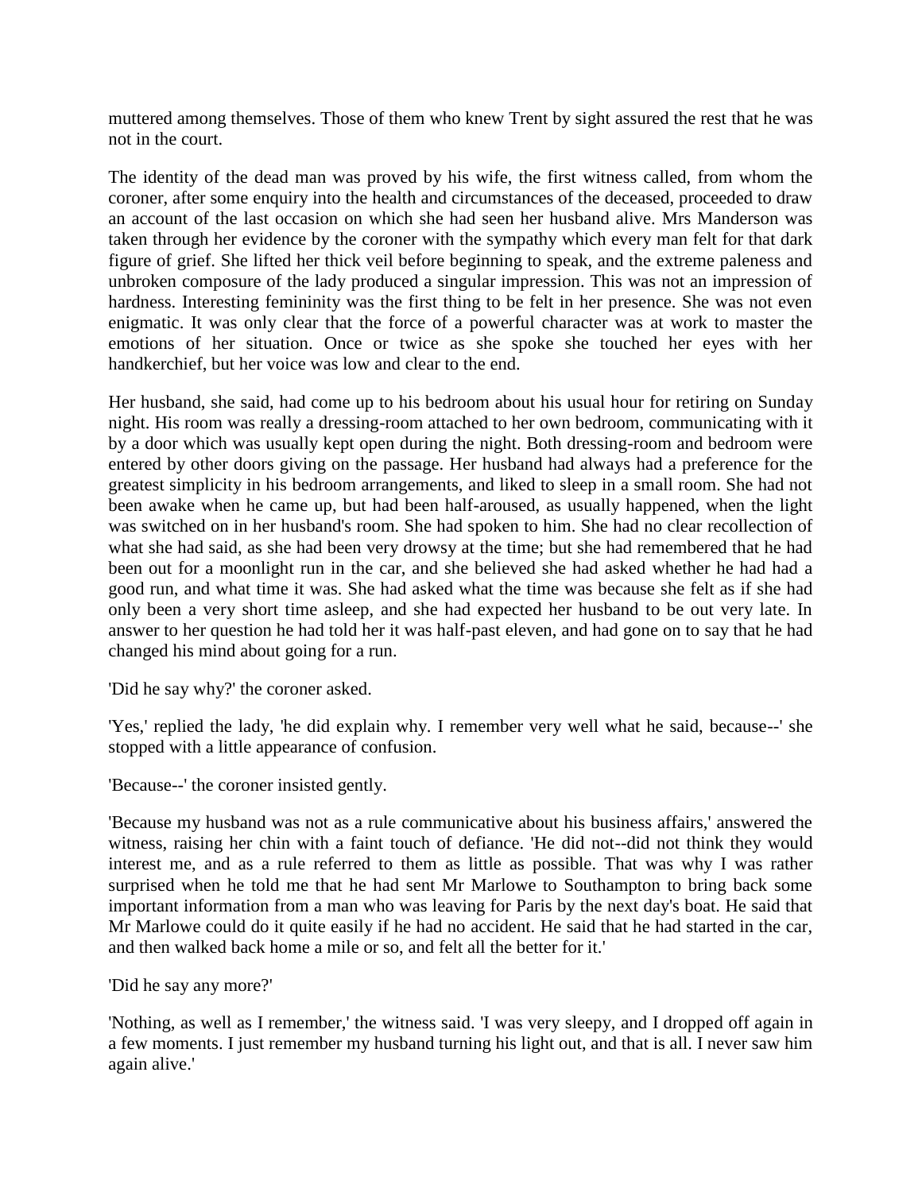muttered among themselves. Those of them who knew Trent by sight assured the rest that he was not in the court.

The identity of the dead man was proved by his wife, the first witness called, from whom the coroner, after some enquiry into the health and circumstances of the deceased, proceeded to draw an account of the last occasion on which she had seen her husband alive. Mrs Manderson was taken through her evidence by the coroner with the sympathy which every man felt for that dark figure of grief. She lifted her thick veil before beginning to speak, and the extreme paleness and unbroken composure of the lady produced a singular impression. This was not an impression of hardness. Interesting femininity was the first thing to be felt in her presence. She was not even enigmatic. It was only clear that the force of a powerful character was at work to master the emotions of her situation. Once or twice as she spoke she touched her eyes with her handkerchief, but her voice was low and clear to the end.

Her husband, she said, had come up to his bedroom about his usual hour for retiring on Sunday night. His room was really a dressing-room attached to her own bedroom, communicating with it by a door which was usually kept open during the night. Both dressing-room and bedroom were entered by other doors giving on the passage. Her husband had always had a preference for the greatest simplicity in his bedroom arrangements, and liked to sleep in a small room. She had not been awake when he came up, but had been half-aroused, as usually happened, when the light was switched on in her husband's room. She had spoken to him. She had no clear recollection of what she had said, as she had been very drowsy at the time; but she had remembered that he had been out for a moonlight run in the car, and she believed she had asked whether he had had a good run, and what time it was. She had asked what the time was because she felt as if she had only been a very short time asleep, and she had expected her husband to be out very late. In answer to her question he had told her it was half-past eleven, and had gone on to say that he had changed his mind about going for a run.

'Did he say why?' the coroner asked.

'Yes,' replied the lady, 'he did explain why. I remember very well what he said, because--' she stopped with a little appearance of confusion.

'Because--' the coroner insisted gently.

'Because my husband was not as a rule communicative about his business affairs,' answered the witness, raising her chin with a faint touch of defiance. 'He did not--did not think they would interest me, and as a rule referred to them as little as possible. That was why I was rather surprised when he told me that he had sent Mr Marlowe to Southampton to bring back some important information from a man who was leaving for Paris by the next day's boat. He said that Mr Marlowe could do it quite easily if he had no accident. He said that he had started in the car, and then walked back home a mile or so, and felt all the better for it.'

'Did he say any more?'

'Nothing, as well as I remember,' the witness said. 'I was very sleepy, and I dropped off again in a few moments. I just remember my husband turning his light out, and that is all. I never saw him again alive.'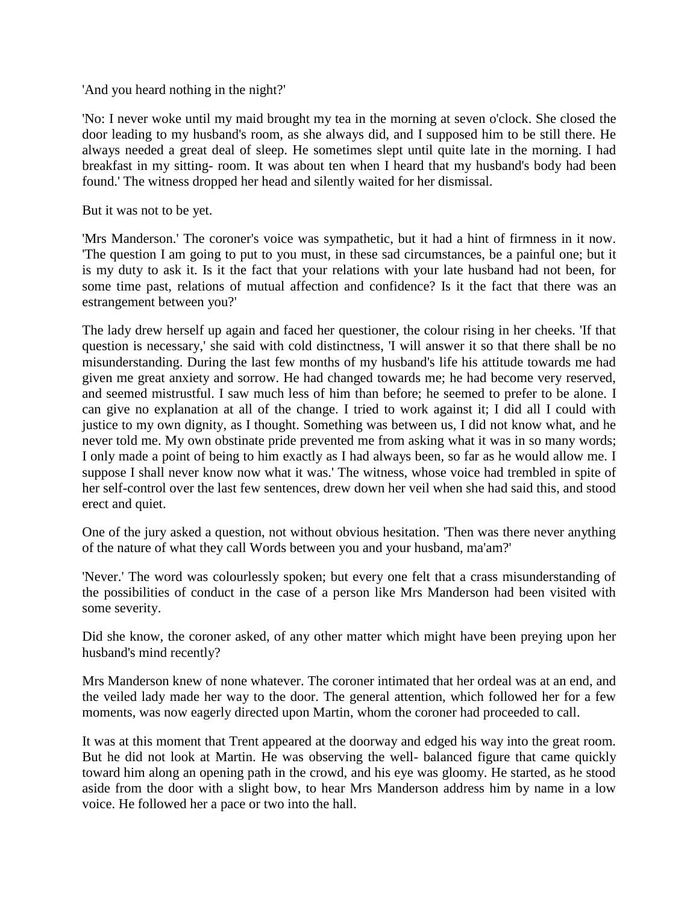'And you heard nothing in the night?'

'No: I never woke until my maid brought my tea in the morning at seven o'clock. She closed the door leading to my husband's room, as she always did, and I supposed him to be still there. He always needed a great deal of sleep. He sometimes slept until quite late in the morning. I had breakfast in my sitting- room. It was about ten when I heard that my husband's body had been found.' The witness dropped her head and silently waited for her dismissal.

But it was not to be yet.

'Mrs Manderson.' The coroner's voice was sympathetic, but it had a hint of firmness in it now. 'The question I am going to put to you must, in these sad circumstances, be a painful one; but it is my duty to ask it. Is it the fact that your relations with your late husband had not been, for some time past, relations of mutual affection and confidence? Is it the fact that there was an estrangement between you?'

The lady drew herself up again and faced her questioner, the colour rising in her cheeks. 'If that question is necessary,' she said with cold distinctness, 'I will answer it so that there shall be no misunderstanding. During the last few months of my husband's life his attitude towards me had given me great anxiety and sorrow. He had changed towards me; he had become very reserved, and seemed mistrustful. I saw much less of him than before; he seemed to prefer to be alone. I can give no explanation at all of the change. I tried to work against it; I did all I could with justice to my own dignity, as I thought. Something was between us, I did not know what, and he never told me. My own obstinate pride prevented me from asking what it was in so many words; I only made a point of being to him exactly as I had always been, so far as he would allow me. I suppose I shall never know now what it was.' The witness, whose voice had trembled in spite of her self-control over the last few sentences, drew down her veil when she had said this, and stood erect and quiet.

One of the jury asked a question, not without obvious hesitation. 'Then was there never anything of the nature of what they call Words between you and your husband, ma'am?'

'Never.' The word was colourlessly spoken; but every one felt that a crass misunderstanding of the possibilities of conduct in the case of a person like Mrs Manderson had been visited with some severity.

Did she know, the coroner asked, of any other matter which might have been preying upon her husband's mind recently?

Mrs Manderson knew of none whatever. The coroner intimated that her ordeal was at an end, and the veiled lady made her way to the door. The general attention, which followed her for a few moments, was now eagerly directed upon Martin, whom the coroner had proceeded to call.

It was at this moment that Trent appeared at the doorway and edged his way into the great room. But he did not look at Martin. He was observing the well- balanced figure that came quickly toward him along an opening path in the crowd, and his eye was gloomy. He started, as he stood aside from the door with a slight bow, to hear Mrs Manderson address him by name in a low voice. He followed her a pace or two into the hall.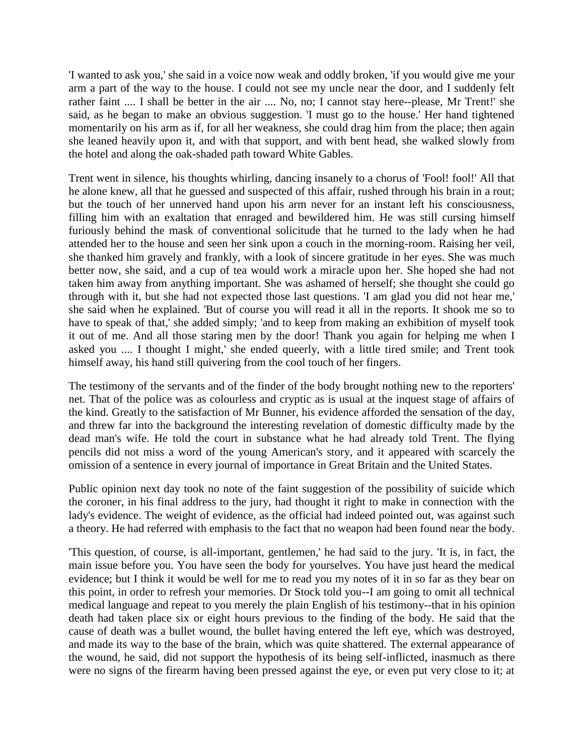'I wanted to ask you,' she said in a voice now weak and oddly broken, 'if you would give me your arm a part of the way to the house. I could not see my uncle near the door, and I suddenly felt rather faint .... I shall be better in the air .... No, no; I cannot stay here--please, Mr Trent!' she said, as he began to make an obvious suggestion. 'I must go to the house.' Her hand tightened momentarily on his arm as if, for all her weakness, she could drag him from the place; then again she leaned heavily upon it, and with that support, and with bent head, she walked slowly from the hotel and along the oak-shaded path toward White Gables.

Trent went in silence, his thoughts whirling, dancing insanely to a chorus of 'Fool! fool!' All that he alone knew, all that he guessed and suspected of this affair, rushed through his brain in a rout; but the touch of her unnerved hand upon his arm never for an instant left his consciousness, filling him with an exaltation that enraged and bewildered him. He was still cursing himself furiously behind the mask of conventional solicitude that he turned to the lady when he had attended her to the house and seen her sink upon a couch in the morning-room. Raising her veil, she thanked him gravely and frankly, with a look of sincere gratitude in her eyes. She was much better now, she said, and a cup of tea would work a miracle upon her. She hoped she had not taken him away from anything important. She was ashamed of herself; she thought she could go through with it, but she had not expected those last questions. 'I am glad you did not hear me,' she said when he explained. 'But of course you will read it all in the reports. It shook me so to have to speak of that,' she added simply; 'and to keep from making an exhibition of myself took it out of me. And all those staring men by the door! Thank you again for helping me when I asked you .... I thought I might,' she ended queerly, with a little tired smile; and Trent took himself away, his hand still quivering from the cool touch of her fingers.

The testimony of the servants and of the finder of the body brought nothing new to the reporters' net. That of the police was as colourless and cryptic as is usual at the inquest stage of affairs of the kind. Greatly to the satisfaction of Mr Bunner, his evidence afforded the sensation of the day, and threw far into the background the interesting revelation of domestic difficulty made by the dead man's wife. He told the court in substance what he had already told Trent. The flying pencils did not miss a word of the young American's story, and it appeared with scarcely the omission of a sentence in every journal of importance in Great Britain and the United States.

Public opinion next day took no note of the faint suggestion of the possibility of suicide which the coroner, in his final address to the jury, had thought it right to make in connection with the lady's evidence. The weight of evidence, as the official had indeed pointed out, was against such a theory. He had referred with emphasis to the fact that no weapon had been found near the body.

'This question, of course, is all-important, gentlemen,' he had said to the jury. 'It is, in fact, the main issue before you. You have seen the body for yourselves. You have just heard the medical evidence; but I think it would be well for me to read you my notes of it in so far as they bear on this point, in order to refresh your memories. Dr Stock told you--I am going to omit all technical medical language and repeat to you merely the plain English of his testimony--that in his opinion death had taken place six or eight hours previous to the finding of the body. He said that the cause of death was a bullet wound, the bullet having entered the left eye, which was destroyed, and made its way to the base of the brain, which was quite shattered. The external appearance of the wound, he said, did not support the hypothesis of its being self-inflicted, inasmuch as there were no signs of the firearm having been pressed against the eye, or even put very close to it; at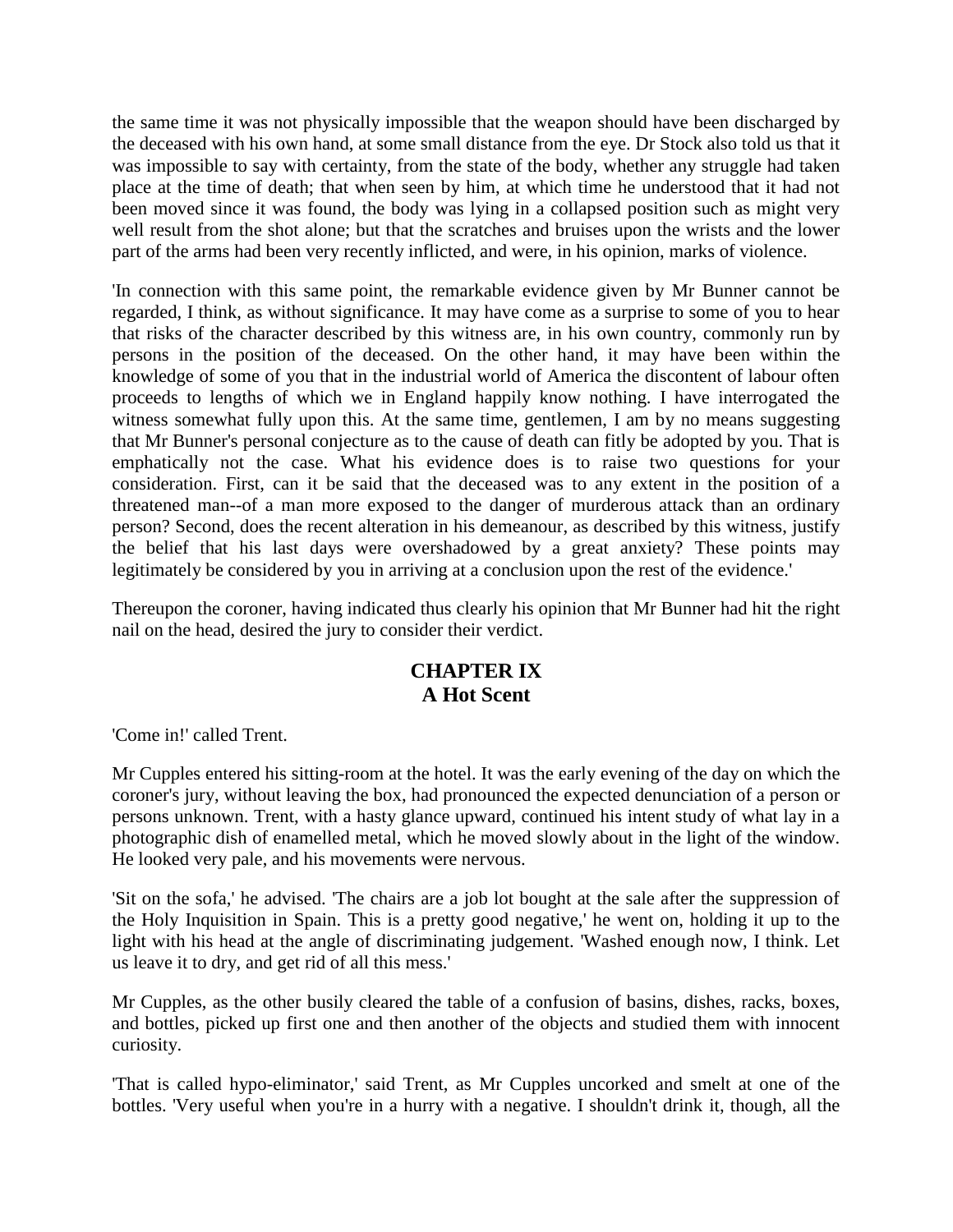the same time it was not physically impossible that the weapon should have been discharged by the deceased with his own hand, at some small distance from the eye. Dr Stock also told us that it was impossible to say with certainty, from the state of the body, whether any struggle had taken place at the time of death; that when seen by him, at which time he understood that it had not been moved since it was found, the body was lying in a collapsed position such as might very well result from the shot alone; but that the scratches and bruises upon the wrists and the lower part of the arms had been very recently inflicted, and were, in his opinion, marks of violence.

'In connection with this same point, the remarkable evidence given by Mr Bunner cannot be regarded, I think, as without significance. It may have come as a surprise to some of you to hear that risks of the character described by this witness are, in his own country, commonly run by persons in the position of the deceased. On the other hand, it may have been within the knowledge of some of you that in the industrial world of America the discontent of labour often proceeds to lengths of which we in England happily know nothing. I have interrogated the witness somewhat fully upon this. At the same time, gentlemen, I am by no means suggesting that Mr Bunner's personal conjecture as to the cause of death can fitly be adopted by you. That is emphatically not the case. What his evidence does is to raise two questions for your consideration. First, can it be said that the deceased was to any extent in the position of a threatened man--of a man more exposed to the danger of murderous attack than an ordinary person? Second, does the recent alteration in his demeanour, as described by this witness, justify the belief that his last days were overshadowed by a great anxiety? These points may legitimately be considered by you in arriving at a conclusion upon the rest of the evidence.'

Thereupon the coroner, having indicated thus clearly his opinion that Mr Bunner had hit the right nail on the head, desired the jury to consider their verdict.

## CHAPTER IX
## A Hot Scent

'Come in!' called Trent.

Mr Cupples entered his sitting-room at the hotel. It was the early evening of the day on which the coroner's jury, without leaving the box, had pronounced the expected denunciation of a person or persons unknown. Trent, with a hasty glance upward, continued his intent study of what lay in a photographic dish of enamelled metal, which he moved slowly about in the light of the window. He looked very pale, and his movements were nervous.

'Sit on the sofa,' he advised. 'The chairs are a job lot bought at the sale after the suppression of the Holy Inquisition in Spain. This is a pretty good negative,' he went on, holding it up to the light with his head at the angle of discriminating judgement. 'Washed enough now, I think. Let us leave it to dry, and get rid of all this mess.'

Mr Cupples, as the other busily cleared the table of a confusion of basins, dishes, racks, boxes, and bottles, picked up first one and then another of the objects and studied them with innocent curiosity.

'That is called hypo-eliminator,' said Trent, as Mr Cupples uncorked and smelt at one of the bottles. 'Very useful when you're in a hurry with a negative. I shouldn't drink it, though, all the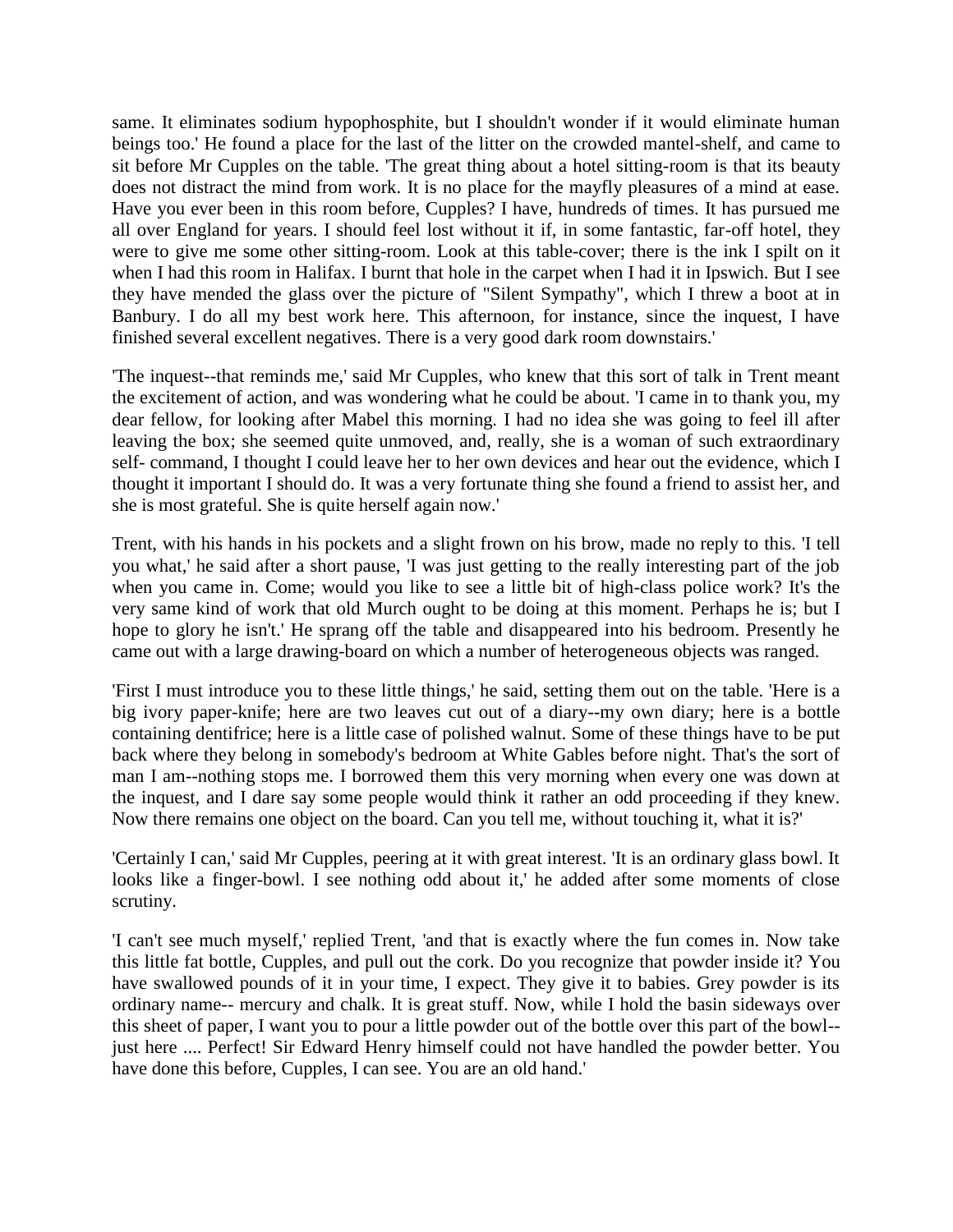same. It eliminates sodium hypophosphite, but I shouldn't wonder if it would eliminate human beings too.' He found a place for the last of the litter on the crowded mantel-shelf, and came to sit before Mr Cupples on the table. 'The great thing about a hotel sitting-room is that its beauty does not distract the mind from work. It is no place for the mayfly pleasures of a mind at ease. Have you ever been in this room before, Cupples? I have, hundreds of times. It has pursued me all over England for years. I should feel lost without it if, in some fantastic, far-off hotel, they were to give me some other sitting-room. Look at this table-cover; there is the ink I spilt on it when I had this room in Halifax. I burnt that hole in the carpet when I had it in Ipswich. But I see they have mended the glass over the picture of "Silent Sympathy", which I threw a boot at in Banbury. I do all my best work here. This afternoon, for instance, since the inquest, I have finished several excellent negatives. There is a very good dark room downstairs.'

'The inquest--that reminds me,' said Mr Cupples, who knew that this sort of talk in Trent meant the excitement of action, and was wondering what he could be about. 'I came in to thank you, my dear fellow, for looking after Mabel this morning. I had no idea she was going to feel ill after leaving the box; she seemed quite unmoved, and, really, she is a woman of such extraordinary self- command, I thought I could leave her to her own devices and hear out the evidence, which I thought it important I should do. It was a very fortunate thing she found a friend to assist her, and she is most grateful. She is quite herself again now.'

Trent, with his hands in his pockets and a slight frown on his brow, made no reply to this. 'I tell you what,' he said after a short pause, 'I was just getting to the really interesting part of the job when you came in. Come; would you like to see a little bit of high-class police work? It's the very same kind of work that old Murch ought to be doing at this moment. Perhaps he is; but I hope to glory he isn't.' He sprang off the table and disappeared into his bedroom. Presently he came out with a large drawing-board on which a number of heterogeneous objects was ranged.

'First I must introduce you to these little things,' he said, setting them out on the table. 'Here is a big ivory paper-knife; here are two leaves cut out of a diary--my own diary; here is a bottle containing dentifrice; here is a little case of polished walnut. Some of these things have to be put back where they belong in somebody's bedroom at White Gables before night. That's the sort of man I am--nothing stops me. I borrowed them this very morning when every one was down at the inquest, and I dare say some people would think it rather an odd proceeding if they knew. Now there remains one object on the board. Can you tell me, without touching it, what it is?'

'Certainly I can,' said Mr Cupples, peering at it with great interest. 'It is an ordinary glass bowl. It looks like a finger-bowl. I see nothing odd about it,' he added after some moments of close scrutiny.

'I can't see much myself,' replied Trent, 'and that is exactly where the fun comes in. Now take this little fat bottle, Cupples, and pull out the cork. Do you recognize that powder inside it? You have swallowed pounds of it in your time, I expect. They give it to babies. Grey powder is its ordinary name-- mercury and chalk. It is great stuff. Now, while I hold the basin sideways over this sheet of paper, I want you to pour a little powder out of the bottle over this part of the bowl--just here .... Perfect! Sir Edward Henry himself could not have handled the powder better. You have done this before, Cupples, I can see. You are an old hand.'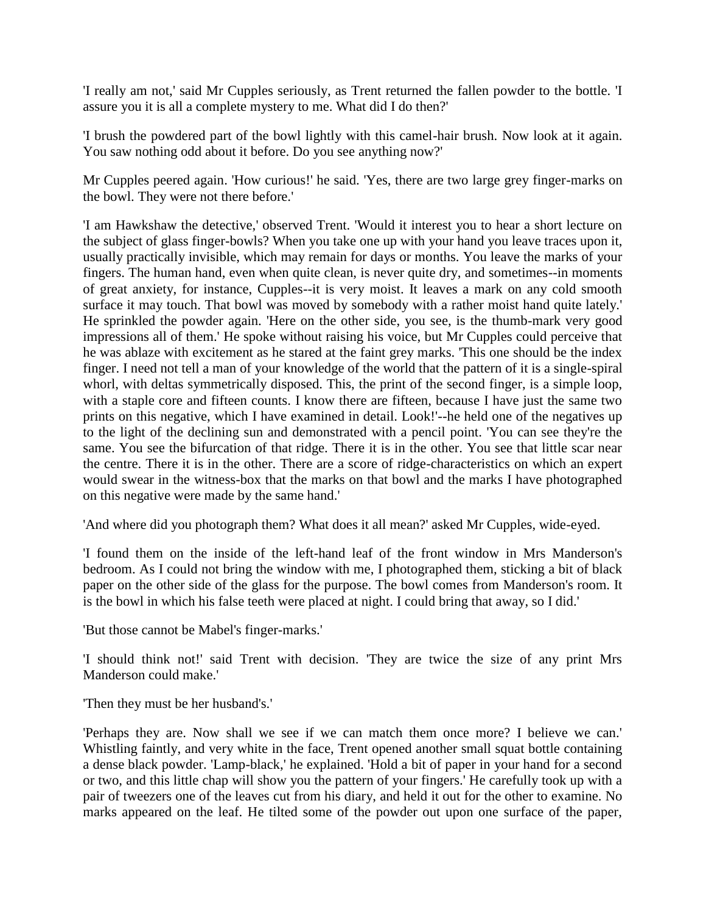'I really am not,' said Mr Cupples seriously, as Trent returned the fallen powder to the bottle. 'I assure you it is all a complete mystery to me. What did I do then?'

'I brush the powdered part of the bowl lightly with this camel-hair brush. Now look at it again. You saw nothing odd about it before. Do you see anything now?'

Mr Cupples peered again. 'How curious!' he said. 'Yes, there are two large grey finger-marks on the bowl. They were not there before.'

'I am Hawkshaw the detective,' observed Trent. 'Would it interest you to hear a short lecture on the subject of glass finger-bowls? When you take one up with your hand you leave traces upon it, usually practically invisible, which may remain for days or months. You leave the marks of your fingers. The human hand, even when quite clean, is never quite dry, and sometimes--in moments of great anxiety, for instance, Cupples--it is very moist. It leaves a mark on any cold smooth surface it may touch. That bowl was moved by somebody with a rather moist hand quite lately.' He sprinkled the powder again. 'Here on the other side, you see, is the thumb-mark very good impressions all of them.' He spoke without raising his voice, but Mr Cupples could perceive that he was ablaze with excitement as he stared at the faint grey marks. 'This one should be the index finger. I need not tell a man of your knowledge of the world that the pattern of it is a single-spiral whorl, with deltas symmetrically disposed. This, the print of the second finger, is a simple loop, with a staple core and fifteen counts. I know there are fifteen, because I have just the same two prints on this negative, which I have examined in detail. Look!'--he held one of the negatives up to the light of the declining sun and demonstrated with a pencil point. 'You can see they're the same. You see the bifurcation of that ridge. There it is in the other. You see that little scar near the centre. There it is in the other. There are a score of ridge-characteristics on which an expert would swear in the witness-box that the marks on that bowl and the marks I have photographed on this negative were made by the same hand.'

'And where did you photograph them? What does it all mean?' asked Mr Cupples, wide-eyed.

'I found them on the inside of the left-hand leaf of the front window in Mrs Manderson's bedroom. As I could not bring the window with me, I photographed them, sticking a bit of black paper on the other side of the glass for the purpose. The bowl comes from Manderson's room. It is the bowl in which his false teeth were placed at night. I could bring that away, so I did.'

'But those cannot be Mabel's finger-marks.'

'I should think not!' said Trent with decision. 'They are twice the size of any print Mrs Manderson could make.'

'Then they must be her husband's.'

'Perhaps they are. Now shall we see if we can match them once more? I believe we can.' Whistling faintly, and very white in the face, Trent opened another small squat bottle containing a dense black powder. 'Lamp-black,' he explained. 'Hold a bit of paper in your hand for a second or two, and this little chap will show you the pattern of your fingers.' He carefully took up with a pair of tweezers one of the leaves cut from his diary, and held it out for the other to examine. No marks appeared on the leaf. He tilted some of the powder out upon one surface of the paper,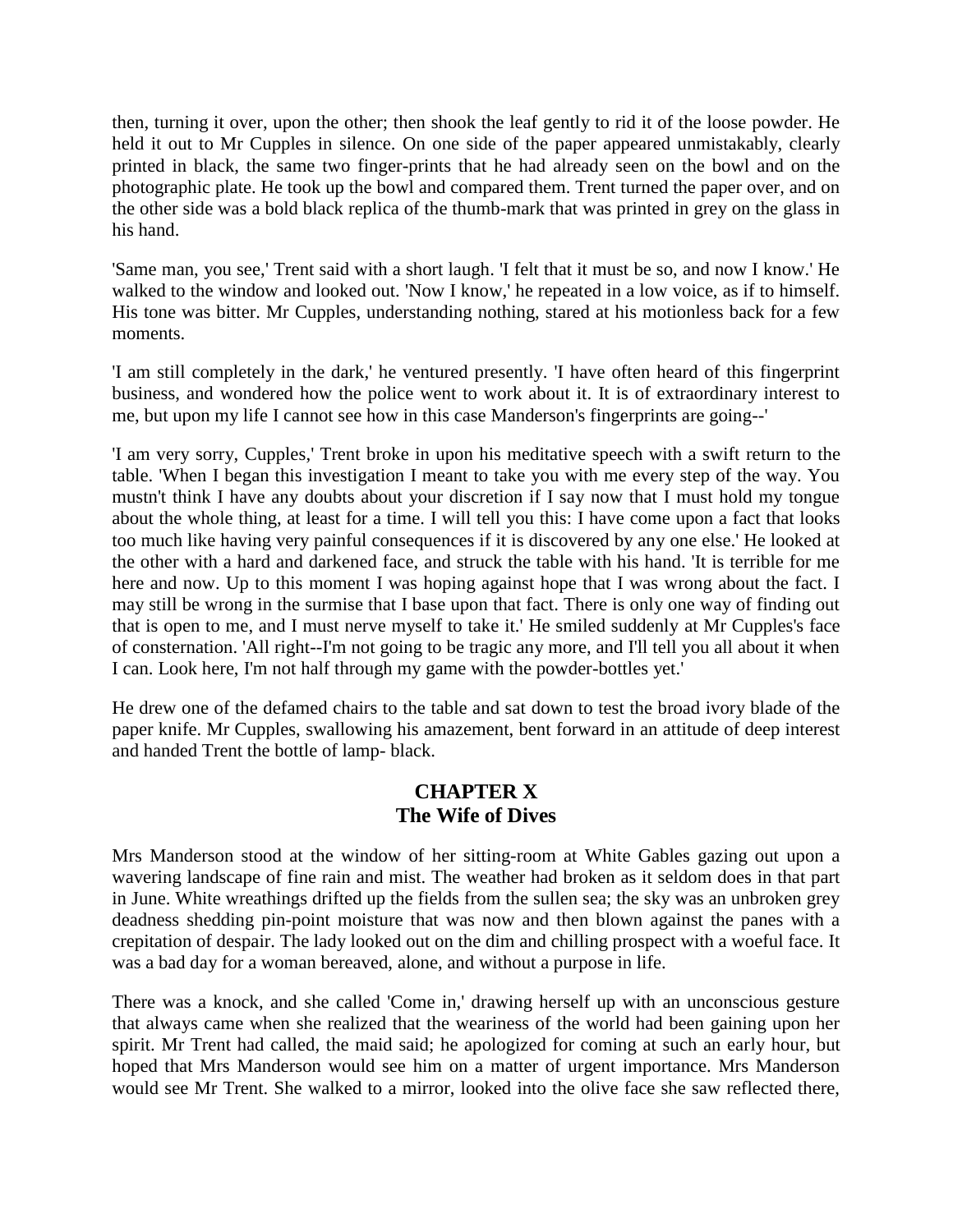then, turning it over, upon the other; then shook the leaf gently to rid it of the loose powder. He held it out to Mr Cupples in silence. On one side of the paper appeared unmistakably, clearly printed in black, the same two finger-prints that he had already seen on the bowl and on the photographic plate. He took up the bowl and compared them. Trent turned the paper over, and on the other side was a bold black replica of the thumb-mark that was printed in grey on the glass in his hand.

'Same man, you see,' Trent said with a short laugh. 'I felt that it must be so, and now I know.' He walked to the window and looked out. 'Now I know,' he repeated in a low voice, as if to himself. His tone was bitter. Mr Cupples, understanding nothing, stared at his motionless back for a few moments.

'I am still completely in the dark,' he ventured presently. 'I have often heard of this fingerprint business, and wondered how the police went to work about it. It is of extraordinary interest to me, but upon my life I cannot see how in this case Manderson's fingerprints are going--'

'I am very sorry, Cupples,' Trent broke in upon his meditative speech with a swift return to the table. 'When I began this investigation I meant to take you with me every step of the way. You mustn't think I have any doubts about your discretion if I say now that I must hold my tongue about the whole thing, at least for a time. I will tell you this: I have come upon a fact that looks too much like having very painful consequences if it is discovered by any one else.' He looked at the other with a hard and darkened face, and struck the table with his hand. 'It is terrible for me here and now. Up to this moment I was hoping against hope that I was wrong about the fact. I may still be wrong in the surmise that I base upon that fact. There is only one way of finding out that is open to me, and I must nerve myself to take it.' He smiled suddenly at Mr Cupples's face of consternation. 'All right--I'm not going to be tragic any more, and I'll tell you all about it when I can. Look here, I'm not half through my game with the powder-bottles yet.'

He drew one of the defamed chairs to the table and sat down to test the broad ivory blade of the paper knife. Mr Cupples, swallowing his amazement, bent forward in an attitude of deep interest and handed Trent the bottle of lamp- black.

## CHAPTER X
## The Wife of Dives

Mrs Manderson stood at the window of her sitting-room at White Gables gazing out upon a wavering landscape of fine rain and mist. The weather had broken as it seldom does in that part in June. White wreathings drifted up the fields from the sullen sea; the sky was an unbroken grey deadness shedding pin-point moisture that was now and then blown against the panes with a crepitation of despair. The lady looked out on the dim and chilling prospect with a woeful face. It was a bad day for a woman bereaved, alone, and without a purpose in life.

There was a knock, and she called 'Come in,' drawing herself up with an unconscious gesture that always came when she realized that the weariness of the world had been gaining upon her spirit. Mr Trent had called, the maid said; he apologized for coming at such an early hour, but hoped that Mrs Manderson would see him on a matter of urgent importance. Mrs Manderson would see Mr Trent. She walked to a mirror, looked into the olive face she saw reflected there,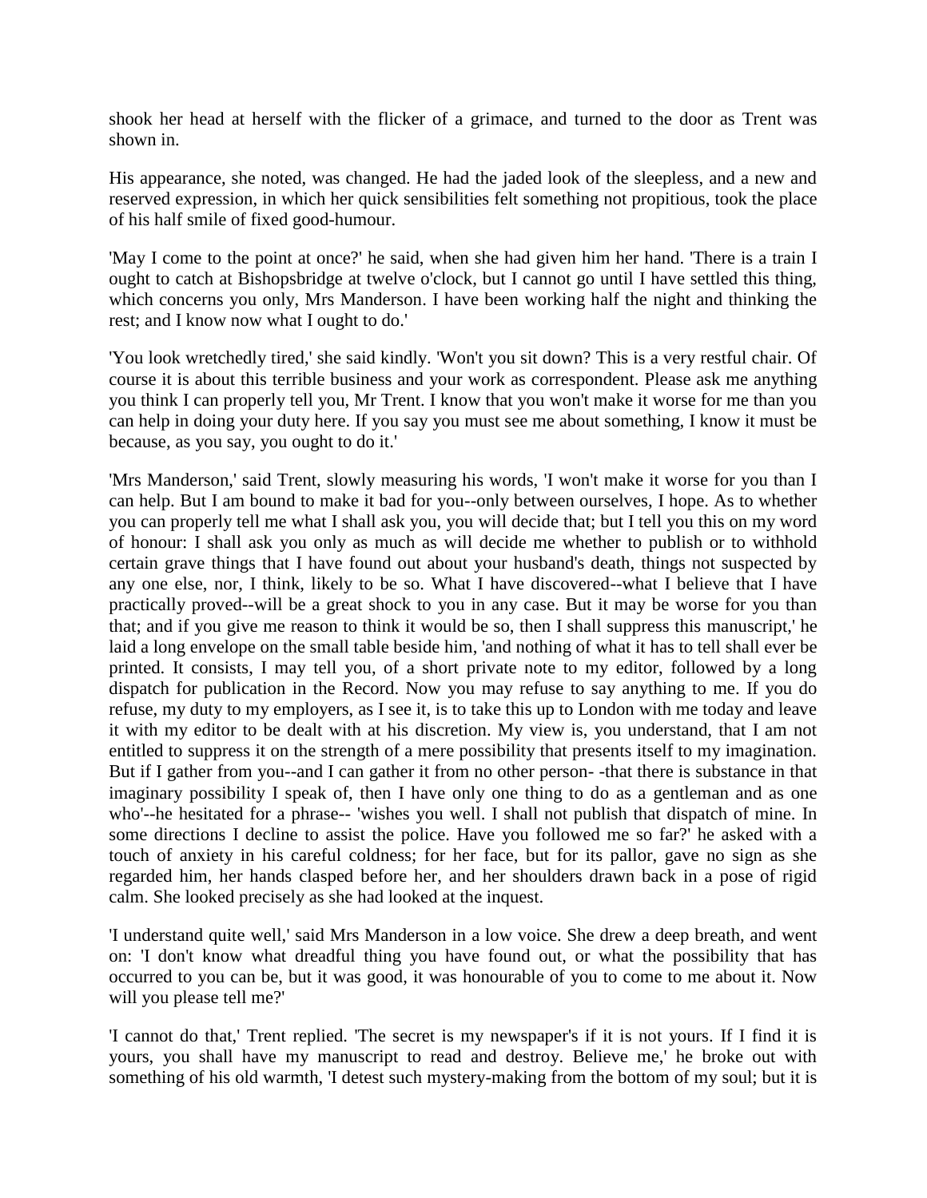shook her head at herself with the flicker of a grimace, and turned to the door as Trent was shown in.

His appearance, she noted, was changed. He had the jaded look of the sleepless, and a new and reserved expression, in which her quick sensibilities felt something not propitious, took the place of his half smile of fixed good-humour.

'May I come to the point at once?' he said, when she had given him her hand. 'There is a train I ought to catch at Bishopsbridge at twelve o'clock, but I cannot go until I have settled this thing, which concerns you only, Mrs Manderson. I have been working half the night and thinking the rest; and I know now what I ought to do.'

'You look wretchedly tired,' she said kindly. 'Won't you sit down? This is a very restful chair. Of course it is about this terrible business and your work as correspondent. Please ask me anything you think I can properly tell you, Mr Trent. I know that you won't make it worse for me than you can help in doing your duty here. If you say you must see me about something, I know it must be because, as you say, you ought to do it.'

'Mrs Manderson,' said Trent, slowly measuring his words, 'I won't make it worse for you than I can help. But I am bound to make it bad for you--only between ourselves, I hope. As to whether you can properly tell me what I shall ask you, you will decide that; but I tell you this on my word of honour: I shall ask you only as much as will decide me whether to publish or to withhold certain grave things that I have found out about your husband's death, things not suspected by any one else, nor, I think, likely to be so. What I have discovered--what I believe that I have practically proved--will be a great shock to you in any case. But it may be worse for you than that; and if you give me reason to think it would be so, then I shall suppress this manuscript,' he laid a long envelope on the small table beside him, 'and nothing of what it has to tell shall ever be printed. It consists, I may tell you, of a short private note to my editor, followed by a long dispatch for publication in the Record. Now you may refuse to say anything to me. If you do refuse, my duty to my employers, as I see it, is to take this up to London with me today and leave it with my editor to be dealt with at his discretion. My view is, you understand, that I am not entitled to suppress it on the strength of a mere possibility that presents itself to my imagination. But if I gather from you--and I can gather it from no other person- -that there is substance in that imaginary possibility I speak of, then I have only one thing to do as a gentleman and as one who'--he hesitated for a phrase-- 'wishes you well. I shall not publish that dispatch of mine. In some directions I decline to assist the police. Have you followed me so far?' he asked with a touch of anxiety in his careful coldness; for her face, but for its pallor, gave no sign as she regarded him, her hands clasped before her, and her shoulders drawn back in a pose of rigid calm. She looked precisely as she had looked at the inquest.

'I understand quite well,' said Mrs Manderson in a low voice. She drew a deep breath, and went on: 'I don't know what dreadful thing you have found out, or what the possibility that has occurred to you can be, but it was good, it was honourable of you to come to me about it. Now will you please tell me?'

'I cannot do that,' Trent replied. 'The secret is my newspaper's if it is not yours. If I find it is yours, you shall have my manuscript to read and destroy. Believe me,' he broke out with something of his old warmth, 'I detest such mystery-making from the bottom of my soul; but it is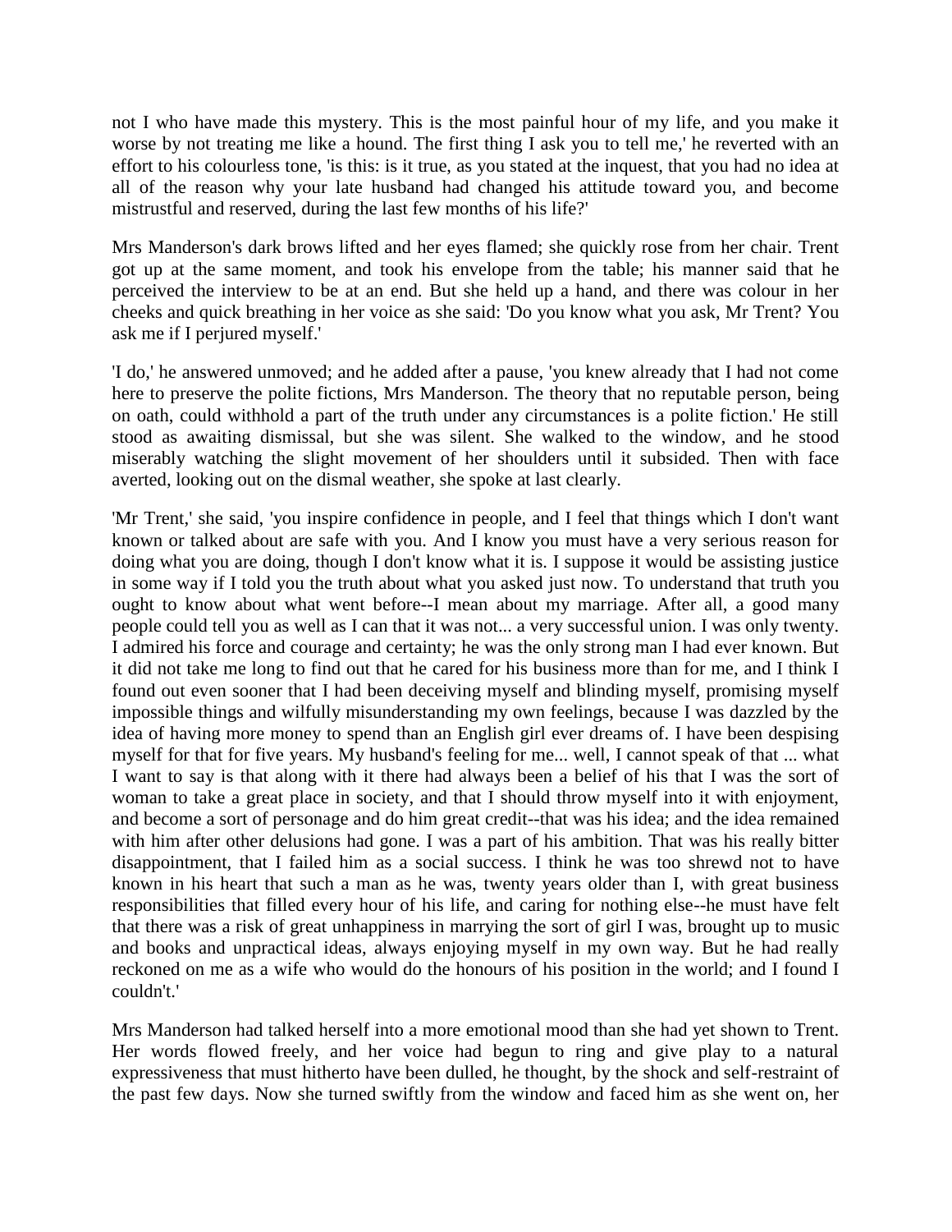not I who have made this mystery. This is the most painful hour of my life, and you make it worse by not treating me like a hound. The first thing I ask you to tell me,' he reverted with an effort to his colourless tone, 'is this: is it true, as you stated at the inquest, that you had no idea at all of the reason why your late husband had changed his attitude toward you, and become mistrustful and reserved, during the last few months of his life?'

Mrs Manderson's dark brows lifted and her eyes flamed; she quickly rose from her chair. Trent got up at the same moment, and took his envelope from the table; his manner said that he perceived the interview to be at an end. But she held up a hand, and there was colour in her cheeks and quick breathing in her voice as she said: 'Do you know what you ask, Mr Trent? You ask me if I perjured myself.'

'I do,' he answered unmoved; and he added after a pause, 'you knew already that I had not come here to preserve the polite fictions, Mrs Manderson. The theory that no reputable person, being on oath, could withhold a part of the truth under any circumstances is a polite fiction.' He still stood as awaiting dismissal, but she was silent. She walked to the window, and he stood miserably watching the slight movement of her shoulders until it subsided. Then with face averted, looking out on the dismal weather, she spoke at last clearly.

'Mr Trent,' she said, 'you inspire confidence in people, and I feel that things which I don't want known or talked about are safe with you. And I know you must have a very serious reason for doing what you are doing, though I don't know what it is. I suppose it would be assisting justice in some way if I told you the truth about what you asked just now. To understand that truth you ought to know about what went before--I mean about my marriage. After all, a good many people could tell you as well as I can that it was not... a very successful union. I was only twenty. I admired his force and courage and certainty; he was the only strong man I had ever known. But it did not take me long to find out that he cared for his business more than for me, and I think I found out even sooner that I had been deceiving myself and blinding myself, promising myself impossible things and wilfully misunderstanding my own feelings, because I was dazzled by the idea of having more money to spend than an English girl ever dreams of. I have been despising myself for that for five years. My husband's feeling for me... well, I cannot speak of that ... what I want to say is that along with it there had always been a belief of his that I was the sort of woman to take a great place in society, and that I should throw myself into it with enjoyment, and become a sort of personage and do him great credit--that was his idea; and the idea remained with him after other delusions had gone. I was a part of his ambition. That was his really bitter disappointment, that I failed him as a social success. I think he was too shrewd not to have known in his heart that such a man as he was, twenty years older than I, with great business responsibilities that filled every hour of his life, and caring for nothing else--he must have felt that there was a risk of great unhappiness in marrying the sort of girl I was, brought up to music and books and unpractical ideas, always enjoying myself in my own way. But he had really reckoned on me as a wife who would do the honours of his position in the world; and I found I couldn't.'

Mrs Manderson had talked herself into a more emotional mood than she had yet shown to Trent. Her words flowed freely, and her voice had begun to ring and give play to a natural expressiveness that must hitherto have been dulled, he thought, by the shock and self-restraint of the past few days. Now she turned swiftly from the window and faced him as she went on, her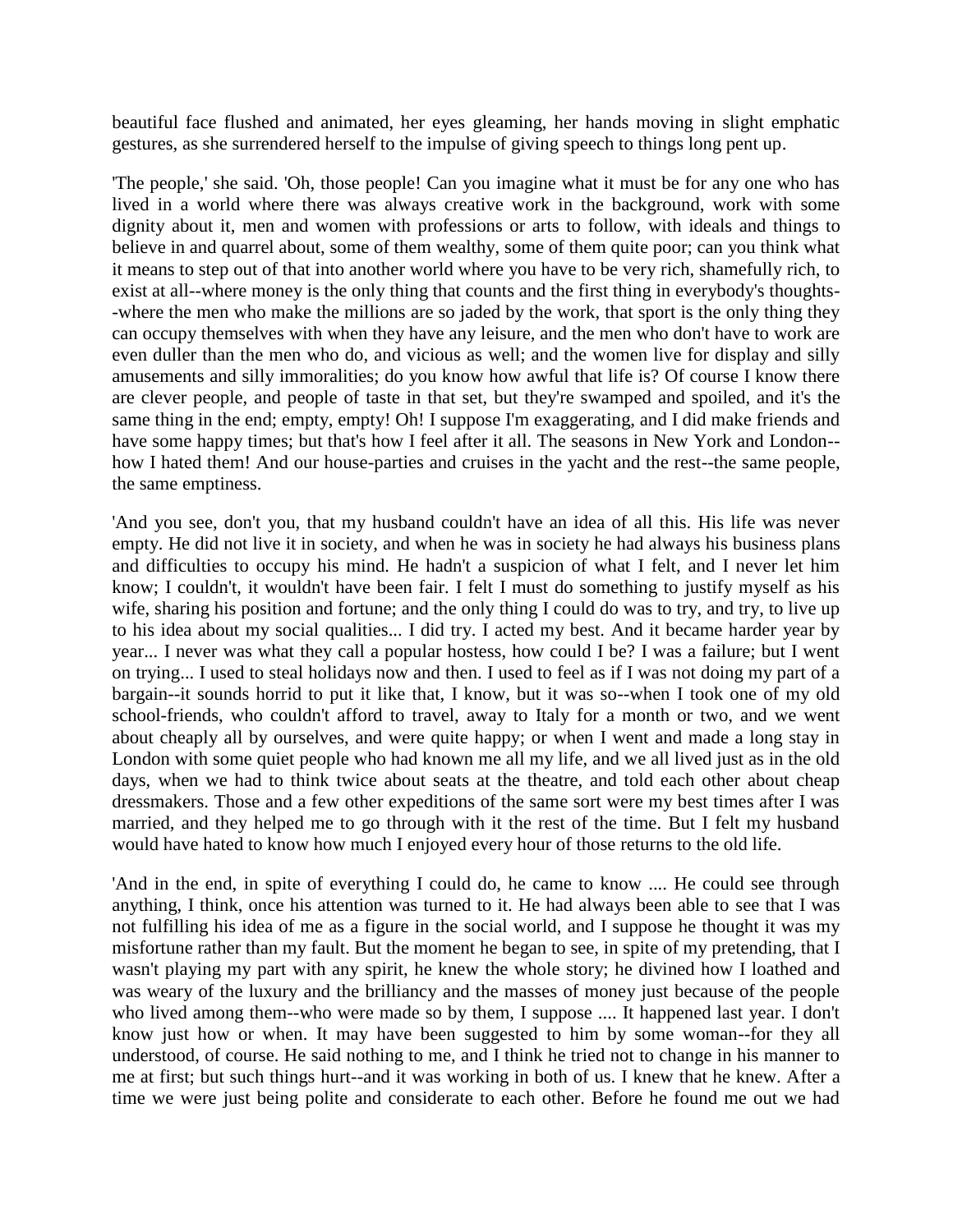beautiful face flushed and animated, her eyes gleaming, her hands moving in slight emphatic gestures, as she surrendered herself to the impulse of giving speech to things long pent up.

'The people,' she said. 'Oh, those people! Can you imagine what it must be for any one who has lived in a world where there was always creative work in the background, work with some dignity about it, men and women with professions or arts to follow, with ideals and things to believe in and quarrel about, some of them wealthy, some of them quite poor; can you think what it means to step out of that into another world where you have to be very rich, shamefully rich, to exist at all--where money is the only thing that counts and the first thing in everybody's thoughts--where the men who make the millions are so jaded by the work, that sport is the only thing they can occupy themselves with when they have any leisure, and the men who don't have to work are even duller than the men who do, and vicious as well; and the women live for display and silly amusements and silly immoralities; do you know how awful that life is? Of course I know there are clever people, and people of taste in that set, but they're swamped and spoiled, and it's the same thing in the end; empty, empty! Oh! I suppose I'm exaggerating, and I did make friends and have some happy times; but that's how I feel after it all. The seasons in New York and London--how I hated them! And our house-parties and cruises in the yacht and the rest--the same people, the same emptiness.

'And you see, don't you, that my husband couldn't have an idea of all this. His life was never empty. He did not live it in society, and when he was in society he had always his business plans and difficulties to occupy his mind. He hadn't a suspicion of what I felt, and I never let him know; I couldn't, it wouldn't have been fair. I felt I must do something to justify myself as his wife, sharing his position and fortune; and the only thing I could do was to try, and try, to live up to his idea about my social qualities... I did try. I acted my best. And it became harder year by year... I never was what they call a popular hostess, how could I be? I was a failure; but I went on trying... I used to steal holidays now and then. I used to feel as if I was not doing my part of a bargain--it sounds horrid to put it like that, I know, but it was so--when I took one of my old school-friends, who couldn't afford to travel, away to Italy for a month or two, and we went about cheaply all by ourselves, and were quite happy; or when I went and made a long stay in London with some quiet people who had known me all my life, and we all lived just as in the old days, when we had to think twice about seats at the theatre, and told each other about cheap dressmakers. Those and a few other expeditions of the same sort were my best times after I was married, and they helped me to go through with it the rest of the time. But I felt my husband would have hated to know how much I enjoyed every hour of those returns to the old life.

'And in the end, in spite of everything I could do, he came to know .... He could see through anything, I think, once his attention was turned to it. He had always been able to see that I was not fulfilling his idea of me as a figure in the social world, and I suppose he thought it was my misfortune rather than my fault. But the moment he began to see, in spite of my pretending, that I wasn't playing my part with any spirit, he knew the whole story; he divined how I loathed and was weary of the luxury and the brilliancy and the masses of money just because of the people who lived among them--who were made so by them, I suppose .... It happened last year. I don't know just how or when. It may have been suggested to him by some woman--for they all understood, of course. He said nothing to me, and I think he tried not to change in his manner to me at first; but such things hurt--and it was working in both of us. I knew that he knew. After a time we were just being polite and considerate to each other. Before he found me out we had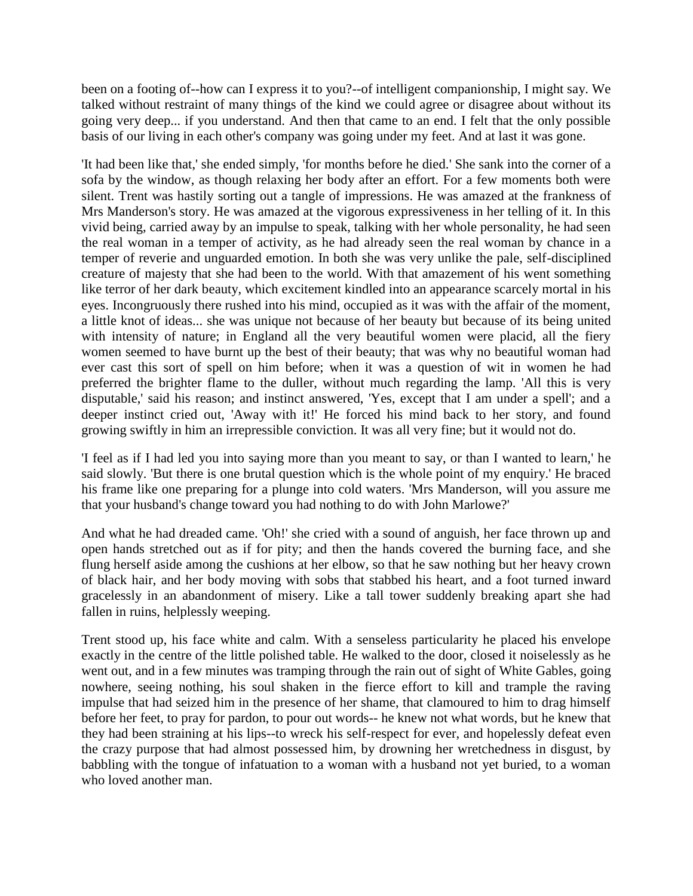been on a footing of--how can I express it to you?--of intelligent companionship, I might say. We talked without restraint of many things of the kind we could agree or disagree about without its going very deep... if you understand. And then that came to an end. I felt that the only possible basis of our living in each other's company was going under my feet. And at last it was gone.

'It had been like that,' she ended simply, 'for months before he died.' She sank into the corner of a sofa by the window, as though relaxing her body after an effort. For a few moments both were silent. Trent was hastily sorting out a tangle of impressions. He was amazed at the frankness of Mrs Manderson's story. He was amazed at the vigorous expressiveness in her telling of it. In this vivid being, carried away by an impulse to speak, talking with her whole personality, he had seen the real woman in a temper of activity, as he had already seen the real woman by chance in a temper of reverie and unguarded emotion. In both she was very unlike the pale, self-disciplined creature of majesty that she had been to the world. With that amazement of his went something like terror of her dark beauty, which excitement kindled into an appearance scarcely mortal in his eyes. Incongruously there rushed into his mind, occupied as it was with the affair of the moment, a little knot of ideas... she was unique not because of her beauty but because of its being united with intensity of nature; in England all the very beautiful women were placid, all the fiery women seemed to have burnt up the best of their beauty; that was why no beautiful woman had ever cast this sort of spell on him before; when it was a question of wit in women he had preferred the brighter flame to the duller, without much regarding the lamp. 'All this is very disputable,' said his reason; and instinct answered, 'Yes, except that I am under a spell'; and a deeper instinct cried out, 'Away with it!' He forced his mind back to her story, and found growing swiftly in him an irrepressible conviction. It was all very fine; but it would not do.

'I feel as if I had led you into saying more than you meant to say, or than I wanted to learn,' he said slowly. 'But there is one brutal question which is the whole point of my enquiry.' He braced his frame like one preparing for a plunge into cold waters. 'Mrs Manderson, will you assure me that your husband's change toward you had nothing to do with John Marlowe?'

And what he had dreaded came. 'Oh!' she cried with a sound of anguish, her face thrown up and open hands stretched out as if for pity; and then the hands covered the burning face, and she flung herself aside among the cushions at her elbow, so that he saw nothing but her heavy crown of black hair, and her body moving with sobs that stabbed his heart, and a foot turned inward gracelessly in an abandonment of misery. Like a tall tower suddenly breaking apart she had fallen in ruins, helplessly weeping.

Trent stood up, his face white and calm. With a senseless particularity he placed his envelope exactly in the centre of the little polished table. He walked to the door, closed it noiselessly as he went out, and in a few minutes was tramping through the rain out of sight of White Gables, going nowhere, seeing nothing, his soul shaken in the fierce effort to kill and trample the raving impulse that had seized him in the presence of her shame, that clamoured to him to drag himself before her feet, to pray for pardon, to pour out words-- he knew not what words, but he knew that they had been straining at his lips--to wreck his self-respect for ever, and hopelessly defeat even the crazy purpose that had almost possessed him, by drowning her wretchedness in disgust, by babbling with the tongue of infatuation to a woman with a husband not yet buried, to a woman who loved another man.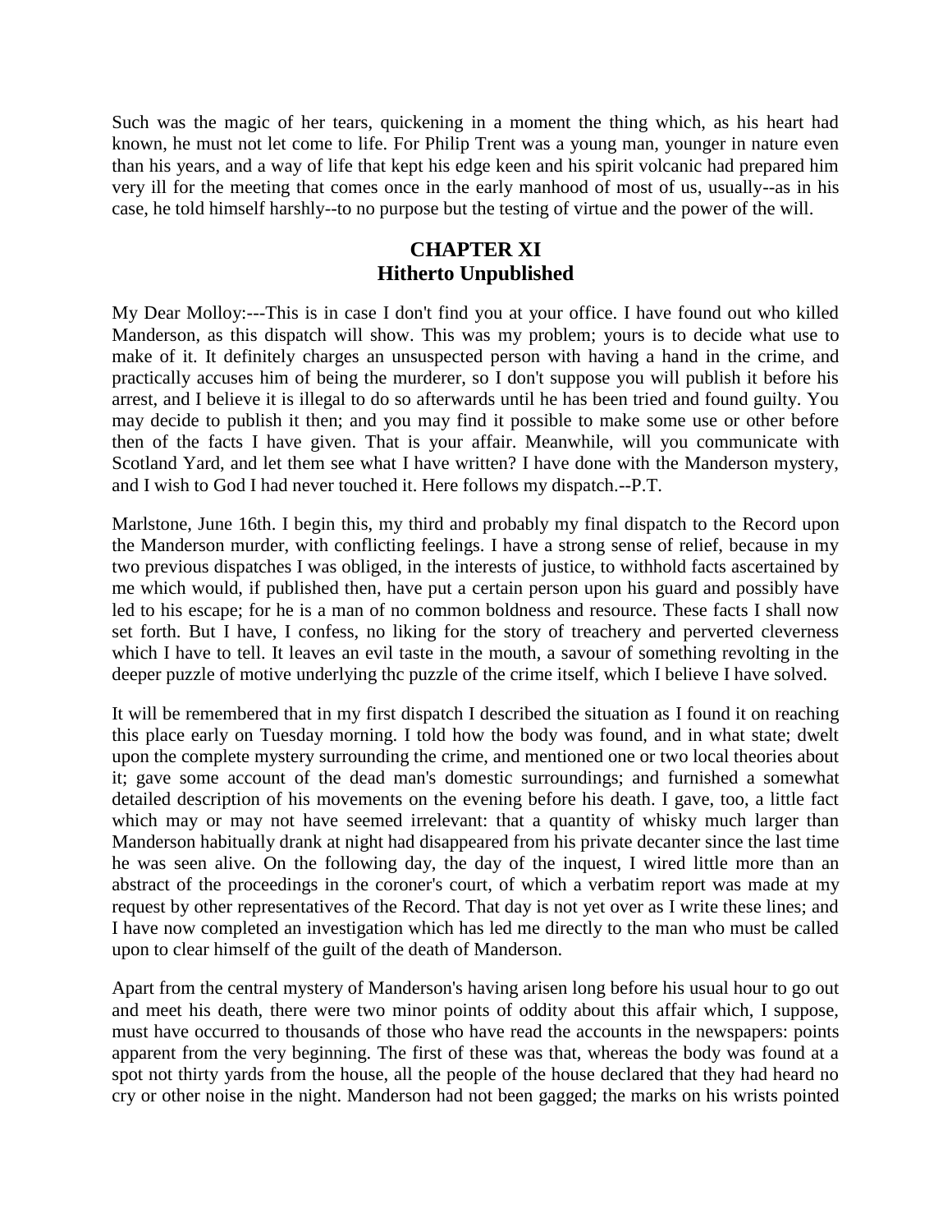Such was the magic of her tears, quickening in a moment the thing which, as his heart had known, he must not let come to life. For Philip Trent was a young man, younger in nature even than his years, and a way of life that kept his edge keen and his spirit volcanic had prepared him very ill for the meeting that comes once in the early manhood of most of us, usually--as in his case, he told himself harshly--to no purpose but the testing of virtue and the power of the will.

## CHAPTER XI
## Hitherto Unpublished

My Dear Molloy:---This is in case I don't find you at your office. I have found out who killed Manderson, as this dispatch will show. This was my problem; yours is to decide what use to make of it. It definitely charges an unsuspected person with having a hand in the crime, and practically accuses him of being the murderer, so I don't suppose you will publish it before his arrest, and I believe it is illegal to do so afterwards until he has been tried and found guilty. You may decide to publish it then; and you may find it possible to make some use or other before then of the facts I have given. That is your affair. Meanwhile, will you communicate with Scotland Yard, and let them see what I have written? I have done with the Manderson mystery, and I wish to God I had never touched it. Here follows my dispatch.--P.T.

Marlstone, June 16th. I begin this, my third and probably my final dispatch to the Record upon the Manderson murder, with conflicting feelings. I have a strong sense of relief, because in my two previous dispatches I was obliged, in the interests of justice, to withhold facts ascertained by me which would, if published then, have put a certain person upon his guard and possibly have led to his escape; for he is a man of no common boldness and resource. These facts I shall now set forth. But I have, I confess, no liking for the story of treachery and perverted cleverness which I have to tell. It leaves an evil taste in the mouth, a savour of something revolting in the deeper puzzle of motive underlying thc puzzle of the crime itself, which I believe I have solved.

It will be remembered that in my first dispatch I described the situation as I found it on reaching this place early on Tuesday morning. I told how the body was found, and in what state; dwelt upon the complete mystery surrounding the crime, and mentioned one or two local theories about it; gave some account of the dead man's domestic surroundings; and furnished a somewhat detailed description of his movements on the evening before his death. I gave, too, a little fact which may or may not have seemed irrelevant: that a quantity of whisky much larger than Manderson habitually drank at night had disappeared from his private decanter since the last time he was seen alive. On the following day, the day of the inquest, I wired little more than an abstract of the proceedings in the coroner's court, of which a verbatim report was made at my request by other representatives of the Record. That day is not yet over as I write these lines; and I have now completed an investigation which has led me directly to the man who must be called upon to clear himself of the guilt of the death of Manderson.

Apart from the central mystery of Manderson's having arisen long before his usual hour to go out and meet his death, there were two minor points of oddity about this affair which, I suppose, must have occurred to thousands of those who have read the accounts in the newspapers: points apparent from the very beginning. The first of these was that, whereas the body was found at a spot not thirty yards from the house, all the people of the house declared that they had heard no cry or other noise in the night. Manderson had not been gagged; the marks on his wrists pointed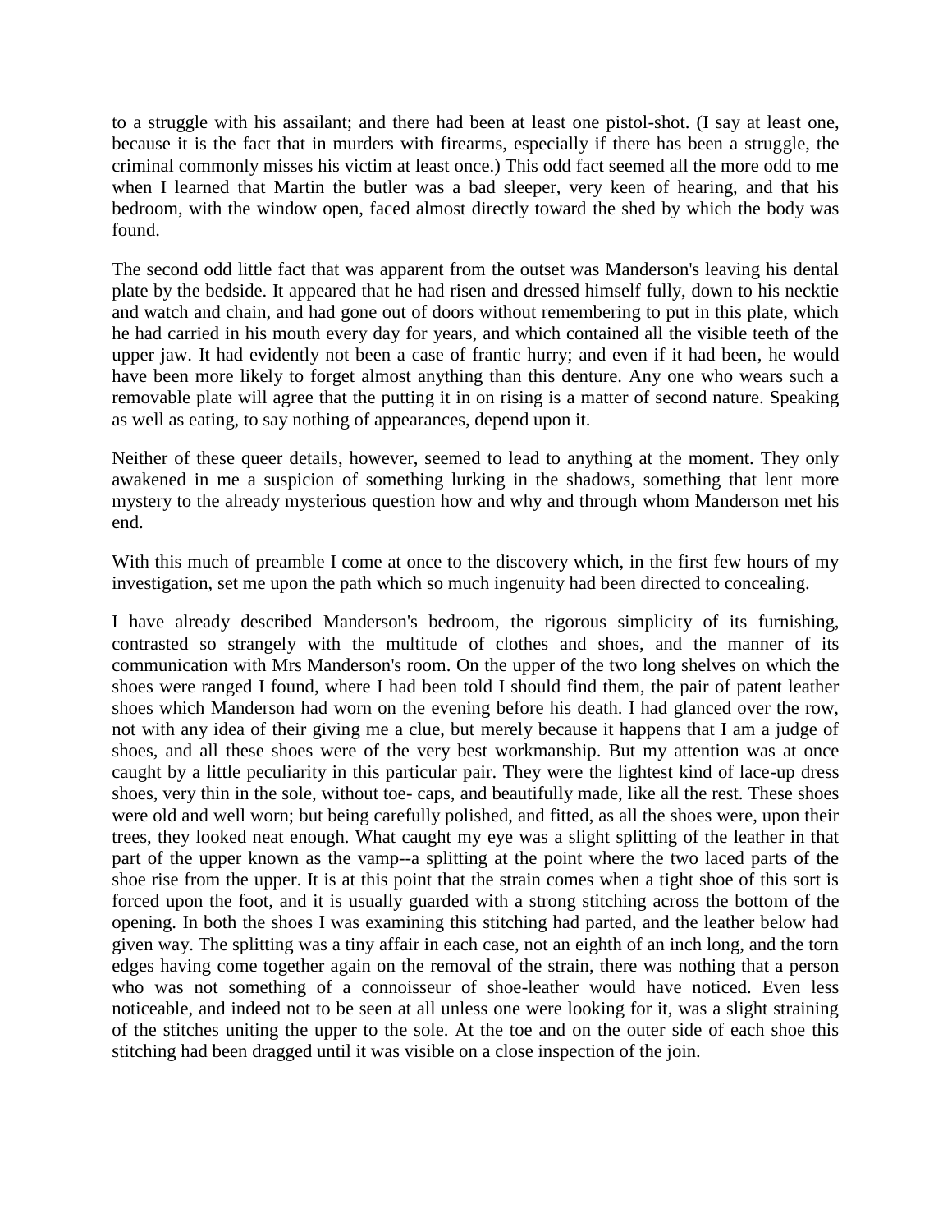to a struggle with his assailant; and there had been at least one pistol-shot. (I say at least one, because it is the fact that in murders with firearms, especially if there has been a struggle, the criminal commonly misses his victim at least once.) This odd fact seemed all the more odd to me when I learned that Martin the butler was a bad sleeper, very keen of hearing, and that his bedroom, with the window open, faced almost directly toward the shed by which the body was found.

The second odd little fact that was apparent from the outset was Manderson's leaving his dental plate by the bedside. It appeared that he had risen and dressed himself fully, down to his necktie and watch and chain, and had gone out of doors without remembering to put in this plate, which he had carried in his mouth every day for years, and which contained all the visible teeth of the upper jaw. It had evidently not been a case of frantic hurry; and even if it had been, he would have been more likely to forget almost anything than this denture. Any one who wears such a removable plate will agree that the putting it in on rising is a matter of second nature. Speaking as well as eating, to say nothing of appearances, depend upon it.

Neither of these queer details, however, seemed to lead to anything at the moment. They only awakened in me a suspicion of something lurking in the shadows, something that lent more mystery to the already mysterious question how and why and through whom Manderson met his end.

With this much of preamble I come at once to the discovery which, in the first few hours of my investigation, set me upon the path which so much ingenuity had been directed to concealing.

I have already described Manderson's bedroom, the rigorous simplicity of its furnishing, contrasted so strangely with the multitude of clothes and shoes, and the manner of its communication with Mrs Manderson's room. On the upper of the two long shelves on which the shoes were ranged I found, where I had been told I should find them, the pair of patent leather shoes which Manderson had worn on the evening before his death. I had glanced over the row, not with any idea of their giving me a clue, but merely because it happens that I am a judge of shoes, and all these shoes were of the very best workmanship. But my attention was at once caught by a little peculiarity in this particular pair. They were the lightest kind of lace-up dress shoes, very thin in the sole, without toe- caps, and beautifully made, like all the rest. These shoes were old and well worn; but being carefully polished, and fitted, as all the shoes were, upon their trees, they looked neat enough. What caught my eye was a slight splitting of the leather in that part of the upper known as the vamp--a splitting at the point where the two laced parts of the shoe rise from the upper. It is at this point that the strain comes when a tight shoe of this sort is forced upon the foot, and it is usually guarded with a strong stitching across the bottom of the opening. In both the shoes I was examining this stitching had parted, and the leather below had given way. The splitting was a tiny affair in each case, not an eighth of an inch long, and the torn edges having come together again on the removal of the strain, there was nothing that a person who was not something of a connoisseur of shoe-leather would have noticed. Even less noticeable, and indeed not to be seen at all unless one were looking for it, was a slight straining of the stitches uniting the upper to the sole. At the toe and on the outer side of each shoe this stitching had been dragged until it was visible on a close inspection of the join.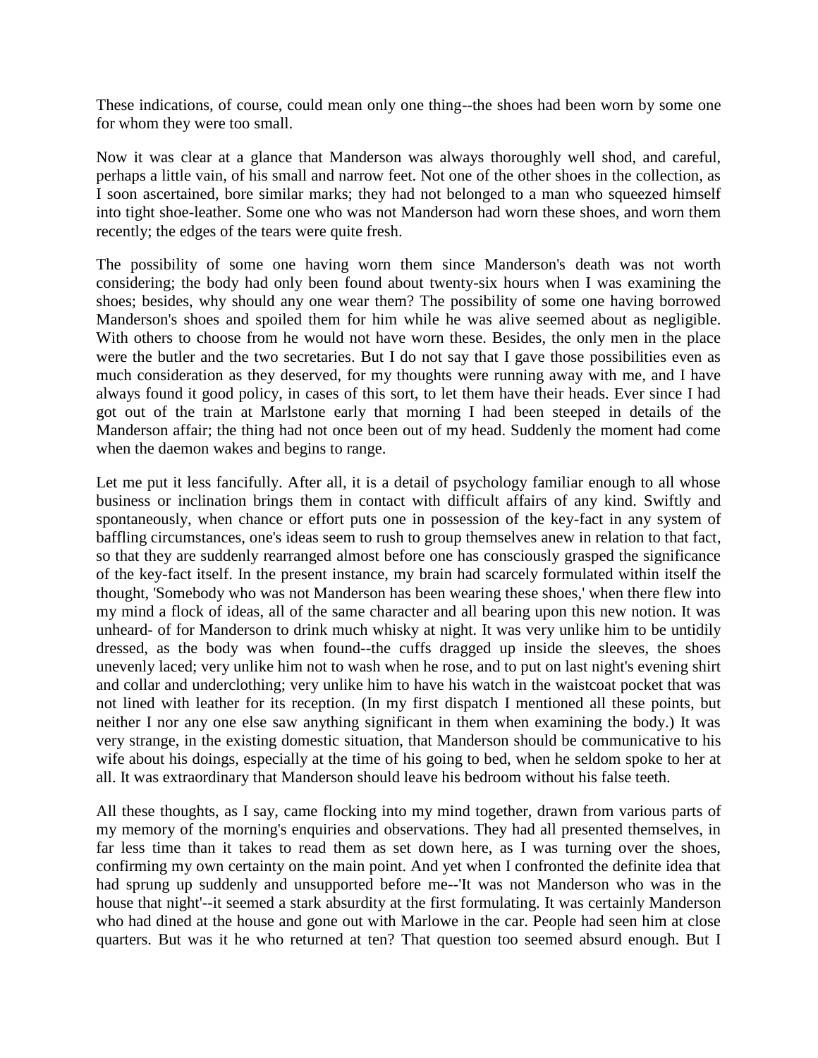These indications, of course, could mean only one thing--the shoes had been worn by some one for whom they were too small.

Now it was clear at a glance that Manderson was always thoroughly well shod, and careful, perhaps a little vain, of his small and narrow feet. Not one of the other shoes in the collection, as I soon ascertained, bore similar marks; they had not belonged to a man who squeezed himself into tight shoe-leather. Some one who was not Manderson had worn these shoes, and worn them recently; the edges of the tears were quite fresh.

The possibility of some one having worn them since Manderson's death was not worth considering; the body had only been found about twenty-six hours when I was examining the shoes; besides, why should any one wear them? The possibility of some one having borrowed Manderson's shoes and spoiled them for him while he was alive seemed about as negligible. With others to choose from he would not have worn these. Besides, the only men in the place were the butler and the two secretaries. But I do not say that I gave those possibilities even as much consideration as they deserved, for my thoughts were running away with me, and I have always found it good policy, in cases of this sort, to let them have their heads. Ever since I had got out of the train at Marlstone early that morning I had been steeped in details of the Manderson affair; the thing had not once been out of my head. Suddenly the moment had come when the daemon wakes and begins to range.

Let me put it less fancifully. After all, it is a detail of psychology familiar enough to all whose business or inclination brings them in contact with difficult affairs of any kind. Swiftly and spontaneously, when chance or effort puts one in possession of the key-fact in any system of baffling circumstances, one's ideas seem to rush to group themselves anew in relation to that fact, so that they are suddenly rearranged almost before one has consciously grasped the significance of the key-fact itself. In the present instance, my brain had scarcely formulated within itself the thought, 'Somebody who was not Manderson has been wearing these shoes,' when there flew into my mind a flock of ideas, all of the same character and all bearing upon this new notion. It was unheard- of for Manderson to drink much whisky at night. It was very unlike him to be untidily dressed, as the body was when found--the cuffs dragged up inside the sleeves, the shoes unevenly laced; very unlike him not to wash when he rose, and to put on last night's evening shirt and collar and underclothing; very unlike him to have his watch in the waistcoat pocket that was not lined with leather for its reception. (In my first dispatch I mentioned all these points, but neither I nor any one else saw anything significant in them when examining the body.) It was very strange, in the existing domestic situation, that Manderson should be communicative to his wife about his doings, especially at the time of his going to bed, when he seldom spoke to her at all. It was extraordinary that Manderson should leave his bedroom without his false teeth.

All these thoughts, as I say, came flocking into my mind together, drawn from various parts of my memory of the morning's enquiries and observations. They had all presented themselves, in far less time than it takes to read them as set down here, as I was turning over the shoes, confirming my own certainty on the main point. And yet when I confronted the definite idea that had sprung up suddenly and unsupported before me--'It was not Manderson who was in the house that night'--it seemed a stark absurdity at the first formulating. It was certainly Manderson who had dined at the house and gone out with Marlowe in the car. People had seen him at close quarters. But was it he who returned at ten? That question too seemed absurd enough. But I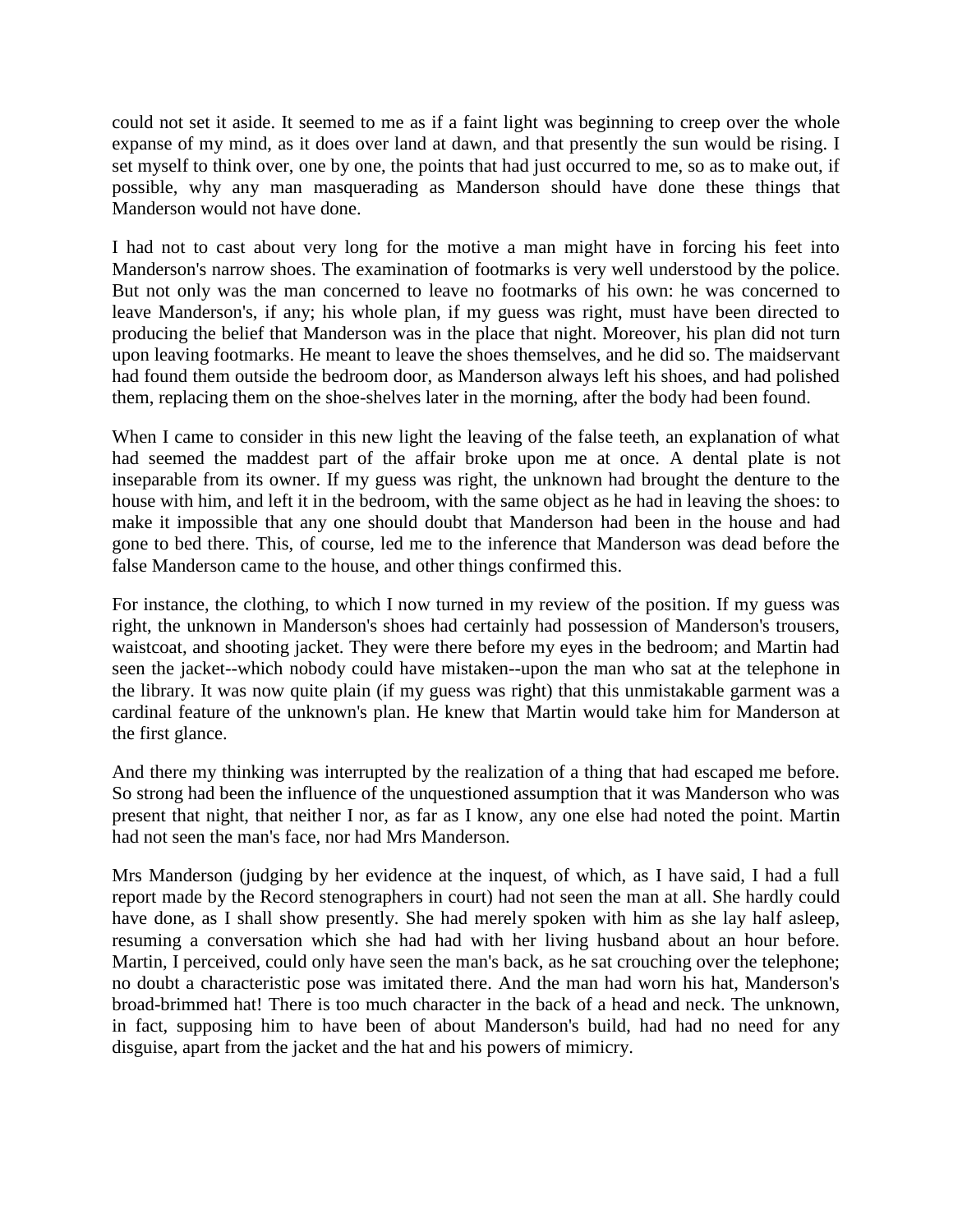could not set it aside. It seemed to me as if a faint light was beginning to creep over the whole expanse of my mind, as it does over land at dawn, and that presently the sun would be rising. I set myself to think over, one by one, the points that had just occurred to me, so as to make out, if possible, why any man masquerading as Manderson should have done these things that Manderson would not have done.

I had not to cast about very long for the motive a man might have in forcing his feet into Manderson's narrow shoes. The examination of footmarks is very well understood by the police. But not only was the man concerned to leave no footmarks of his own: he was concerned to leave Manderson's, if any; his whole plan, if my guess was right, must have been directed to producing the belief that Manderson was in the place that night. Moreover, his plan did not turn upon leaving footmarks. He meant to leave the shoes themselves, and he did so. The maidservant had found them outside the bedroom door, as Manderson always left his shoes, and had polished them, replacing them on the shoe-shelves later in the morning, after the body had been found.

When I came to consider in this new light the leaving of the false teeth, an explanation of what had seemed the maddest part of the affair broke upon me at once. A dental plate is not inseparable from its owner. If my guess was right, the unknown had brought the denture to the house with him, and left it in the bedroom, with the same object as he had in leaving the shoes: to make it impossible that any one should doubt that Manderson had been in the house and had gone to bed there. This, of course, led me to the inference that Manderson was dead before the false Manderson came to the house, and other things confirmed this.

For instance, the clothing, to which I now turned in my review of the position. If my guess was right, the unknown in Manderson's shoes had certainly had possession of Manderson's trousers, waistcoat, and shooting jacket. They were there before my eyes in the bedroom; and Martin had seen the jacket--which nobody could have mistaken--upon the man who sat at the telephone in the library. It was now quite plain (if my guess was right) that this unmistakable garment was a cardinal feature of the unknown's plan. He knew that Martin would take him for Manderson at the first glance.

And there my thinking was interrupted by the realization of a thing that had escaped me before. So strong had been the influence of the unquestioned assumption that it was Manderson who was present that night, that neither I nor, as far as I know, any one else had noted the point. Martin had not seen the man's face, nor had Mrs Manderson.

Mrs Manderson (judging by her evidence at the inquest, of which, as I have said, I had a full report made by the Record stenographers in court) had not seen the man at all. She hardly could have done, as I shall show presently. She had merely spoken with him as she lay half asleep, resuming a conversation which she had had with her living husband about an hour before. Martin, I perceived, could only have seen the man's back, as he sat crouching over the telephone; no doubt a characteristic pose was imitated there. And the man had worn his hat, Manderson's broad-brimmed hat! There is too much character in the back of a head and neck. The unknown, in fact, supposing him to have been of about Manderson's build, had had no need for any disguise, apart from the jacket and the hat and his powers of mimicry.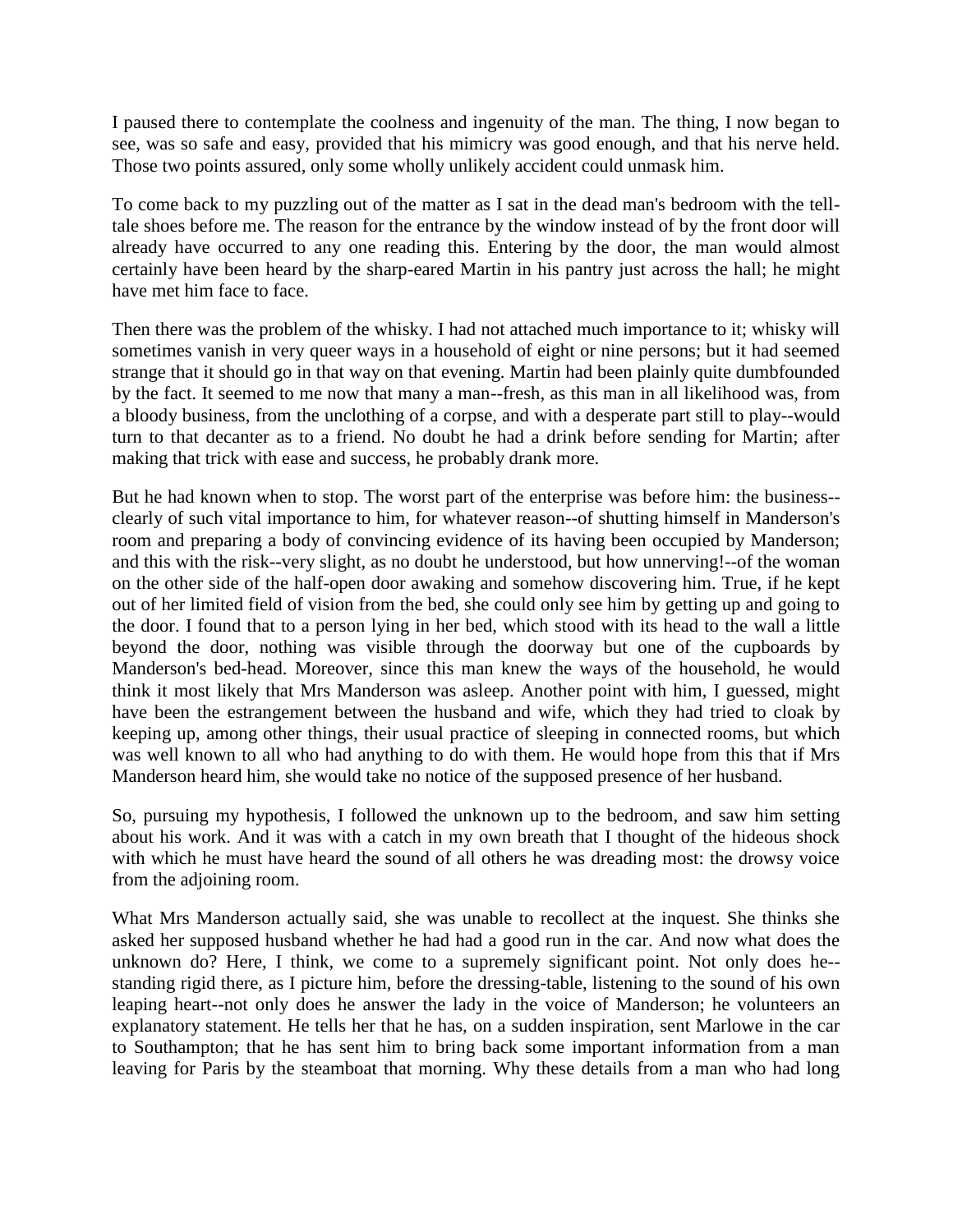I paused there to contemplate the coolness and ingenuity of the man. The thing, I now began to see, was so safe and easy, provided that his mimicry was good enough, and that his nerve held. Those two points assured, only some wholly unlikely accident could unmask him.

To come back to my puzzling out of the matter as I sat in the dead man's bedroom with the tell-tale shoes before me. The reason for the entrance by the window instead of by the front door will already have occurred to any one reading this. Entering by the door, the man would almost certainly have been heard by the sharp-eared Martin in his pantry just across the hall; he might have met him face to face.

Then there was the problem of the whisky. I had not attached much importance to it; whisky will sometimes vanish in very queer ways in a household of eight or nine persons; but it had seemed strange that it should go in that way on that evening. Martin had been plainly quite dumbfounded by the fact. It seemed to me now that many a man--fresh, as this man in all likelihood was, from a bloody business, from the unclothing of a corpse, and with a desperate part still to play--would turn to that decanter as to a friend. No doubt he had a drink before sending for Martin; after making that trick with ease and success, he probably drank more.

But he had known when to stop. The worst part of the enterprise was before him: the business--clearly of such vital importance to him, for whatever reason--of shutting himself in Manderson's room and preparing a body of convincing evidence of its having been occupied by Manderson; and this with the risk--very slight, as no doubt he understood, but how unnerving!--of the woman on the other side of the half-open door awaking and somehow discovering him. True, if he kept out of her limited field of vision from the bed, she could only see him by getting up and going to the door. I found that to a person lying in her bed, which stood with its head to the wall a little beyond the door, nothing was visible through the doorway but one of the cupboards by Manderson's bed-head. Moreover, since this man knew the ways of the household, he would think it most likely that Mrs Manderson was asleep. Another point with him, I guessed, might have been the estrangement between the husband and wife, which they had tried to cloak by keeping up, among other things, their usual practice of sleeping in connected rooms, but which was well known to all who had anything to do with them. He would hope from this that if Mrs Manderson heard him, she would take no notice of the supposed presence of her husband.

So, pursuing my hypothesis, I followed the unknown up to the bedroom, and saw him setting about his work. And it was with a catch in my own breath that I thought of the hideous shock with which he must have heard the sound of all others he was dreading most: the drowsy voice from the adjoining room.

What Mrs Manderson actually said, she was unable to recollect at the inquest. She thinks she asked her supposed husband whether he had had a good run in the car. And now what does the unknown do? Here, I think, we come to a supremely significant point. Not only does he--standing rigid there, as I picture him, before the dressing-table, listening to the sound of his own leaping heart--not only does he answer the lady in the voice of Manderson; he volunteers an explanatory statement. He tells her that he has, on a sudden inspiration, sent Marlowe in the car to Southampton; that he has sent him to bring back some important information from a man leaving for Paris by the steamboat that morning. Why these details from a man who had long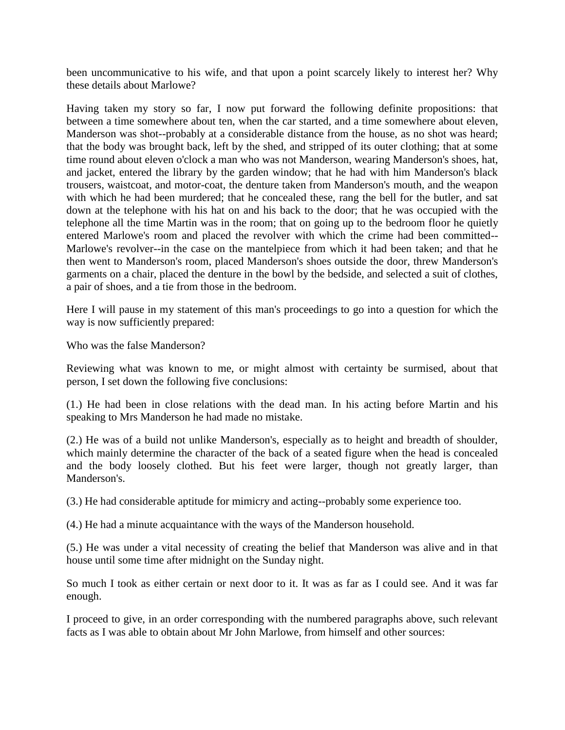been uncommunicative to his wife, and that upon a point scarcely likely to interest her? Why these details about Marlowe?

Having taken my story so far, I now put forward the following definite propositions: that between a time somewhere about ten, when the car started, and a time somewhere about eleven, Manderson was shot--probably at a considerable distance from the house, as no shot was heard; that the body was brought back, left by the shed, and stripped of its outer clothing; that at some time round about eleven o'clock a man who was not Manderson, wearing Manderson's shoes, hat, and jacket, entered the library by the garden window; that he had with him Manderson's black trousers, waistcoat, and motor-coat, the denture taken from Manderson's mouth, and the weapon with which he had been murdered; that he concealed these, rang the bell for the butler, and sat down at the telephone with his hat on and his back to the door; that he was occupied with the telephone all the time Martin was in the room; that on going up to the bedroom floor he quietly entered Marlowe's room and placed the revolver with which the crime had been committed--Marlowe's revolver--in the case on the mantelpiece from which it had been taken; and that he then went to Manderson's room, placed Manderson's shoes outside the door, threw Manderson's garments on a chair, placed the denture in the bowl by the bedside, and selected a suit of clothes, a pair of shoes, and a tie from those in the bedroom.

Here I will pause in my statement of this man's proceedings to go into a question for which the way is now sufficiently prepared:

Who was the false Manderson?

Reviewing what was known to me, or might almost with certainty be surmised, about that person, I set down the following five conclusions:

(1.) He had been in close relations with the dead man. In his acting before Martin and his speaking to Mrs Manderson he had made no mistake.

(2.) He was of a build not unlike Manderson's, especially as to height and breadth of shoulder, which mainly determine the character of the back of a seated figure when the head is concealed and the body loosely clothed. But his feet were larger, though not greatly larger, than Manderson's.

(3.) He had considerable aptitude for mimicry and acting--probably some experience too.

(4.) He had a minute acquaintance with the ways of the Manderson household.

(5.) He was under a vital necessity of creating the belief that Manderson was alive and in that house until some time after midnight on the Sunday night.

So much I took as either certain or next door to it. It was as far as I could see. And it was far enough.

I proceed to give, in an order corresponding with the numbered paragraphs above, such relevant facts as I was able to obtain about Mr John Marlowe, from himself and other sources: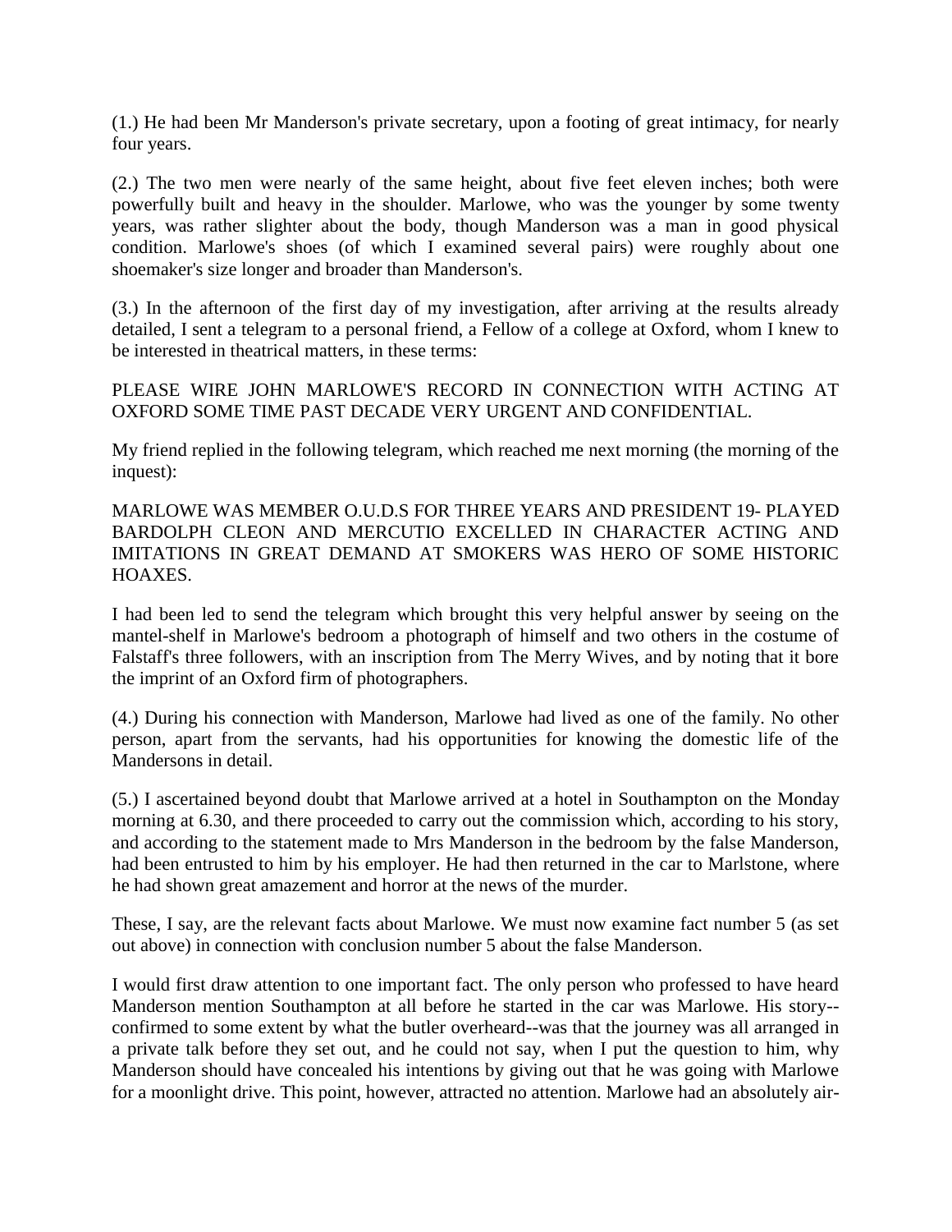(1.) He had been Mr Manderson's private secretary, upon a footing of great intimacy, for nearly four years.

(2.) The two men were nearly of the same height, about five feet eleven inches; both were powerfully built and heavy in the shoulder. Marlowe, who was the younger by some twenty years, was rather slighter about the body, though Manderson was a man in good physical condition. Marlowe's shoes (of which I examined several pairs) were roughly about one shoemaker's size longer and broader than Manderson's.

(3.) In the afternoon of the first day of my investigation, after arriving at the results already detailed, I sent a telegram to a personal friend, a Fellow of a college at Oxford, whom I knew to be interested in theatrical matters, in these terms:

PLEASE WIRE JOHN MARLOWE'S RECORD IN CONNECTION WITH ACTING AT OXFORD SOME TIME PAST DECADE VERY URGENT AND CONFIDENTIAL.

My friend replied in the following telegram, which reached me next morning (the morning of the inquest):

MARLOWE WAS MEMBER O.U.D.S FOR THREE YEARS AND PRESIDENT 19- PLAYED BARDOLPH CLEON AND MERCUTIO EXCELLED IN CHARACTER ACTING AND IMITATIONS IN GREAT DEMAND AT SMOKERS WAS HERO OF SOME HISTORIC HOAXES.

I had been led to send the telegram which brought this very helpful answer by seeing on the mantel-shelf in Marlowe's bedroom a photograph of himself and two others in the costume of Falstaff's three followers, with an inscription from The Merry Wives, and by noting that it bore the imprint of an Oxford firm of photographers.

(4.) During his connection with Manderson, Marlowe had lived as one of the family. No other person, apart from the servants, had his opportunities for knowing the domestic life of the Mandersons in detail.

(5.) I ascertained beyond doubt that Marlowe arrived at a hotel in Southampton on the Monday morning at 6.30, and there proceeded to carry out the commission which, according to his story, and according to the statement made to Mrs Manderson in the bedroom by the false Manderson, had been entrusted to him by his employer. He had then returned in the car to Marlstone, where he had shown great amazement and horror at the news of the murder.

These, I say, are the relevant facts about Marlowe. We must now examine fact number 5 (as set out above) in connection with conclusion number 5 about the false Manderson.

I would first draw attention to one important fact. The only person who professed to have heard Manderson mention Southampton at all before he started in the car was Marlowe. His story--confirmed to some extent by what the butler overheard--was that the journey was all arranged in a private talk before they set out, and he could not say, when I put the question to him, why Manderson should have concealed his intentions by giving out that he was going with Marlowe for a moonlight drive. This point, however, attracted no attention. Marlowe had an absolutely air-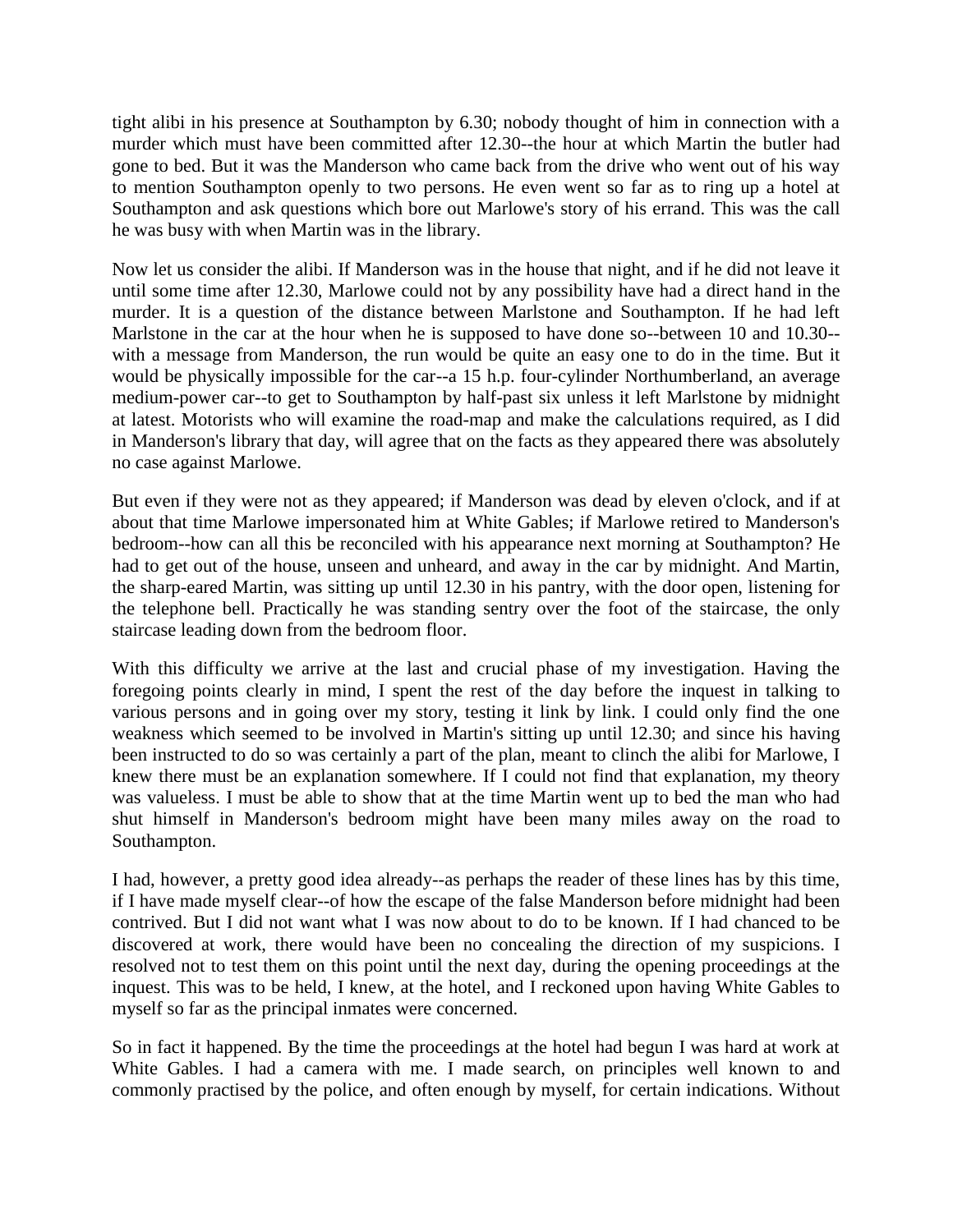tight alibi in his presence at Southampton by 6.30; nobody thought of him in connection with a murder which must have been committed after 12.30--the hour at which Martin the butler had gone to bed. But it was the Manderson who came back from the drive who went out of his way to mention Southampton openly to two persons. He even went so far as to ring up a hotel at Southampton and ask questions which bore out Marlowe's story of his errand. This was the call he was busy with when Martin was in the library.

Now let us consider the alibi. If Manderson was in the house that night, and if he did not leave it until some time after 12.30, Marlowe could not by any possibility have had a direct hand in the murder. It is a question of the distance between Marlstone and Southampton. If he had left Marlstone in the car at the hour when he is supposed to have done so--between 10 and 10.30--with a message from Manderson, the run would be quite an easy one to do in the time. But it would be physically impossible for the car--a 15 h.p. four-cylinder Northumberland, an average medium-power car--to get to Southampton by half-past six unless it left Marlstone by midnight at latest. Motorists who will examine the road-map and make the calculations required, as I did in Manderson's library that day, will agree that on the facts as they appeared there was absolutely no case against Marlowe.

But even if they were not as they appeared; if Manderson was dead by eleven o'clock, and if at about that time Marlowe impersonated him at White Gables; if Marlowe retired to Manderson's bedroom--how can all this be reconciled with his appearance next morning at Southampton? He had to get out of the house, unseen and unheard, and away in the car by midnight. And Martin, the sharp-eared Martin, was sitting up until 12.30 in his pantry, with the door open, listening for the telephone bell. Practically he was standing sentry over the foot of the staircase, the only staircase leading down from the bedroom floor.

With this difficulty we arrive at the last and crucial phase of my investigation. Having the foregoing points clearly in mind, I spent the rest of the day before the inquest in talking to various persons and in going over my story, testing it link by link. I could only find the one weakness which seemed to be involved in Martin's sitting up until 12.30; and since his having been instructed to do so was certainly a part of the plan, meant to clinch the alibi for Marlowe, I knew there must be an explanation somewhere. If I could not find that explanation, my theory was valueless. I must be able to show that at the time Martin went up to bed the man who had shut himself in Manderson's bedroom might have been many miles away on the road to Southampton.

I had, however, a pretty good idea already--as perhaps the reader of these lines has by this time, if I have made myself clear--of how the escape of the false Manderson before midnight had been contrived. But I did not want what I was now about to do to be known. If I had chanced to be discovered at work, there would have been no concealing the direction of my suspicions. I resolved not to test them on this point until the next day, during the opening proceedings at the inquest. This was to be held, I knew, at the hotel, and I reckoned upon having White Gables to myself so far as the principal inmates were concerned.

So in fact it happened. By the time the proceedings at the hotel had begun I was hard at work at White Gables. I had a camera with me. I made search, on principles well known to and commonly practised by the police, and often enough by myself, for certain indications. Without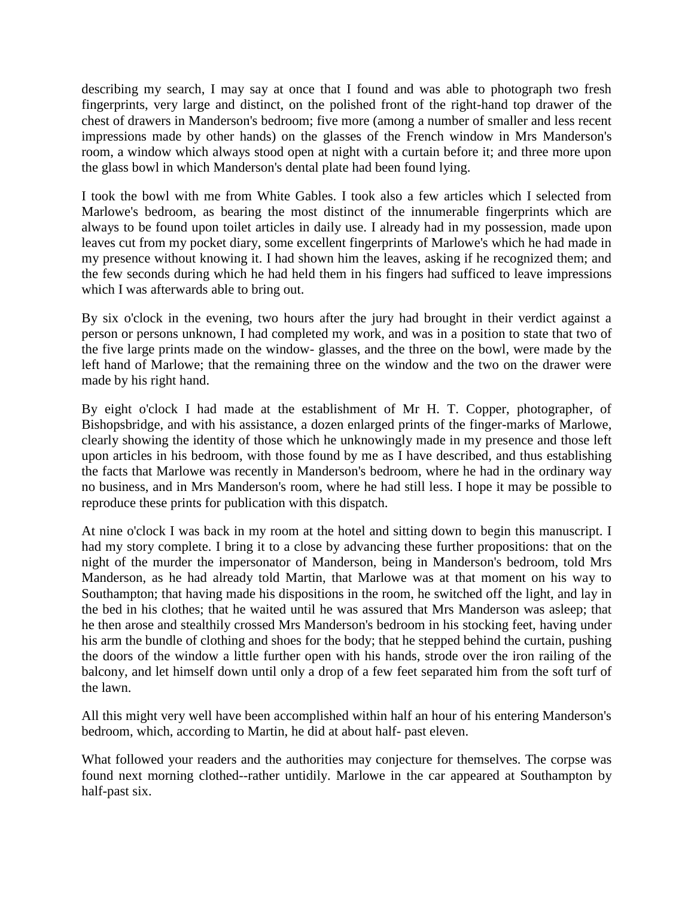describing my search, I may say at once that I found and was able to photograph two fresh fingerprints, very large and distinct, on the polished front of the right-hand top drawer of the chest of drawers in Manderson's bedroom; five more (among a number of smaller and less recent impressions made by other hands) on the glasses of the French window in Mrs Manderson's room, a window which always stood open at night with a curtain before it; and three more upon the glass bowl in which Manderson's dental plate had been found lying.

I took the bowl with me from White Gables. I took also a few articles which I selected from Marlowe's bedroom, as bearing the most distinct of the innumerable fingerprints which are always to be found upon toilet articles in daily use. I already had in my possession, made upon leaves cut from my pocket diary, some excellent fingerprints of Marlowe's which he had made in my presence without knowing it. I had shown him the leaves, asking if he recognized them; and the few seconds during which he had held them in his fingers had sufficed to leave impressions which I was afterwards able to bring out.

By six o'clock in the evening, two hours after the jury had brought in their verdict against a person or persons unknown, I had completed my work, and was in a position to state that two of the five large prints made on the window- glasses, and the three on the bowl, were made by the left hand of Marlowe; that the remaining three on the window and the two on the drawer were made by his right hand.

By eight o'clock I had made at the establishment of Mr H. T. Copper, photographer, of Bishopsbridge, and with his assistance, a dozen enlarged prints of the finger-marks of Marlowe, clearly showing the identity of those which he unknowingly made in my presence and those left upon articles in his bedroom, with those found by me as I have described, and thus establishing the facts that Marlowe was recently in Manderson's bedroom, where he had in the ordinary way no business, and in Mrs Manderson's room, where he had still less. I hope it may be possible to reproduce these prints for publication with this dispatch.

At nine o'clock I was back in my room at the hotel and sitting down to begin this manuscript. I had my story complete. I bring it to a close by advancing these further propositions: that on the night of the murder the impersonator of Manderson, being in Manderson's bedroom, told Mrs Manderson, as he had already told Martin, that Marlowe was at that moment on his way to Southampton; that having made his dispositions in the room, he switched off the light, and lay in the bed in his clothes; that he waited until he was assured that Mrs Manderson was asleep; that he then arose and stealthily crossed Mrs Manderson's bedroom in his stocking feet, having under his arm the bundle of clothing and shoes for the body; that he stepped behind the curtain, pushing the doors of the window a little further open with his hands, strode over the iron railing of the balcony, and let himself down until only a drop of a few feet separated him from the soft turf of the lawn.

All this might very well have been accomplished within half an hour of his entering Manderson's bedroom, which, according to Martin, he did at about half- past eleven.

What followed your readers and the authorities may conjecture for themselves. The corpse was found next morning clothed--rather untidily. Marlowe in the car appeared at Southampton by half-past six.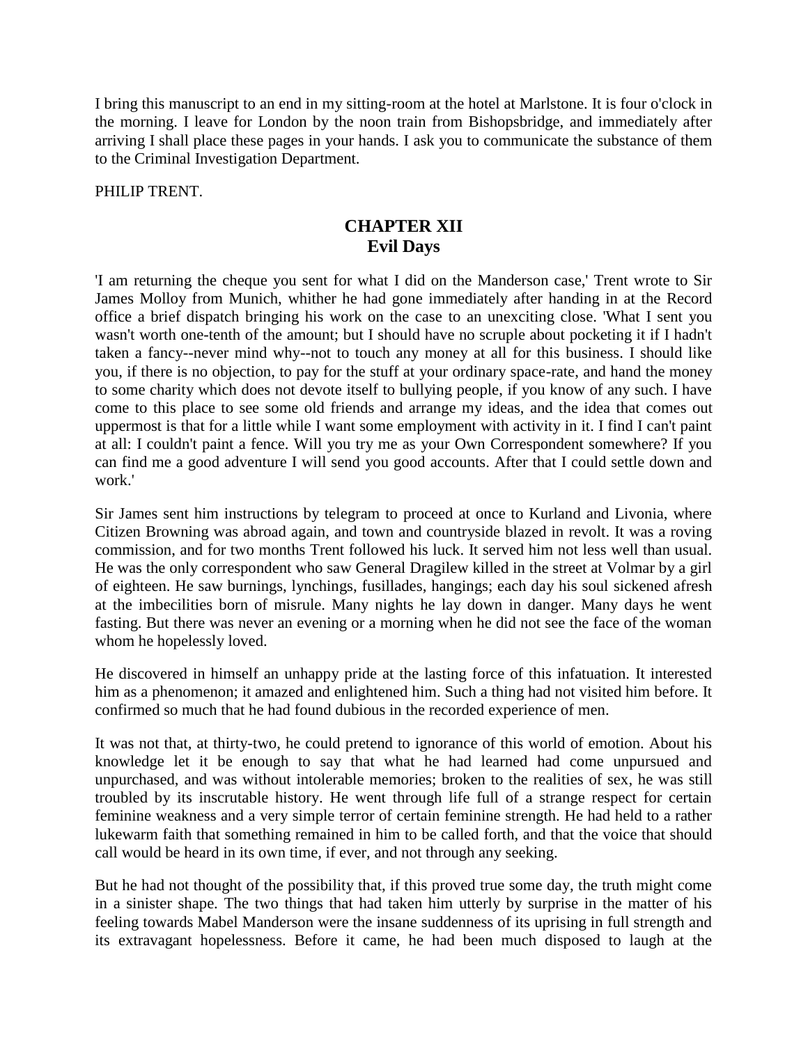I bring this manuscript to an end in my sitting-room at the hotel at Marlstone. It is four o'clock in the morning. I leave for London by the noon train from Bishopsbridge, and immediately after arriving I shall place these pages in your hands. I ask you to communicate the substance of them to the Criminal Investigation Department.

PHILIP TRENT.

## CHAPTER XII
## Evil Days

'I am returning the cheque you sent for what I did on the Manderson case,' Trent wrote to Sir James Molloy from Munich, whither he had gone immediately after handing in at the Record office a brief dispatch bringing his work on the case to an unexciting close. 'What I sent you wasn't worth one-tenth of the amount; but I should have no scruple about pocketing it if I hadn't taken a fancy--never mind why--not to touch any money at all for this business. I should like you, if there is no objection, to pay for the stuff at your ordinary space-rate, and hand the money to some charity which does not devote itself to bullying people, if you know of any such. I have come to this place to see some old friends and arrange my ideas, and the idea that comes out uppermost is that for a little while I want some employment with activity in it. I find I can't paint at all: I couldn't paint a fence. Will you try me as your Own Correspondent somewhere? If you can find me a good adventure I will send you good accounts. After that I could settle down and work.'

Sir James sent him instructions by telegram to proceed at once to Kurland and Livonia, where Citizen Browning was abroad again, and town and countryside blazed in revolt. It was a roving commission, and for two months Trent followed his luck. It served him not less well than usual. He was the only correspondent who saw General Dragilew killed in the street at Volmar by a girl of eighteen. He saw burnings, lynchings, fusillades, hangings; each day his soul sickened afresh at the imbecilities born of misrule. Many nights he lay down in danger. Many days he went fasting. But there was never an evening or a morning when he did not see the face of the woman whom he hopelessly loved.

He discovered in himself an unhappy pride at the lasting force of this infatuation. It interested him as a phenomenon; it amazed and enlightened him. Such a thing had not visited him before. It confirmed so much that he had found dubious in the recorded experience of men.

It was not that, at thirty-two, he could pretend to ignorance of this world of emotion. About his knowledge let it be enough to say that what he had learned had come unpursued and unpurchased, and was without intolerable memories; broken to the realities of sex, he was still troubled by its inscrutable history. He went through life full of a strange respect for certain feminine weakness and a very simple terror of certain feminine strength. He had held to a rather lukewarm faith that something remained in him to be called forth, and that the voice that should call would be heard in its own time, if ever, and not through any seeking.

But he had not thought of the possibility that, if this proved true some day, the truth might come in a sinister shape. The two things that had taken him utterly by surprise in the matter of his feeling towards Mabel Manderson were the insane suddenness of its uprising in full strength and its extravagant hopelessness. Before it came, he had been much disposed to laugh at the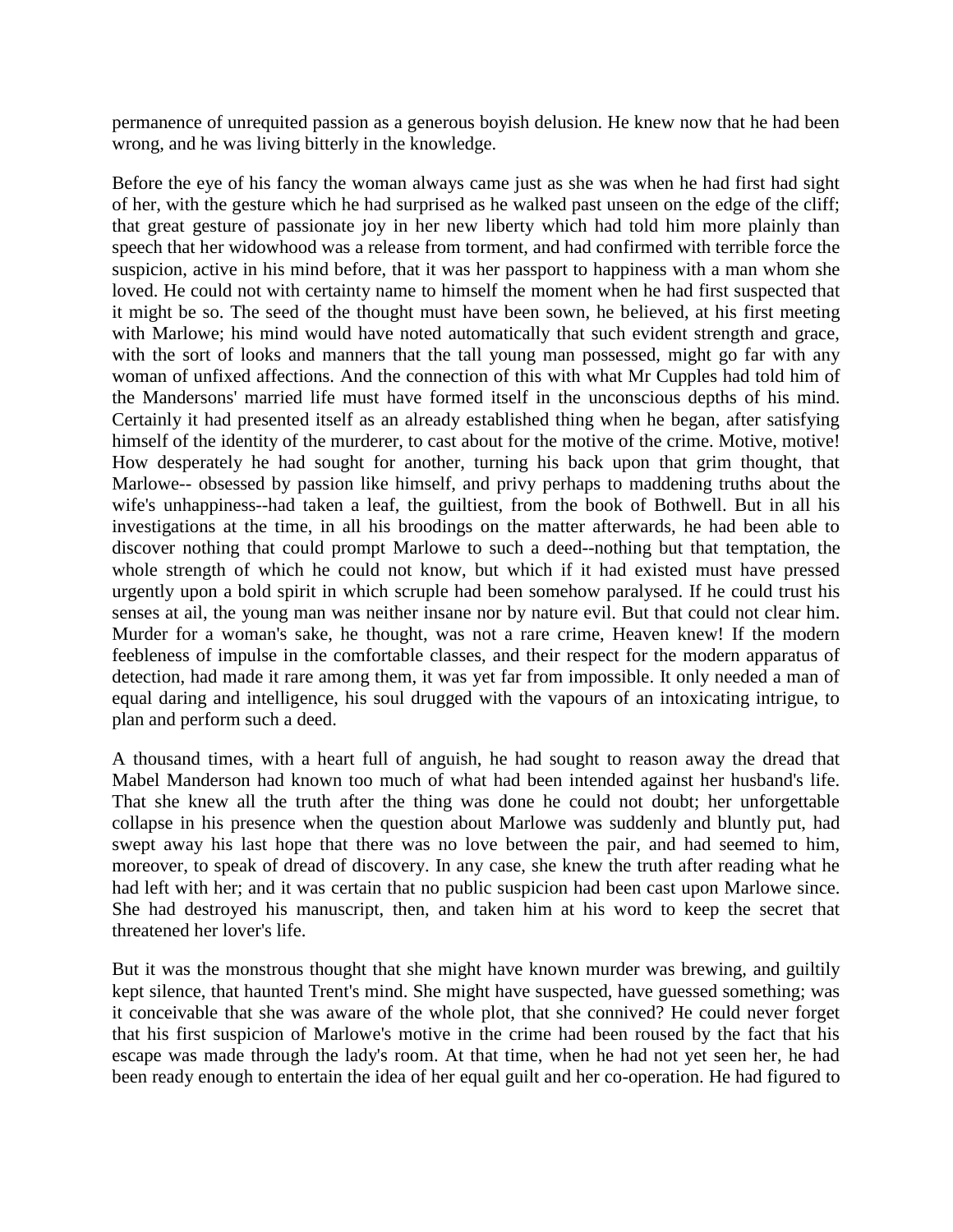permanence of unrequited passion as a generous boyish delusion. He knew now that he had been wrong, and he was living bitterly in the knowledge.

Before the eye of his fancy the woman always came just as she was when he had first had sight of her, with the gesture which he had surprised as he walked past unseen on the edge of the cliff; that great gesture of passionate joy in her new liberty which had told him more plainly than speech that her widowhood was a release from torment, and had confirmed with terrible force the suspicion, active in his mind before, that it was her passport to happiness with a man whom she loved. He could not with certainty name to himself the moment when he had first suspected that it might be so. The seed of the thought must have been sown, he believed, at his first meeting with Marlowe; his mind would have noted automatically that such evident strength and grace, with the sort of looks and manners that the tall young man possessed, might go far with any woman of unfixed affections. And the connection of this with what Mr Cupples had told him of the Mandersons' married life must have formed itself in the unconscious depths of his mind. Certainly it had presented itself as an already established thing when he began, after satisfying himself of the identity of the murderer, to cast about for the motive of the crime. Motive, motive! How desperately he had sought for another, turning his back upon that grim thought, that Marlowe-- obsessed by passion like himself, and privy perhaps to maddening truths about the wife's unhappiness--had taken a leaf, the guiltiest, from the book of Bothwell. But in all his investigations at the time, in all his broodings on the matter afterwards, he had been able to discover nothing that could prompt Marlowe to such a deed--nothing but that temptation, the whole strength of which he could not know, but which if it had existed must have pressed urgently upon a bold spirit in which scruple had been somehow paralysed. If he could trust his senses at ail, the young man was neither insane nor by nature evil. But that could not clear him. Murder for a woman's sake, he thought, was not a rare crime, Heaven knew! If the modern feebleness of impulse in the comfortable classes, and their respect for the modern apparatus of detection, had made it rare among them, it was yet far from impossible. It only needed a man of equal daring and intelligence, his soul drugged with the vapours of an intoxicating intrigue, to plan and perform such a deed.

A thousand times, with a heart full of anguish, he had sought to reason away the dread that Mabel Manderson had known too much of what had been intended against her husband's life. That she knew all the truth after the thing was done he could not doubt; her unforgettable collapse in his presence when the question about Marlowe was suddenly and bluntly put, had swept away his last hope that there was no love between the pair, and had seemed to him, moreover, to speak of dread of discovery. In any case, she knew the truth after reading what he had left with her; and it was certain that no public suspicion had been cast upon Marlowe since. She had destroyed his manuscript, then, and taken him at his word to keep the secret that threatened her lover's life.

But it was the monstrous thought that she might have known murder was brewing, and guiltily kept silence, that haunted Trent's mind. She might have suspected, have guessed something; was it conceivable that she was aware of the whole plot, that she connived? He could never forget that his first suspicion of Marlowe's motive in the crime had been roused by the fact that his escape was made through the lady's room. At that time, when he had not yet seen her, he had been ready enough to entertain the idea of her equal guilt and her co-operation. He had figured to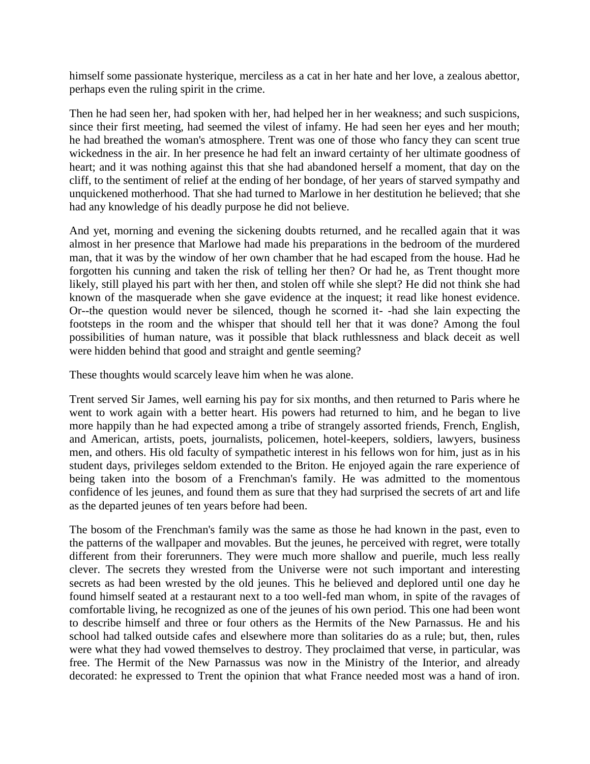himself some passionate hysterique, merciless as a cat in her hate and her love, a zealous abettor, perhaps even the ruling spirit in the crime.

Then he had seen her, had spoken with her, had helped her in her weakness; and such suspicions, since their first meeting, had seemed the vilest of infamy. He had seen her eyes and her mouth; he had breathed the woman's atmosphere. Trent was one of those who fancy they can scent true wickedness in the air. In her presence he had felt an inward certainty of her ultimate goodness of heart; and it was nothing against this that she had abandoned herself a moment, that day on the cliff, to the sentiment of relief at the ending of her bondage, of her years of starved sympathy and unquickened motherhood. That she had turned to Marlowe in her destitution he believed; that she had any knowledge of his deadly purpose he did not believe.

And yet, morning and evening the sickening doubts returned, and he recalled again that it was almost in her presence that Marlowe had made his preparations in the bedroom of the murdered man, that it was by the window of her own chamber that he had escaped from the house. Had he forgotten his cunning and taken the risk of telling her then? Or had he, as Trent thought more likely, still played his part with her then, and stolen off while she slept? He did not think she had known of the masquerade when she gave evidence at the inquest; it read like honest evidence. Or--the question would never be silenced, though he scorned it- -had she lain expecting the footsteps in the room and the whisper that should tell her that it was done? Among the foul possibilities of human nature, was it possible that black ruthlessness and black deceit as well were hidden behind that good and straight and gentle seeming?

These thoughts would scarcely leave him when he was alone.

Trent served Sir James, well earning his pay for six months, and then returned to Paris where he went to work again with a better heart. His powers had returned to him, and he began to live more happily than he had expected among a tribe of strangely assorted friends, French, English, and American, artists, poets, journalists, policemen, hotel-keepers, soldiers, lawyers, business men, and others. His old faculty of sympathetic interest in his fellows won for him, just as in his student days, privileges seldom extended to the Briton. He enjoyed again the rare experience of being taken into the bosom of a Frenchman's family. He was admitted to the momentous confidence of les jeunes, and found them as sure that they had surprised the secrets of art and life as the departed jeunes of ten years before had been.

The bosom of the Frenchman's family was the same as those he had known in the past, even to the patterns of the wallpaper and movables. But the jeunes, he perceived with regret, were totally different from their forerunners. They were much more shallow and puerile, much less really clever. The secrets they wrested from the Universe were not such important and interesting secrets as had been wrested by the old jeunes. This he believed and deplored until one day he found himself seated at a restaurant next to a too well-fed man whom, in spite of the ravages of comfortable living, he recognized as one of the jeunes of his own period. This one had been wont to describe himself and three or four others as the Hermits of the New Parnassus. He and his school had talked outside cafes and elsewhere more than solitaries do as a rule; but, then, rules were what they had vowed themselves to destroy. They proclaimed that verse, in particular, was free. The Hermit of the New Parnassus was now in the Ministry of the Interior, and already decorated: he expressed to Trent the opinion that what France needed most was a hand of iron.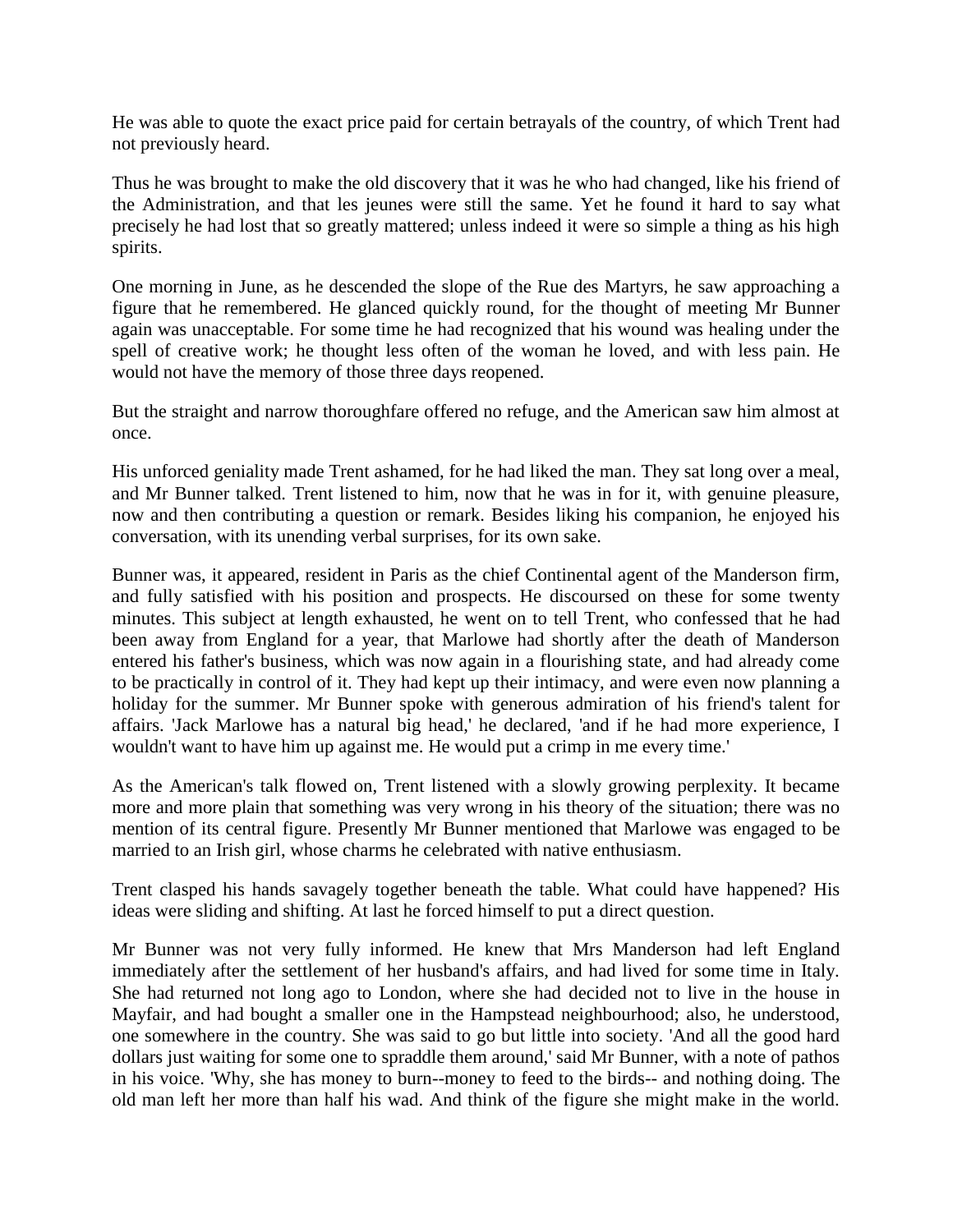He was able to quote the exact price paid for certain betrayals of the country, of which Trent had not previously heard.

Thus he was brought to make the old discovery that it was he who had changed, like his friend of the Administration, and that les jeunes were still the same. Yet he found it hard to say what precisely he had lost that so greatly mattered; unless indeed it were so simple a thing as his high spirits.

One morning in June, as he descended the slope of the Rue des Martyrs, he saw approaching a figure that he remembered. He glanced quickly round, for the thought of meeting Mr Bunner again was unacceptable. For some time he had recognized that his wound was healing under the spell of creative work; he thought less often of the woman he loved, and with less pain. He would not have the memory of those three days reopened.

But the straight and narrow thoroughfare offered no refuge, and the American saw him almost at once.

His unforced geniality made Trent ashamed, for he had liked the man. They sat long over a meal, and Mr Bunner talked. Trent listened to him, now that he was in for it, with genuine pleasure, now and then contributing a question or remark. Besides liking his companion, he enjoyed his conversation, with its unending verbal surprises, for its own sake.

Bunner was, it appeared, resident in Paris as the chief Continental agent of the Manderson firm, and fully satisfied with his position and prospects. He discoursed on these for some twenty minutes. This subject at length exhausted, he went on to tell Trent, who confessed that he had been away from England for a year, that Marlowe had shortly after the death of Manderson entered his father's business, which was now again in a flourishing state, and had already come to be practically in control of it. They had kept up their intimacy, and were even now planning a holiday for the summer. Mr Bunner spoke with generous admiration of his friend's talent for affairs. 'Jack Marlowe has a natural big head,' he declared, 'and if he had more experience, I wouldn't want to have him up against me. He would put a crimp in me every time.'

As the American's talk flowed on, Trent listened with a slowly growing perplexity. It became more and more plain that something was very wrong in his theory of the situation; there was no mention of its central figure. Presently Mr Bunner mentioned that Marlowe was engaged to be married to an Irish girl, whose charms he celebrated with native enthusiasm.

Trent clasped his hands savagely together beneath the table. What could have happened? His ideas were sliding and shifting. At last he forced himself to put a direct question.

Mr Bunner was not very fully informed. He knew that Mrs Manderson had left England immediately after the settlement of her husband's affairs, and had lived for some time in Italy. She had returned not long ago to London, where she had decided not to live in the house in Mayfair, and had bought a smaller one in the Hampstead neighbourhood; also, he understood, one somewhere in the country. She was said to go but little into society. 'And all the good hard dollars just waiting for some one to spraddle them around,' said Mr Bunner, with a note of pathos in his voice. 'Why, she has money to burn--money to feed to the birds-- and nothing doing. The old man left her more than half his wad. And think of the figure she might make in the world.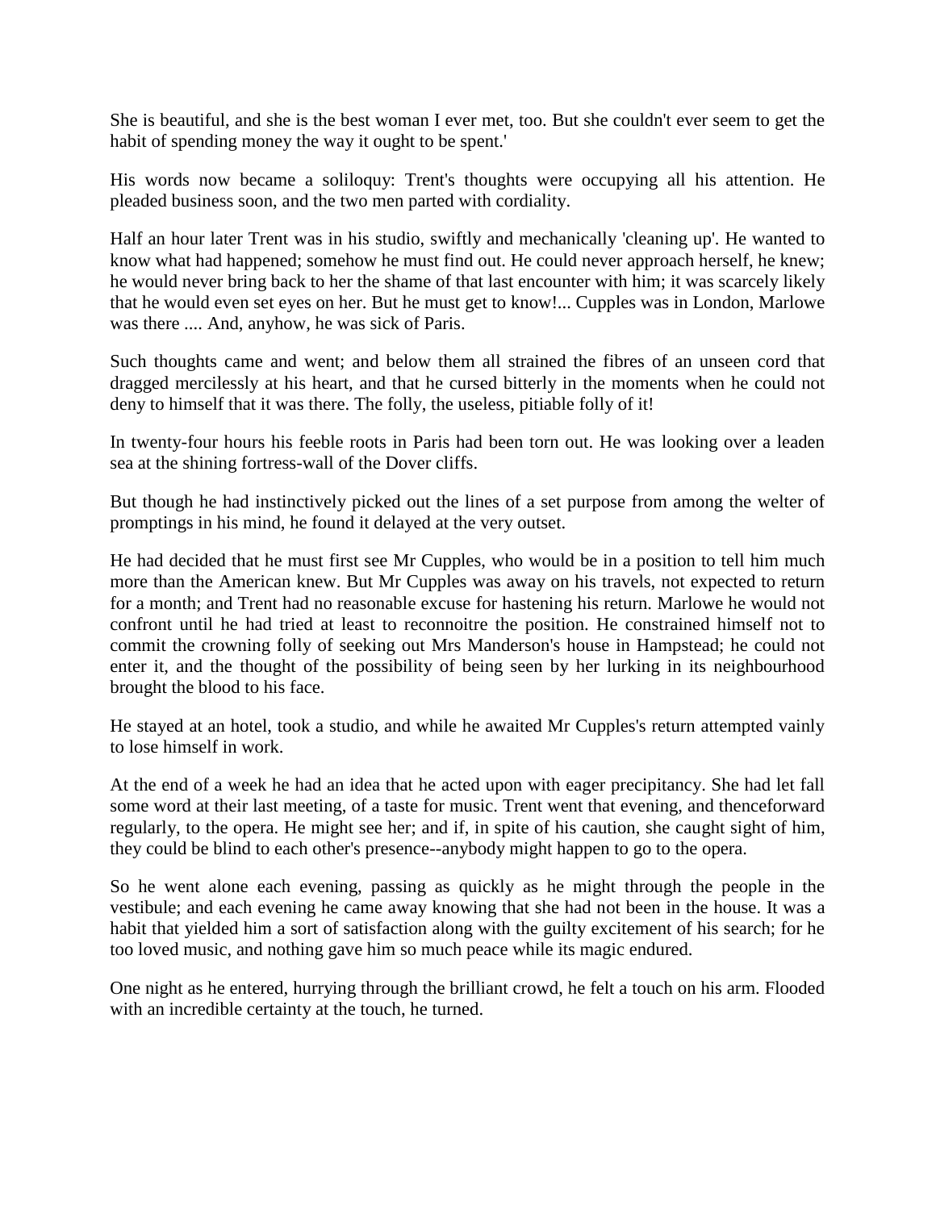She is beautiful, and she is the best woman I ever met, too. But she couldn't ever seem to get the habit of spending money the way it ought to be spent.'

His words now became a soliloquy: Trent's thoughts were occupying all his attention. He pleaded business soon, and the two men parted with cordiality.

Half an hour later Trent was in his studio, swiftly and mechanically 'cleaning up'. He wanted to know what had happened; somehow he must find out. He could never approach herself, he knew; he would never bring back to her the shame of that last encounter with him; it was scarcely likely that he would even set eyes on her. But he must get to know!... Cupples was in London, Marlowe was there .... And, anyhow, he was sick of Paris.

Such thoughts came and went; and below them all strained the fibres of an unseen cord that dragged mercilessly at his heart, and that he cursed bitterly in the moments when he could not deny to himself that it was there. The folly, the useless, pitiable folly of it!

In twenty-four hours his feeble roots in Paris had been torn out. He was looking over a leaden sea at the shining fortress-wall of the Dover cliffs.

But though he had instinctively picked out the lines of a set purpose from among the welter of promptings in his mind, he found it delayed at the very outset.

He had decided that he must first see Mr Cupples, who would be in a position to tell him much more than the American knew. But Mr Cupples was away on his travels, not expected to return for a month; and Trent had no reasonable excuse for hastening his return. Marlowe he would not confront until he had tried at least to reconnoitre the position. He constrained himself not to commit the crowning folly of seeking out Mrs Manderson's house in Hampstead; he could not enter it, and the thought of the possibility of being seen by her lurking in its neighbourhood brought the blood to his face.

He stayed at an hotel, took a studio, and while he awaited Mr Cupples's return attempted vainly to lose himself in work.

At the end of a week he had an idea that he acted upon with eager precipitancy. She had let fall some word at their last meeting, of a taste for music. Trent went that evening, and thenceforward regularly, to the opera. He might see her; and if, in spite of his caution, she caught sight of him, they could be blind to each other's presence--anybody might happen to go to the opera.

So he went alone each evening, passing as quickly as he might through the people in the vestibule; and each evening he came away knowing that she had not been in the house. It was a habit that yielded him a sort of satisfaction along with the guilty excitement of his search; for he too loved music, and nothing gave him so much peace while its magic endured.

One night as he entered, hurrying through the brilliant crowd, he felt a touch on his arm. Flooded with an incredible certainty at the touch, he turned.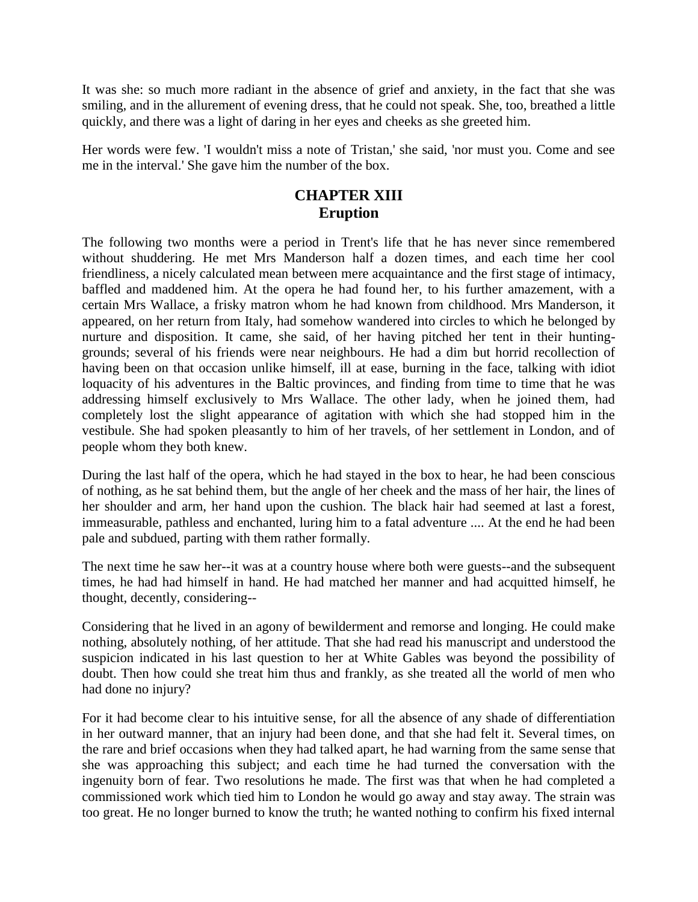It was she: so much more radiant in the absence of grief and anxiety, in the fact that she was smiling, and in the allurement of evening dress, that he could not speak. She, too, breathed a little quickly, and there was a light of daring in her eyes and cheeks as she greeted him.

Her words were few. 'I wouldn't miss a note of Tristan,' she said, 'nor must you. Come and see me in the interval.' She gave him the number of the box.

## CHAPTER XIII
## Eruption

The following two months were a period in Trent's life that he has never since remembered without shuddering. He met Mrs Manderson half a dozen times, and each time her cool friendliness, a nicely calculated mean between mere acquaintance and the first stage of intimacy, baffled and maddened him. At the opera he had found her, to his further amazement, with a certain Mrs Wallace, a frisky matron whom he had known from childhood. Mrs Manderson, it appeared, on her return from Italy, had somehow wandered into circles to which he belonged by nurture and disposition. It came, she said, of her having pitched her tent in their hunting-grounds; several of his friends were near neighbours. He had a dim but horrid recollection of having been on that occasion unlike himself, ill at ease, burning in the face, talking with idiot loquacity of his adventures in the Baltic provinces, and finding from time to time that he was addressing himself exclusively to Mrs Wallace. The other lady, when he joined them, had completely lost the slight appearance of agitation with which she had stopped him in the vestibule. She had spoken pleasantly to him of her travels, of her settlement in London, and of people whom they both knew.

During the last half of the opera, which he had stayed in the box to hear, he had been conscious of nothing, as he sat behind them, but the angle of her cheek and the mass of her hair, the lines of her shoulder and arm, her hand upon the cushion. The black hair had seemed at last a forest, immeasurable, pathless and enchanted, luring him to a fatal adventure .... At the end he had been pale and subdued, parting with them rather formally.

The next time he saw her--it was at a country house where both were guests--and the subsequent times, he had had himself in hand. He had matched her manner and had acquitted himself, he thought, decently, considering--

Considering that he lived in an agony of bewilderment and remorse and longing. He could make nothing, absolutely nothing, of her attitude. That she had read his manuscript and understood the suspicion indicated in his last question to her at White Gables was beyond the possibility of doubt. Then how could she treat him thus and frankly, as she treated all the world of men who had done no injury?

For it had become clear to his intuitive sense, for all the absence of any shade of differentiation in her outward manner, that an injury had been done, and that she had felt it. Several times, on the rare and brief occasions when they had talked apart, he had warning from the same sense that she was approaching this subject; and each time he had turned the conversation with the ingenuity born of fear. Two resolutions he made. The first was that when he had completed a commissioned work which tied him to London he would go away and stay away. The strain was too great. He no longer burned to know the truth; he wanted nothing to confirm his fixed internal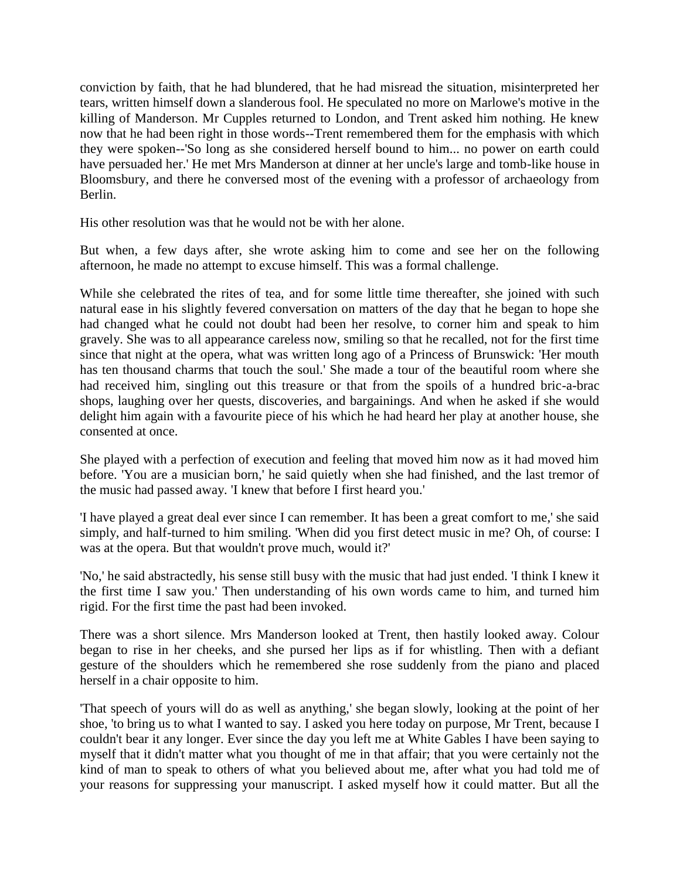conviction by faith, that he had blundered, that he had misread the situation, misinterpreted her tears, written himself down a slanderous fool. He speculated no more on Marlowe's motive in the killing of Manderson. Mr Cupples returned to London, and Trent asked him nothing. He knew now that he had been right in those words--Trent remembered them for the emphasis with which they were spoken--'So long as she considered herself bound to him... no power on earth could have persuaded her.' He met Mrs Manderson at dinner at her uncle's large and tomb-like house in Bloomsbury, and there he conversed most of the evening with a professor of archaeology from Berlin.

His other resolution was that he would not be with her alone.

But when, a few days after, she wrote asking him to come and see her on the following afternoon, he made no attempt to excuse himself. This was a formal challenge.

While she celebrated the rites of tea, and for some little time thereafter, she joined with such natural ease in his slightly fevered conversation on matters of the day that he began to hope she had changed what he could not doubt had been her resolve, to corner him and speak to him gravely. She was to all appearance careless now, smiling so that he recalled, not for the first time since that night at the opera, what was written long ago of a Princess of Brunswick: 'Her mouth has ten thousand charms that touch the soul.' She made a tour of the beautiful room where she had received him, singling out this treasure or that from the spoils of a hundred bric-a-brac shops, laughing over her quests, discoveries, and bargainings. And when he asked if she would delight him again with a favourite piece of his which he had heard her play at another house, she consented at once.

She played with a perfection of execution and feeling that moved him now as it had moved him before. 'You are a musician born,' he said quietly when she had finished, and the last tremor of the music had passed away. 'I knew that before I first heard you.'

'I have played a great deal ever since I can remember. It has been a great comfort to me,' she said simply, and half-turned to him smiling. 'When did you first detect music in me? Oh, of course: I was at the opera. But that wouldn't prove much, would it?'

'No,' he said abstractedly, his sense still busy with the music that had just ended. 'I think I knew it the first time I saw you.' Then understanding of his own words came to him, and turned him rigid. For the first time the past had been invoked.

There was a short silence. Mrs Manderson looked at Trent, then hastily looked away. Colour began to rise in her cheeks, and she pursed her lips as if for whistling. Then with a defiant gesture of the shoulders which he remembered she rose suddenly from the piano and placed herself in a chair opposite to him.

'That speech of yours will do as well as anything,' she began slowly, looking at the point of her shoe, 'to bring us to what I wanted to say. I asked you here today on purpose, Mr Trent, because I couldn't bear it any longer. Ever since the day you left me at White Gables I have been saying to myself that it didn't matter what you thought of me in that affair; that you were certainly not the kind of man to speak to others of what you believed about me, after what you had told me of your reasons for suppressing your manuscript. I asked myself how it could matter. But all the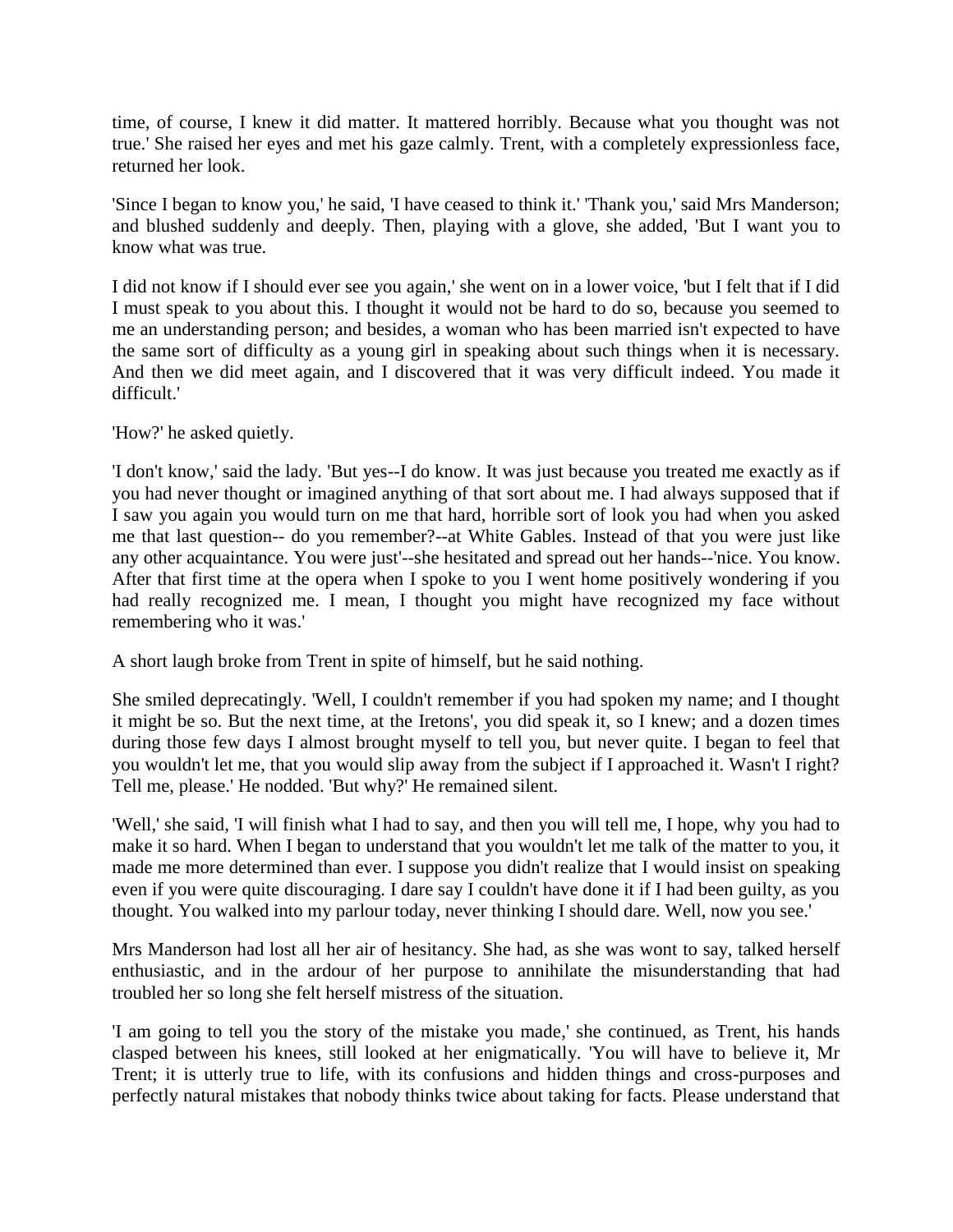time, of course, I knew it did matter. It mattered horribly. Because what you thought was not true.' She raised her eyes and met his gaze calmly. Trent, with a completely expressionless face, returned her look.

'Since I began to know you,' he said, 'I have ceased to think it.' 'Thank you,' said Mrs Manderson; and blushed suddenly and deeply. Then, playing with a glove, she added, 'But I want you to know what was true.

I did not know if I should ever see you again,' she went on in a lower voice, 'but I felt that if I did I must speak to you about this. I thought it would not be hard to do so, because you seemed to me an understanding person; and besides, a woman who has been married isn't expected to have the same sort of difficulty as a young girl in speaking about such things when it is necessary. And then we did meet again, and I discovered that it was very difficult indeed. You made it difficult.'

'How?' he asked quietly.

'I don't know,' said the lady. 'But yes--I do know. It was just because you treated me exactly as if you had never thought or imagined anything of that sort about me. I had always supposed that if I saw you again you would turn on me that hard, horrible sort of look you had when you asked me that last question-- do you remember?--at White Gables. Instead of that you were just like any other acquaintance. You were just'--she hesitated and spread out her hands--'nice. You know. After that first time at the opera when I spoke to you I went home positively wondering if you had really recognized me. I mean, I thought you might have recognized my face without remembering who it was.'

A short laugh broke from Trent in spite of himself, but he said nothing.

She smiled deprecatingly. 'Well, I couldn't remember if you had spoken my name; and I thought it might be so. But the next time, at the Iretons', you did speak it, so I knew; and a dozen times during those few days I almost brought myself to tell you, but never quite. I began to feel that you wouldn't let me, that you would slip away from the subject if I approached it. Wasn't I right? Tell me, please.' He nodded. 'But why?' He remained silent.

'Well,' she said, 'I will finish what I had to say, and then you will tell me, I hope, why you had to make it so hard. When I began to understand that you wouldn't let me talk of the matter to you, it made me more determined than ever. I suppose you didn't realize that I would insist on speaking even if you were quite discouraging. I dare say I couldn't have done it if I had been guilty, as you thought. You walked into my parlour today, never thinking I should dare. Well, now you see.'

Mrs Manderson had lost all her air of hesitancy. She had, as she was wont to say, talked herself enthusiastic, and in the ardour of her purpose to annihilate the misunderstanding that had troubled her so long she felt herself mistress of the situation.

'I am going to tell you the story of the mistake you made,' she continued, as Trent, his hands clasped between his knees, still looked at her enigmatically. 'You will have to believe it, Mr Trent; it is utterly true to life, with its confusions and hidden things and cross-purposes and perfectly natural mistakes that nobody thinks twice about taking for facts. Please understand that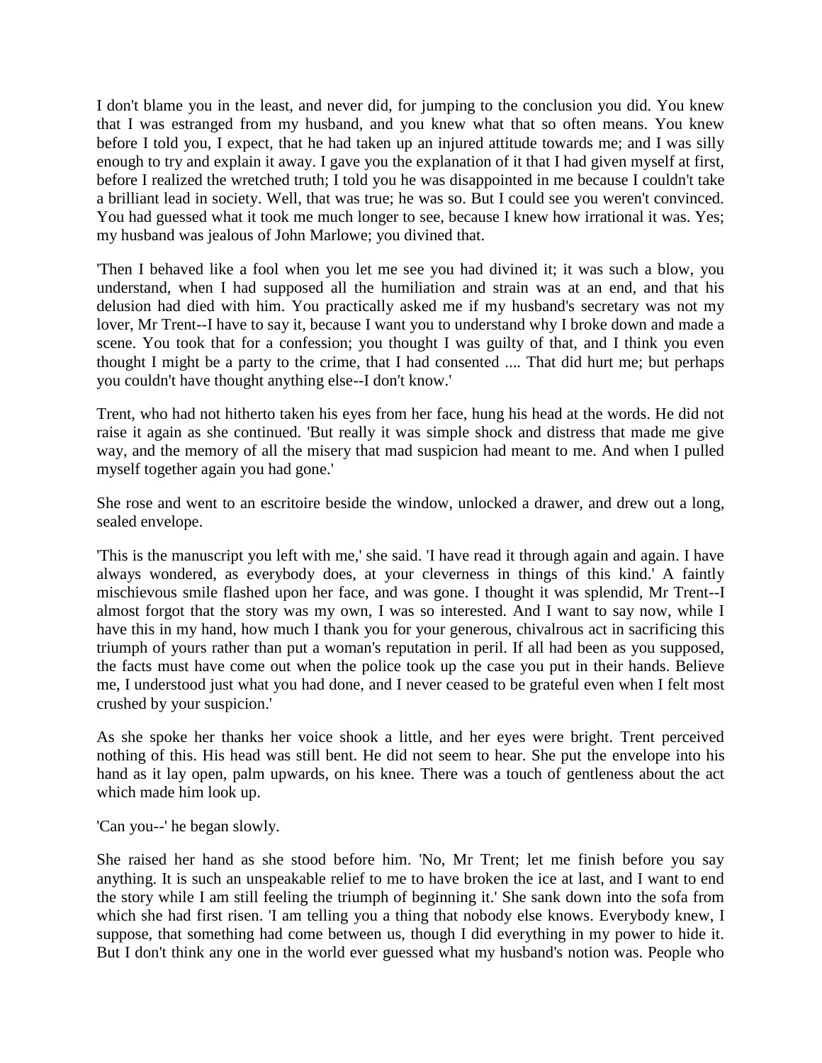I don't blame you in the least, and never did, for jumping to the conclusion you did. You knew that I was estranged from my husband, and you knew what that so often means. You knew before I told you, I expect, that he had taken up an injured attitude towards me; and I was silly enough to try and explain it away. I gave you the explanation of it that I had given myself at first, before I realized the wretched truth; I told you he was disappointed in me because I couldn't take a brilliant lead in society. Well, that was true; he was so. But I could see you weren't convinced. You had guessed what it took me much longer to see, because I knew how irrational it was. Yes; my husband was jealous of John Marlowe; you divined that.

'Then I behaved like a fool when you let me see you had divined it; it was such a blow, you understand, when I had supposed all the humiliation and strain was at an end, and that his delusion had died with him. You practically asked me if my husband's secretary was not my lover, Mr Trent--I have to say it, because I want you to understand why I broke down and made a scene. You took that for a confession; you thought I was guilty of that, and I think you even thought I might be a party to the crime, that I had consented .... That did hurt me; but perhaps you couldn't have thought anything else--I don't know.'

Trent, who had not hitherto taken his eyes from her face, hung his head at the words. He did not raise it again as she continued. 'But really it was simple shock and distress that made me give way, and the memory of all the misery that mad suspicion had meant to me. And when I pulled myself together again you had gone.'

She rose and went to an escritoire beside the window, unlocked a drawer, and drew out a long, sealed envelope.

'This is the manuscript you left with me,' she said. 'I have read it through again and again. I have always wondered, as everybody does, at your cleverness in things of this kind.' A faintly mischievous smile flashed upon her face, and was gone. I thought it was splendid, Mr Trent--I almost forgot that the story was my own, I was so interested. And I want to say now, while I have this in my hand, how much I thank you for your generous, chivalrous act in sacrificing this triumph of yours rather than put a woman's reputation in peril. If all had been as you supposed, the facts must have come out when the police took up the case you put in their hands. Believe me, I understood just what you had done, and I never ceased to be grateful even when I felt most crushed by your suspicion.'

As she spoke her thanks her voice shook a little, and her eyes were bright. Trent perceived nothing of this. His head was still bent. He did not seem to hear. She put the envelope into his hand as it lay open, palm upwards, on his knee. There was a touch of gentleness about the act which made him look up.

'Can you--' he began slowly.

She raised her hand as she stood before him. 'No, Mr Trent; let me finish before you say anything. It is such an unspeakable relief to me to have broken the ice at last, and I want to end the story while I am still feeling the triumph of beginning it.' She sank down into the sofa from which she had first risen. 'I am telling you a thing that nobody else knows. Everybody knew, I suppose, that something had come between us, though I did everything in my power to hide it. But I don't think any one in the world ever guessed what my husband's notion was. People who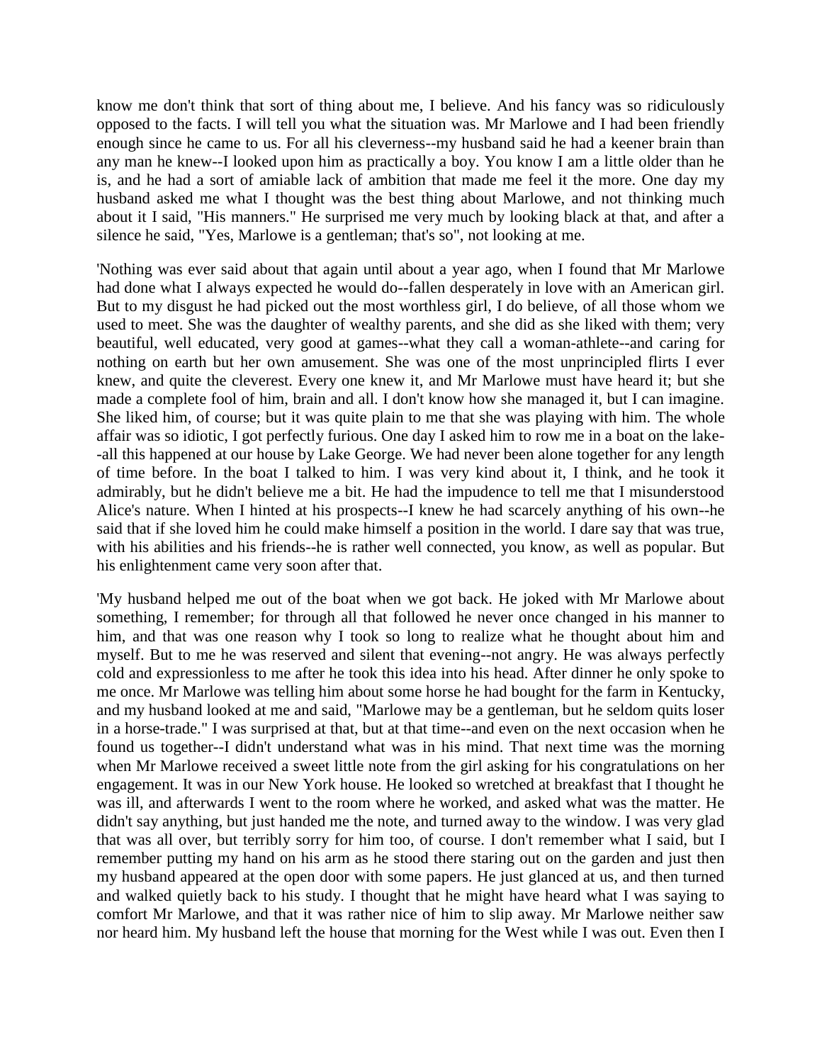know me don't think that sort of thing about me, I believe. And his fancy was so ridiculously opposed to the facts. I will tell you what the situation was. Mr Marlowe and I had been friendly enough since he came to us. For all his cleverness--my husband said he had a keener brain than any man he knew--I looked upon him as practically a boy. You know I am a little older than he is, and he had a sort of amiable lack of ambition that made me feel it the more. One day my husband asked me what I thought was the best thing about Marlowe, and not thinking much about it I said, "His manners." He surprised me very much by looking black at that, and after a silence he said, "Yes, Marlowe is a gentleman; that's so", not looking at me.

'Nothing was ever said about that again until about a year ago, when I found that Mr Marlowe had done what I always expected he would do--fallen desperately in love with an American girl. But to my disgust he had picked out the most worthless girl, I do believe, of all those whom we used to meet. She was the daughter of wealthy parents, and she did as she liked with them; very beautiful, well educated, very good at games--what they call a woman-athlete--and caring for nothing on earth but her own amusement. She was one of the most unprincipled flirts I ever knew, and quite the cleverest. Every one knew it, and Mr Marlowe must have heard it; but she made a complete fool of him, brain and all. I don't know how she managed it, but I can imagine. She liked him, of course; but it was quite plain to me that she was playing with him. The whole affair was so idiotic, I got perfectly furious. One day I asked him to row me in a boat on the lake--all this happened at our house by Lake George. We had never been alone together for any length of time before. In the boat I talked to him. I was very kind about it, I think, and he took it admirably, but he didn't believe me a bit. He had the impudence to tell me that I misunderstood Alice's nature. When I hinted at his prospects--I knew he had scarcely anything of his own--he said that if she loved him he could make himself a position in the world. I dare say that was true, with his abilities and his friends--he is rather well connected, you know, as well as popular. But his enlightenment came very soon after that.

'My husband helped me out of the boat when we got back. He joked with Mr Marlowe about something, I remember; for through all that followed he never once changed in his manner to him, and that was one reason why I took so long to realize what he thought about him and myself. But to me he was reserved and silent that evening--not angry. He was always perfectly cold and expressionless to me after he took this idea into his head. After dinner he only spoke to me once. Mr Marlowe was telling him about some horse he had bought for the farm in Kentucky, and my husband looked at me and said, "Marlowe may be a gentleman, but he seldom quits loser in a horse-trade." I was surprised at that, but at that time--and even on the next occasion when he found us together--I didn't understand what was in his mind. That next time was the morning when Mr Marlowe received a sweet little note from the girl asking for his congratulations on her engagement. It was in our New York house. He looked so wretched at breakfast that I thought he was ill, and afterwards I went to the room where he worked, and asked what was the matter. He didn't say anything, but just handed me the note, and turned away to the window. I was very glad that was all over, but terribly sorry for him too, of course. I don't remember what I said, but I remember putting my hand on his arm as he stood there staring out on the garden and just then my husband appeared at the open door with some papers. He just glanced at us, and then turned and walked quietly back to his study. I thought that he might have heard what I was saying to comfort Mr Marlowe, and that it was rather nice of him to slip away. Mr Marlowe neither saw nor heard him. My husband left the house that morning for the West while I was out. Even then I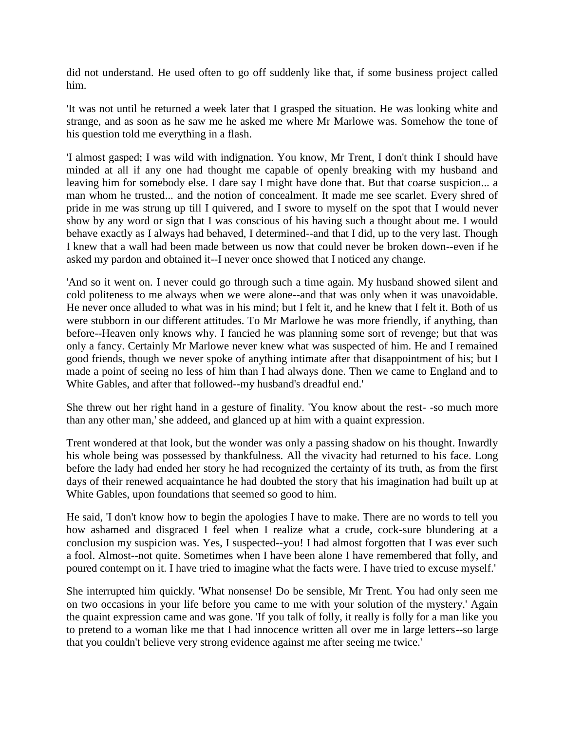did not understand. He used often to go off suddenly like that, if some business project called him.

'It was not until he returned a week later that I grasped the situation. He was looking white and strange, and as soon as he saw me he asked me where Mr Marlowe was. Somehow the tone of his question told me everything in a flash.

'I almost gasped; I was wild with indignation. You know, Mr Trent, I don't think I should have minded at all if any one had thought me capable of openly breaking with my husband and leaving him for somebody else. I dare say I might have done that. But that coarse suspicion... a man whom he trusted... and the notion of concealment. It made me see scarlet. Every shred of pride in me was strung up till I quivered, and I swore to myself on the spot that I would never show by any word or sign that I was conscious of his having such a thought about me. I would behave exactly as I always had behaved, I determined--and that I did, up to the very last. Though I knew that a wall had been made between us now that could never be broken down--even if he asked my pardon and obtained it--I never once showed that I noticed any change.

'And so it went on. I never could go through such a time again. My husband showed silent and cold politeness to me always when we were alone--and that was only when it was unavoidable. He never once alluded to what was in his mind; but I felt it, and he knew that I felt it. Both of us were stubborn in our different attitudes. To Mr Marlowe he was more friendly, if anything, than before--Heaven only knows why. I fancied he was planning some sort of revenge; but that was only a fancy. Certainly Mr Marlowe never knew what was suspected of him. He and I remained good friends, though we never spoke of anything intimate after that disappointment of his; but I made a point of seeing no less of him than I had always done. Then we came to England and to White Gables, and after that followed--my husband's dreadful end.'

She threw out her right hand in a gesture of finality. 'You know about the rest- -so much more than any other man,' she addeed, and glanced up at him with a quaint expression.

Trent wondered at that look, but the wonder was only a passing shadow on his thought. Inwardly his whole being was possessed by thankfulness. All the vivacity had returned to his face. Long before the lady had ended her story he had recognized the certainty of its truth, as from the first days of their renewed acquaintance he had doubted the story that his imagination had built up at White Gables, upon foundations that seemed so good to him.

He said, 'I don't know how to begin the apologies I have to make. There are no words to tell you how ashamed and disgraced I feel when I realize what a crude, cock-sure blundering at a conclusion my suspicion was. Yes, I suspected--you! I had almost forgotten that I was ever such a fool. Almost--not quite. Sometimes when I have been alone I have remembered that folly, and poured contempt on it. I have tried to imagine what the facts were. I have tried to excuse myself.'

She interrupted him quickly. 'What nonsense! Do be sensible, Mr Trent. You had only seen me on two occasions in your life before you came to me with your solution of the mystery.' Again the quaint expression came and was gone. 'If you talk of folly, it really is folly for a man like you to pretend to a woman like me that I had innocence written all over me in large letters--so large that you couldn't believe very strong evidence against me after seeing me twice.'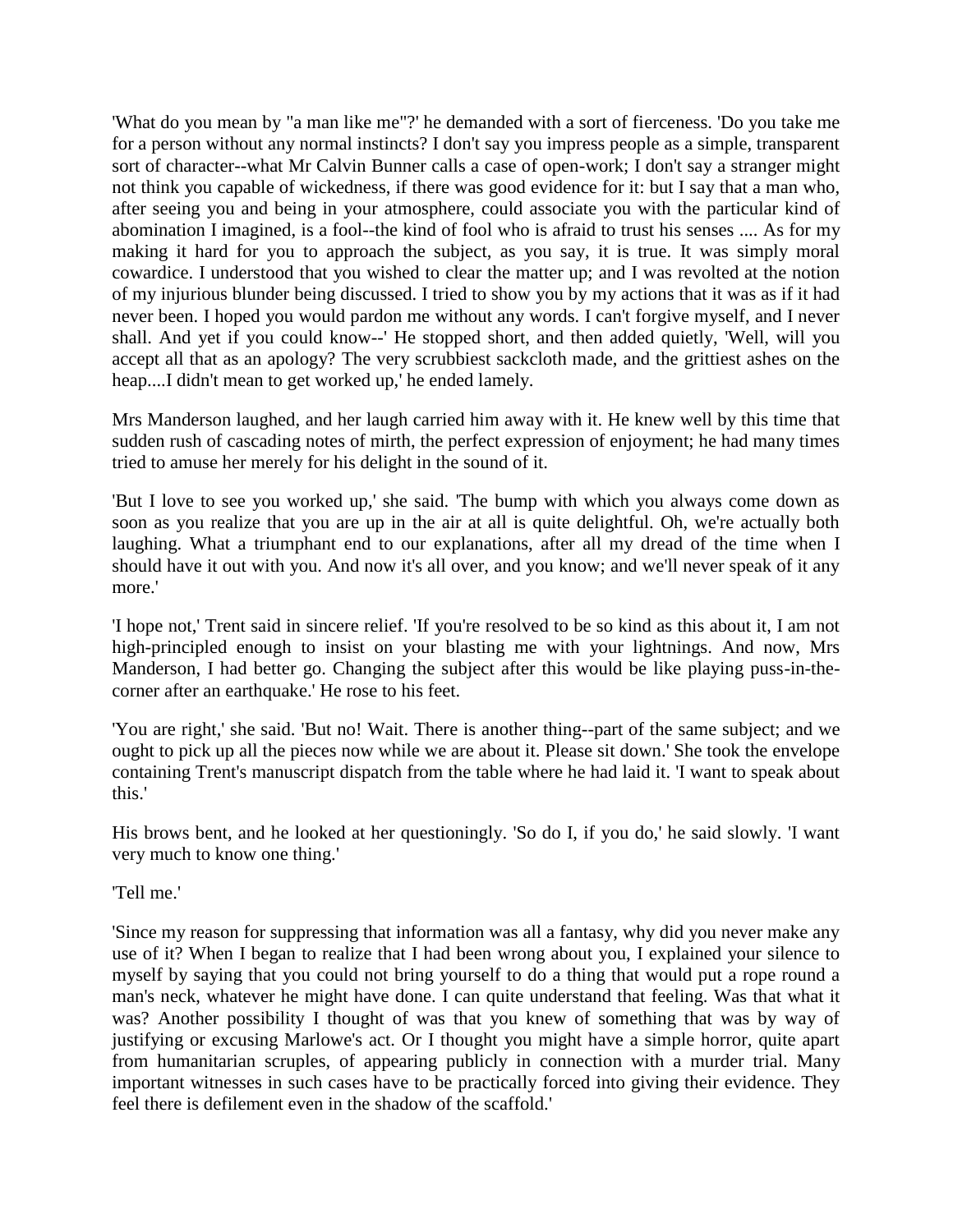'What do you mean by "a man like me"?' he demanded with a sort of fierceness. 'Do you take me for a person without any normal instincts? I don't say you impress people as a simple, transparent sort of character--what Mr Calvin Bunner calls a case of open-work; I don't say a stranger might not think you capable of wickedness, if there was good evidence for it: but I say that a man who, after seeing you and being in your atmosphere, could associate you with the particular kind of abomination I imagined, is a fool--the kind of fool who is afraid to trust his senses .... As for my making it hard for you to approach the subject, as you say, it is true. It was simply moral cowardice. I understood that you wished to clear the matter up; and I was revolted at the notion of my injurious blunder being discussed. I tried to show you by my actions that it was as if it had never been. I hoped you would pardon me without any words. I can't forgive myself, and I never shall. And yet if you could know--' He stopped short, and then added quietly, 'Well, will you accept all that as an apology? The very scrubbiest sackcloth made, and the grittiest ashes on the heap....I didn't mean to get worked up,' he ended lamely.

Mrs Manderson laughed, and her laugh carried him away with it. He knew well by this time that sudden rush of cascading notes of mirth, the perfect expression of enjoyment; he had many times tried to amuse her merely for his delight in the sound of it.

'But I love to see you worked up,' she said. 'The bump with which you always come down as soon as you realize that you are up in the air at all is quite delightful. Oh, we're actually both laughing. What a triumphant end to our explanations, after all my dread of the time when I should have it out with you. And now it's all over, and you know; and we'll never speak of it any more.'

'I hope not,' Trent said in sincere relief. 'If you're resolved to be so kind as this about it, I am not high-principled enough to insist on your blasting me with your lightnings. And now, Mrs Manderson, I had better go. Changing the subject after this would be like playing puss-in-the-corner after an earthquake.' He rose to his feet.

'You are right,' she said. 'But no! Wait. There is another thing--part of the same subject; and we ought to pick up all the pieces now while we are about it. Please sit down.' She took the envelope containing Trent's manuscript dispatch from the table where he had laid it. 'I want to speak about this.'

His brows bent, and he looked at her questioningly. 'So do I, if you do,' he said slowly. 'I want very much to know one thing.'

'Tell me.'

'Since my reason for suppressing that information was all a fantasy, why did you never make any use of it? When I began to realize that I had been wrong about you, I explained your silence to myself by saying that you could not bring yourself to do a thing that would put a rope round a man's neck, whatever he might have done. I can quite understand that feeling. Was that what it was? Another possibility I thought of was that you knew of something that was by way of justifying or excusing Marlowe's act. Or I thought you might have a simple horror, quite apart from humanitarian scruples, of appearing publicly in connection with a murder trial. Many important witnesses in such cases have to be practically forced into giving their evidence. They feel there is defilement even in the shadow of the scaffold.'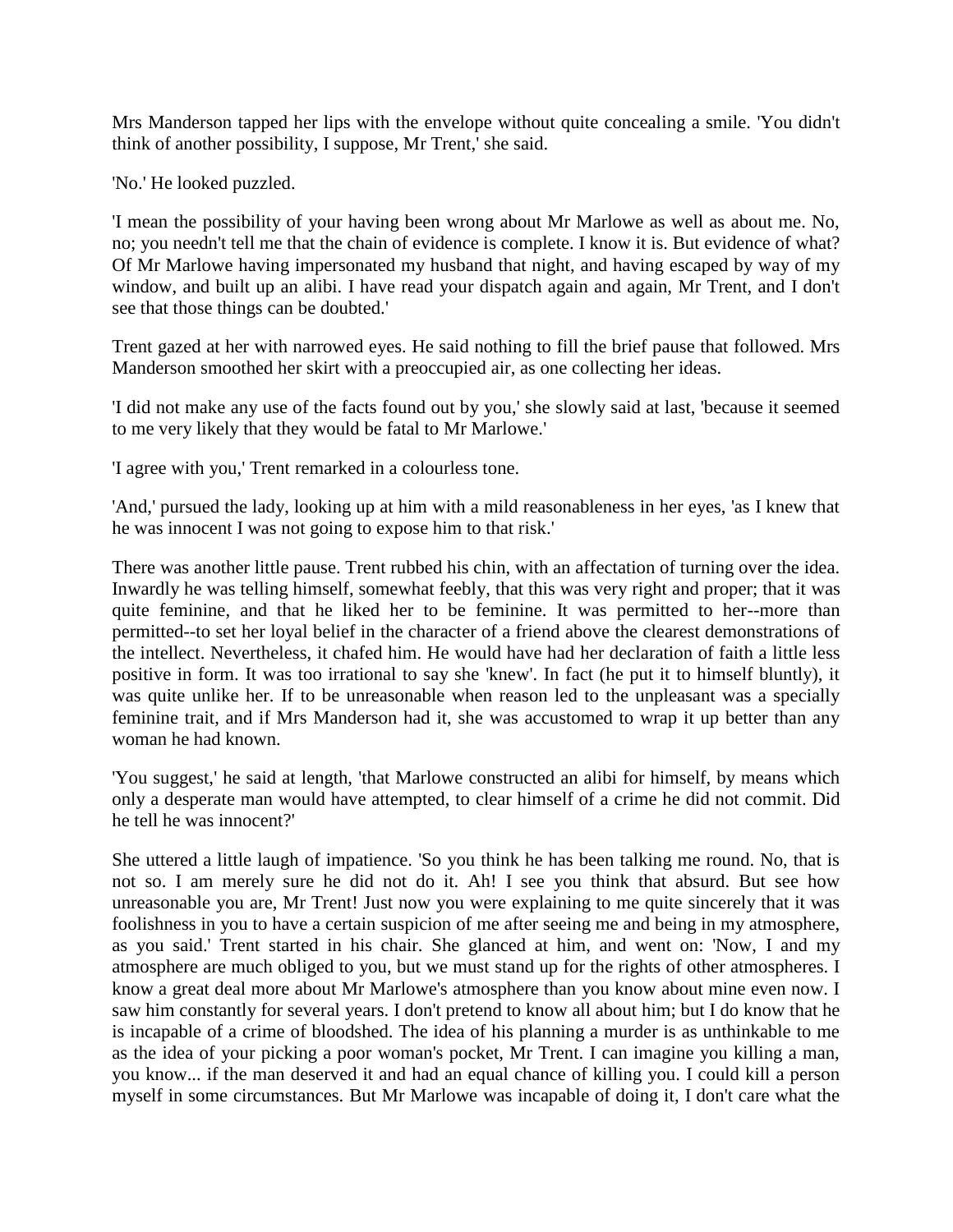Mrs Manderson tapped her lips with the envelope without quite concealing a smile. 'You didn't think of another possibility, I suppose, Mr Trent,' she said.

'No.' He looked puzzled.

'I mean the possibility of your having been wrong about Mr Marlowe as well as about me. No, no; you needn't tell me that the chain of evidence is complete. I know it is. But evidence of what? Of Mr Marlowe having impersonated my husband that night, and having escaped by way of my window, and built up an alibi. I have read your dispatch again and again, Mr Trent, and I don't see that those things can be doubted.'

Trent gazed at her with narrowed eyes. He said nothing to fill the brief pause that followed. Mrs Manderson smoothed her skirt with a preoccupied air, as one collecting her ideas.

'I did not make any use of the facts found out by you,' she slowly said at last, 'because it seemed to me very likely that they would be fatal to Mr Marlowe.'

'I agree with you,' Trent remarked in a colourless tone.

'And,' pursued the lady, looking up at him with a mild reasonableness in her eyes, 'as I knew that he was innocent I was not going to expose him to that risk.'

There was another little pause. Trent rubbed his chin, with an affectation of turning over the idea. Inwardly he was telling himself, somewhat feebly, that this was very right and proper; that it was quite feminine, and that he liked her to be feminine. It was permitted to her--more than permitted--to set her loyal belief in the character of a friend above the clearest demonstrations of the intellect. Nevertheless, it chafed him. He would have had her declaration of faith a little less positive in form. It was too irrational to say she 'knew'. In fact (he put it to himself bluntly), it was quite unlike her. If to be unreasonable when reason led to the unpleasant was a specially feminine trait, and if Mrs Manderson had it, she was accustomed to wrap it up better than any woman he had known.

'You suggest,' he said at length, 'that Marlowe constructed an alibi for himself, by means which only a desperate man would have attempted, to clear himself of a crime he did not commit. Did he tell he was innocent?'

She uttered a little laugh of impatience. 'So you think he has been talking me round. No, that is not so. I am merely sure he did not do it. Ah! I see you think that absurd. But see how unreasonable you are, Mr Trent! Just now you were explaining to me quite sincerely that it was foolishness in you to have a certain suspicion of me after seeing me and being in my atmosphere, as you said.' Trent started in his chair. She glanced at him, and went on: 'Now, I and my atmosphere are much obliged to you, but we must stand up for the rights of other atmospheres. I know a great deal more about Mr Marlowe's atmosphere than you know about mine even now. I saw him constantly for several years. I don't pretend to know all about him; but I do know that he is incapable of a crime of bloodshed. The idea of his planning a murder is as unthinkable to me as the idea of your picking a poor woman's pocket, Mr Trent. I can imagine you killing a man, you know... if the man deserved it and had an equal chance of killing you. I could kill a person myself in some circumstances. But Mr Marlowe was incapable of doing it, I don't care what the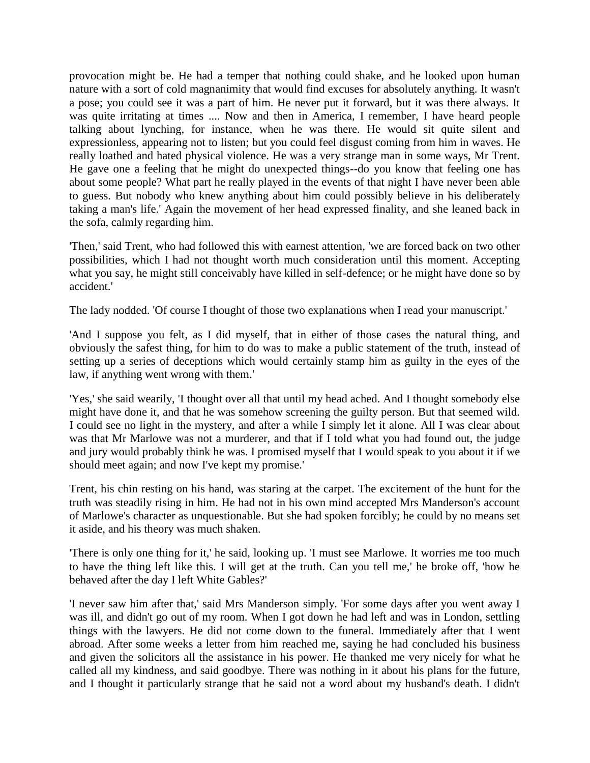provocation might be. He had a temper that nothing could shake, and he looked upon human nature with a sort of cold magnanimity that would find excuses for absolutely anything. It wasn't a pose; you could see it was a part of him. He never put it forward, but it was there always. It was quite irritating at times .... Now and then in America, I remember, I have heard people talking about lynching, for instance, when he was there. He would sit quite silent and expressionless, appearing not to listen; but you could feel disgust coming from him in waves. He really loathed and hated physical violence. He was a very strange man in some ways, Mr Trent. He gave one a feeling that he might do unexpected things--do you know that feeling one has about some people? What part he really played in the events of that night I have never been able to guess. But nobody who knew anything about him could possibly believe in his deliberately taking a man's life.' Again the movement of her head expressed finality, and she leaned back in the sofa, calmly regarding him.

'Then,' said Trent, who had followed this with earnest attention, 'we are forced back on two other possibilities, which I had not thought worth much consideration until this moment. Accepting what you say, he might still conceivably have killed in self-defence; or he might have done so by accident.'

The lady nodded. 'Of course I thought of those two explanations when I read your manuscript.'

'And I suppose you felt, as I did myself, that in either of those cases the natural thing, and obviously the safest thing, for him to do was to make a public statement of the truth, instead of setting up a series of deceptions which would certainly stamp him as guilty in the eyes of the law, if anything went wrong with them.'

'Yes,' she said wearily, 'I thought over all that until my head ached. And I thought somebody else might have done it, and that he was somehow screening the guilty person. But that seemed wild. I could see no light in the mystery, and after a while I simply let it alone. All I was clear about was that Mr Marlowe was not a murderer, and that if I told what you had found out, the judge and jury would probably think he was. I promised myself that I would speak to you about it if we should meet again; and now I've kept my promise.'

Trent, his chin resting on his hand, was staring at the carpet. The excitement of the hunt for the truth was steadily rising in him. He had not in his own mind accepted Mrs Manderson's account of Marlowe's character as unquestionable. But she had spoken forcibly; he could by no means set it aside, and his theory was much shaken.

'There is only one thing for it,' he said, looking up. 'I must see Marlowe. It worries me too much to have the thing left like this. I will get at the truth. Can you tell me,' he broke off, 'how he behaved after the day I left White Gables?'

'I never saw him after that,' said Mrs Manderson simply. 'For some days after you went away I was ill, and didn't go out of my room. When I got down he had left and was in London, settling things with the lawyers. He did not come down to the funeral. Immediately after that I went abroad. After some weeks a letter from him reached me, saying he had concluded his business and given the solicitors all the assistance in his power. He thanked me very nicely for what he called all my kindness, and said goodbye. There was nothing in it about his plans for the future, and I thought it particularly strange that he said not a word about my husband's death. I didn't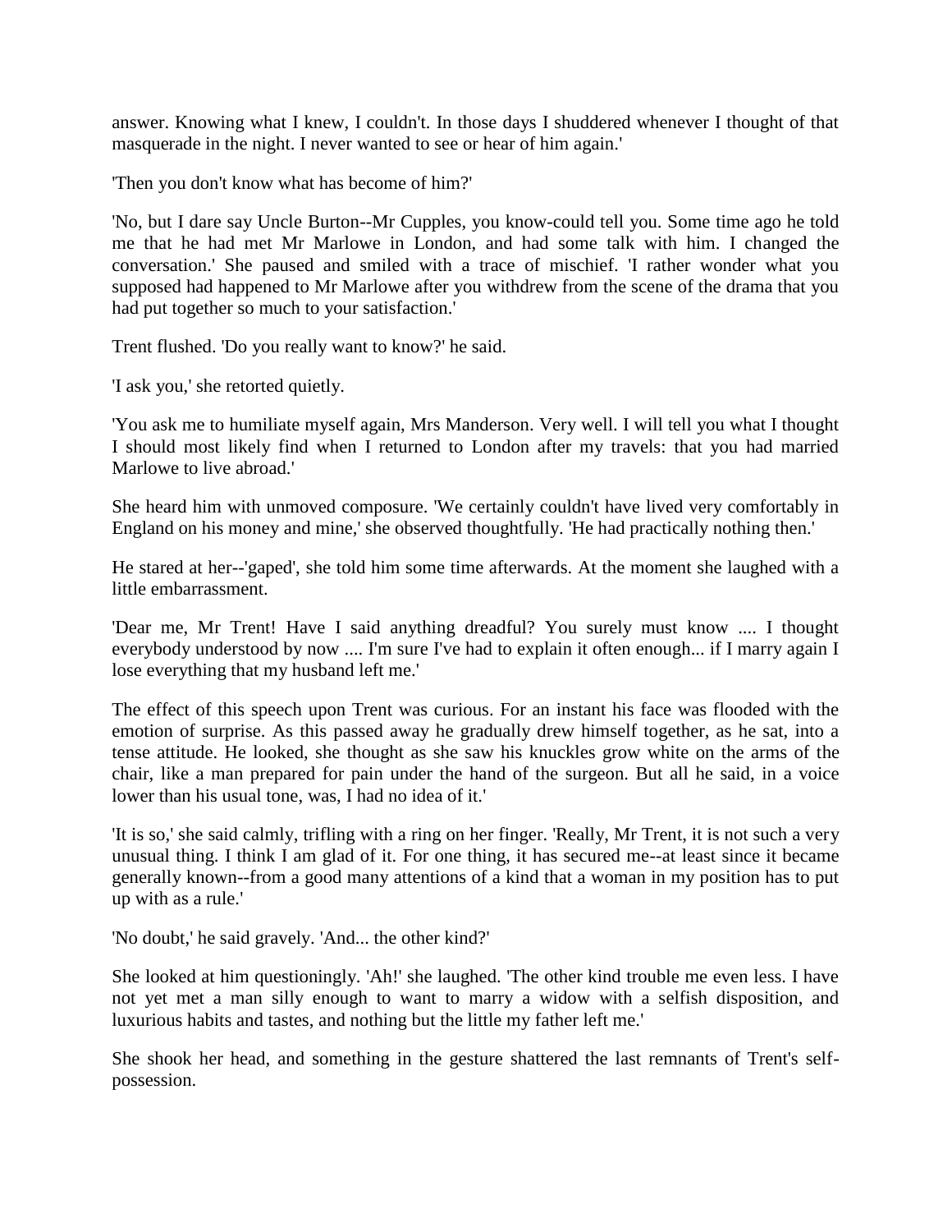answer. Knowing what I knew, I couldn't. In those days I shuddered whenever I thought of that masquerade in the night. I never wanted to see or hear of him again.'

'Then you don't know what has become of him?'

'No, but I dare say Uncle Burton--Mr Cupples, you know-could tell you. Some time ago he told me that he had met Mr Marlowe in London, and had some talk with him. I changed the conversation.' She paused and smiled with a trace of mischief. 'I rather wonder what you supposed had happened to Mr Marlowe after you withdrew from the scene of the drama that you had put together so much to your satisfaction.'

Trent flushed. 'Do you really want to know?' he said.

'I ask you,' she retorted quietly.

'You ask me to humiliate myself again, Mrs Manderson. Very well. I will tell you what I thought I should most likely find when I returned to London after my travels: that you had married Marlowe to live abroad.'

She heard him with unmoved composure. 'We certainly couldn't have lived very comfortably in England on his money and mine,' she observed thoughtfully. 'He had practically nothing then.'

He stared at her--'gaped', she told him some time afterwards. At the moment she laughed with a little embarrassment.

'Dear me, Mr Trent! Have I said anything dreadful? You surely must know .... I thought everybody understood by now .... I'm sure I've had to explain it often enough... if I marry again I lose everything that my husband left me.'

The effect of this speech upon Trent was curious. For an instant his face was flooded with the emotion of surprise. As this passed away he gradually drew himself together, as he sat, into a tense attitude. He looked, she thought as she saw his knuckles grow white on the arms of the chair, like a man prepared for pain under the hand of the surgeon. But all he said, in a voice lower than his usual tone, was, I had no idea of it.'

'It is so,' she said calmly, trifling with a ring on her finger. 'Really, Mr Trent, it is not such a very unusual thing. I think I am glad of it. For one thing, it has secured me--at least since it became generally known--from a good many attentions of a kind that a woman in my position has to put up with as a rule.'

'No doubt,' he said gravely. 'And... the other kind?'

She looked at him questioningly. 'Ah!' she laughed. 'The other kind trouble me even less. I have not yet met a man silly enough to want to marry a widow with a selfish disposition, and luxurious habits and tastes, and nothing but the little my father left me.'

She shook her head, and something in the gesture shattered the last remnants of Trent's self-possession.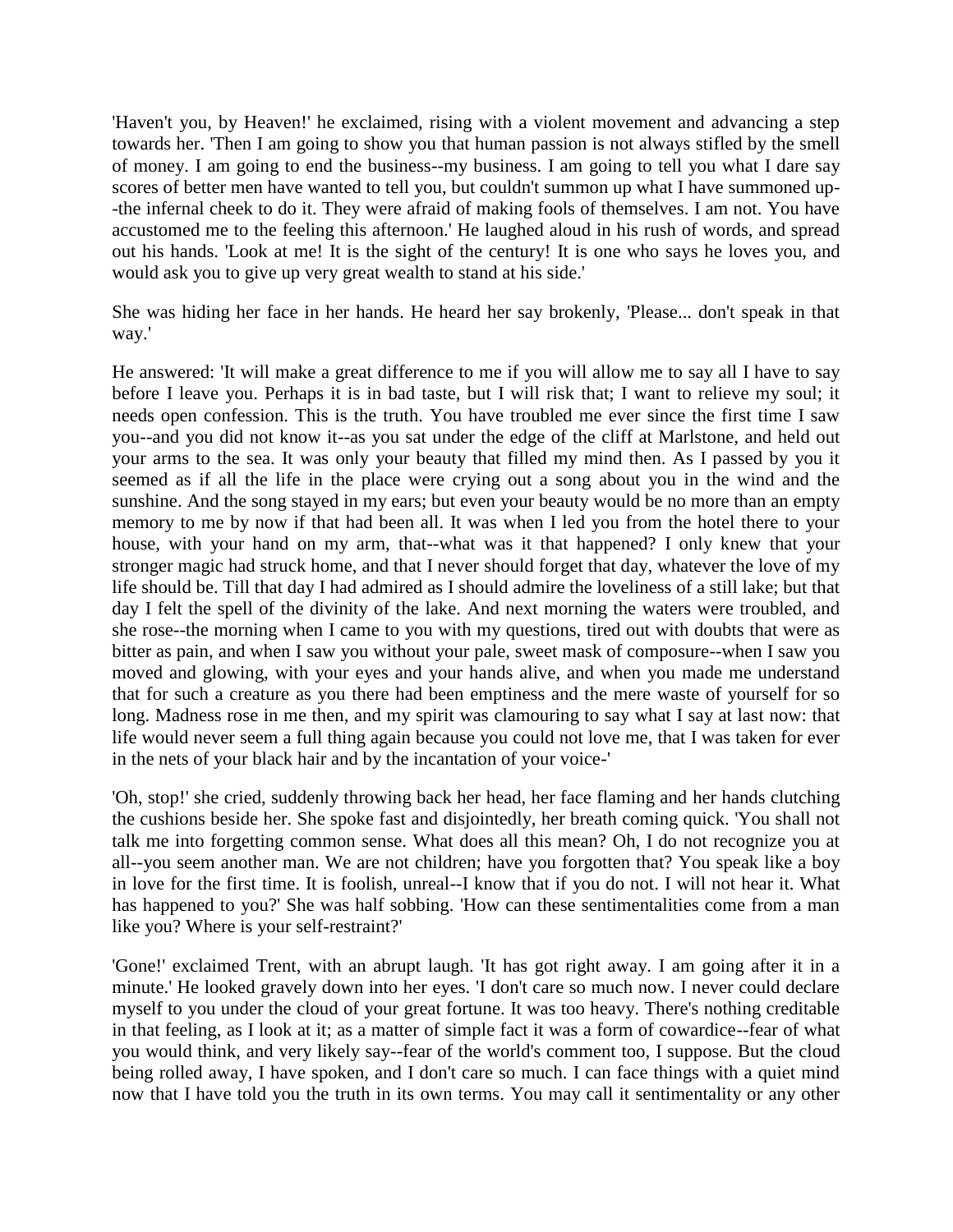'Haven't you, by Heaven!' he exclaimed, rising with a violent movement and advancing a step towards her. 'Then I am going to show you that human passion is not always stifled by the smell of money. I am going to end the business--my business. I am going to tell you what I dare say scores of better men have wanted to tell you, but couldn't summon up what I have summoned up--the infernal cheek to do it. They were afraid of making fools of themselves. I am not. You have accustomed me to the feeling this afternoon.' He laughed aloud in his rush of words, and spread out his hands. 'Look at me! It is the sight of the century! It is one who says he loves you, and would ask you to give up very great wealth to stand at his side.'

She was hiding her face in her hands. He heard her say brokenly, 'Please... don't speak in that way.'

He answered: 'It will make a great difference to me if you will allow me to say all I have to say before I leave you. Perhaps it is in bad taste, but I will risk that; I want to relieve my soul; it needs open confession. This is the truth. You have troubled me ever since the first time I saw you--and you did not know it--as you sat under the edge of the cliff at Marlstone, and held out your arms to the sea. It was only your beauty that filled my mind then. As I passed by you it seemed as if all the life in the place were crying out a song about you in the wind and the sunshine. And the song stayed in my ears; but even your beauty would be no more than an empty memory to me by now if that had been all. It was when I led you from the hotel there to your house, with your hand on my arm, that--what was it that happened? I only knew that your stronger magic had struck home, and that I never should forget that day, whatever the love of my life should be. Till that day I had admired as I should admire the loveliness of a still lake; but that day I felt the spell of the divinity of the lake. And next morning the waters were troubled, and she rose--the morning when I came to you with my questions, tired out with doubts that were as bitter as pain, and when I saw you without your pale, sweet mask of composure--when I saw you moved and glowing, with your eyes and your hands alive, and when you made me understand that for such a creature as you there had been emptiness and the mere waste of yourself for so long. Madness rose in me then, and my spirit was clamouring to say what I say at last now: that life would never seem a full thing again because you could not love me, that I was taken for ever in the nets of your black hair and by the incantation of your voice-'

'Oh, stop!' she cried, suddenly throwing back her head, her face flaming and her hands clutching the cushions beside her. She spoke fast and disjointedly, her breath coming quick. 'You shall not talk me into forgetting common sense. What does all this mean? Oh, I do not recognize you at all--you seem another man. We are not children; have you forgotten that? You speak like a boy in love for the first time. It is foolish, unreal--I know that if you do not. I will not hear it. What has happened to you?' She was half sobbing. 'How can these sentimentalities come from a man like you? Where is your self-restraint?'

'Gone!' exclaimed Trent, with an abrupt laugh. 'It has got right away. I am going after it in a minute.' He looked gravely down into her eyes. 'I don't care so much now. I never could declare myself to you under the cloud of your great fortune. It was too heavy. There's nothing creditable in that feeling, as I look at it; as a matter of simple fact it was a form of cowardice--fear of what you would think, and very likely say--fear of the world's comment too, I suppose. But the cloud being rolled away, I have spoken, and I don't care so much. I can face things with a quiet mind now that I have told you the truth in its own terms. You may call it sentimentality or any other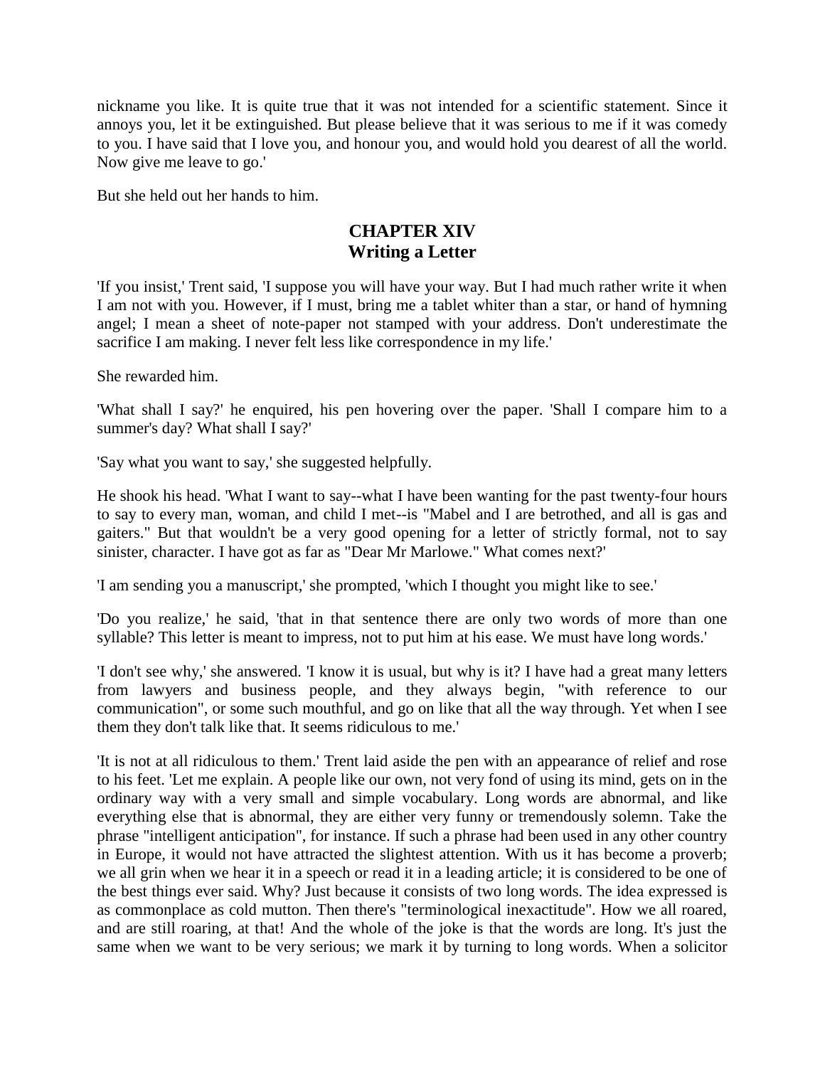nickname you like. It is quite true that it was not intended for a scientific statement. Since it annoys you, let it be extinguished. But please believe that it was serious to me if it was comedy to you. I have said that I love you, and honour you, and would hold you dearest of all the world. Now give me leave to go.'

But she held out her hands to him.

## CHAPTER XIV
## Writing a Letter

'If you insist,' Trent said, 'I suppose you will have your way. But I had much rather write it when I am not with you. However, if I must, bring me a tablet whiter than a star, or hand of hymning angel; I mean a sheet of note-paper not stamped with your address. Don't underestimate the sacrifice I am making. I never felt less like correspondence in my life.'

She rewarded him.

'What shall I say?' he enquired, his pen hovering over the paper. 'Shall I compare him to a summer's day? What shall I say?'

'Say what you want to say,' she suggested helpfully.

He shook his head. 'What I want to say--what I have been wanting for the past twenty-four hours to say to every man, woman, and child I met--is "Mabel and I are betrothed, and all is gas and gaiters." But that wouldn't be a very good opening for a letter of strictly formal, not to say sinister, character. I have got as far as "Dear Mr Marlowe." What comes next?'

'I am sending you a manuscript,' she prompted, 'which I thought you might like to see.'

'Do you realize,' he said, 'that in that sentence there are only two words of more than one syllable? This letter is meant to impress, not to put him at his ease. We must have long words.'

'I don't see why,' she answered. 'I know it is usual, but why is it? I have had a great many letters from lawyers and business people, and they always begin, "with reference to our communication", or some such mouthful, and go on like that all the way through. Yet when I see them they don't talk like that. It seems ridiculous to me.'

'It is not at all ridiculous to them.' Trent laid aside the pen with an appearance of relief and rose to his feet. 'Let me explain. A people like our own, not very fond of using its mind, gets on in the ordinary way with a very small and simple vocabulary. Long words are abnormal, and like everything else that is abnormal, they are either very funny or tremendously solemn. Take the phrase "intelligent anticipation", for instance. If such a phrase had been used in any other country in Europe, it would not have attracted the slightest attention. With us it has become a proverb; we all grin when we hear it in a speech or read it in a leading article; it is considered to be one of the best things ever said. Why? Just because it consists of two long words. The idea expressed is as commonplace as cold mutton. Then there's "terminological inexactitude". How we all roared, and are still roaring, at that! And the whole of the joke is that the words are long. It's just the same when we want to be very serious; we mark it by turning to long words. When a solicitor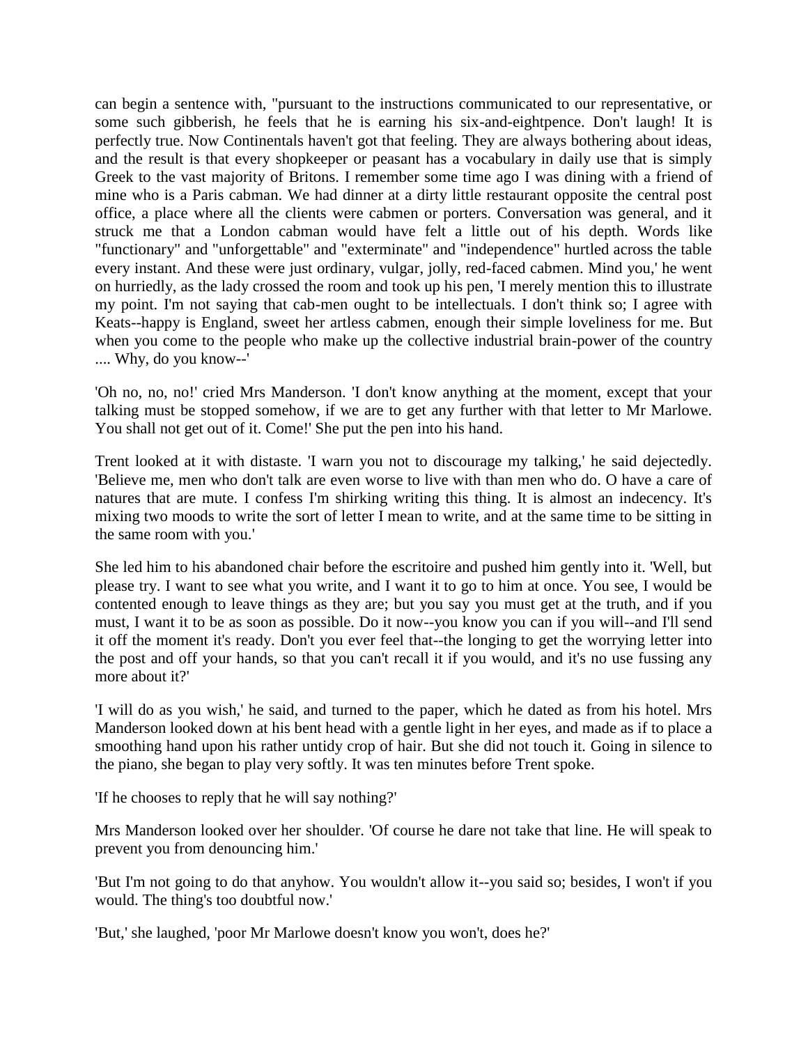can begin a sentence with, "pursuant to the instructions communicated to our representative, or some such gibberish, he feels that he is earning his six-and-eightpence. Don't laugh! It is perfectly true. Now Continentals haven't got that feeling. They are always bothering about ideas, and the result is that every shopkeeper or peasant has a vocabulary in daily use that is simply Greek to the vast majority of Britons. I remember some time ago I was dining with a friend of mine who is a Paris cabman. We had dinner at a dirty little restaurant opposite the central post office, a place where all the clients were cabmen or porters. Conversation was general, and it struck me that a London cabman would have felt a little out of his depth. Words like "functionary" and "unforgettable" and "exterminate" and "independence" hurtled across the table every instant. And these were just ordinary, vulgar, jolly, red-faced cabmen. Mind you,' he went on hurriedly, as the lady crossed the room and took up his pen, 'I merely mention this to illustrate my point. I'm not saying that cab-men ought to be intellectuals. I don't think so; I agree with Keats--happy is England, sweet her artless cabmen, enough their simple loveliness for me. But when you come to the people who make up the collective industrial brain-power of the country .... Why, do you know--'

'Oh no, no, no!' cried Mrs Manderson. 'I don't know anything at the moment, except that your talking must be stopped somehow, if we are to get any further with that letter to Mr Marlowe. You shall not get out of it. Come!' She put the pen into his hand.

Trent looked at it with distaste. 'I warn you not to discourage my talking,' he said dejectedly. 'Believe me, men who don't talk are even worse to live with than men who do. O have a care of natures that are mute. I confess I'm shirking writing this thing. It is almost an indecency. It's mixing two moods to write the sort of letter I mean to write, and at the same time to be sitting in the same room with you.'

She led him to his abandoned chair before the escritoire and pushed him gently into it. 'Well, but please try. I want to see what you write, and I want it to go to him at once. You see, I would be contented enough to leave things as they are; but you say you must get at the truth, and if you must, I want it to be as soon as possible. Do it now--you know you can if you will--and I'll send it off the moment it's ready. Don't you ever feel that--the longing to get the worrying letter into the post and off your hands, so that you can't recall it if you would, and it's no use fussing any more about it?'

'I will do as you wish,' he said, and turned to the paper, which he dated as from his hotel. Mrs Manderson looked down at his bent head with a gentle light in her eyes, and made as if to place a smoothing hand upon his rather untidy crop of hair. But she did not touch it. Going in silence to the piano, she began to play very softly. It was ten minutes before Trent spoke.

'If he chooses to reply that he will say nothing?'

Mrs Manderson looked over her shoulder. 'Of course he dare not take that line. He will speak to prevent you from denouncing him.'

'But I'm not going to do that anyhow. You wouldn't allow it--you said so; besides, I won't if you would. The thing's too doubtful now.'

'But,' she laughed, 'poor Mr Marlowe doesn't know you won't, does he?'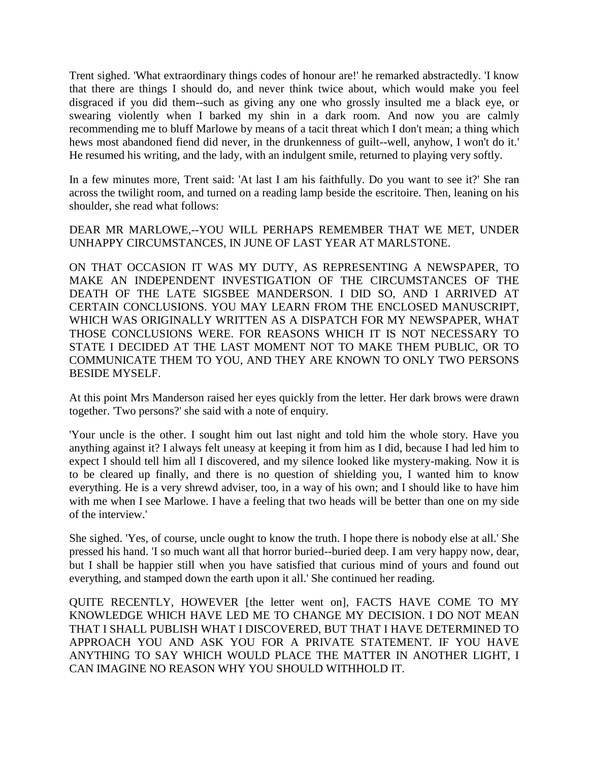Trent sighed. 'What extraordinary things codes of honour are!' he remarked abstractedly. 'I know that there are things I should do, and never think twice about, which would make you feel disgraced if you did them--such as giving any one who grossly insulted me a black eye, or swearing violently when I barked my shin in a dark room. And now you are calmly recommending me to bluff Marlowe by means of a tacit threat which I don't mean; a thing which hews most abandoned fiend did never, in the drunkenness of guilt--well, anyhow, I won't do it.' He resumed his writing, and the lady, with an indulgent smile, returned to playing very softly.

In a few minutes more, Trent said: 'At last I am his faithfully. Do you want to see it?' She ran across the twilight room, and turned on a reading lamp beside the escritoire. Then, leaning on his shoulder, she read what follows:

DEAR MR MARLOWE,--YOU WILL PERHAPS REMEMBER THAT WE MET, UNDER UNHAPPY CIRCUMSTANCES, IN JUNE OF LAST YEAR AT MARLSTONE.

ON THAT OCCASION IT WAS MY DUTY, AS REPRESENTING A NEWSPAPER, TO MAKE AN INDEPENDENT INVESTIGATION OF THE CIRCUMSTANCES OF THE DEATH OF THE LATE SIGSBEE MANDERSON. I DID SO, AND I ARRIVED AT CERTAIN CONCLUSIONS. YOU MAY LEARN FROM THE ENCLOSED MANUSCRIPT, WHICH WAS ORIGINALLY WRITTEN AS A DISPATCH FOR MY NEWSPAPER, WHAT THOSE CONCLUSIONS WERE. FOR REASONS WHICH IT IS NOT NECESSARY TO STATE I DECIDED AT THE LAST MOMENT NOT TO MAKE THEM PUBLIC, OR TO COMMUNICATE THEM TO YOU, AND THEY ARE KNOWN TO ONLY TWO PERSONS BESIDE MYSELF.

At this point Mrs Manderson raised her eyes quickly from the letter. Her dark brows were drawn together. 'Two persons?' she said with a note of enquiry.

'Your uncle is the other. I sought him out last night and told him the whole story. Have you anything against it? I always felt uneasy at keeping it from him as I did, because I had led him to expect I should tell him all I discovered, and my silence looked like mystery-making. Now it is to be cleared up finally, and there is no question of shielding you, I wanted him to know everything. He is a very shrewd adviser, too, in a way of his own; and I should like to have him with me when I see Marlowe. I have a feeling that two heads will be better than one on my side of the interview.'

She sighed. 'Yes, of course, uncle ought to know the truth. I hope there is nobody else at all.' She pressed his hand. 'I so much want all that horror buried--buried deep. I am very happy now, dear, but I shall be happier still when you have satisfied that curious mind of yours and found out everything, and stamped down the earth upon it all.' She continued her reading.

QUITE RECENTLY, HOWEVER [the letter went on], FACTS HAVE COME TO MY KNOWLEDGE WHICH HAVE LED ME TO CHANGE MY DECISION. I DO NOT MEAN THAT I SHALL PUBLISH WHAT I DISCOVERED, BUT THAT I HAVE DETERMINED TO APPROACH YOU AND ASK YOU FOR A PRIVATE STATEMENT. IF YOU HAVE ANYTHING TO SAY WHICH WOULD PLACE THE MATTER IN ANOTHER LIGHT, I CAN IMAGINE NO REASON WHY YOU SHOULD WITHHOLD IT.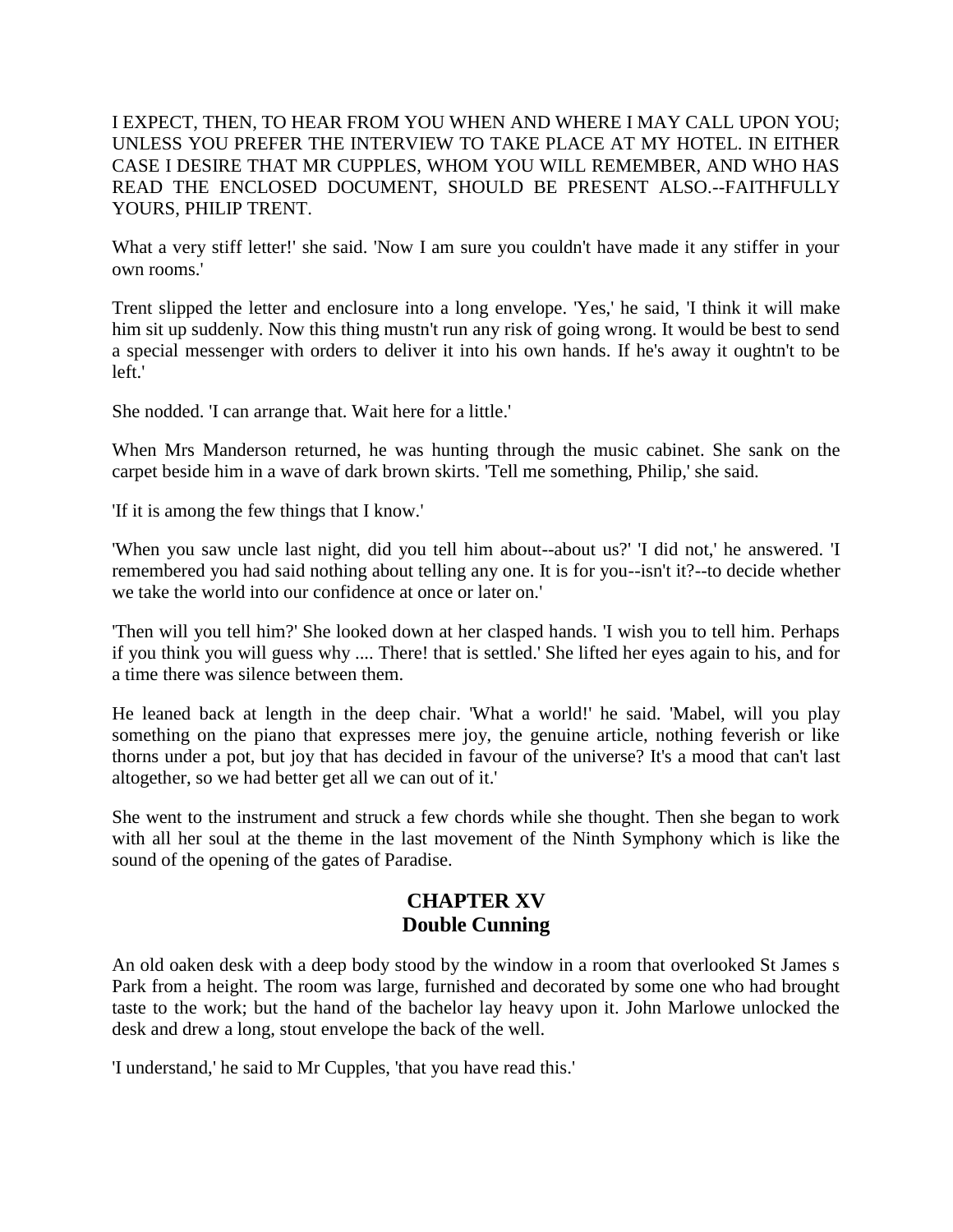I EXPECT, THEN, TO HEAR FROM YOU WHEN AND WHERE I MAY CALL UPON YOU; UNLESS YOU PREFER THE INTERVIEW TO TAKE PLACE AT MY HOTEL. IN EITHER CASE I DESIRE THAT MR CUPPLES, WHOM YOU WILL REMEMBER, AND WHO HAS READ THE ENCLOSED DOCUMENT, SHOULD BE PRESENT ALSO.--FAITHFULLY YOURS, PHILIP TRENT.

What a very stiff letter!' she said. 'Now I am sure you couldn't have made it any stiffer in your own rooms.'

Trent slipped the letter and enclosure into a long envelope. 'Yes,' he said, 'I think it will make him sit up suddenly. Now this thing mustn't run any risk of going wrong. It would be best to send a special messenger with orders to deliver it into his own hands. If he's away it oughtn't to be left.'

She nodded. 'I can arrange that. Wait here for a little.'

When Mrs Manderson returned, he was hunting through the music cabinet. She sank on the carpet beside him in a wave of dark brown skirts. 'Tell me something, Philip,' she said.

'If it is among the few things that I know.'

'When you saw uncle last night, did you tell him about--about us?' 'I did not,' he answered. 'I remembered you had said nothing about telling any one. It is for you--isn't it?--to decide whether we take the world into our confidence at once or later on.'

'Then will you tell him?' She looked down at her clasped hands. 'I wish you to tell him. Perhaps if you think you will guess why .... There! that is settled.' She lifted her eyes again to his, and for a time there was silence between them.

He leaned back at length in the deep chair. 'What a world!' he said. 'Mabel, will you play something on the piano that expresses mere joy, the genuine article, nothing feverish or like thorns under a pot, but joy that has decided in favour of the universe? It's a mood that can't last altogether, so we had better get all we can out of it.'

She went to the instrument and struck a few chords while she thought. Then she began to work with all her soul at the theme in the last movement of the Ninth Symphony which is like the sound of the opening of the gates of Paradise.

## CHAPTER XV
## Double Cunning

An old oaken desk with a deep body stood by the window in a room that overlooked St James s Park from a height. The room was large, furnished and decorated by some one who had brought taste to the work; but the hand of the bachelor lay heavy upon it. John Marlowe unlocked the desk and drew a long, stout envelope the back of the well.

'I understand,' he said to Mr Cupples, 'that you have read this.'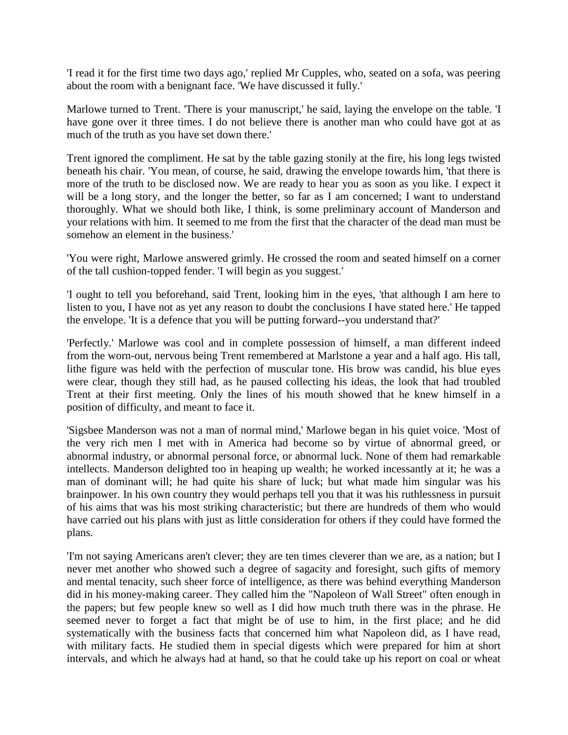'I read it for the first time two days ago,' replied Mr Cupples, who, seated on a sofa, was peering about the room with a benignant face. 'We have discussed it fully.'

Marlowe turned to Trent. 'There is your manuscript,' he said, laying the envelope on the table. 'I have gone over it three times. I do not believe there is another man who could have got at as much of the truth as you have set down there.'

Trent ignored the compliment. He sat by the table gazing stonily at the fire, his long legs twisted beneath his chair. 'You mean, of course, he said, drawing the envelope towards him, 'that there is more of the truth to be disclosed now. We are ready to hear you as soon as you like. I expect it will be a long story, and the longer the better, so far as I am concerned; I want to understand thoroughly. What we should both like, I think, is some preliminary account of Manderson and your relations with him. It seemed to me from the first that the character of the dead man must be somehow an element in the business.'

'You were right, Marlowe answered grimly. He crossed the room and seated himself on a corner of the tall cushion-topped fender. 'I will begin as you suggest.'

'I ought to tell you beforehand, said Trent, looking him in the eyes, 'that although I am here to listen to you, I have not as yet any reason to doubt the conclusions I have stated here.' He tapped the envelope. 'It is a defence that you will be putting forward--you understand that?'

'Perfectly.' Marlowe was cool and in complete possession of himself, a man different indeed from the worn-out, nervous being Trent remembered at Marlstone a year and a half ago. His tall, lithe figure was held with the perfection of muscular tone. His brow was candid, his blue eyes were clear, though they still had, as he paused collecting his ideas, the look that had troubled Trent at their first meeting. Only the lines of his mouth showed that he knew himself in a position of difficulty, and meant to face it.

'Sigsbee Manderson was not a man of normal mind,' Marlowe began in his quiet voice. 'Most of the very rich men I met with in America had become so by virtue of abnormal greed, or abnormal industry, or abnormal personal force, or abnormal luck. None of them had remarkable intellects. Manderson delighted too in heaping up wealth; he worked incessantly at it; he was a man of dominant will; he had quite his share of luck; but what made him singular was his brainpower. In his own country they would perhaps tell you that it was his ruthlessness in pursuit of his aims that was his most striking characteristic; but there are hundreds of them who would have carried out his plans with just as little consideration for others if they could have formed the plans.

'I'm not saying Americans aren't clever; they are ten times cleverer than we are, as a nation; but I never met another who showed such a degree of sagacity and foresight, such gifts of memory and mental tenacity, such sheer force of intelligence, as there was behind everything Manderson did in his money-making career. They called him the "Napoleon of Wall Street" often enough in the papers; but few people knew so well as I did how much truth there was in the phrase. He seemed never to forget a fact that might be of use to him, in the first place; and he did systematically with the business facts that concerned him what Napoleon did, as I have read, with military facts. He studied them in special digests which were prepared for him at short intervals, and which he always had at hand, so that he could take up his report on coal or wheat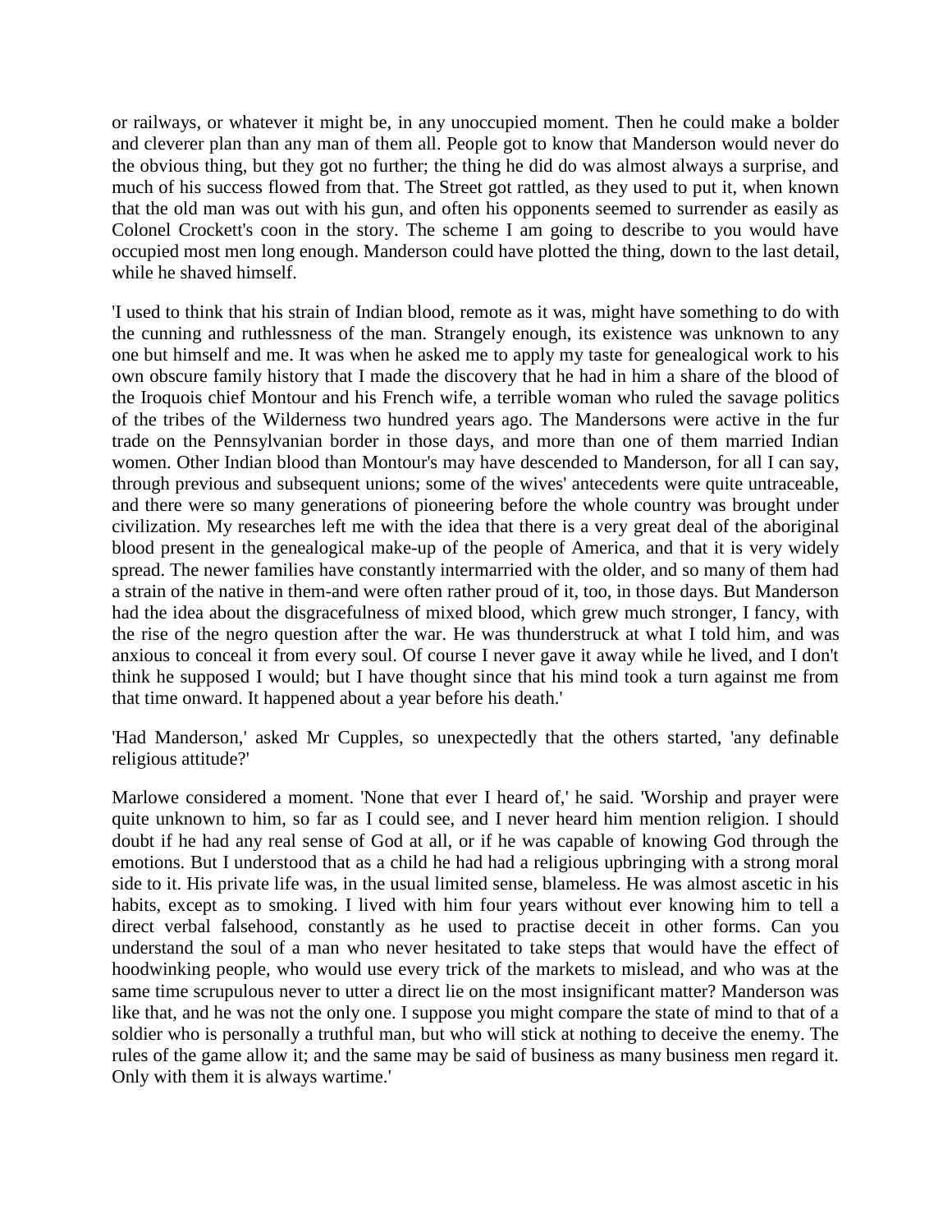or railways, or whatever it might be, in any unoccupied moment. Then he could make a bolder and cleverer plan than any man of them all. People got to know that Manderson would never do the obvious thing, but they got no further; the thing he did do was almost always a surprise, and much of his success flowed from that. The Street got rattled, as they used to put it, when known that the old man was out with his gun, and often his opponents seemed to surrender as easily as Colonel Crockett's coon in the story. The scheme I am going to describe to you would have occupied most men long enough. Manderson could have plotted the thing, down to the last detail, while he shaved himself.

'I used to think that his strain of Indian blood, remote as it was, might have something to do with the cunning and ruthlessness of the man. Strangely enough, its existence was unknown to any one but himself and me. It was when he asked me to apply my taste for genealogical work to his own obscure family history that I made the discovery that he had in him a share of the blood of the Iroquois chief Montour and his French wife, a terrible woman who ruled the savage politics of the tribes of the Wilderness two hundred years ago. The Mandersons were active in the fur trade on the Pennsylvanian border in those days, and more than one of them married Indian women. Other Indian blood than Montour's may have descended to Manderson, for all I can say, through previous and subsequent unions; some of the wives' antecedents were quite untraceable, and there were so many generations of pioneering before the whole country was brought under civilization. My researches left me with the idea that there is a very great deal of the aboriginal blood present in the genealogical make-up of the people of America, and that it is very widely spread. The newer families have constantly intermarried with the older, and so many of them had a strain of the native in them-and were often rather proud of it, too, in those days. But Manderson had the idea about the disgracefulness of mixed blood, which grew much stronger, I fancy, with the rise of the negro question after the war. He was thunderstruck at what I told him, and was anxious to conceal it from every soul. Of course I never gave it away while he lived, and I don't think he supposed I would; but I have thought since that his mind took a turn against me from that time onward. It happened about a year before his death.'

'Had Manderson,' asked Mr Cupples, so unexpectedly that the others started, 'any definable religious attitude?'

Marlowe considered a moment. 'None that ever I heard of,' he said. 'Worship and prayer were quite unknown to him, so far as I could see, and I never heard him mention religion. I should doubt if he had any real sense of God at all, or if he was capable of knowing God through the emotions. But I understood that as a child he had had a religious upbringing with a strong moral side to it. His private life was, in the usual limited sense, blameless. He was almost ascetic in his habits, except as to smoking. I lived with him four years without ever knowing him to tell a direct verbal falsehood, constantly as he used to practise deceit in other forms. Can you understand the soul of a man who never hesitated to take steps that would have the effect of hoodwinking people, who would use every trick of the markets to mislead, and who was at the same time scrupulous never to utter a direct lie on the most insignificant matter? Manderson was like that, and he was not the only one. I suppose you might compare the state of mind to that of a soldier who is personally a truthful man, but who will stick at nothing to deceive the enemy. The rules of the game allow it; and the same may be said of business as many business men regard it. Only with them it is always wartime.'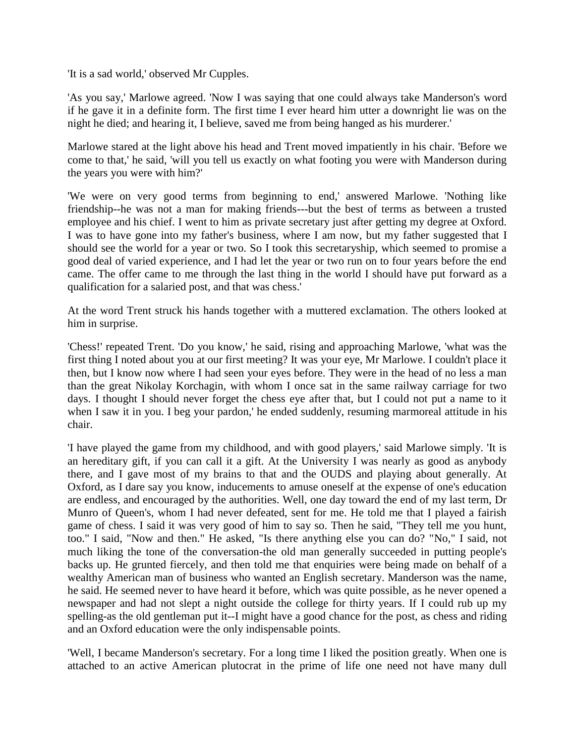'It is a sad world,' observed Mr Cupples.

'As you say,' Marlowe agreed. 'Now I was saying that one could always take Manderson's word if he gave it in a definite form. The first time I ever heard him utter a downright lie was on the night he died; and hearing it, I believe, saved me from being hanged as his murderer.'

Marlowe stared at the light above his head and Trent moved impatiently in his chair. 'Before we come to that,' he said, 'will you tell us exactly on what footing you were with Manderson during the years you were with him?'

'We were on very good terms from beginning to end,' answered Marlowe. 'Nothing like friendship--he was not a man for making friends---but the best of terms as between a trusted employee and his chief. I went to him as private secretary just after getting my degree at Oxford. I was to have gone into my father's business, where I am now, but my father suggested that I should see the world for a year or two. So I took this secretaryship, which seemed to promise a good deal of varied experience, and I had let the year or two run on to four years before the end came. The offer came to me through the last thing in the world I should have put forward as a qualification for a salaried post, and that was chess.'

At the word Trent struck his hands together with a muttered exclamation. The others looked at him in surprise.

'Chess!' repeated Trent. 'Do you know,' he said, rising and approaching Marlowe, 'what was the first thing I noted about you at our first meeting? It was your eye, Mr Marlowe. I couldn't place it then, but I know now where I had seen your eyes before. They were in the head of no less a man than the great Nikolay Korchagin, with whom I once sat in the same railway carriage for two days. I thought I should never forget the chess eye after that, but I could not put a name to it when I saw it in you. I beg your pardon,' he ended suddenly, resuming marmoreal attitude in his chair.

'I have played the game from my childhood, and with good players,' said Marlowe simply. 'It is an hereditary gift, if you can call it a gift. At the University I was nearly as good as anybody there, and I gave most of my brains to that and the OUDS and playing about generally. At Oxford, as I dare say you know, inducements to amuse oneself at the expense of one's education are endless, and encouraged by the authorities. Well, one day toward the end of my last term, Dr Munro of Queen's, whom I had never defeated, sent for me. He told me that I played a fairish game of chess. I said it was very good of him to say so. Then he said, "They tell me you hunt, too." I said, "Now and then." He asked, "Is there anything else you can do? "No," I said, not much liking the tone of the conversation-the old man generally succeeded in putting people's backs up. He grunted fiercely, and then told me that enquiries were being made on behalf of a wealthy American man of business who wanted an English secretary. Manderson was the name, he said. He seemed never to have heard it before, which was quite possible, as he never opened a newspaper and had not slept a night outside the college for thirty years. If I could rub up my spelling-as the old gentleman put it--I might have a good chance for the post, as chess and riding and an Oxford education were the only indispensable points.

'Well, I became Manderson's secretary. For a long time I liked the position greatly. When one is attached to an active American plutocrat in the prime of life one need not have many dull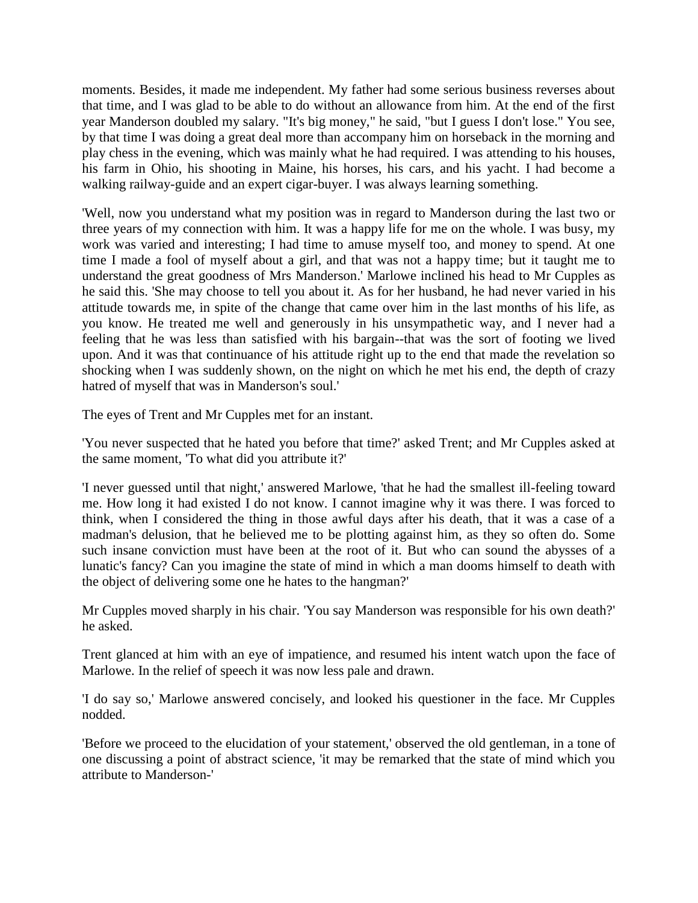moments. Besides, it made me independent. My father had some serious business reverses about that time, and I was glad to be able to do without an allowance from him. At the end of the first year Manderson doubled my salary. "It's big money," he said, "but I guess I don't lose." You see, by that time I was doing a great deal more than accompany him on horseback in the morning and play chess in the evening, which was mainly what he had required. I was attending to his houses, his farm in Ohio, his shooting in Maine, his horses, his cars, and his yacht. I had become a walking railway-guide and an expert cigar-buyer. I was always learning something.

'Well, now you understand what my position was in regard to Manderson during the last two or three years of my connection with him. It was a happy life for me on the whole. I was busy, my work was varied and interesting; I had time to amuse myself too, and money to spend. At one time I made a fool of myself about a girl, and that was not a happy time; but it taught me to understand the great goodness of Mrs Manderson.' Marlowe inclined his head to Mr Cupples as he said this. 'She may choose to tell you about it. As for her husband, he had never varied in his attitude towards me, in spite of the change that came over him in the last months of his life, as you know. He treated me well and generously in his unsympathetic way, and I never had a feeling that he was less than satisfied with his bargain--that was the sort of footing we lived upon. And it was that continuance of his attitude right up to the end that made the revelation so shocking when I was suddenly shown, on the night on which he met his end, the depth of crazy hatred of myself that was in Manderson's soul.'

The eyes of Trent and Mr Cupples met for an instant.

'You never suspected that he hated you before that time?' asked Trent; and Mr Cupples asked at the same moment, 'To what did you attribute it?'

'I never guessed until that night,' answered Marlowe, 'that he had the smallest ill-feeling toward me. How long it had existed I do not know. I cannot imagine why it was there. I was forced to think, when I considered the thing in those awful days after his death, that it was a case of a madman's delusion, that he believed me to be plotting against him, as they so often do. Some such insane conviction must have been at the root of it. But who can sound the abysses of a lunatic's fancy? Can you imagine the state of mind in which a man dooms himself to death with the object of delivering some one he hates to the hangman?'

Mr Cupples moved sharply in his chair. 'You say Manderson was responsible for his own death?' he asked.

Trent glanced at him with an eye of impatience, and resumed his intent watch upon the face of Marlowe. In the relief of speech it was now less pale and drawn.

'I do say so,' Marlowe answered concisely, and looked his questioner in the face. Mr Cupples nodded.

'Before we proceed to the elucidation of your statement,' observed the old gentleman, in a tone of one discussing a point of abstract science, 'it may be remarked that the state of mind which you attribute to Manderson-'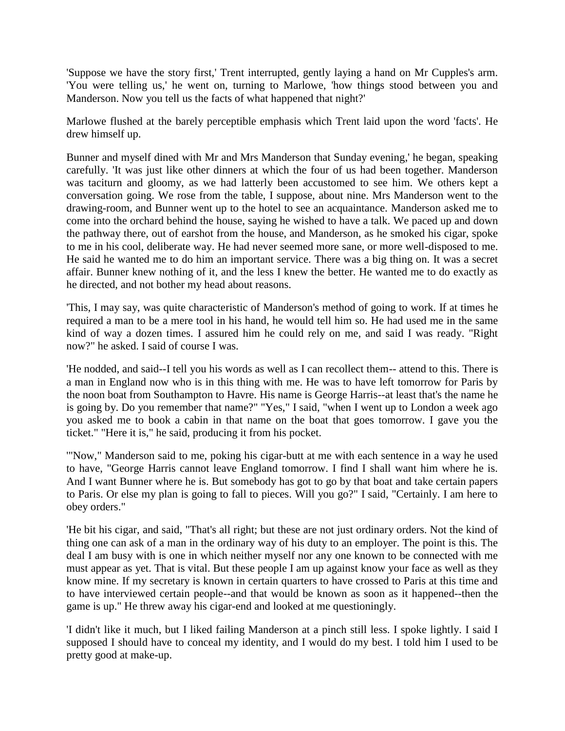'Suppose we have the story first,' Trent interrupted, gently laying a hand on Mr Cupples's arm. 'You were telling us,' he went on, turning to Marlowe, 'how things stood between you and Manderson. Now you tell us the facts of what happened that night?'

Marlowe flushed at the barely perceptible emphasis which Trent laid upon the word 'facts'. He drew himself up.

Bunner and myself dined with Mr and Mrs Manderson that Sunday evening,' he began, speaking carefully. 'It was just like other dinners at which the four of us had been together. Manderson was taciturn and gloomy, as we had latterly been accustomed to see him. We others kept a conversation going. We rose from the table, I suppose, about nine. Mrs Manderson went to the drawing-room, and Bunner went up to the hotel to see an acquaintance. Manderson asked me to come into the orchard behind the house, saying he wished to have a talk. We paced up and down the pathway there, out of earshot from the house, and Manderson, as he smoked his cigar, spoke to me in his cool, deliberate way. He had never seemed more sane, or more well-disposed to me. He said he wanted me to do him an important service. There was a big thing on. It was a secret affair. Bunner knew nothing of it, and the less I knew the better. He wanted me to do exactly as he directed, and not bother my head about reasons.

'This, I may say, was quite characteristic of Manderson's method of going to work. If at times he required a man to be a mere tool in his hand, he would tell him so. He had used me in the same kind of way a dozen times. I assured him he could rely on me, and said I was ready. "Right now?" he asked. I said of course I was.

'He nodded, and said--I tell you his words as well as I can recollect them-- attend to this. There is a man in England now who is in this thing with me. He was to have left tomorrow for Paris by the noon boat from Southampton to Havre. His name is George Harris--at least that's the name he is going by. Do you remember that name?" "Yes," I said, "when I went up to London a week ago you asked me to book a cabin in that name on the boat that goes tomorrow. I gave you the ticket." "Here it is," he said, producing it from his pocket.

'"Now," Manderson said to me, poking his cigar-butt at me with each sentence in a way he used to have, "George Harris cannot leave England tomorrow. I find I shall want him where he is. And I want Bunner where he is. But somebody has got to go by that boat and take certain papers to Paris. Or else my plan is going to fall to pieces. Will you go?" I said, "Certainly. I am here to obey orders."

'He bit his cigar, and said, "That's all right; but these are not just ordinary orders. Not the kind of thing one can ask of a man in the ordinary way of his duty to an employer. The point is this. The deal I am busy with is one in which neither myself nor any one known to be connected with me must appear as yet. That is vital. But these people I am up against know your face as well as they know mine. If my secretary is known in certain quarters to have crossed to Paris at this time and to have interviewed certain people--and that would be known as soon as it happened--then the game is up." He threw away his cigar-end and looked at me questioningly.

'I didn't like it much, but I liked failing Manderson at a pinch still less. I spoke lightly. I said I supposed I should have to conceal my identity, and I would do my best. I told him I used to be pretty good at make-up.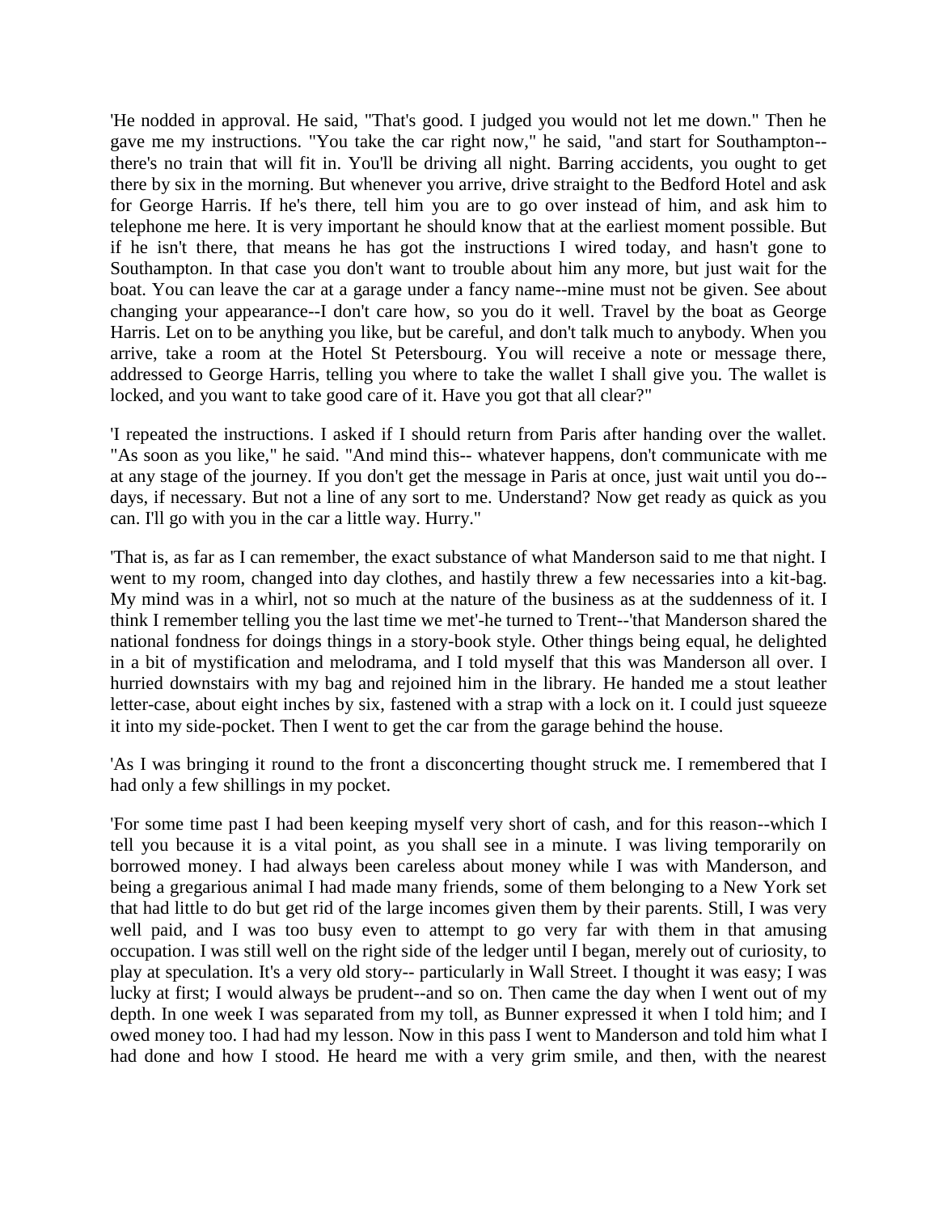'He nodded in approval. He said, "That's good. I judged you would not let me down." Then he gave me my instructions. "You take the car right now," he said, "and start for Southampton--there's no train that will fit in. You'll be driving all night. Barring accidents, you ought to get there by six in the morning. But whenever you arrive, drive straight to the Bedford Hotel and ask for George Harris. If he's there, tell him you are to go over instead of him, and ask him to telephone me here. It is very important he should know that at the earliest moment possible. But if he isn't there, that means he has got the instructions I wired today, and hasn't gone to Southampton. In that case you don't want to trouble about him any more, but just wait for the boat. You can leave the car at a garage under a fancy name--mine must not be given. See about changing your appearance--I don't care how, so you do it well. Travel by the boat as George Harris. Let on to be anything you like, but be careful, and don't talk much to anybody. When you arrive, take a room at the Hotel St Petersbourg. You will receive a note or message there, addressed to George Harris, telling you where to take the wallet I shall give you. The wallet is locked, and you want to take good care of it. Have you got that all clear?"

'I repeated the instructions. I asked if I should return from Paris after handing over the wallet. "As soon as you like," he said. "And mind this-- whatever happens, don't communicate with me at any stage of the journey. If you don't get the message in Paris at once, just wait until you do--days, if necessary. But not a line of any sort to me. Understand? Now get ready as quick as you can. I'll go with you in the car a little way. Hurry."

'That is, as far as I can remember, the exact substance of what Manderson said to me that night. I went to my room, changed into day clothes, and hastily threw a few necessaries into a kit-bag. My mind was in a whirl, not so much at the nature of the business as at the suddenness of it. I think I remember telling you the last time we met'-he turned to Trent--'that Manderson shared the national fondness for doings things in a story-book style. Other things being equal, he delighted in a bit of mystification and melodrama, and I told myself that this was Manderson all over. I hurried downstairs with my bag and rejoined him in the library. He handed me a stout leather letter-case, about eight inches by six, fastened with a strap with a lock on it. I could just squeeze it into my side-pocket. Then I went to get the car from the garage behind the house.

'As I was bringing it round to the front a disconcerting thought struck me. I remembered that I had only a few shillings in my pocket.

'For some time past I had been keeping myself very short of cash, and for this reason--which I tell you because it is a vital point, as you shall see in a minute. I was living temporarily on borrowed money. I had always been careless about money while I was with Manderson, and being a gregarious animal I had made many friends, some of them belonging to a New York set that had little to do but get rid of the large incomes given them by their parents. Still, I was very well paid, and I was too busy even to attempt to go very far with them in that amusing occupation. I was still well on the right side of the ledger until I began, merely out of curiosity, to play at speculation. It's a very old story-- particularly in Wall Street. I thought it was easy; I was lucky at first; I would always be prudent--and so on. Then came the day when I went out of my depth. In one week I was separated from my toll, as Bunner expressed it when I told him; and I owed money too. I had had my lesson. Now in this pass I went to Manderson and told him what I had done and how I stood. He heard me with a very grim smile, and then, with the nearest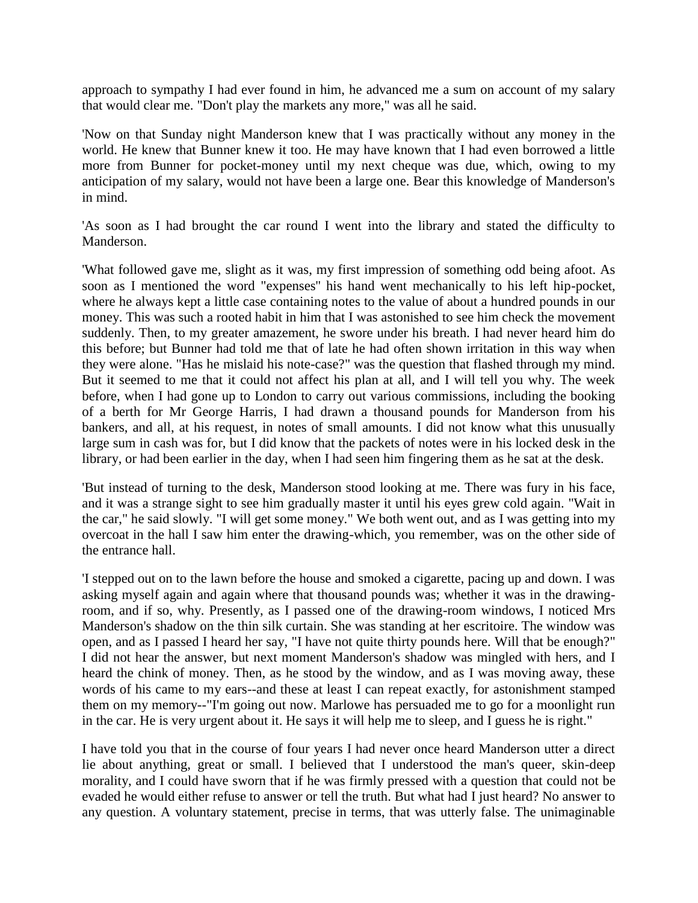approach to sympathy I had ever found in him, he advanced me a sum on account of my salary that would clear me. "Don't play the markets any more," was all he said.

'Now on that Sunday night Manderson knew that I was practically without any money in the world. He knew that Bunner knew it too. He may have known that I had even borrowed a little more from Bunner for pocket-money until my next cheque was due, which, owing to my anticipation of my salary, would not have been a large one. Bear this knowledge of Manderson's in mind.

'As soon as I had brought the car round I went into the library and stated the difficulty to Manderson.

'What followed gave me, slight as it was, my first impression of something odd being afoot. As soon as I mentioned the word "expenses" his hand went mechanically to his left hip-pocket, where he always kept a little case containing notes to the value of about a hundred pounds in our money. This was such a rooted habit in him that I was astonished to see him check the movement suddenly. Then, to my greater amazement, he swore under his breath. I had never heard him do this before; but Bunner had told me that of late he had often shown irritation in this way when they were alone. "Has he mislaid his note-case?" was the question that flashed through my mind. But it seemed to me that it could not affect his plan at all, and I will tell you why. The week before, when I had gone up to London to carry out various commissions, including the booking of a berth for Mr George Harris, I had drawn a thousand pounds for Manderson from his bankers, and all, at his request, in notes of small amounts. I did not know what this unusually large sum in cash was for, but I did know that the packets of notes were in his locked desk in the library, or had been earlier in the day, when I had seen him fingering them as he sat at the desk.

'But instead of turning to the desk, Manderson stood looking at me. There was fury in his face, and it was a strange sight to see him gradually master it until his eyes grew cold again. "Wait in the car," he said slowly. "I will get some money." We both went out, and as I was getting into my overcoat in the hall I saw him enter the drawing-which, you remember, was on the other side of the entrance hall.

'I stepped out on to the lawn before the house and smoked a cigarette, pacing up and down. I was asking myself again and again where that thousand pounds was; whether it was in the drawing-room, and if so, why. Presently, as I passed one of the drawing-room windows, I noticed Mrs Manderson's shadow on the thin silk curtain. She was standing at her escritoire. The window was open, and as I passed I heard her say, "I have not quite thirty pounds here. Will that be enough?" I did not hear the answer, but next moment Manderson's shadow was mingled with hers, and I heard the chink of money. Then, as he stood by the window, and as I was moving away, these words of his came to my ears--and these at least I can repeat exactly, for astonishment stamped them on my memory--"I'm going out now. Marlowe has persuaded me to go for a moonlight run in the car. He is very urgent about it. He says it will help me to sleep, and I guess he is right."

I have told you that in the course of four years I had never once heard Manderson utter a direct lie about anything, great or small. I believed that I understood the man's queer, skin-deep morality, and I could have sworn that if he was firmly pressed with a question that could not be evaded he would either refuse to answer or tell the truth. But what had I just heard? No answer to any question. A voluntary statement, precise in terms, that was utterly false. The unimaginable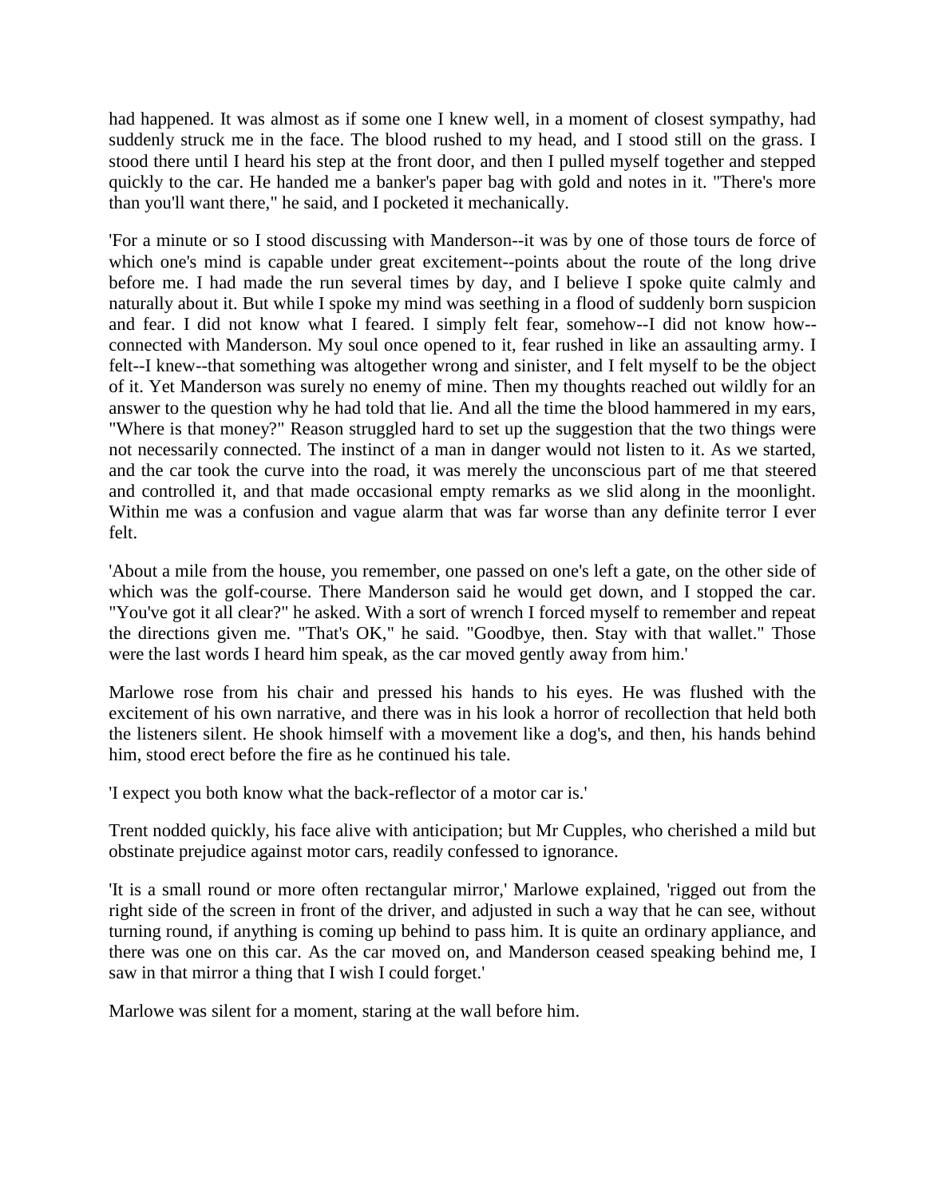had happened. It was almost as if some one I knew well, in a moment of closest sympathy, had suddenly struck me in the face. The blood rushed to my head, and I stood still on the grass. I stood there until I heard his step at the front door, and then I pulled myself together and stepped quickly to the car. He handed me a banker's paper bag with gold and notes in it. "There's more than you'll want there," he said, and I pocketed it mechanically.

'For a minute or so I stood discussing with Manderson--it was by one of those tours de force of which one's mind is capable under great excitement--points about the route of the long drive before me. I had made the run several times by day, and I believe I spoke quite calmly and naturally about it. But while I spoke my mind was seething in a flood of suddenly born suspicion and fear. I did not know what I feared. I simply felt fear, somehow--I did not know how--connected with Manderson. My soul once opened to it, fear rushed in like an assaulting army. I felt--I knew--that something was altogether wrong and sinister, and I felt myself to be the object of it. Yet Manderson was surely no enemy of mine. Then my thoughts reached out wildly for an answer to the question why he had told that lie. And all the time the blood hammered in my ears, "Where is that money?" Reason struggled hard to set up the suggestion that the two things were not necessarily connected. The instinct of a man in danger would not listen to it. As we started, and the car took the curve into the road, it was merely the unconscious part of me that steered and controlled it, and that made occasional empty remarks as we slid along in the moonlight. Within me was a confusion and vague alarm that was far worse than any definite terror I ever felt.

'About a mile from the house, you remember, one passed on one's left a gate, on the other side of which was the golf-course. There Manderson said he would get down, and I stopped the car. "You've got it all clear?" he asked. With a sort of wrench I forced myself to remember and repeat the directions given me. "That's OK," he said. "Goodbye, then. Stay with that wallet." Those were the last words I heard him speak, as the car moved gently away from him.'

Marlowe rose from his chair and pressed his hands to his eyes. He was flushed with the excitement of his own narrative, and there was in his look a horror of recollection that held both the listeners silent. He shook himself with a movement like a dog's, and then, his hands behind him, stood erect before the fire as he continued his tale.

'I expect you both know what the back-reflector of a motor car is.'

Trent nodded quickly, his face alive with anticipation; but Mr Cupples, who cherished a mild but obstinate prejudice against motor cars, readily confessed to ignorance.

'It is a small round or more often rectangular mirror,' Marlowe explained, 'rigged out from the right side of the screen in front of the driver, and adjusted in such a way that he can see, without turning round, if anything is coming up behind to pass him. It is quite an ordinary appliance, and there was one on this car. As the car moved on, and Manderson ceased speaking behind me, I saw in that mirror a thing that I wish I could forget.'

Marlowe was silent for a moment, staring at the wall before him.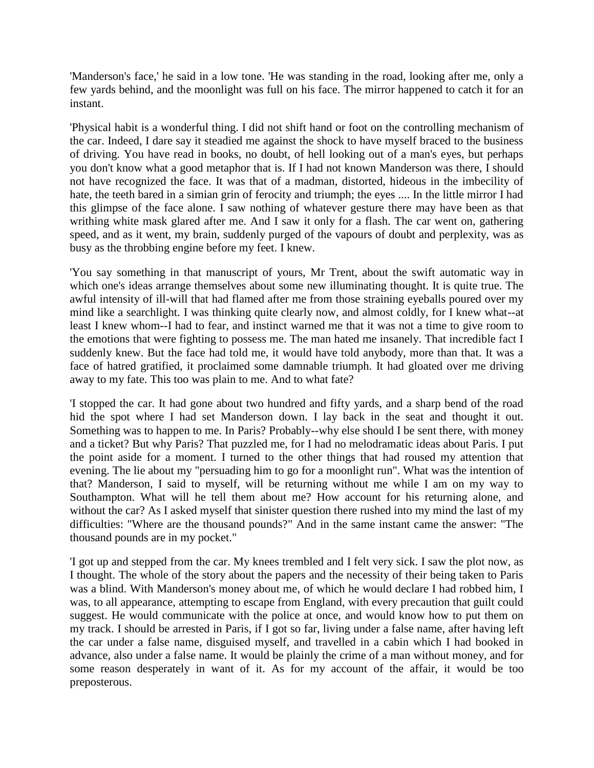'Manderson's face,' he said in a low tone. 'He was standing in the road, looking after me, only a few yards behind, and the moonlight was full on his face. The mirror happened to catch it for an instant.

'Physical habit is a wonderful thing. I did not shift hand or foot on the controlling mechanism of the car. Indeed, I dare say it steadied me against the shock to have myself braced to the business of driving. You have read in books, no doubt, of hell looking out of a man's eyes, but perhaps you don't know what a good metaphor that is. If I had not known Manderson was there, I should not have recognized the face. It was that of a madman, distorted, hideous in the imbecility of hate, the teeth bared in a simian grin of ferocity and triumph; the eyes .... In the little mirror I had this glimpse of the face alone. I saw nothing of whatever gesture there may have been as that writhing white mask glared after me. And I saw it only for a flash. The car went on, gathering speed, and as it went, my brain, suddenly purged of the vapours of doubt and perplexity, was as busy as the throbbing engine before my feet. I knew.

'You say something in that manuscript of yours, Mr Trent, about the swift automatic way in which one's ideas arrange themselves about some new illuminating thought. It is quite true. The awful intensity of ill-will that had flamed after me from those straining eyeballs poured over my mind like a searchlight. I was thinking quite clearly now, and almost coldly, for I knew what--at least I knew whom--I had to fear, and instinct warned me that it was not a time to give room to the emotions that were fighting to possess me. The man hated me insanely. That incredible fact I suddenly knew. But the face had told me, it would have told anybody, more than that. It was a face of hatred gratified, it proclaimed some damnable triumph. It had gloated over me driving away to my fate. This too was plain to me. And to what fate?

'I stopped the car. It had gone about two hundred and fifty yards, and a sharp bend of the road hid the spot where I had set Manderson down. I lay back in the seat and thought it out. Something was to happen to me. In Paris? Probably--why else should I be sent there, with money and a ticket? But why Paris? That puzzled me, for I had no melodramatic ideas about Paris. I put the point aside for a moment. I turned to the other things that had roused my attention that evening. The lie about my "persuading him to go for a moonlight run". What was the intention of that? Manderson, I said to myself, will be returning without me while I am on my way to Southampton. What will he tell them about me? How account for his returning alone, and without the car? As I asked myself that sinister question there rushed into my mind the last of my difficulties: "Where are the thousand pounds?" And in the same instant came the answer: "The thousand pounds are in my pocket."

'I got up and stepped from the car. My knees trembled and I felt very sick. I saw the plot now, as I thought. The whole of the story about the papers and the necessity of their being taken to Paris was a blind. With Manderson's money about me, of which he would declare I had robbed him, I was, to all appearance, attempting to escape from England, with every precaution that guilt could suggest. He would communicate with the police at once, and would know how to put them on my track. I should be arrested in Paris, if I got so far, living under a false name, after having left the car under a false name, disguised myself, and travelled in a cabin which I had booked in advance, also under a false name. It would be plainly the crime of a man without money, and for some reason desperately in want of it. As for my account of the affair, it would be too preposterous.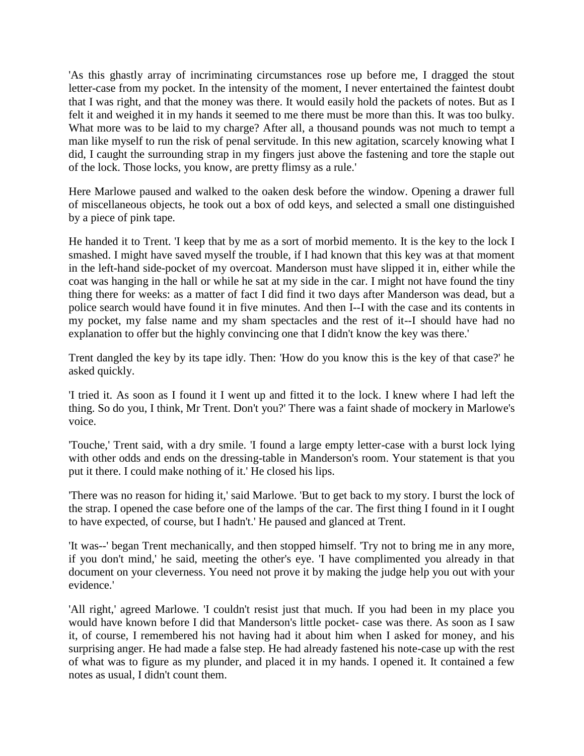'As this ghastly array of incriminating circumstances rose up before me, I dragged the stout letter-case from my pocket. In the intensity of the moment, I never entertained the faintest doubt that I was right, and that the money was there. It would easily hold the packets of notes. But as I felt it and weighed it in my hands it seemed to me there must be more than this. It was too bulky. What more was to be laid to my charge? After all, a thousand pounds was not much to tempt a man like myself to run the risk of penal servitude. In this new agitation, scarcely knowing what I did, I caught the surrounding strap in my fingers just above the fastening and tore the staple out of the lock. Those locks, you know, are pretty flimsy as a rule.'

Here Marlowe paused and walked to the oaken desk before the window. Opening a drawer full of miscellaneous objects, he took out a box of odd keys, and selected a small one distinguished by a piece of pink tape.

He handed it to Trent. 'I keep that by me as a sort of morbid memento. It is the key to the lock I smashed. I might have saved myself the trouble, if I had known that this key was at that moment in the left-hand side-pocket of my overcoat. Manderson must have slipped it in, either while the coat was hanging in the hall or while he sat at my side in the car. I might not have found the tiny thing there for weeks: as a matter of fact I did find it two days after Manderson was dead, but a police search would have found it in five minutes. And then I--I with the case and its contents in my pocket, my false name and my sham spectacles and the rest of it--I should have had no explanation to offer but the highly convincing one that I didn't know the key was there.'

Trent dangled the key by its tape idly. Then: 'How do you know this is the key of that case?' he asked quickly.

'I tried it. As soon as I found it I went up and fitted it to the lock. I knew where I had left the thing. So do you, I think, Mr Trent. Don't you?' There was a faint shade of mockery in Marlowe's voice.

'Touche,' Trent said, with a dry smile. 'I found a large empty letter-case with a burst lock lying with other odds and ends on the dressing-table in Manderson's room. Your statement is that you put it there. I could make nothing of it.' He closed his lips.

'There was no reason for hiding it,' said Marlowe. 'But to get back to my story. I burst the lock of the strap. I opened the case before one of the lamps of the car. The first thing I found in it I ought to have expected, of course, but I hadn't.' He paused and glanced at Trent.

'It was--' began Trent mechanically, and then stopped himself. 'Try not to bring me in any more, if you don't mind,' he said, meeting the other's eye. 'I have complimented you already in that document on your cleverness. You need not prove it by making the judge help you out with your evidence.'

'All right,' agreed Marlowe. 'I couldn't resist just that much. If you had been in my place you would have known before I did that Manderson's little pocket- case was there. As soon as I saw it, of course, I remembered his not having had it about him when I asked for money, and his surprising anger. He had made a false step. He had already fastened his note-case up with the rest of what was to figure as my plunder, and placed it in my hands. I opened it. It contained a few notes as usual, I didn't count them.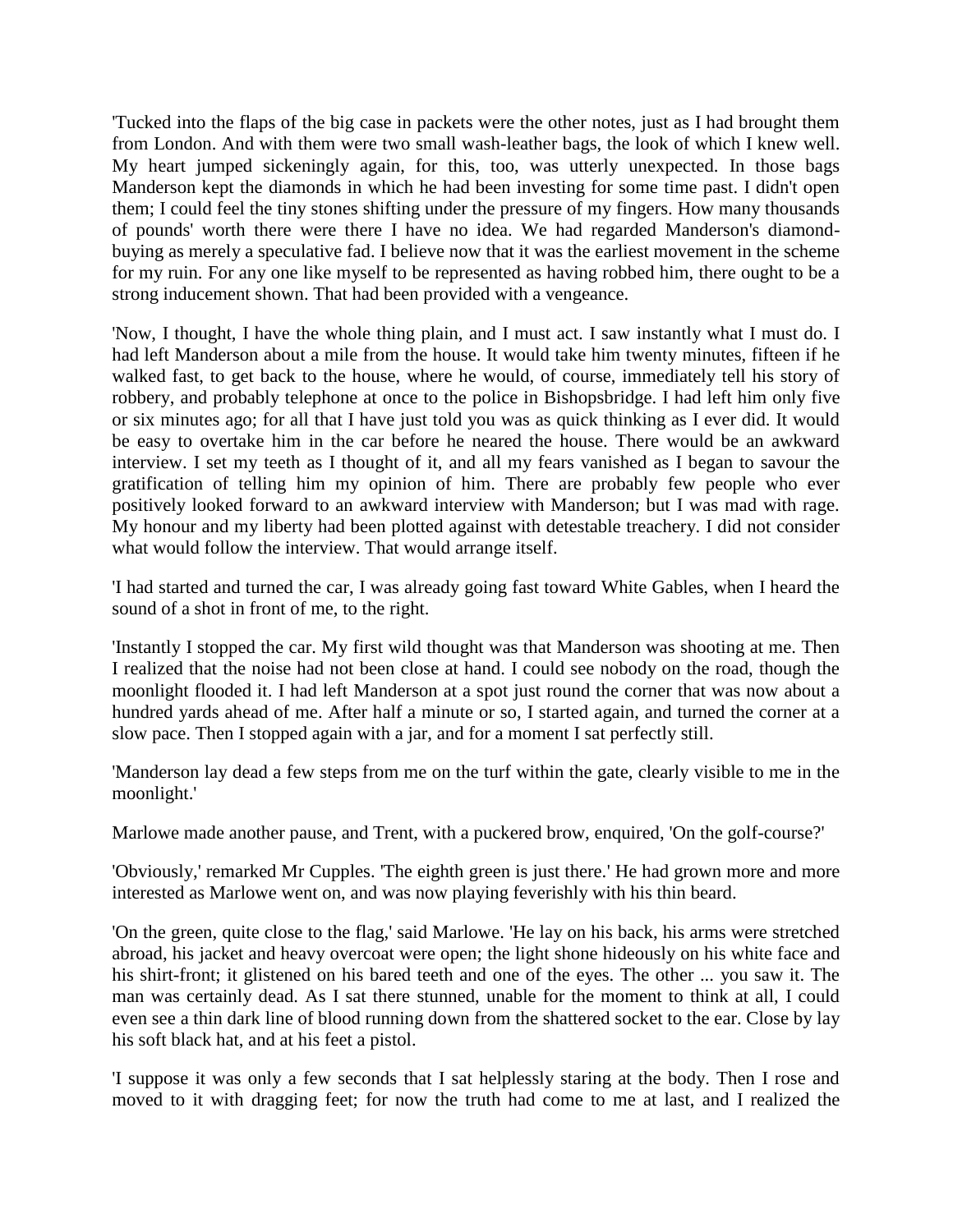'Tucked into the flaps of the big case in packets were the other notes, just as I had brought them from London. And with them were two small wash-leather bags, the look of which I knew well. My heart jumped sickeningly again, for this, too, was utterly unexpected. In those bags Manderson kept the diamonds in which he had been investing for some time past. I didn't open them; I could feel the tiny stones shifting under the pressure of my fingers. How many thousands of pounds' worth there were there I have no idea. We had regarded Manderson's diamond-buying as merely a speculative fad. I believe now that it was the earliest movement in the scheme for my ruin. For any one like myself to be represented as having robbed him, there ought to be a strong inducement shown. That had been provided with a vengeance.

'Now, I thought, I have the whole thing plain, and I must act. I saw instantly what I must do. I had left Manderson about a mile from the house. It would take him twenty minutes, fifteen if he walked fast, to get back to the house, where he would, of course, immediately tell his story of robbery, and probably telephone at once to the police in Bishopsbridge. I had left him only five or six minutes ago; for all that I have just told you was as quick thinking as I ever did. It would be easy to overtake him in the car before he neared the house. There would be an awkward interview. I set my teeth as I thought of it, and all my fears vanished as I began to savour the gratification of telling him my opinion of him. There are probably few people who ever positively looked forward to an awkward interview with Manderson; but I was mad with rage. My honour and my liberty had been plotted against with detestable treachery. I did not consider what would follow the interview. That would arrange itself.

'I had started and turned the car, I was already going fast toward White Gables, when I heard the sound of a shot in front of me, to the right.

'Instantly I stopped the car. My first wild thought was that Manderson was shooting at me. Then I realized that the noise had not been close at hand. I could see nobody on the road, though the moonlight flooded it. I had left Manderson at a spot just round the corner that was now about a hundred yards ahead of me. After half a minute or so, I started again, and turned the corner at a slow pace. Then I stopped again with a jar, and for a moment I sat perfectly still.

'Manderson lay dead a few steps from me on the turf within the gate, clearly visible to me in the moonlight.'

Marlowe made another pause, and Trent, with a puckered brow, enquired, 'On the golf-course?'

'Obviously,' remarked Mr Cupples. 'The eighth green is just there.' He had grown more and more interested as Marlowe went on, and was now playing feverishly with his thin beard.

'On the green, quite close to the flag,' said Marlowe. 'He lay on his back, his arms were stretched abroad, his jacket and heavy overcoat were open; the light shone hideously on his white face and his shirt-front; it glistened on his bared teeth and one of the eyes. The other ... you saw it. The man was certainly dead. As I sat there stunned, unable for the moment to think at all, I could even see a thin dark line of blood running down from the shattered socket to the ear. Close by lay his soft black hat, and at his feet a pistol.

'I suppose it was only a few seconds that I sat helplessly staring at the body. Then I rose and moved to it with dragging feet; for now the truth had come to me at last, and I realized the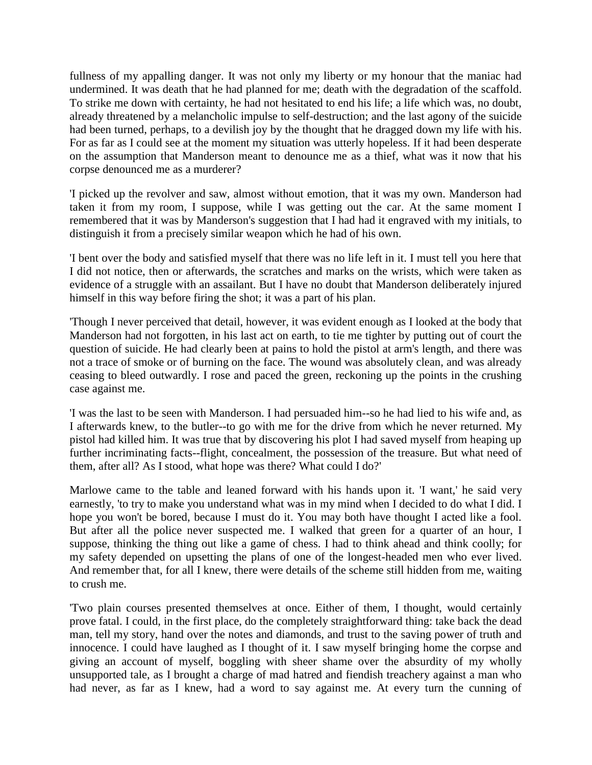fullness of my appalling danger. It was not only my liberty or my honour that the maniac had undermined. It was death that he had planned for me; death with the degradation of the scaffold. To strike me down with certainty, he had not hesitated to end his life; a life which was, no doubt, already threatened by a melancholic impulse to self-destruction; and the last agony of the suicide had been turned, perhaps, to a devilish joy by the thought that he dragged down my life with his. For as far as I could see at the moment my situation was utterly hopeless. If it had been desperate on the assumption that Manderson meant to denounce me as a thief, what was it now that his corpse denounced me as a murderer?

'I picked up the revolver and saw, almost without emotion, that it was my own. Manderson had taken it from my room, I suppose, while I was getting out the car. At the same moment I remembered that it was by Manderson's suggestion that I had had it engraved with my initials, to distinguish it from a precisely similar weapon which he had of his own.

'I bent over the body and satisfied myself that there was no life left in it. I must tell you here that I did not notice, then or afterwards, the scratches and marks on the wrists, which were taken as evidence of a struggle with an assailant. But I have no doubt that Manderson deliberately injured himself in this way before firing the shot; it was a part of his plan.

'Though I never perceived that detail, however, it was evident enough as I looked at the body that Manderson had not forgotten, in his last act on earth, to tie me tighter by putting out of court the question of suicide. He had clearly been at pains to hold the pistol at arm's length, and there was not a trace of smoke or of burning on the face. The wound was absolutely clean, and was already ceasing to bleed outwardly. I rose and paced the green, reckoning up the points in the crushing case against me.

'I was the last to be seen with Manderson. I had persuaded him--so he had lied to his wife and, as I afterwards knew, to the butler--to go with me for the drive from which he never returned. My pistol had killed him. It was true that by discovering his plot I had saved myself from heaping up further incriminating facts--flight, concealment, the possession of the treasure. But what need of them, after all? As I stood, what hope was there? What could I do?'

Marlowe came to the table and leaned forward with his hands upon it. 'I want,' he said very earnestly, 'to try to make you understand what was in my mind when I decided to do what I did. I hope you won't be bored, because I must do it. You may both have thought I acted like a fool. But after all the police never suspected me. I walked that green for a quarter of an hour, I suppose, thinking the thing out like a game of chess. I had to think ahead and think coolly; for my safety depended on upsetting the plans of one of the longest-headed men who ever lived. And remember that, for all I knew, there were details of the scheme still hidden from me, waiting to crush me.

'Two plain courses presented themselves at once. Either of them, I thought, would certainly prove fatal. I could, in the first place, do the completely straightforward thing: take back the dead man, tell my story, hand over the notes and diamonds, and trust to the saving power of truth and innocence. I could have laughed as I thought of it. I saw myself bringing home the corpse and giving an account of myself, boggling with sheer shame over the absurdity of my wholly unsupported tale, as I brought a charge of mad hatred and fiendish treachery against a man who had never, as far as I knew, had a word to say against me. At every turn the cunning of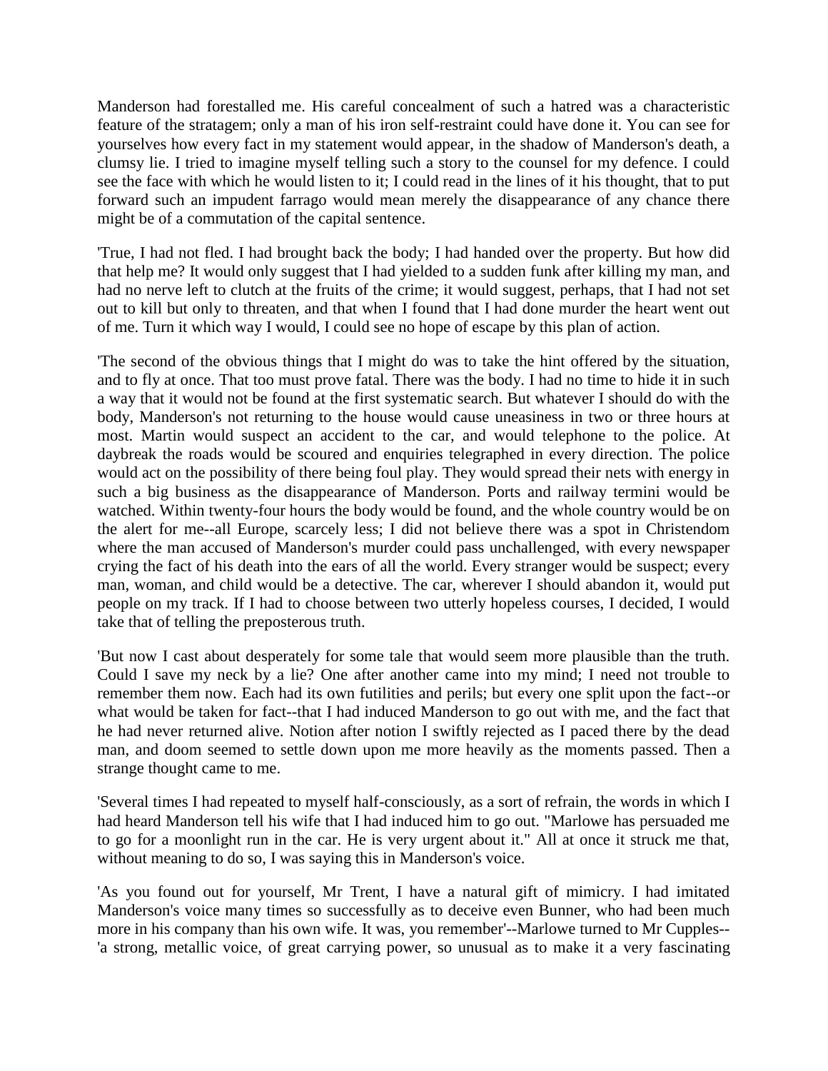Manderson had forestalled me. His careful concealment of such a hatred was a characteristic feature of the stratagem; only a man of his iron self-restraint could have done it. You can see for yourselves how every fact in my statement would appear, in the shadow of Manderson's death, a clumsy lie. I tried to imagine myself telling such a story to the counsel for my defence. I could see the face with which he would listen to it; I could read in the lines of it his thought, that to put forward such an impudent farrago would mean merely the disappearance of any chance there might be of a commutation of the capital sentence.

'True, I had not fled. I had brought back the body; I had handed over the property. But how did that help me? It would only suggest that I had yielded to a sudden funk after killing my man, and had no nerve left to clutch at the fruits of the crime; it would suggest, perhaps, that I had not set out to kill but only to threaten, and that when I found that I had done murder the heart went out of me. Turn it which way I would, I could see no hope of escape by this plan of action.

'The second of the obvious things that I might do was to take the hint offered by the situation, and to fly at once. That too must prove fatal. There was the body. I had no time to hide it in such a way that it would not be found at the first systematic search. But whatever I should do with the body, Manderson's not returning to the house would cause uneasiness in two or three hours at most. Martin would suspect an accident to the car, and would telephone to the police. At daybreak the roads would be scoured and enquiries telegraphed in every direction. The police would act on the possibility of there being foul play. They would spread their nets with energy in such a big business as the disappearance of Manderson. Ports and railway termini would be watched. Within twenty-four hours the body would be found, and the whole country would be on the alert for me--all Europe, scarcely less; I did not believe there was a spot in Christendom where the man accused of Manderson's murder could pass unchallenged, with every newspaper crying the fact of his death into the ears of all the world. Every stranger would be suspect; every man, woman, and child would be a detective. The car, wherever I should abandon it, would put people on my track. If I had to choose between two utterly hopeless courses, I decided, I would take that of telling the preposterous truth.

'But now I cast about desperately for some tale that would seem more plausible than the truth. Could I save my neck by a lie? One after another came into my mind; I need not trouble to remember them now. Each had its own futilities and perils; but every one split upon the fact--or what would be taken for fact--that I had induced Manderson to go out with me, and the fact that he had never returned alive. Notion after notion I swiftly rejected as I paced there by the dead man, and doom seemed to settle down upon me more heavily as the moments passed. Then a strange thought came to me.

'Several times I had repeated to myself half-consciously, as a sort of refrain, the words in which I had heard Manderson tell his wife that I had induced him to go out. "Marlowe has persuaded me to go for a moonlight run in the car. He is very urgent about it." All at once it struck me that, without meaning to do so, I was saying this in Manderson's voice.

'As you found out for yourself, Mr Trent, I have a natural gift of mimicry. I had imitated Manderson's voice many times so successfully as to deceive even Bunner, who had been much more in his company than his own wife. It was, you remember'--Marlowe turned to Mr Cupples--'a strong, metallic voice, of great carrying power, so unusual as to make it a very fascinating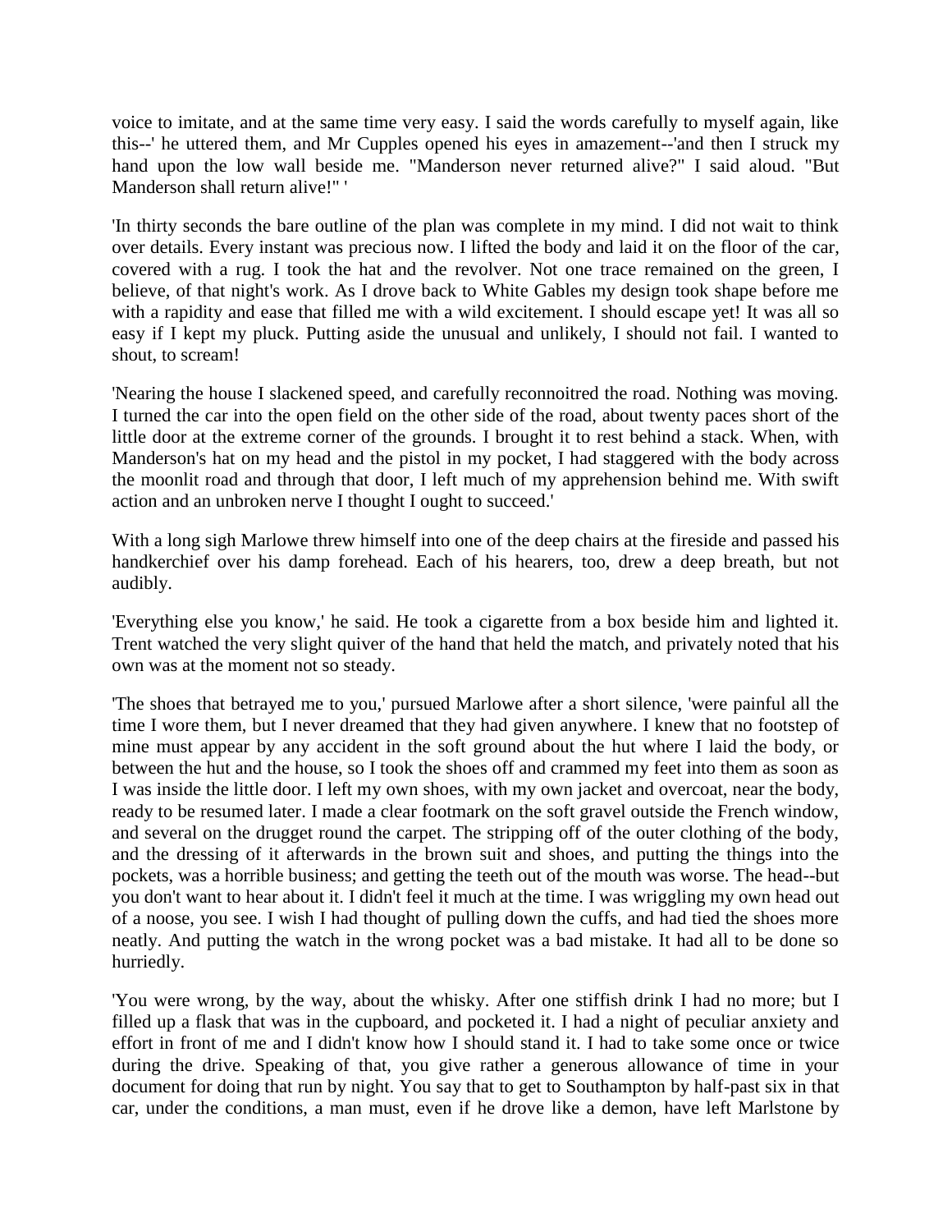voice to imitate, and at the same time very easy. I said the words carefully to myself again, like this--' he uttered them, and Mr Cupples opened his eyes in amazement--'and then I struck my hand upon the low wall beside me. "Manderson never returned alive?" I said aloud. "But Manderson shall return alive!" '

'In thirty seconds the bare outline of the plan was complete in my mind. I did not wait to think over details. Every instant was precious now. I lifted the body and laid it on the floor of the car, covered with a rug. I took the hat and the revolver. Not one trace remained on the green, I believe, of that night's work. As I drove back to White Gables my design took shape before me with a rapidity and ease that filled me with a wild excitement. I should escape yet! It was all so easy if I kept my pluck. Putting aside the unusual and unlikely, I should not fail. I wanted to shout, to scream!

'Nearing the house I slackened speed, and carefully reconnoitred the road. Nothing was moving. I turned the car into the open field on the other side of the road, about twenty paces short of the little door at the extreme corner of the grounds. I brought it to rest behind a stack. When, with Manderson's hat on my head and the pistol in my pocket, I had staggered with the body across the moonlit road and through that door, I left much of my apprehension behind me. With swift action and an unbroken nerve I thought I ought to succeed.'

With a long sigh Marlowe threw himself into one of the deep chairs at the fireside and passed his handkerchief over his damp forehead. Each of his hearers, too, drew a deep breath, but not audibly.

'Everything else you know,' he said. He took a cigarette from a box beside him and lighted it. Trent watched the very slight quiver of the hand that held the match, and privately noted that his own was at the moment not so steady.

'The shoes that betrayed me to you,' pursued Marlowe after a short silence, 'were painful all the time I wore them, but I never dreamed that they had given anywhere. I knew that no footstep of mine must appear by any accident in the soft ground about the hut where I laid the body, or between the hut and the house, so I took the shoes off and crammed my feet into them as soon as I was inside the little door. I left my own shoes, with my own jacket and overcoat, near the body, ready to be resumed later. I made a clear footmark on the soft gravel outside the French window, and several on the drugget round the carpet. The stripping off of the outer clothing of the body, and the dressing of it afterwards in the brown suit and shoes, and putting the things into the pockets, was a horrible business; and getting the teeth out of the mouth was worse. The head--but you don't want to hear about it. I didn't feel it much at the time. I was wriggling my own head out of a noose, you see. I wish I had thought of pulling down the cuffs, and had tied the shoes more neatly. And putting the watch in the wrong pocket was a bad mistake. It had all to be done so hurriedly.

'You were wrong, by the way, about the whisky. After one stiffish drink I had no more; but I filled up a flask that was in the cupboard, and pocketed it. I had a night of peculiar anxiety and effort in front of me and I didn't know how I should stand it. I had to take some once or twice during the drive. Speaking of that, you give rather a generous allowance of time in your document for doing that run by night. You say that to get to Southampton by half-past six in that car, under the conditions, a man must, even if he drove like a demon, have left Marlstone by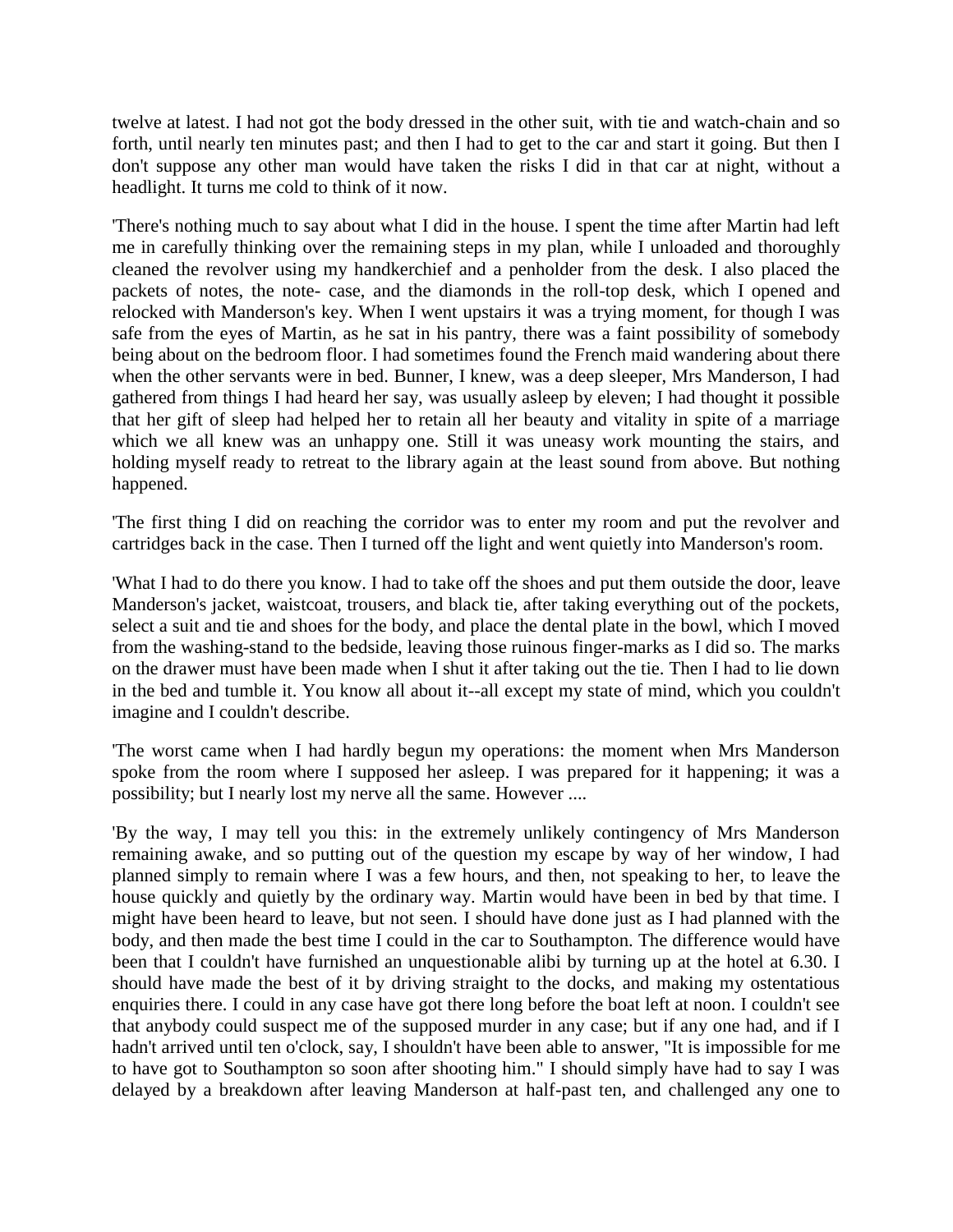twelve at latest. I had not got the body dressed in the other suit, with tie and watch-chain and so forth, until nearly ten minutes past; and then I had to get to the car and start it going. But then I don't suppose any other man would have taken the risks I did in that car at night, without a headlight. It turns me cold to think of it now.

'There's nothing much to say about what I did in the house. I spent the time after Martin had left me in carefully thinking over the remaining steps in my plan, while I unloaded and thoroughly cleaned the revolver using my handkerchief and a penholder from the desk. I also placed the packets of notes, the note- case, and the diamonds in the roll-top desk, which I opened and relocked with Manderson's key. When I went upstairs it was a trying moment, for though I was safe from the eyes of Martin, as he sat in his pantry, there was a faint possibility of somebody being about on the bedroom floor. I had sometimes found the French maid wandering about there when the other servants were in bed. Bunner, I knew, was a deep sleeper, Mrs Manderson, I had gathered from things I had heard her say, was usually asleep by eleven; I had thought it possible that her gift of sleep had helped her to retain all her beauty and vitality in spite of a marriage which we all knew was an unhappy one. Still it was uneasy work mounting the stairs, and holding myself ready to retreat to the library again at the least sound from above. But nothing happened.

'The first thing I did on reaching the corridor was to enter my room and put the revolver and cartridges back in the case. Then I turned off the light and went quietly into Manderson's room.

'What I had to do there you know. I had to take off the shoes and put them outside the door, leave Manderson's jacket, waistcoat, trousers, and black tie, after taking everything out of the pockets, select a suit and tie and shoes for the body, and place the dental plate in the bowl, which I moved from the washing-stand to the bedside, leaving those ruinous finger-marks as I did so. The marks on the drawer must have been made when I shut it after taking out the tie. Then I had to lie down in the bed and tumble it. You know all about it--all except my state of mind, which you couldn't imagine and I couldn't describe.

'The worst came when I had hardly begun my operations: the moment when Mrs Manderson spoke from the room where I supposed her asleep. I was prepared for it happening; it was a possibility; but I nearly lost my nerve all the same. However ....

'By the way, I may tell you this: in the extremely unlikely contingency of Mrs Manderson remaining awake, and so putting out of the question my escape by way of her window, I had planned simply to remain where I was a few hours, and then, not speaking to her, to leave the house quickly and quietly by the ordinary way. Martin would have been in bed by that time. I might have been heard to leave, but not seen. I should have done just as I had planned with the body, and then made the best time I could in the car to Southampton. The difference would have been that I couldn't have furnished an unquestionable alibi by turning up at the hotel at 6.30. I should have made the best of it by driving straight to the docks, and making my ostentatious enquiries there. I could in any case have got there long before the boat left at noon. I couldn't see that anybody could suspect me of the supposed murder in any case; but if any one had, and if I hadn't arrived until ten o'clock, say, I shouldn't have been able to answer, "It is impossible for me to have got to Southampton so soon after shooting him." I should simply have had to say I was delayed by a breakdown after leaving Manderson at half-past ten, and challenged any one to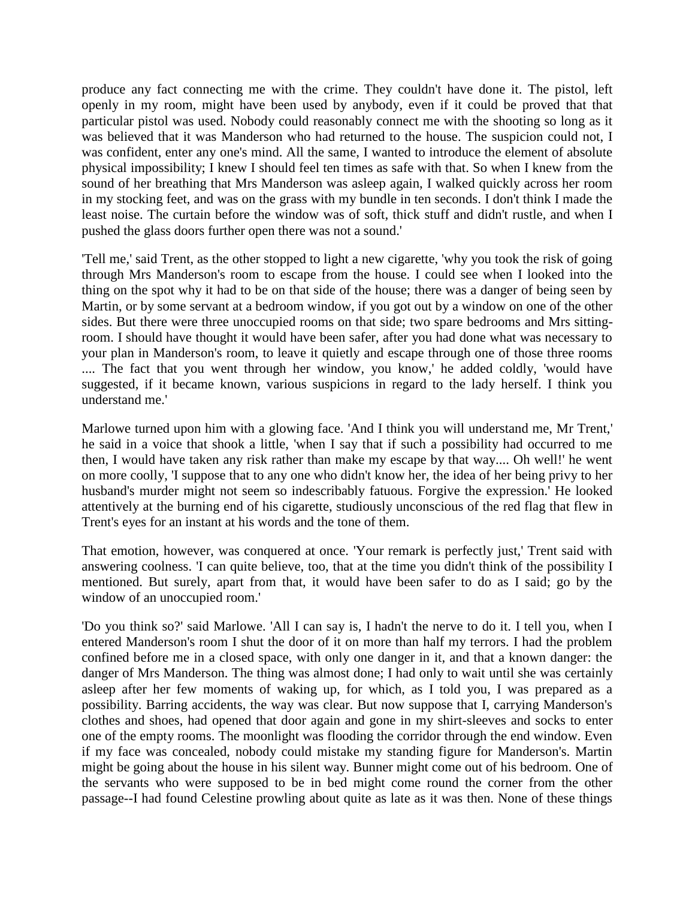produce any fact connecting me with the crime. They couldn't have done it. The pistol, left openly in my room, might have been used by anybody, even if it could be proved that that particular pistol was used. Nobody could reasonably connect me with the shooting so long as it was believed that it was Manderson who had returned to the house. The suspicion could not, I was confident, enter any one's mind. All the same, I wanted to introduce the element of absolute physical impossibility; I knew I should feel ten times as safe with that. So when I knew from the sound of her breathing that Mrs Manderson was asleep again, I walked quickly across her room in my stocking feet, and was on the grass with my bundle in ten seconds. I don't think I made the least noise. The curtain before the window was of soft, thick stuff and didn't rustle, and when I pushed the glass doors further open there was not a sound.'

'Tell me,' said Trent, as the other stopped to light a new cigarette, 'why you took the risk of going through Mrs Manderson's room to escape from the house. I could see when I looked into the thing on the spot why it had to be on that side of the house; there was a danger of being seen by Martin, or by some servant at a bedroom window, if you got out by a window on one of the other sides. But there were three unoccupied rooms on that side; two spare bedrooms and Mrs sitting-room. I should have thought it would have been safer, after you had done what was necessary to your plan in Manderson's room, to leave it quietly and escape through one of those three rooms .... The fact that you went through her window, you know,' he added coldly, 'would have suggested, if it became known, various suspicions in regard to the lady herself. I think you understand me.'

Marlowe turned upon him with a glowing face. 'And I think you will understand me, Mr Trent,' he said in a voice that shook a little, 'when I say that if such a possibility had occurred to me then, I would have taken any risk rather than make my escape by that way.... Oh well!' he went on more coolly, 'I suppose that to any one who didn't know her, the idea of her being privy to her husband's murder might not seem so indescribably fatuous. Forgive the expression.' He looked attentively at the burning end of his cigarette, studiously unconscious of the red flag that flew in Trent's eyes for an instant at his words and the tone of them.

That emotion, however, was conquered at once. 'Your remark is perfectly just,' Trent said with answering coolness. 'I can quite believe, too, that at the time you didn't think of the possibility I mentioned. But surely, apart from that, it would have been safer to do as I said; go by the window of an unoccupied room.'

'Do you think so?' said Marlowe. 'All I can say is, I hadn't the nerve to do it. I tell you, when I entered Manderson's room I shut the door of it on more than half my terrors. I had the problem confined before me in a closed space, with only one danger in it, and that a known danger: the danger of Mrs Manderson. The thing was almost done; I had only to wait until she was certainly asleep after her few moments of waking up, for which, as I told you, I was prepared as a possibility. Barring accidents, the way was clear. But now suppose that I, carrying Manderson's clothes and shoes, had opened that door again and gone in my shirt-sleeves and socks to enter one of the empty rooms. The moonlight was flooding the corridor through the end window. Even if my face was concealed, nobody could mistake my standing figure for Manderson's. Martin might be going about the house in his silent way. Bunner might come out of his bedroom. One of the servants who were supposed to be in bed might come round the corner from the other passage--I had found Celestine prowling about quite as late as it was then. None of these things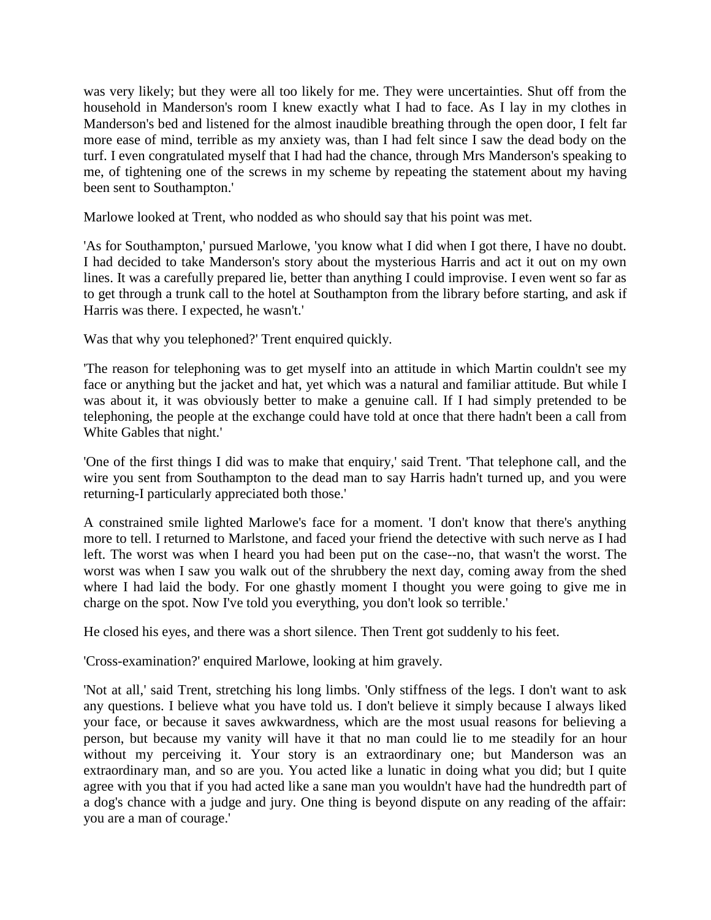was very likely; but they were all too likely for me. They were uncertainties. Shut off from the household in Manderson's room I knew exactly what I had to face. As I lay in my clothes in Manderson's bed and listened for the almost inaudible breathing through the open door, I felt far more ease of mind, terrible as my anxiety was, than I had felt since I saw the dead body on the turf. I even congratulated myself that I had had the chance, through Mrs Manderson's speaking to me, of tightening one of the screws in my scheme by repeating the statement about my having been sent to Southampton.'

Marlowe looked at Trent, who nodded as who should say that his point was met.

'As for Southampton,' pursued Marlowe, 'you know what I did when I got there, I have no doubt. I had decided to take Manderson's story about the mysterious Harris and act it out on my own lines. It was a carefully prepared lie, better than anything I could improvise. I even went so far as to get through a trunk call to the hotel at Southampton from the library before starting, and ask if Harris was there. I expected, he wasn't.'

Was that why you telephoned?' Trent enquired quickly.

'The reason for telephoning was to get myself into an attitude in which Martin couldn't see my face or anything but the jacket and hat, yet which was a natural and familiar attitude. But while I was about it, it was obviously better to make a genuine call. If I had simply pretended to be telephoning, the people at the exchange could have told at once that there hadn't been a call from White Gables that night.'

'One of the first things I did was to make that enquiry,' said Trent. 'That telephone call, and the wire you sent from Southampton to the dead man to say Harris hadn't turned up, and you were returning-I particularly appreciated both those.'

A constrained smile lighted Marlowe's face for a moment. 'I don't know that there's anything more to tell. I returned to Marlstone, and faced your friend the detective with such nerve as I had left. The worst was when I heard you had been put on the case--no, that wasn't the worst. The worst was when I saw you walk out of the shrubbery the next day, coming away from the shed where I had laid the body. For one ghastly moment I thought you were going to give me in charge on the spot. Now I've told you everything, you don't look so terrible.'

He closed his eyes, and there was a short silence. Then Trent got suddenly to his feet.

'Cross-examination?' enquired Marlowe, looking at him gravely.

'Not at all,' said Trent, stretching his long limbs. 'Only stiffness of the legs. I don't want to ask any questions. I believe what you have told us. I don't believe it simply because I always liked your face, or because it saves awkwardness, which are the most usual reasons for believing a person, but because my vanity will have it that no man could lie to me steadily for an hour without my perceiving it. Your story is an extraordinary one; but Manderson was an extraordinary man, and so are you. You acted like a lunatic in doing what you did; but I quite agree with you that if you had acted like a sane man you wouldn't have had the hundredth part of a dog's chance with a judge and jury. One thing is beyond dispute on any reading of the affair: you are a man of courage.'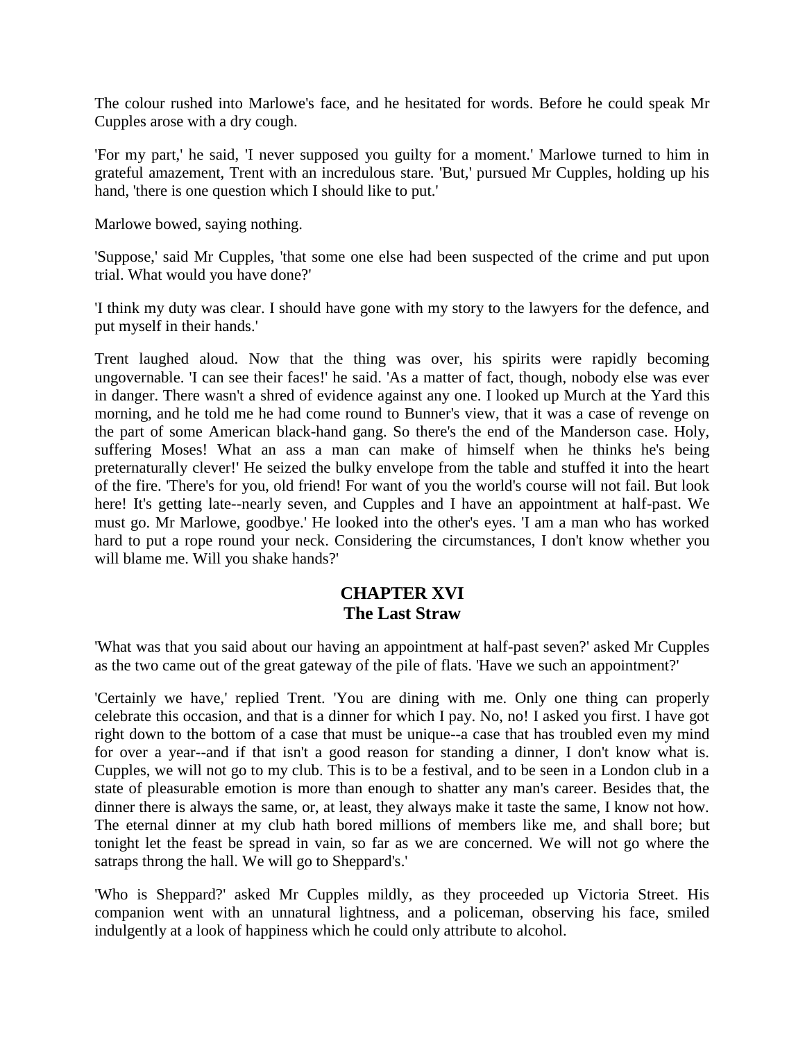The colour rushed into Marlowe's face, and he hesitated for words. Before he could speak Mr Cupples arose with a dry cough.

'For my part,' he said, 'I never supposed you guilty for a moment.' Marlowe turned to him in grateful amazement, Trent with an incredulous stare. 'But,' pursued Mr Cupples, holding up his hand, 'there is one question which I should like to put.'

Marlowe bowed, saying nothing.

'Suppose,' said Mr Cupples, 'that some one else had been suspected of the crime and put upon trial. What would you have done?'

'I think my duty was clear. I should have gone with my story to the lawyers for the defence, and put myself in their hands.'

Trent laughed aloud. Now that the thing was over, his spirits were rapidly becoming ungovernable. 'I can see their faces!' he said. 'As a matter of fact, though, nobody else was ever in danger. There wasn't a shred of evidence against any one. I looked up Murch at the Yard this morning, and he told me he had come round to Bunner's view, that it was a case of revenge on the part of some American black-hand gang. So there's the end of the Manderson case. Holy, suffering Moses! What an ass a man can make of himself when he thinks he's being preternaturally clever!' He seized the bulky envelope from the table and stuffed it into the heart of the fire. 'There's for you, old friend! For want of you the world's course will not fail. But look here! It's getting late--nearly seven, and Cupples and I have an appointment at half-past. We must go. Mr Marlowe, goodbye.' He looked into the other's eyes. 'I am a man who has worked hard to put a rope round your neck. Considering the circumstances, I don't know whether you will blame me. Will you shake hands?'

## CHAPTER XVI
## The Last Straw

'What was that you said about our having an appointment at half-past seven?' asked Mr Cupples as the two came out of the great gateway of the pile of flats. 'Have we such an appointment?'

'Certainly we have,' replied Trent. 'You are dining with me. Only one thing can properly celebrate this occasion, and that is a dinner for which I pay. No, no! I asked you first. I have got right down to the bottom of a case that must be unique--a case that has troubled even my mind for over a year--and if that isn't a good reason for standing a dinner, I don't know what is. Cupples, we will not go to my club. This is to be a festival, and to be seen in a London club in a state of pleasurable emotion is more than enough to shatter any man's career. Besides that, the dinner there is always the same, or, at least, they always make it taste the same, I know not how. The eternal dinner at my club hath bored millions of members like me, and shall bore; but tonight let the feast be spread in vain, so far as we are concerned. We will not go where the satraps throng the hall. We will go to Sheppard's.'

'Who is Sheppard?' asked Mr Cupples mildly, as they proceeded up Victoria Street. His companion went with an unnatural lightness, and a policeman, observing his face, smiled indulgently at a look of happiness which he could only attribute to alcohol.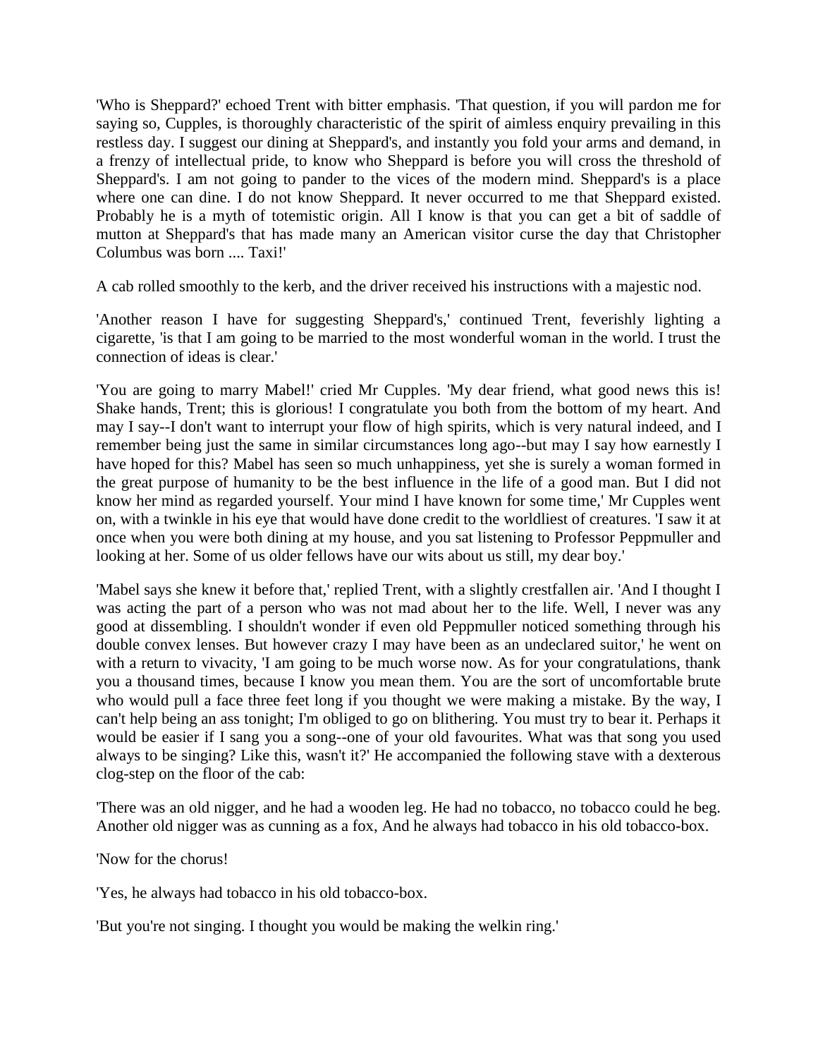'Who is Sheppard?' echoed Trent with bitter emphasis. 'That question, if you will pardon me for saying so, Cupples, is thoroughly characteristic of the spirit of aimless enquiry prevailing in this restless day. I suggest our dining at Sheppard's, and instantly you fold your arms and demand, in a frenzy of intellectual pride, to know who Sheppard is before you will cross the threshold of Sheppard's. I am not going to pander to the vices of the modern mind. Sheppard's is a place where one can dine. I do not know Sheppard. It never occurred to me that Sheppard existed. Probably he is a myth of totemistic origin. All I know is that you can get a bit of saddle of mutton at Sheppard's that has made many an American visitor curse the day that Christopher Columbus was born .... Taxi!'

A cab rolled smoothly to the kerb, and the driver received his instructions with a majestic nod.

'Another reason I have for suggesting Sheppard's,' continued Trent, feverishly lighting a cigarette, 'is that I am going to be married to the most wonderful woman in the world. I trust the connection of ideas is clear.'

'You are going to marry Mabel!' cried Mr Cupples. 'My dear friend, what good news this is! Shake hands, Trent; this is glorious! I congratulate you both from the bottom of my heart. And may I say--I don't want to interrupt your flow of high spirits, which is very natural indeed, and I remember being just the same in similar circumstances long ago--but may I say how earnestly I have hoped for this? Mabel has seen so much unhappiness, yet she is surely a woman formed in the great purpose of humanity to be the best influence in the life of a good man. But I did not know her mind as regarded yourself. Your mind I have known for some time,' Mr Cupples went on, with a twinkle in his eye that would have done credit to the worldliest of creatures. 'I saw it at once when you were both dining at my house, and you sat listening to Professor Peppmuller and looking at her. Some of us older fellows have our wits about us still, my dear boy.'

'Mabel says she knew it before that,' replied Trent, with a slightly crestfallen air. 'And I thought I was acting the part of a person who was not mad about her to the life. Well, I never was any good at dissembling. I shouldn't wonder if even old Peppmuller noticed something through his double convex lenses. But however crazy I may have been as an undeclared suitor,' he went on with a return to vivacity, 'I am going to be much worse now. As for your congratulations, thank you a thousand times, because I know you mean them. You are the sort of uncomfortable brute who would pull a face three feet long if you thought we were making a mistake. By the way, I can't help being an ass tonight; I'm obliged to go on blithering. You must try to bear it. Perhaps it would be easier if I sang you a song--one of your old favourites. What was that song you used always to be singing? Like this, wasn't it?' He accompanied the following stave with a dexterous clog-step on the floor of the cab:

'There was an old nigger, and he had a wooden leg. He had no tobacco, no tobacco could he beg. Another old nigger was as cunning as a fox, And he always had tobacco in his old tobacco-box.

'Now for the chorus!

'Yes, he always had tobacco in his old tobacco-box.

'But you're not singing. I thought you would be making the welkin ring.'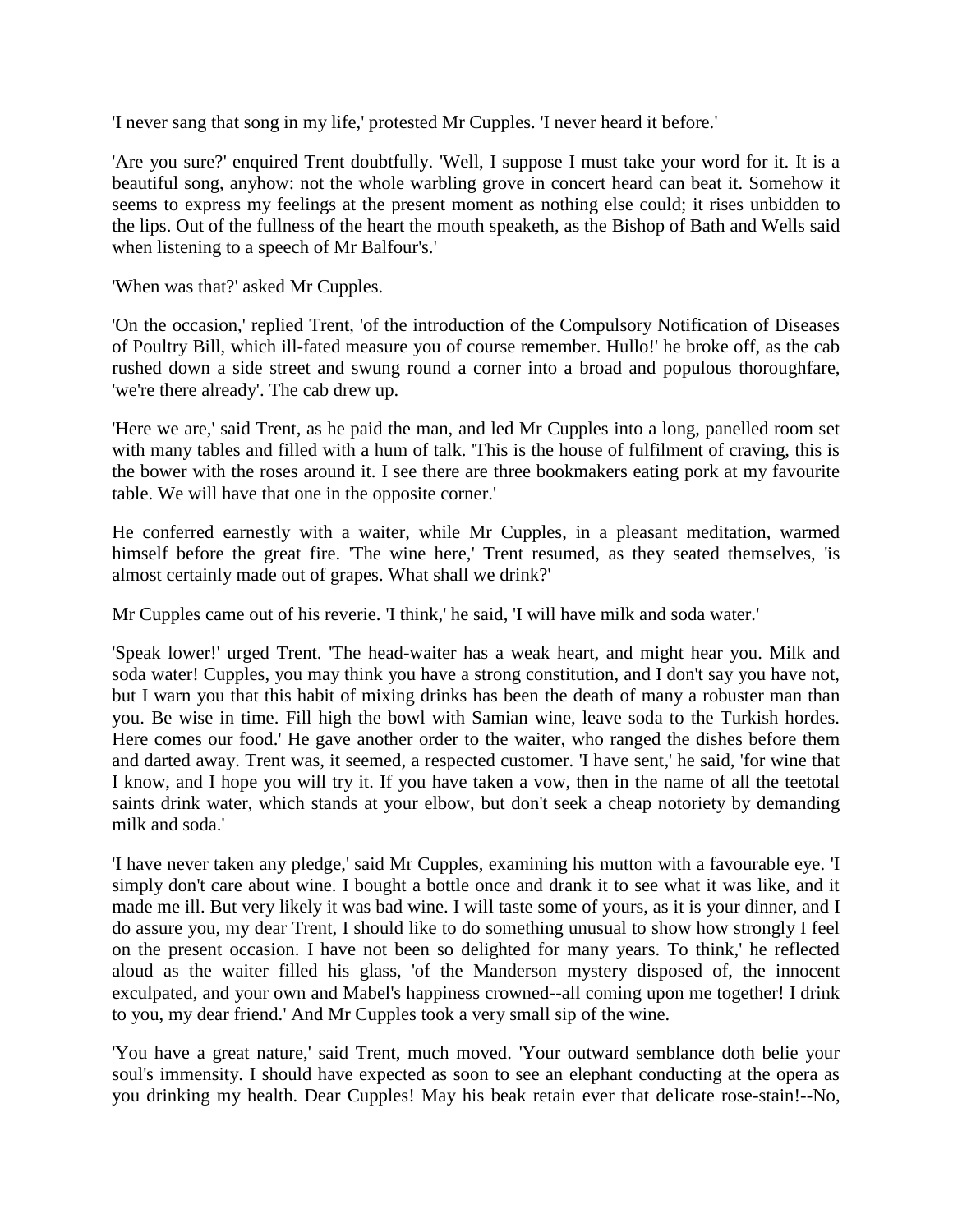'I never sang that song in my life,' protested Mr Cupples. 'I never heard it before.'

'Are you sure?' enquired Trent doubtfully. 'Well, I suppose I must take your word for it. It is a beautiful song, anyhow: not the whole warbling grove in concert heard can beat it. Somehow it seems to express my feelings at the present moment as nothing else could; it rises unbidden to the lips. Out of the fullness of the heart the mouth speaketh, as the Bishop of Bath and Wells said when listening to a speech of Mr Balfour's.'

'When was that?' asked Mr Cupples.

'On the occasion,' replied Trent, 'of the introduction of the Compulsory Notification of Diseases of Poultry Bill, which ill-fated measure you of course remember. Hullo!' he broke off, as the cab rushed down a side street and swung round a corner into a broad and populous thoroughfare, 'we're there already'. The cab drew up.

'Here we are,' said Trent, as he paid the man, and led Mr Cupples into a long, panelled room set with many tables and filled with a hum of talk. 'This is the house of fulfilment of craving, this is the bower with the roses around it. I see there are three bookmakers eating pork at my favourite table. We will have that one in the opposite corner.'

He conferred earnestly with a waiter, while Mr Cupples, in a pleasant meditation, warmed himself before the great fire. 'The wine here,' Trent resumed, as they seated themselves, 'is almost certainly made out of grapes. What shall we drink?'

Mr Cupples came out of his reverie. 'I think,' he said, 'I will have milk and soda water.'

'Speak lower!' urged Trent. 'The head-waiter has a weak heart, and might hear you. Milk and soda water! Cupples, you may think you have a strong constitution, and I don't say you have not, but I warn you that this habit of mixing drinks has been the death of many a robuster man than you. Be wise in time. Fill high the bowl with Samian wine, leave soda to the Turkish hordes. Here comes our food.' He gave another order to the waiter, who ranged the dishes before them and darted away. Trent was, it seemed, a respected customer. 'I have sent,' he said, 'for wine that I know, and I hope you will try it. If you have taken a vow, then in the name of all the teetotal saints drink water, which stands at your elbow, but don't seek a cheap notoriety by demanding milk and soda.'

'I have never taken any pledge,' said Mr Cupples, examining his mutton with a favourable eye. 'I simply don't care about wine. I bought a bottle once and drank it to see what it was like, and it made me ill. But very likely it was bad wine. I will taste some of yours, as it is your dinner, and I do assure you, my dear Trent, I should like to do something unusual to show how strongly I feel on the present occasion. I have not been so delighted for many years. To think,' he reflected aloud as the waiter filled his glass, 'of the Manderson mystery disposed of, the innocent exculpated, and your own and Mabel's happiness crowned--all coming upon me together! I drink to you, my dear friend.' And Mr Cupples took a very small sip of the wine.

'You have a great nature,' said Trent, much moved. 'Your outward semblance doth belie your soul's immensity. I should have expected as soon to see an elephant conducting at the opera as you drinking my health. Dear Cupples! May his beak retain ever that delicate rose-stain!--No,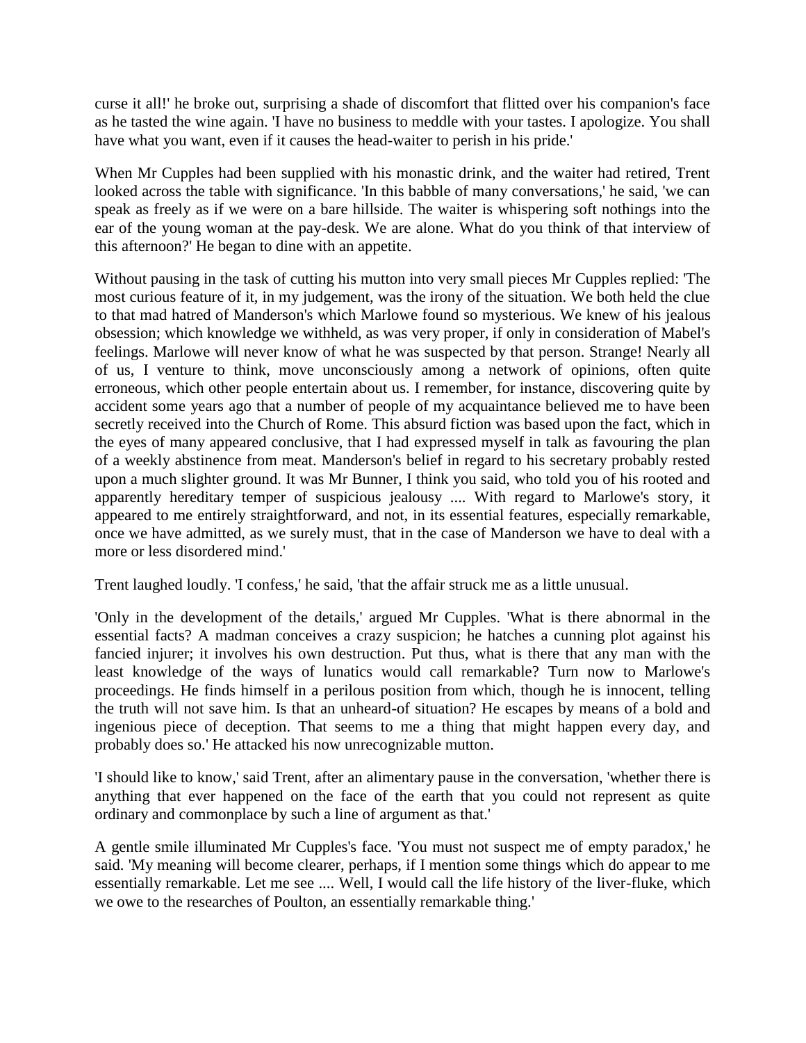curse it all!' he broke out, surprising a shade of discomfort that flitted over his companion's face as he tasted the wine again. 'I have no business to meddle with your tastes. I apologize. You shall have what you want, even if it causes the head-waiter to perish in his pride.'

When Mr Cupples had been supplied with his monastic drink, and the waiter had retired, Trent looked across the table with significance. 'In this babble of many conversations,' he said, 'we can speak as freely as if we were on a bare hillside. The waiter is whispering soft nothings into the ear of the young woman at the pay-desk. We are alone. What do you think of that interview of this afternoon?' He began to dine with an appetite.

Without pausing in the task of cutting his mutton into very small pieces Mr Cupples replied: 'The most curious feature of it, in my judgement, was the irony of the situation. We both held the clue to that mad hatred of Manderson's which Marlowe found so mysterious. We knew of his jealous obsession; which knowledge we withheld, as was very proper, if only in consideration of Mabel's feelings. Marlowe will never know of what he was suspected by that person. Strange! Nearly all of us, I venture to think, move unconsciously among a network of opinions, often quite erroneous, which other people entertain about us. I remember, for instance, discovering quite by accident some years ago that a number of people of my acquaintance believed me to have been secretly received into the Church of Rome. This absurd fiction was based upon the fact, which in the eyes of many appeared conclusive, that I had expressed myself in talk as favouring the plan of a weekly abstinence from meat. Manderson's belief in regard to his secretary probably rested upon a much slighter ground. It was Mr Bunner, I think you said, who told you of his rooted and apparently hereditary temper of suspicious jealousy .... With regard to Marlowe's story, it appeared to me entirely straightforward, and not, in its essential features, especially remarkable, once we have admitted, as we surely must, that in the case of Manderson we have to deal with a more or less disordered mind.'

Trent laughed loudly. 'I confess,' he said, 'that the affair struck me as a little unusual.

'Only in the development of the details,' argued Mr Cupples. 'What is there abnormal in the essential facts? A madman conceives a crazy suspicion; he hatches a cunning plot against his fancied injurer; it involves his own destruction. Put thus, what is there that any man with the least knowledge of the ways of lunatics would call remarkable? Turn now to Marlowe's proceedings. He finds himself in a perilous position from which, though he is innocent, telling the truth will not save him. Is that an unheard-of situation? He escapes by means of a bold and ingenious piece of deception. That seems to me a thing that might happen every day, and probably does so.' He attacked his now unrecognizable mutton.

'I should like to know,' said Trent, after an alimentary pause in the conversation, 'whether there is anything that ever happened on the face of the earth that you could not represent as quite ordinary and commonplace by such a line of argument as that.'

A gentle smile illuminated Mr Cupples's face. 'You must not suspect me of empty paradox,' he said. 'My meaning will become clearer, perhaps, if I mention some things which do appear to me essentially remarkable. Let me see .... Well, I would call the life history of the liver-fluke, which we owe to the researches of Poulton, an essentially remarkable thing.'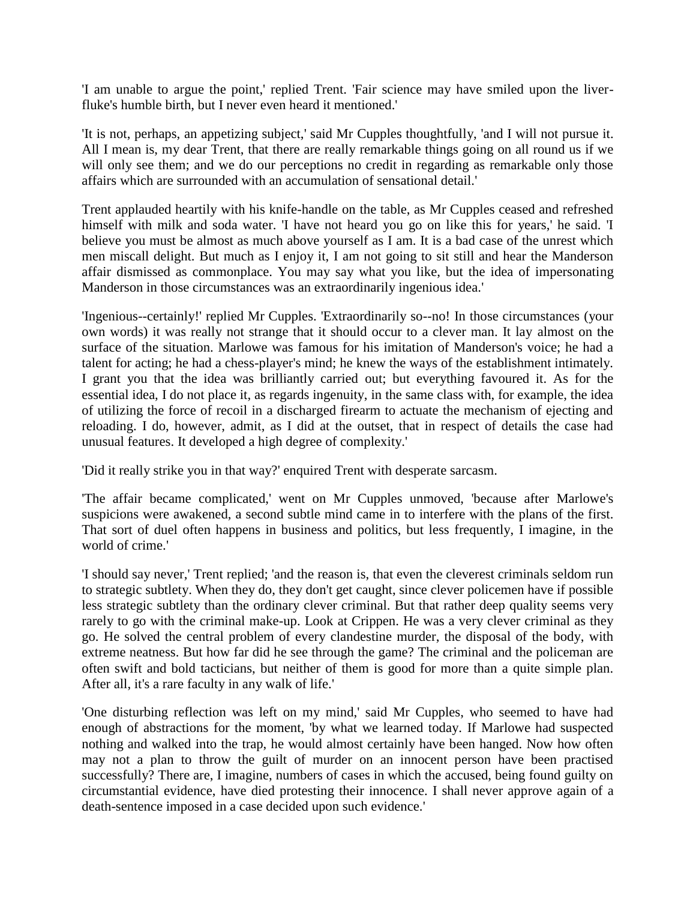'I am unable to argue the point,' replied Trent. 'Fair science may have smiled upon the liver-fluke's humble birth, but I never even heard it mentioned.'

'It is not, perhaps, an appetizing subject,' said Mr Cupples thoughtfully, 'and I will not pursue it. All I mean is, my dear Trent, that there are really remarkable things going on all round us if we will only see them; and we do our perceptions no credit in regarding as remarkable only those affairs which are surrounded with an accumulation of sensational detail.'

Trent applauded heartily with his knife-handle on the table, as Mr Cupples ceased and refreshed himself with milk and soda water. 'I have not heard you go on like this for years,' he said. 'I believe you must be almost as much above yourself as I am. It is a bad case of the unrest which men miscall delight. But much as I enjoy it, I am not going to sit still and hear the Manderson affair dismissed as commonplace. You may say what you like, but the idea of impersonating Manderson in those circumstances was an extraordinarily ingenious idea.'

'Ingenious--certainly!' replied Mr Cupples. 'Extraordinarily so--no! In those circumstances (your own words) it was really not strange that it should occur to a clever man. It lay almost on the surface of the situation. Marlowe was famous for his imitation of Manderson's voice; he had a talent for acting; he had a chess-player's mind; he knew the ways of the establishment intimately. I grant you that the idea was brilliantly carried out; but everything favoured it. As for the essential idea, I do not place it, as regards ingenuity, in the same class with, for example, the idea of utilizing the force of recoil in a discharged firearm to actuate the mechanism of ejecting and reloading. I do, however, admit, as I did at the outset, that in respect of details the case had unusual features. It developed a high degree of complexity.'

'Did it really strike you in that way?' enquired Trent with desperate sarcasm.

'The affair became complicated,' went on Mr Cupples unmoved, 'because after Marlowe's suspicions were awakened, a second subtle mind came in to interfere with the plans of the first. That sort of duel often happens in business and politics, but less frequently, I imagine, in the world of crime.'

'I should say never,' Trent replied; 'and the reason is, that even the cleverest criminals seldom run to strategic subtlety. When they do, they don't get caught, since clever policemen have if possible less strategic subtlety than the ordinary clever criminal. But that rather deep quality seems very rarely to go with the criminal make-up. Look at Crippen. He was a very clever criminal as they go. He solved the central problem of every clandestine murder, the disposal of the body, with extreme neatness. But how far did he see through the game? The criminal and the policeman are often swift and bold tacticians, but neither of them is good for more than a quite simple plan. After all, it's a rare faculty in any walk of life.'

'One disturbing reflection was left on my mind,' said Mr Cupples, who seemed to have had enough of abstractions for the moment, 'by what we learned today. If Marlowe had suspected nothing and walked into the trap, he would almost certainly have been hanged. Now how often may not a plan to throw the guilt of murder on an innocent person have been practised successfully? There are, I imagine, numbers of cases in which the accused, being found guilty on circumstantial evidence, have died protesting their innocence. I shall never approve again of a death-sentence imposed in a case decided upon such evidence.'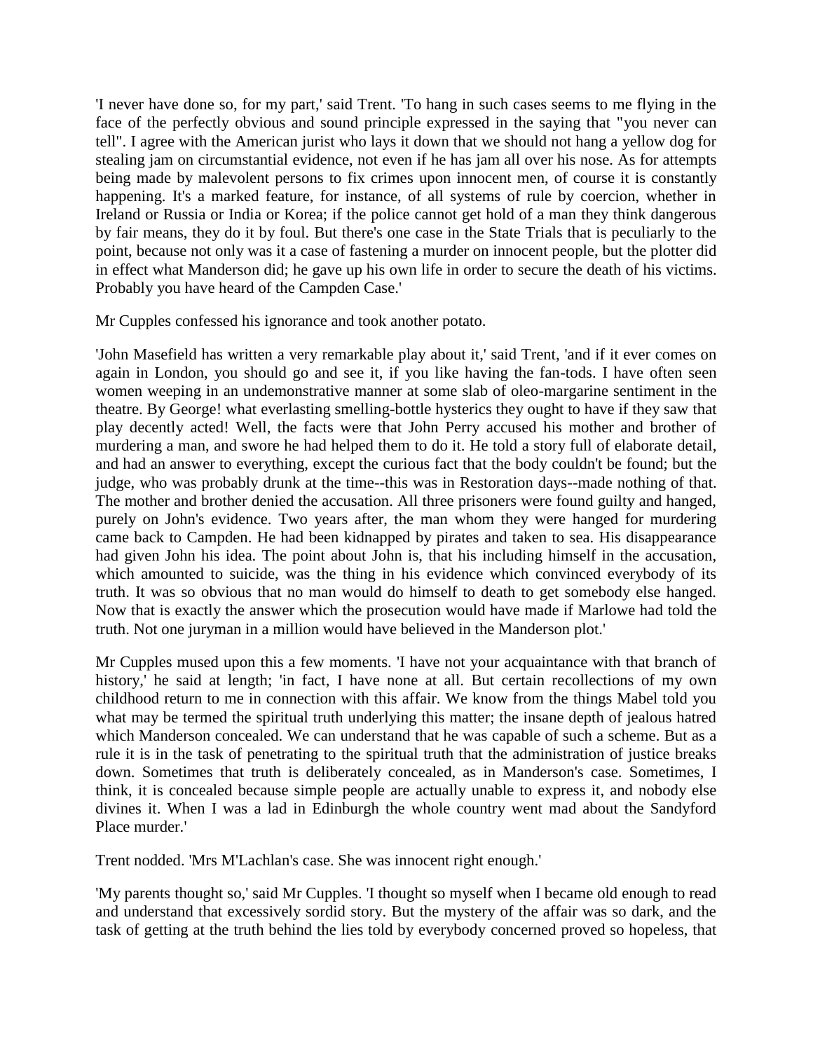'I never have done so, for my part,' said Trent. 'To hang in such cases seems to me flying in the face of the perfectly obvious and sound principle expressed in the saying that "you never can tell". I agree with the American jurist who lays it down that we should not hang a yellow dog for stealing jam on circumstantial evidence, not even if he has jam all over his nose. As for attempts being made by malevolent persons to fix crimes upon innocent men, of course it is constantly happening. It's a marked feature, for instance, of all systems of rule by coercion, whether in Ireland or Russia or India or Korea; if the police cannot get hold of a man they think dangerous by fair means, they do it by foul. But there's one case in the State Trials that is peculiarly to the point, because not only was it a case of fastening a murder on innocent people, but the plotter did in effect what Manderson did; he gave up his own life in order to secure the death of his victims. Probably you have heard of the Campden Case.'

Mr Cupples confessed his ignorance and took another potato.

'John Masefield has written a very remarkable play about it,' said Trent, 'and if it ever comes on again in London, you should go and see it, if you like having the fan-tods. I have often seen women weeping in an undemonstrative manner at some slab of oleo-margarine sentiment in the theatre. By George! what everlasting smelling-bottle hysterics they ought to have if they saw that play decently acted! Well, the facts were that John Perry accused his mother and brother of murdering a man, and swore he had helped them to do it. He told a story full of elaborate detail, and had an answer to everything, except the curious fact that the body couldn't be found; but the judge, who was probably drunk at the time--this was in Restoration days--made nothing of that. The mother and brother denied the accusation. All three prisoners were found guilty and hanged, purely on John's evidence. Two years after, the man whom they were hanged for murdering came back to Campden. He had been kidnapped by pirates and taken to sea. His disappearance had given John his idea. The point about John is, that his including himself in the accusation, which amounted to suicide, was the thing in his evidence which convinced everybody of its truth. It was so obvious that no man would do himself to death to get somebody else hanged. Now that is exactly the answer which the prosecution would have made if Marlowe had told the truth. Not one juryman in a million would have believed in the Manderson plot.'

Mr Cupples mused upon this a few moments. 'I have not your acquaintance with that branch of history,' he said at length; 'in fact, I have none at all. But certain recollections of my own childhood return to me in connection with this affair. We know from the things Mabel told you what may be termed the spiritual truth underlying this matter; the insane depth of jealous hatred which Manderson concealed. We can understand that he was capable of such a scheme. But as a rule it is in the task of penetrating to the spiritual truth that the administration of justice breaks down. Sometimes that truth is deliberately concealed, as in Manderson's case. Sometimes, I think, it is concealed because simple people are actually unable to express it, and nobody else divines it. When I was a lad in Edinburgh the whole country went mad about the Sandyford Place murder.'

Trent nodded. 'Mrs M'Lachlan's case. She was innocent right enough.'

'My parents thought so,' said Mr Cupples. 'I thought so myself when I became old enough to read and understand that excessively sordid story. But the mystery of the affair was so dark, and the task of getting at the truth behind the lies told by everybody concerned proved so hopeless, that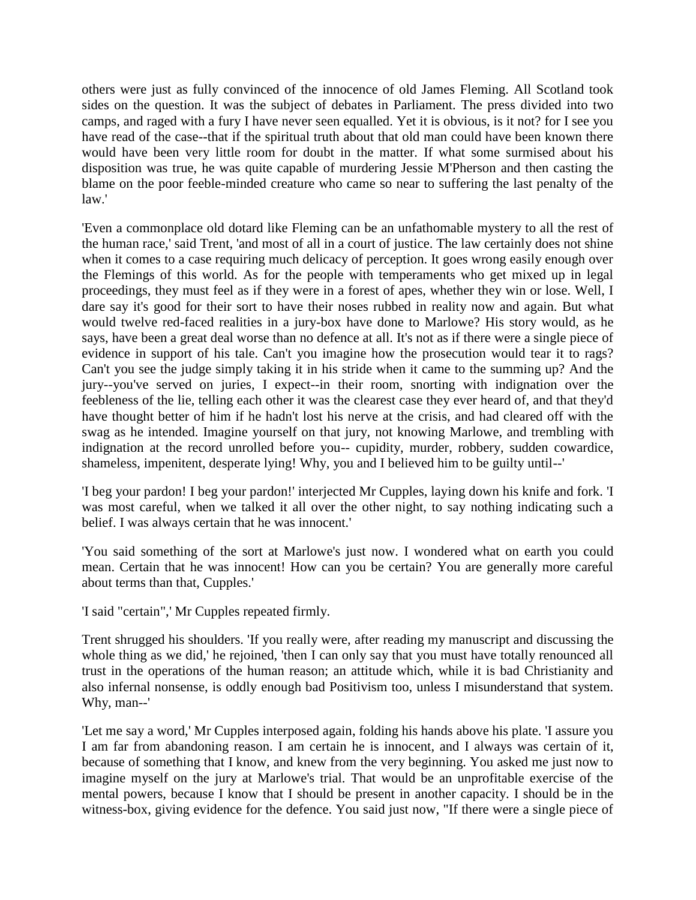others were just as fully convinced of the innocence of old James Fleming. All Scotland took sides on the question. It was the subject of debates in Parliament. The press divided into two camps, and raged with a fury I have never seen equalled. Yet it is obvious, is it not? for I see you have read of the case--that if the spiritual truth about that old man could have been known there would have been very little room for doubt in the matter. If what some surmised about his disposition was true, he was quite capable of murdering Jessie M'Pherson and then casting the blame on the poor feeble-minded creature who came so near to suffering the last penalty of the law.'

'Even a commonplace old dotard like Fleming can be an unfathomable mystery to all the rest of the human race,' said Trent, 'and most of all in a court of justice. The law certainly does not shine when it comes to a case requiring much delicacy of perception. It goes wrong easily enough over the Flemings of this world. As for the people with temperaments who get mixed up in legal proceedings, they must feel as if they were in a forest of apes, whether they win or lose. Well, I dare say it's good for their sort to have their noses rubbed in reality now and again. But what would twelve red-faced realities in a jury-box have done to Marlowe? His story would, as he says, have been a great deal worse than no defence at all. It's not as if there were a single piece of evidence in support of his tale. Can't you imagine how the prosecution would tear it to rags? Can't you see the judge simply taking it in his stride when it came to the summing up? And the jury--you've served on juries, I expect--in their room, snorting with indignation over the feebleness of the lie, telling each other it was the clearest case they ever heard of, and that they'd have thought better of him if he hadn't lost his nerve at the crisis, and had cleared off with the swag as he intended. Imagine yourself on that jury, not knowing Marlowe, and trembling with indignation at the record unrolled before you-- cupidity, murder, robbery, sudden cowardice, shameless, impenitent, desperate lying! Why, you and I believed him to be guilty until--'

'I beg your pardon! I beg your pardon!' interjected Mr Cupples, laying down his knife and fork. 'I was most careful, when we talked it all over the other night, to say nothing indicating such a belief. I was always certain that he was innocent.'

'You said something of the sort at Marlowe's just now. I wondered what on earth you could mean. Certain that he was innocent! How can you be certain? You are generally more careful about terms than that, Cupples.'

'I said "certain",' Mr Cupples repeated firmly.

Trent shrugged his shoulders. 'If you really were, after reading my manuscript and discussing the whole thing as we did,' he rejoined, 'then I can only say that you must have totally renounced all trust in the operations of the human reason; an attitude which, while it is bad Christianity and also infernal nonsense, is oddly enough bad Positivism too, unless I misunderstand that system. Why, man--'

'Let me say a word,' Mr Cupples interposed again, folding his hands above his plate. 'I assure you I am far from abandoning reason. I am certain he is innocent, and I always was certain of it, because of something that I know, and knew from the very beginning. You asked me just now to imagine myself on the jury at Marlowe's trial. That would be an unprofitable exercise of the mental powers, because I know that I should be present in another capacity. I should be in the witness-box, giving evidence for the defence. You said just now, "If there were a single piece of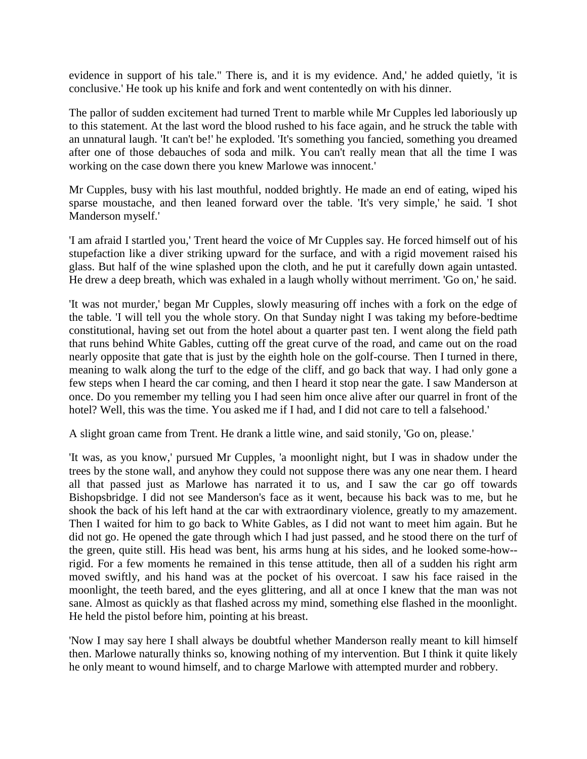evidence in support of his tale." There is, and it is my evidence. And,' he added quietly, 'it is conclusive.' He took up his knife and fork and went contentedly on with his dinner.

The pallor of sudden excitement had turned Trent to marble while Mr Cupples led laboriously up to this statement. At the last word the blood rushed to his face again, and he struck the table with an unnatural laugh. 'It can't be!' he exploded. 'It's something you fancied, something you dreamed after one of those debauches of soda and milk. You can't really mean that all the time I was working on the case down there you knew Marlowe was innocent.'

Mr Cupples, busy with his last mouthful, nodded brightly. He made an end of eating, wiped his sparse moustache, and then leaned forward over the table. 'It's very simple,' he said. 'I shot Manderson myself.'

'I am afraid I startled you,' Trent heard the voice of Mr Cupples say. He forced himself out of his stupefaction like a diver striking upward for the surface, and with a rigid movement raised his glass. But half of the wine splashed upon the cloth, and he put it carefully down again untasted. He drew a deep breath, which was exhaled in a laugh wholly without merriment. 'Go on,' he said.

'It was not murder,' began Mr Cupples, slowly measuring off inches with a fork on the edge of the table. 'I will tell you the whole story. On that Sunday night I was taking my before-bedtime constitutional, having set out from the hotel about a quarter past ten. I went along the field path that runs behind White Gables, cutting off the great curve of the road, and came out on the road nearly opposite that gate that is just by the eighth hole on the golf-course. Then I turned in there, meaning to walk along the turf to the edge of the cliff, and go back that way. I had only gone a few steps when I heard the car coming, and then I heard it stop near the gate. I saw Manderson at once. Do you remember my telling you I had seen him once alive after our quarrel in front of the hotel? Well, this was the time. You asked me if I had, and I did not care to tell a falsehood.'

A slight groan came from Trent. He drank a little wine, and said stonily, 'Go on, please.'

'It was, as you know,' pursued Mr Cupples, 'a moonlight night, but I was in shadow under the trees by the stone wall, and anyhow they could not suppose there was any one near them. I heard all that passed just as Marlowe has narrated it to us, and I saw the car go off towards Bishopsbridge. I did not see Manderson's face as it went, because his back was to me, but he shook the back of his left hand at the car with extraordinary violence, greatly to my amazement. Then I waited for him to go back to White Gables, as I did not want to meet him again. But he did not go. He opened the gate through which I had just passed, and he stood there on the turf of the green, quite still. His head was bent, his arms hung at his sides, and he looked some-how--rigid. For a few moments he remained in this tense attitude, then all of a sudden his right arm moved swiftly, and his hand was at the pocket of his overcoat. I saw his face raised in the moonlight, the teeth bared, and the eyes glittering, and all at once I knew that the man was not sane. Almost as quickly as that flashed across my mind, something else flashed in the moonlight. He held the pistol before him, pointing at his breast.

'Now I may say here I shall always be doubtful whether Manderson really meant to kill himself then. Marlowe naturally thinks so, knowing nothing of my intervention. But I think it quite likely he only meant to wound himself, and to charge Marlowe with attempted murder and robbery.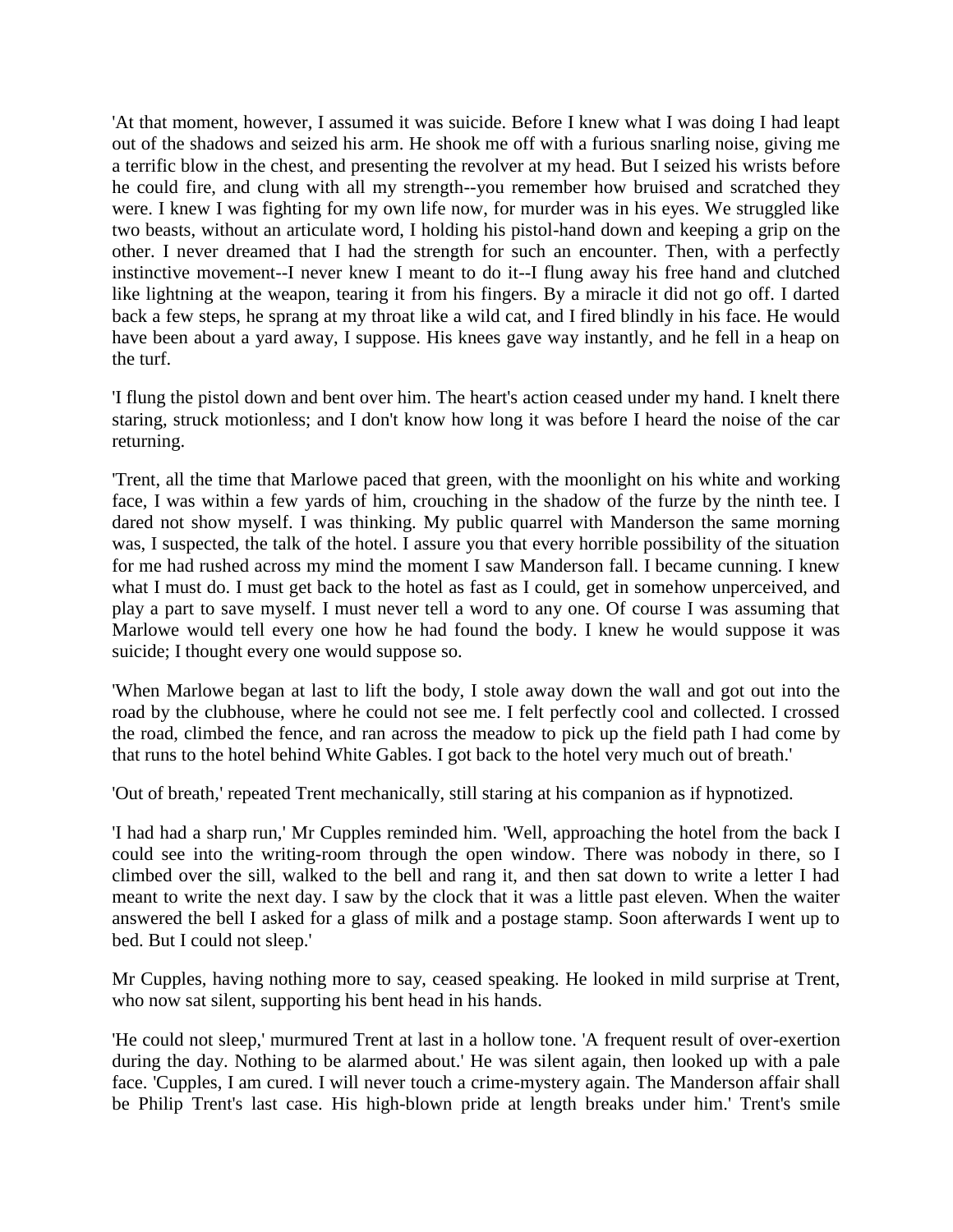'At that moment, however, I assumed it was suicide. Before I knew what I was doing I had leapt out of the shadows and seized his arm. He shook me off with a furious snarling noise, giving me a terrific blow in the chest, and presenting the revolver at my head. But I seized his wrists before he could fire, and clung with all my strength--you remember how bruised and scratched they were. I knew I was fighting for my own life now, for murder was in his eyes. We struggled like two beasts, without an articulate word, I holding his pistol-hand down and keeping a grip on the other. I never dreamed that I had the strength for such an encounter. Then, with a perfectly instinctive movement--I never knew I meant to do it--I flung away his free hand and clutched like lightning at the weapon, tearing it from his fingers. By a miracle it did not go off. I darted back a few steps, he sprang at my throat like a wild cat, and I fired blindly in his face. He would have been about a yard away, I suppose. His knees gave way instantly, and he fell in a heap on the turf.

'I flung the pistol down and bent over him. The heart's action ceased under my hand. I knelt there staring, struck motionless; and I don't know how long it was before I heard the noise of the car returning.

'Trent, all the time that Marlowe paced that green, with the moonlight on his white and working face, I was within a few yards of him, crouching in the shadow of the furze by the ninth tee. I dared not show myself. I was thinking. My public quarrel with Manderson the same morning was, I suspected, the talk of the hotel. I assure you that every horrible possibility of the situation for me had rushed across my mind the moment I saw Manderson fall. I became cunning. I knew what I must do. I must get back to the hotel as fast as I could, get in somehow unperceived, and play a part to save myself. I must never tell a word to any one. Of course I was assuming that Marlowe would tell every one how he had found the body. I knew he would suppose it was suicide; I thought every one would suppose so.

'When Marlowe began at last to lift the body, I stole away down the wall and got out into the road by the clubhouse, where he could not see me. I felt perfectly cool and collected. I crossed the road, climbed the fence, and ran across the meadow to pick up the field path I had come by that runs to the hotel behind White Gables. I got back to the hotel very much out of breath.'

'Out of breath,' repeated Trent mechanically, still staring at his companion as if hypnotized.

'I had had a sharp run,' Mr Cupples reminded him. 'Well, approaching the hotel from the back I could see into the writing-room through the open window. There was nobody in there, so I climbed over the sill, walked to the bell and rang it, and then sat down to write a letter I had meant to write the next day. I saw by the clock that it was a little past eleven. When the waiter answered the bell I asked for a glass of milk and a postage stamp. Soon afterwards I went up to bed. But I could not sleep.'

Mr Cupples, having nothing more to say, ceased speaking. He looked in mild surprise at Trent, who now sat silent, supporting his bent head in his hands.

'He could not sleep,' murmured Trent at last in a hollow tone. 'A frequent result of over-exertion during the day. Nothing to be alarmed about.' He was silent again, then looked up with a pale face. 'Cupples, I am cured. I will never touch a crime-mystery again. The Manderson affair shall be Philip Trent's last case. His high-blown pride at length breaks under him.' Trent's smile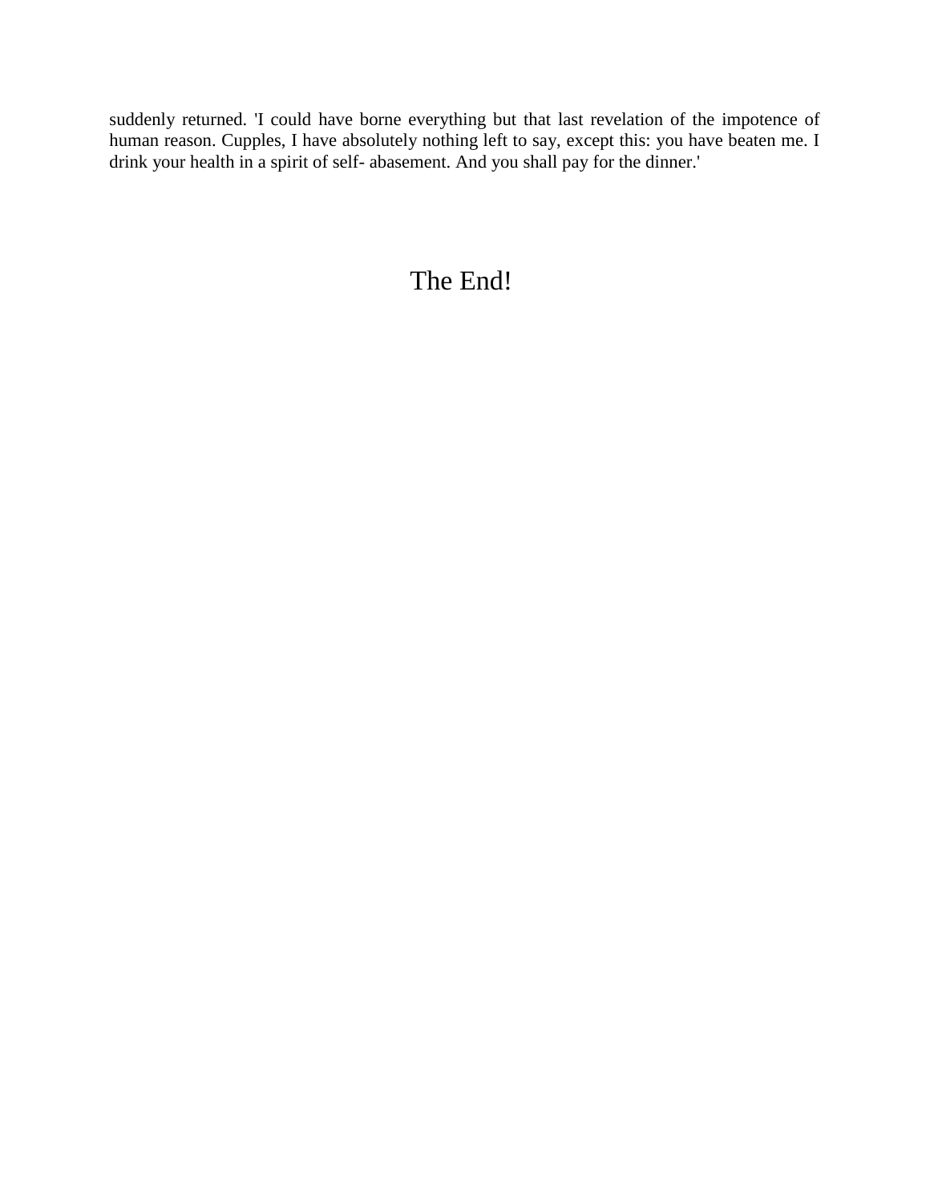suddenly returned. 'I could have borne everything but that last revelation of the impotence of human reason. Cupples, I have absolutely nothing left to say, except this: you have beaten me. I drink your health in a spirit of self- abasement. And you shall pay for the dinner.'

# The End!